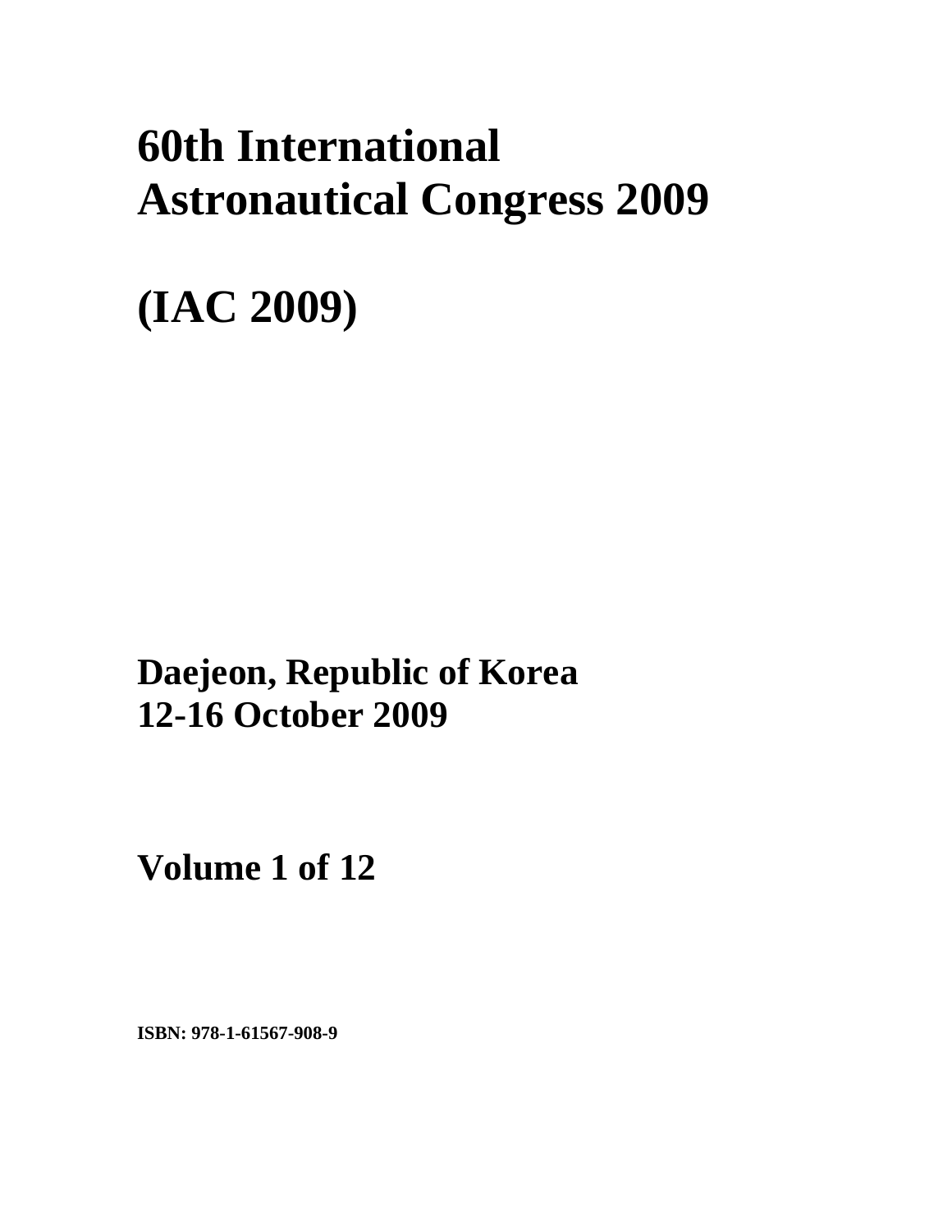# 60th International Astronautical Congress 2009

# (IAC 2009)

**Daejeon, Republic of Korea**
**12-16 October 2009**

**Volume 1 of 12**

**ISBN: 978-1-61567-908-9**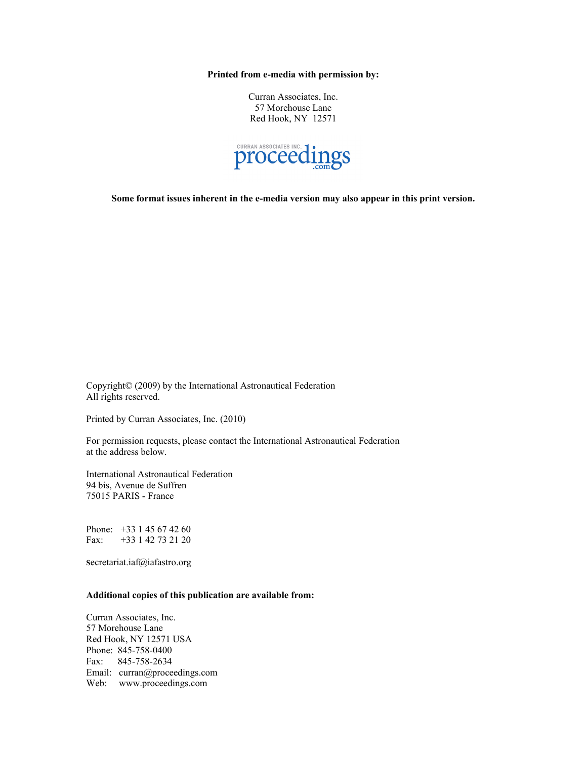**Printed from e-media with permission by:**

Curran Associates, Inc.
57 Morehouse Lane
Red Hook, NY 12571

CURRAN ASSOCIATES INC.
proceedings
.com

**Some format issues inherent in the e-media version may also appear in this print version.**

Copyright© (2009) by the International Astronautical Federation
All rights reserved.

Printed by Curran Associates, Inc. (2010)

For permission requests, please contact the International Astronautical Federation at the address below.

International Astronautical Federation
94 bis, Avenue de Suffren
75015 PARIS - France

Phone: +33 1 45 67 42 60
Fax: +33 1 42 73 21 20

secretariat.iaf@iafastro.org

**Additional copies of this publication are available from:**

Curran Associates, Inc.
57 Morehouse Lane
Red Hook, NY 12571 USA
Phone: 845-758-0400
Fax: 845-758-2634
Email: curran@proceedings.com
Web: www.proceedings.com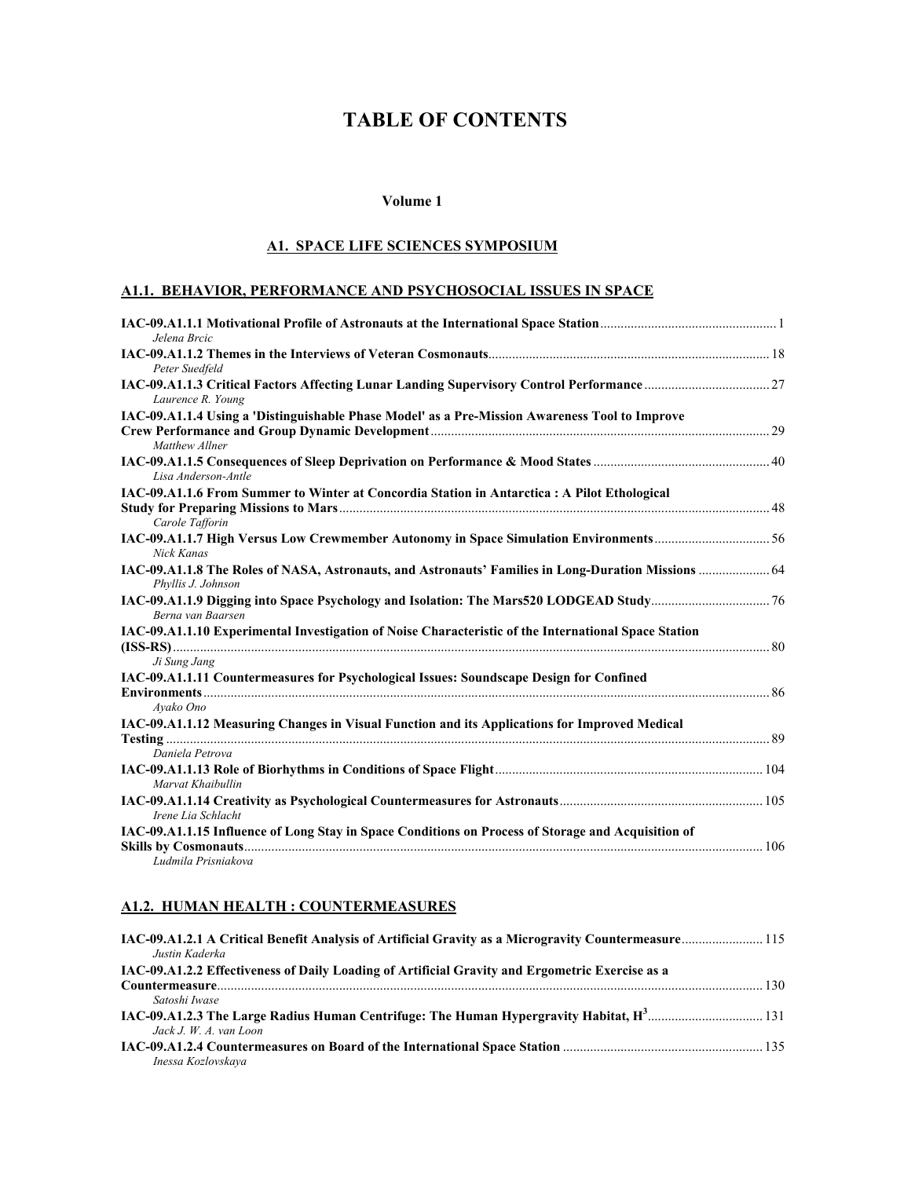# TABLE OF CONTENTS

**Volume 1**

## A1. SPACE LIFE SCIENCES SYMPOSIUM

### A1.1. BEHAVIOR, PERFORMANCE AND PSYCHOSOCIAL ISSUES IN SPACE

**IAC-09.A1.1.1 Motivational Profile of Astronauts at the International Space Station** ... 1
*Jelena Brcic*

**IAC-09.A1.1.2 Themes in the Interviews of Veteran Cosmonauts** ... 18
*Peter Suedfeld*

**IAC-09.A1.1.3 Critical Factors Affecting Lunar Landing Supervisory Control Performance** ... 27
*Laurence R. Young*

**IAC-09.A1.1.4 Using a 'Distinguishable Phase Model' as a Pre-Mission Awareness Tool to Improve Crew Performance and Group Dynamic Development** ... 29
*Matthew Allner*

**IAC-09.A1.1.5 Consequences of Sleep Deprivation on Performance & Mood States** ... 40
*Lisa Anderson-Antle*

**IAC-09.A1.1.6 From Summer to Winter at Concordia Station in Antarctica : A Pilot Ethological Study for Preparing Missions to Mars** ... 48
*Carole Tafforin*

**IAC-09.A1.1.7 High Versus Low Crewmember Autonomy in Space Simulation Environments** ... 56
*Nick Kanas*

**IAC-09.A1.1.8 The Roles of NASA, Astronauts, and Astronauts' Families in Long-Duration Missions** ... 64
*Phyllis J. Johnson*

**IAC-09.A1.1.9 Digging into Space Psychology and Isolation: The Mars520 LODGEAD Study** ... 76
*Berna van Baarsen*

**IAC-09.A1.1.10 Experimental Investigation of Noise Characteristic of the International Space Station (ISS-RS)** ... 80
*Ji Sung Jang*

**IAC-09.A1.1.11 Countermeasures for Psychological Issues: Soundscape Design for Confined Environments** ... 86
*Ayako Ono*

**IAC-09.A1.1.12 Measuring Changes in Visual Function and its Applications for Improved Medical Testing** ... 89
*Daniela Petrova*

**IAC-09.A1.1.13 Role of Biorhythms in Conditions of Space Flight** ... 104
*Marvat Khaibullin*

**IAC-09.A1.1.14 Creativity as Psychological Countermeasures for Astronauts** ... 105
*Irene Lia Schlacht*

**IAC-09.A1.1.15 Influence of Long Stay in Space Conditions on Process of Storage and Acquisition of Skills by Cosmonauts** ... 106
*Ludmila Prisniakova*

### A1.2. HUMAN HEALTH : COUNTERMEASURES

**IAC-09.A1.2.1 A Critical Benefit Analysis of Artificial Gravity as a Microgravity Countermeasure** ... 115
*Justin Kaderka*

**IAC-09.A1.2.2 Effectiveness of Daily Loading of Artificial Gravity and Ergometric Exercise as a Countermeasure** ... 130
*Satoshi Iwase*

**IAC-09.A1.2.3 The Large Radius Human Centrifuge: The Human Hypergravity Habitat, $H^3$** ... 131
*Jack J. W. A. van Loon*

**IAC-09.A1.2.4 Countermeasures on Board of the International Space Station** ... 135
*Inessa Kozlovskaya*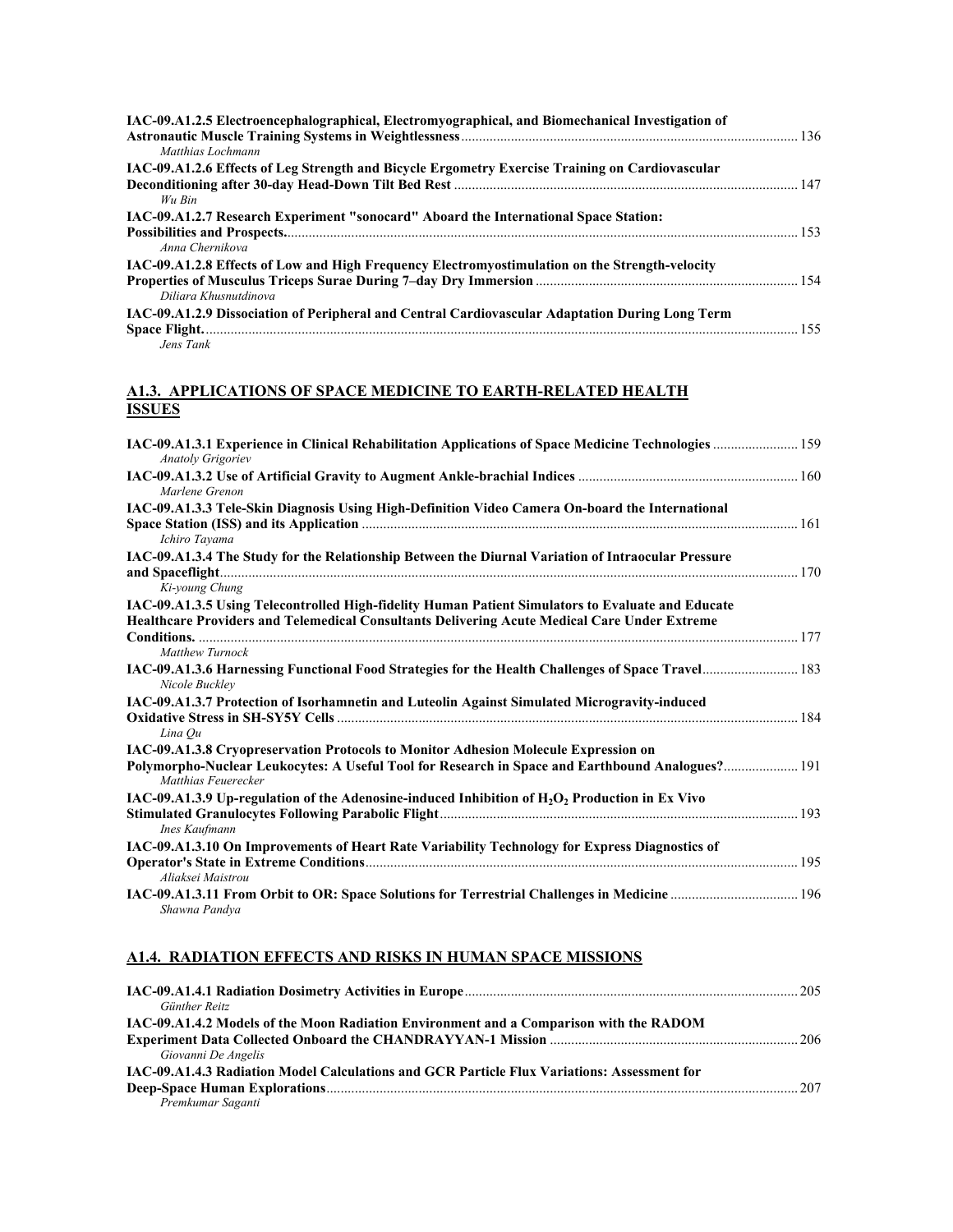**IAC-09.A1.2.5 Electroencephalographical, Electromyographical, and Biomechanical Investigation of Astronautic Muscle Training Systems in Weightlessness** .......... 136
*Matthias Lochmann*

**IAC-09.A1.2.6 Effects of Leg Strength and Bicycle Ergometry Exercise Training on Cardiovascular Deconditioning after 30-day Head-Down Tilt Bed Rest** .......... 147
*Wu Bin*

**IAC-09.A1.2.7 Research Experiment "sonocard" Aboard the International Space Station: Possibilities and Prospects.** .......... 153
*Anna Chernikova*

**IAC-09.A1.2.8 Effects of Low and High Frequency Electromyostimulation on the Strength-velocity Properties of Musculus Triceps Surae During 7–day Dry Immersion** .......... 154
*Diliara Khusnutdinova*

**IAC-09.A1.2.9 Dissociation of Peripheral and Central Cardiovascular Adaptation During Long Term Space Flight.** .......... 155
*Jens Tank*

## A1.3. APPLICATIONS OF SPACE MEDICINE TO EARTH-RELATED HEALTH ISSUES

**IAC-09.A1.3.1 Experience in Clinical Rehabilitation Applications of Space Medicine Technologies** .......... 159
*Anatoly Grigoriev*

**IAC-09.A1.3.2 Use of Artificial Gravity to Augment Ankle-brachial Indices** .......... 160
*Marlene Grenon*

**IAC-09.A1.3.3 Tele-Skin Diagnosis Using High-Definition Video Camera On-board the International Space Station (ISS) and its Application** .......... 161
*Ichiro Tayama*

**IAC-09.A1.3.4 The Study for the Relationship Between the Diurnal Variation of Intraocular Pressure and Spaceflight** .......... 170
*Ki-young Chung*

**IAC-09.A1.3.5 Using Telecontrolled High-fidelity Human Patient Simulators to Evaluate and Educate Healthcare Providers and Telemedical Consultants Delivering Acute Medical Care Under Extreme Conditions.** .......... 177
*Matthew Turnock*

**IAC-09.A1.3.6 Harnessing Functional Food Strategies for the Health Challenges of Space Travel** .......... 183
*Nicole Buckley*

**IAC-09.A1.3.7 Protection of Isorhamnetin and Luteolin Against Simulated Microgravity-induced Oxidative Stress in SH-SY5Y Cells** .......... 184
*Lina Qu*

**IAC-09.A1.3.8 Cryopreservation Protocols to Monitor Adhesion Molecule Expression on Polymorpho-Nuclear Leukocytes: A Useful Tool for Research in Space and Earthbound Analogues?** .......... 191
*Matthias Feuerecker*

**IAC-09.A1.3.9 Up-regulation of the Adenosine-induced Inhibition of $H_2O_2$ Production in Ex Vivo Stimulated Granulocytes Following Parabolic Flight** .......... 193
*Ines Kaufmann*

**IAC-09.A1.3.10 On Improvements of Heart Rate Variability Technology for Express Diagnostics of Operator's State in Extreme Conditions** .......... 195
*Aliaksei Maistrou*

**IAC-09.A1.3.11 From Orbit to OR: Space Solutions for Terrestrial Challenges in Medicine** .......... 196
*Shawna Pandya*

## A1.4. RADIATION EFFECTS AND RISKS IN HUMAN SPACE MISSIONS

**IAC-09.A1.4.1 Radiation Dosimetry Activities in Europe** .......... 205
*Günther Reitz*

**IAC-09.A1.4.2 Models of the Moon Radiation Environment and a Comparison with the RADOM Experiment Data Collected Onboard the CHANDRAYYAN-1 Mission** .......... 206
*Giovanni De Angelis*

**IAC-09.A1.4.3 Radiation Model Calculations and GCR Particle Flux Variations: Assessment for Deep-Space Human Explorations** .......... 207
*Premkumar Saganti*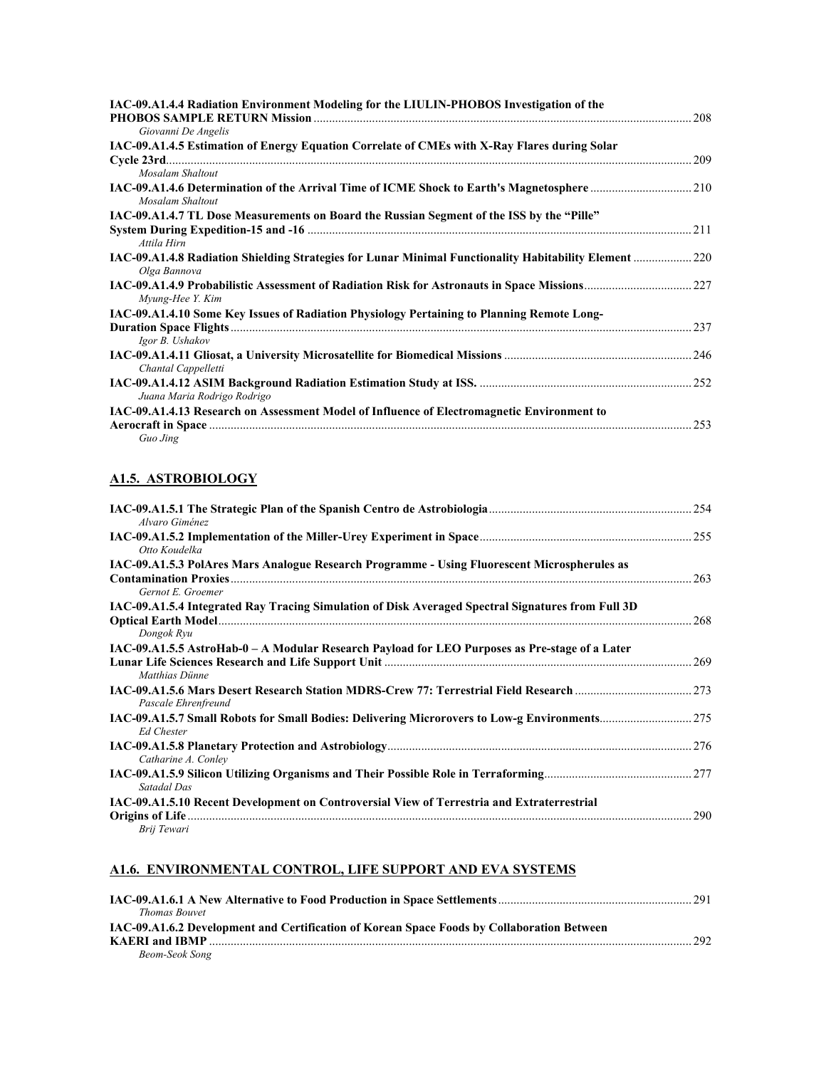**IAC-09.A1.4.4 Radiation Environment Modeling for the LIULIN-PHOBOS Investigation of the PHOBOS SAMPLE RETURN Mission** ........ 208
*Giovanni De Angelis*

**IAC-09.A1.4.5 Estimation of Energy Equation Correlate of CMEs with X-Ray Flares during Solar Cycle 23rd** ........ 209
*Mosalam Shaltout*

**IAC-09.A1.4.6 Determination of the Arrival Time of ICME Shock to Earth's Magnetosphere** ........ 210
*Mosalam Shaltout*

**IAC-09.A1.4.7 TL Dose Measurements on Board the Russian Segment of the ISS by the "Pille" System During Expedition-15 and -16** ........ 211
*Attila Hirn*

**IAC-09.A1.4.8 Radiation Shielding Strategies for Lunar Minimal Functionality Habitability Element** ........ 220
*Olga Bannova*

**IAC-09.A1.4.9 Probabilistic Assessment of Radiation Risk for Astronauts in Space Missions** ........ 227
*Myung-Hee Y. Kim*

**IAC-09.A1.4.10 Some Key Issues of Radiation Physiology Pertaining to Planning Remote Long-Duration Space Flights** ........ 237
*Igor B. Ushakov*

**IAC-09.A1.4.11 Gliosat, a University Microsatellite for Biomedical Missions** ........ 246
*Chantal Cappelletti*

**IAC-09.A1.4.12 ASIM Background Radiation Estimation Study at ISS.** ........ 252
*Juana Maria Rodrigo Rodrigo*

**IAC-09.A1.4.13 Research on Assessment Model of Influence of Electromagnetic Environment to Aerocraft in Space** ........ 253
*Guo Jing*

## A1.5. ASTROBIOLOGY

**IAC-09.A1.5.1 The Strategic Plan of the Spanish Centro de Astrobiologia** ........ 254
*Alvaro Giménez*

**IAC-09.A1.5.2 Implementation of the Miller-Urey Experiment in Space** ........ 255
*Otto Koudelka*

**IAC-09.A1.5.3 PolAres Mars Analogue Research Programme - Using Fluorescent Microspherules as Contamination Proxies** ........ 263
*Gernot E. Groemer*

**IAC-09.A1.5.4 Integrated Ray Tracing Simulation of Disk Averaged Spectral Signatures from Full 3D Optical Earth Model** ........ 268
*Dongok Ryu*

**IAC-09.A1.5.5 AstroHab-0 – A Modular Research Payload for LEO Purposes as Pre-stage of a Later Lunar Life Sciences Research and Life Support Unit** ........ 269
*Matthias Dünne*

**IAC-09.A1.5.6 Mars Desert Research Station MDRS-Crew 77: Terrestrial Field Research** ........ 273
*Pascale Ehrenfreund*

**IAC-09.A1.5.7 Small Robots for Small Bodies: Delivering Microrovers to Low-g Environments** ........ 275
*Ed Chester*

**IAC-09.A1.5.8 Planetary Protection and Astrobiology** ........ 276
*Catharine A. Conley*

**IAC-09.A1.5.9 Silicon Utilizing Organisms and Their Possible Role in Terraforming** ........ 277
*Satadal Das*

**IAC-09.A1.5.10 Recent Development on Controversial View of Terrestria and Extraterrestrial Origins of Life** ........ 290
*Brij Tewari*

## A1.6. ENVIRONMENTAL CONTROL, LIFE SUPPORT AND EVA SYSTEMS

**IAC-09.A1.6.1 A New Alternative to Food Production in Space Settlements** ........ 291
*Thomas Bouvet*

**IAC-09.A1.6.2 Development and Certification of Korean Space Foods by Collaboration Between KAERI and IBMP** ........ 292
*Beom-Seok Song*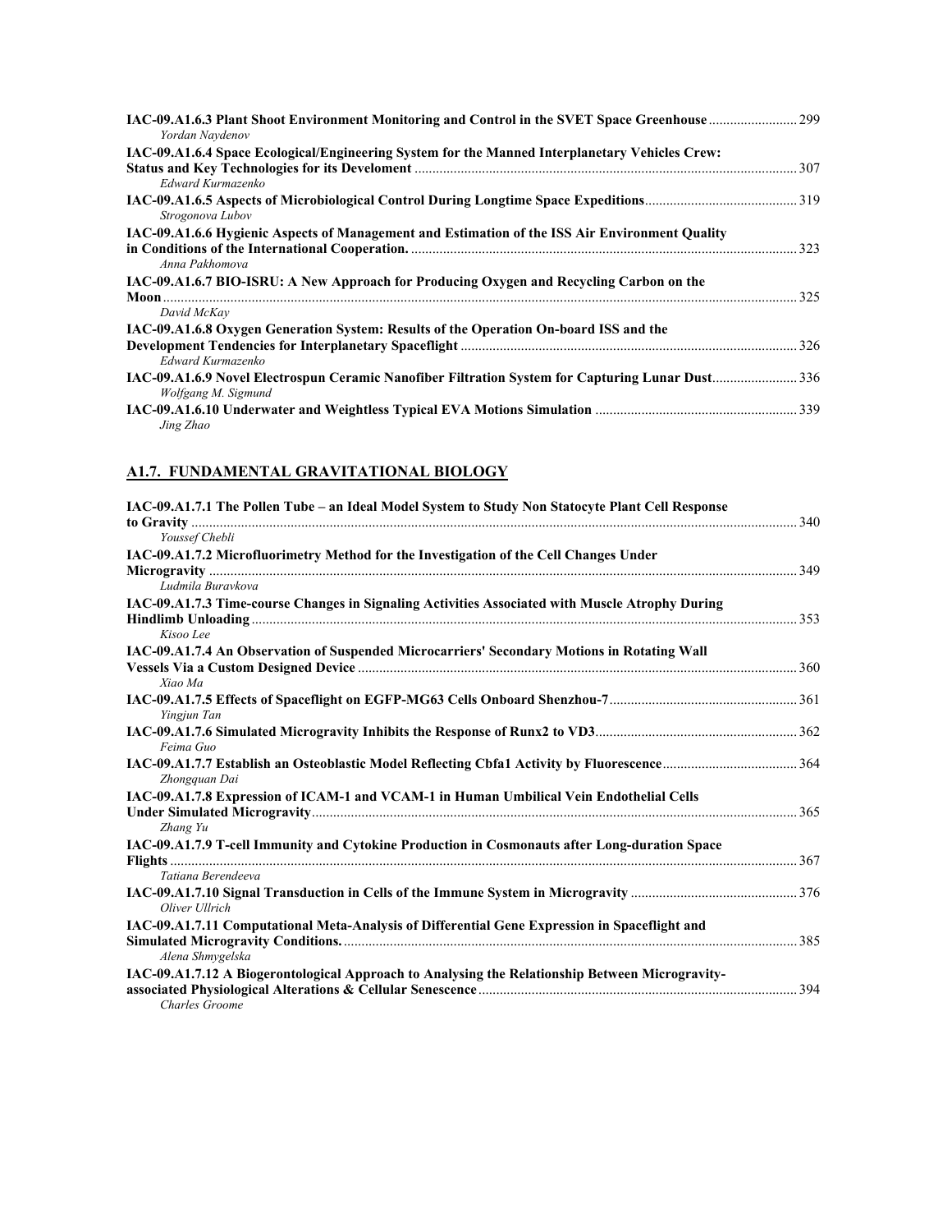**IAC-09.A1.6.3 Plant Shoot Environment Monitoring and Control in the SVET Space Greenhouse** ........................ 299
*Yordan Naydenov*

**IAC-09.A1.6.4 Space Ecological/Engineering System for the Manned Interplanetary Vehicles Crew: Status and Key Technologies for its Develoment** ........................................................................................................... 307
*Edward Kurmazenko*

**IAC-09.A1.6.5 Aspects of Microbiological Control During Longtime Space Expeditions**........................................... 319
*Strogonova Lubov*

**IAC-09.A1.6.6 Hygienic Aspects of Management and Estimation of the ISS Air Environment Quality in Conditions of the International Cooperation.** ............................................................................................................ 323
*Anna Pakhomova*

**IAC-09.A1.6.7 BIO-ISRU: A New Approach for Producing Oxygen and Recycling Carbon on the Moon**................................................................................................................................................................... 325
*David McKay*

**IAC-09.A1.6.8 Oxygen Generation System: Results of the Operation On-board ISS and the Development Tendencies for Interplanetary Spaceflight** .............................................................................................. 326
*Edward Kurmazenko*

**IAC-09.A1.6.9 Novel Electrospun Ceramic Nanofiber Filtration System for Capturing Lunar Dust**........................ 336
*Wolfgang M. Sigmund*

**IAC-09.A1.6.10 Underwater and Weightless Typical EVA Motions Simulation** ......................................................... 339
*Jing Zhao*

## A1.7. FUNDAMENTAL GRAVITATIONAL BIOLOGY

**IAC-09.A1.7.1 The Pollen Tube – an Ideal Model System to Study Non Statocyte Plant Cell Response to Gravity** ........................................................................................................................................................... 340
*Youssef Chebli*

**IAC-09.A1.7.2 Microfluorimetry Method for the Investigation of the Cell Changes Under Microgravity** ..................................................................................................................................................... 349
*Ludmila Buravkova*

**IAC-09.A1.7.3 Time-course Changes in Signaling Activities Associated with Muscle Atrophy During Hindlimb Unloading**......................................................................................................................................... 353
*Kisoo Lee*

**IAC-09.A1.7.4 An Observation of Suspended Microcarriers' Secondary Motions in Rotating Wall Vessels Via a Custom Designed Device** ........................................................................................................... 360
*Xiao Ma*

**IAC-09.A1.7.5 Effects of Spaceflight on EGFP-MG63 Cells Onboard Shenzhou-7**.................................................... 361
*Yingjun Tan*

**IAC-09.A1.7.6 Simulated Microgravity Inhibits the Response of Runx2 to VD3**......................................................... 362
*Feima Guo*

**IAC-09.A1.7.7 Establish an Osteoblastic Model Reflecting Cbfa1 Activity by Fluorescence**...................................... 364
*Zhongquan Dai*

**IAC-09.A1.7.8 Expression of ICAM-1 and VCAM-1 in Human Umbilical Vein Endothelial Cells Under Simulated Microgravity**........................................................................................................................ 365
*Zhang Yu*

**IAC-09.A1.7.9 T-cell Immunity and Cytokine Production in Cosmonauts after Long-duration Space Flights** ............................................................................................................................................................... 367
*Tatiana Berendeeva*

**IAC-09.A1.7.10 Signal Transduction in Cells of the Immune System in Microgravity** .............................................. 376
*Oliver Ullrich*

**IAC-09.A1.7.11 Computational Meta-Analysis of Differential Gene Expression in Spaceflight and Simulated Microgravity Conditions.**............................................................................................................... 385
*Alena Shmygelska*

**IAC-09.A1.7.12 A Biogerontological Approach to Analysing the Relationship Between Microgravity-associated Physiological Alterations & Cellular Senescence**......................................................................................... 394
*Charles Groome*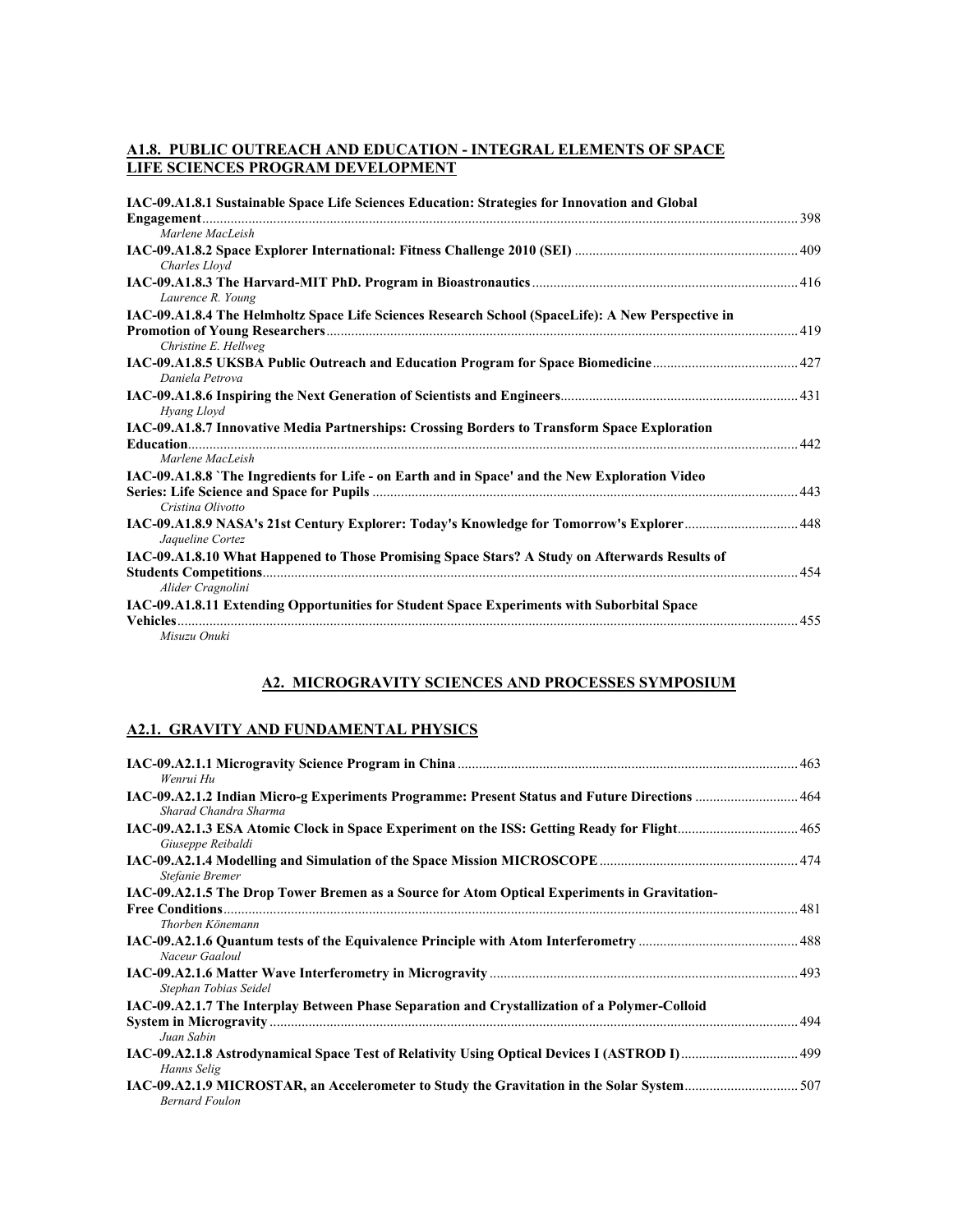## A1.8. PUBLIC OUTREACH AND EDUCATION - INTEGRAL ELEMENTS OF SPACE LIFE SCIENCES PROGRAM DEVELOPMENT

**IAC-09.A1.8.1 Sustainable Space Life Sciences Education: Strategies for Innovation and Global Engagement** ........ 398
*Marlene MacLeish*

**IAC-09.A1.8.2 Space Explorer International: Fitness Challenge 2010 (SEI)** ........ 409
*Charles Lloyd*

**IAC-09.A1.8.3 The Harvard-MIT PhD. Program in Bioastronautics** ........ 416
*Laurence R. Young*

**IAC-09.A1.8.4 The Helmholtz Space Life Sciences Research School (SpaceLife): A New Perspective in Promotion of Young Researchers** ........ 419
*Christine E. Hellweg*

**IAC-09.A1.8.5 UKSBA Public Outreach and Education Program for Space Biomedicine** ........ 427
*Daniela Petrova*

**IAC-09.A1.8.6 Inspiring the Next Generation of Scientists and Engineers** ........ 431
*Hyang Lloyd*

**IAC-09.A1.8.7 Innovative Media Partnerships: Crossing Borders to Transform Space Exploration Education** ........ 442
*Marlene MacLeish*

**IAC-09.A1.8.8 `The Ingredients for Life - on Earth and in Space' and the New Exploration Video Series: Life Science and Space for Pupils** ........ 443
*Cristina Olivotto*

**IAC-09.A1.8.9 NASA's 21st Century Explorer: Today's Knowledge for Tomorrow's Explorer** ........ 448
*Jaqueline Cortez*

**IAC-09.A1.8.10 What Happened to Those Promising Space Stars? A Study on Afterwards Results of Students Competitions** ........ 454
*Alider Cragnolini*

**IAC-09.A1.8.11 Extending Opportunities for Student Space Experiments with Suborbital Space Vehicles** ........ 455
*Misuzu Onuki*

# A2. MICROGRAVITY SCIENCES AND PROCESSES SYMPOSIUM

## A2.1. GRAVITY AND FUNDAMENTAL PHYSICS

**IAC-09.A2.1.1 Microgravity Science Program in China** ........ 463
*Wenrui Hu*

**IAC-09.A2.1.2 Indian Micro-g Experiments Programme: Present Status and Future Directions** ........ 464
*Sharad Chandra Sharma*

**IAC-09.A2.1.3 ESA Atomic Clock in Space Experiment on the ISS: Getting Ready for Flight** ........ 465
*Giuseppe Reibaldi*

**IAC-09.A2.1.4 Modelling and Simulation of the Space Mission MICROSCOPE** ........ 474
*Stefanie Bremer*

**IAC-09.A2.1.5 The Drop Tower Bremen as a Source for Atom Optical Experiments in Gravitation-Free Conditions** ........ 481
*Thorben Könemann*

**IAC-09.A2.1.6 Quantum tests of the Equivalence Principle with Atom Interferometry** ........ 488
*Naceur Gaaloul*

**IAC-09.A2.1.6 Matter Wave Interferometry in Microgravity** ........ 493
*Stephan Tobias Seidel*

**IAC-09.A2.1.7 The Interplay Between Phase Separation and Crystallization of a Polymer-Colloid System in Microgravity** ........ 494
*Juan Sabin*

**IAC-09.A2.1.8 Astrodynamical Space Test of Relativity Using Optical Devices I (ASTROD I)** ........ 499
*Hanns Selig*

**IAC-09.A2.1.9 MICROSTAR, an Accelerometer to Study the Gravitation in the Solar System** ........ 507
*Bernard Foulon*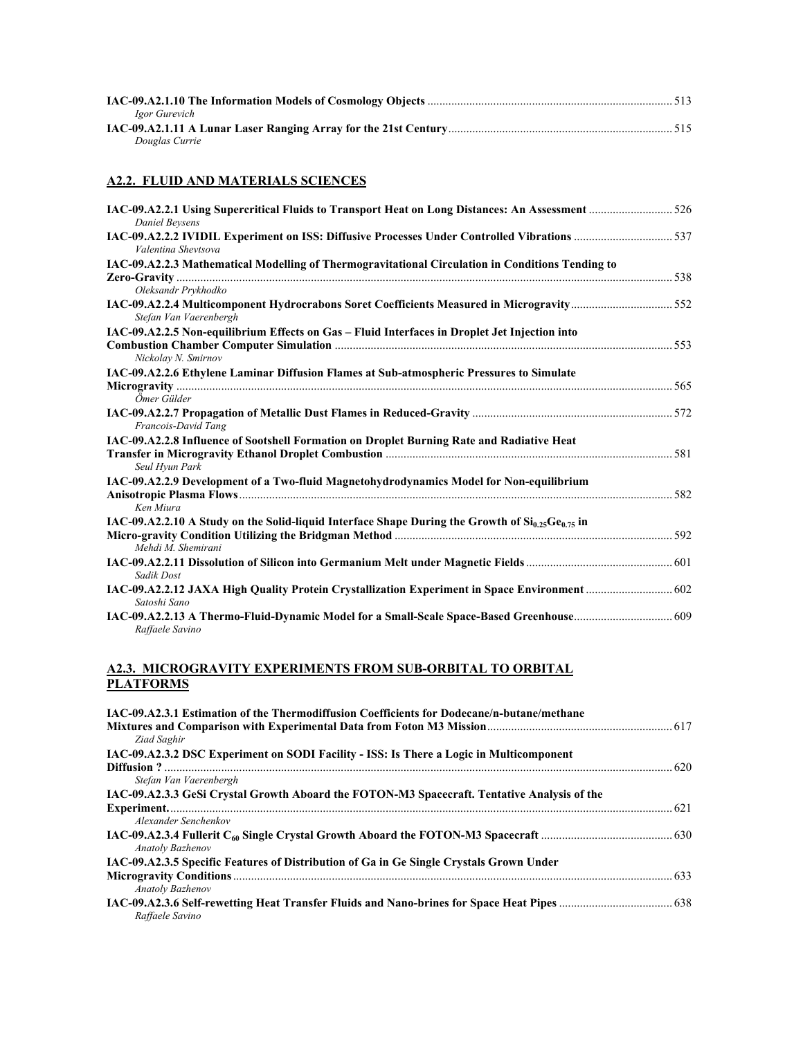**IAC-09.A2.1.10 The Information Models of Cosmology Objects** ... 513
*Igor Gurevich*

**IAC-09.A2.1.11 A Lunar Laser Ranging Array for the 21st Century** ... 515
*Douglas Currie*

## A2.2. FLUID AND MATERIALS SCIENCES

**IAC-09.A2.2.1 Using Supercritical Fluids to Transport Heat on Long Distances: An Assessment** ... 526
*Daniel Beysens*

**IAC-09.A2.2.2 IVIDIL Experiment on ISS: Diffusive Processes Under Controlled Vibrations** ... 537
*Valentina Shevtsova*

**IAC-09.A2.2.3 Mathematical Modelling of Thermogravitational Circulation in Conditions Tending to Zero-Gravity** ... 538
*Oleksandr Prykhodko*

**IAC-09.A2.2.4 Multicomponent Hydrocrabons Soret Coefficients Measured in Microgravity** ... 552
*Stefan Van Vaerenbergh*

**IAC-09.A2.2.5 Non-equilibrium Effects on Gas – Fluid Interfaces in Droplet Jet Injection into Combustion Chamber Computer Simulation** ... 553
*Nickolay N. Smirnov*

**IAC-09.A2.2.6 Ethylene Laminar Diffusion Flames at Sub-atmospheric Pressures to Simulate Microgravity** ... 565
*Ömer Gülder*

**IAC-09.A2.2.7 Propagation of Metallic Dust Flames in Reduced-Gravity** ... 572
*Francois-David Tang*

**IAC-09.A2.2.8 Influence of Sootshell Formation on Droplet Burning Rate and Radiative Heat Transfer in Microgravity Ethanol Droplet Combustion** ... 581
*Seul Hyun Park*

**IAC-09.A2.2.9 Development of a Two-fluid Magnetohydrodynamics Model for Non-equilibrium Anisotropic Plasma Flows** ... 582
*Ken Miura*

**IAC-09.A2.2.10 A Study on the Solid-liquid Interface Shape During the Growth of $Si_{0.25}Ge_{0.75}$ in Micro-gravity Condition Utilizing the Bridgman Method** ... 592
*Mehdi M. Shemirani*

**IAC-09.A2.2.11 Dissolution of Silicon into Germanium Melt under Magnetic Fields** ... 601
*Sadik Dost*

**IAC-09.A2.2.12 JAXA High Quality Protein Crystallization Experiment in Space Environment** ... 602
*Satoshi Sano*

**IAC-09.A2.2.13 A Thermo-Fluid-Dynamic Model for a Small-Scale Space-Based Greenhouse** ... 609
*Raffaele Savino*

## A2.3. MICROGRAVITY EXPERIMENTS FROM SUB-ORBITAL TO ORBITAL PLATFORMS

**IAC-09.A2.3.1 Estimation of the Thermodiffusion Coefficients for Dodecane/n-butane/methane Mixtures and Comparison with Experimental Data from Foton M3 Mission** ... 617
*Ziad Saghir*

**IAC-09.A2.3.2 DSC Experiment on SODI Facility - ISS: Is There a Logic in Multicomponent Diffusion ?** ... 620
*Stefan Van Vaerenbergh*

**IAC-09.A2.3.3 GeSi Crystal Growth Aboard the FOTON-M3 Spacecraft. Tentative Analysis of the Experiment.** ... 621
*Alexander Senchenkov*

**IAC-09.A2.3.4 Fullerit $C_{60}$ Single Crystal Growth Aboard the FOTON-M3 Spacecraft** ... 630
*Anatoly Bazhenov*

**IAC-09.A2.3.5 Specific Features of Distribution of Ga in Ge Single Crystals Grown Under Microgravity Conditions** ... 633
*Anatoly Bazhenov*

**IAC-09.A2.3.6 Self-rewetting Heat Transfer Fluids and Nano-brines for Space Heat Pipes** ... 638
*Raffaele Savino*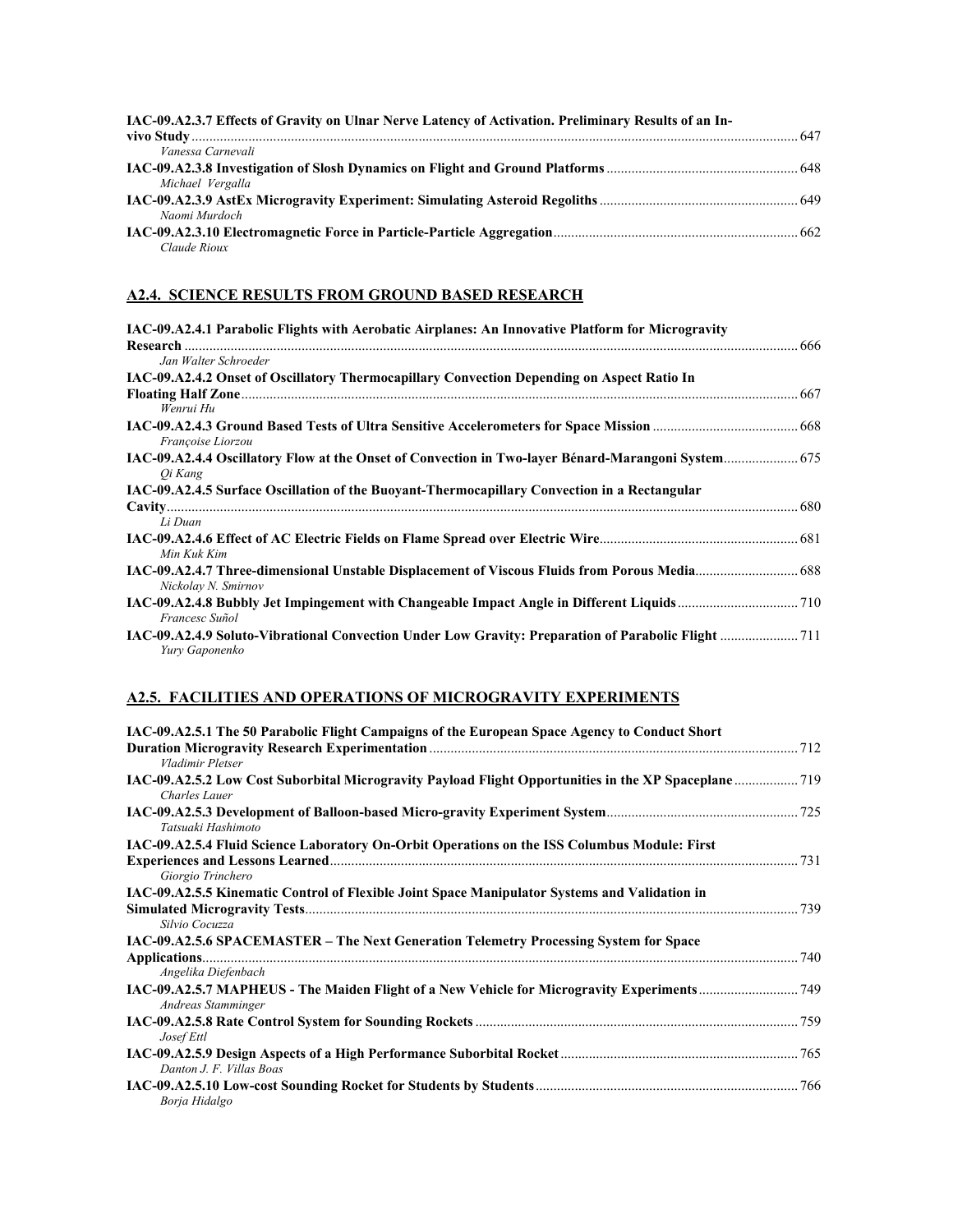**IAC-09.A2.3.7 Effects of Gravity on Ulnar Nerve Latency of Activation. Preliminary Results of an In-vivo Study** ........ 647
*Vanessa Carnevali*

**IAC-09.A2.3.8 Investigation of Slosh Dynamics on Flight and Ground Platforms** ........ 648
*Michael Vergalla*

**IAC-09.A2.3.9 AstEx Microgravity Experiment: Simulating Asteroid Regoliths** ........ 649
*Naomi Murdoch*

**IAC-09.A2.3.10 Electromagnetic Force in Particle-Particle Aggregation** ........ 662
*Claude Rioux*

## A2.4. SCIENCE RESULTS FROM GROUND BASED RESEARCH

**IAC-09.A2.4.1 Parabolic Flights with Aerobatic Airplanes: An Innovative Platform for Microgravity Research** ........ 666
*Jan Walter Schroeder*

**IAC-09.A2.4.2 Onset of Oscillatory Thermocapillary Convection Depending on Aspect Ratio In Floating Half Zone** ........ 667
*Wenrui Hu*

**IAC-09.A2.4.3 Ground Based Tests of Ultra Sensitive Accelerometers for Space Mission** ........ 668
*Françoise Liorzou*

**IAC-09.A2.4.4 Oscillatory Flow at the Onset of Convection in Two-layer Bénard-Marangoni System** ........ 675
*Qi Kang*

**IAC-09.A2.4.5 Surface Oscillation of the Buoyant-Thermocapillary Convection in a Rectangular Cavity** ........ 680
*Li Duan*

**IAC-09.A2.4.6 Effect of AC Electric Fields on Flame Spread over Electric Wire** ........ 681
*Min Kuk Kim*

**IAC-09.A2.4.7 Three-dimensional Unstable Displacement of Viscous Fluids from Porous Media** ........ 688
*Nickolay N. Smirnov*

**IAC-09.A2.4.8 Bubbly Jet Impingement with Changeable Impact Angle in Different Liquids** ........ 710
*Francesc Suñol*

**IAC-09.A2.4.9 Soluto-Vibrational Convection Under Low Gravity: Preparation of Parabolic Flight** ........ 711
*Yury Gaponenko*

## A2.5. FACILITIES AND OPERATIONS OF MICROGRAVITY EXPERIMENTS

**IAC-09.A2.5.1 The 50 Parabolic Flight Campaigns of the European Space Agency to Conduct Short Duration Microgravity Research Experimentation** ........ 712
*Vladimir Pletser*

**IAC-09.A2.5.2 Low Cost Suborbital Microgravity Payload Flight Opportunities in the XP Spaceplane** ........ 719
*Charles Lauer*

**IAC-09.A2.5.3 Development of Balloon-based Micro-gravity Experiment System** ........ 725
*Tatsuaki Hashimoto*

**IAC-09.A2.5.4 Fluid Science Laboratory On-Orbit Operations on the ISS Columbus Module: First Experiences and Lessons Learned** ........ 731
*Giorgio Trinchero*

**IAC-09.A2.5.5 Kinematic Control of Flexible Joint Space Manipulator Systems and Validation in Simulated Microgravity Tests** ........ 739
*Silvio Cocuzza*

**IAC-09.A2.5.6 SPACEMASTER – The Next Generation Telemetry Processing System for Space Applications** ........ 740
*Angelika Diefenbach*

**IAC-09.A2.5.7 MAPHEUS - The Maiden Flight of a New Vehicle for Microgravity Experiments** ........ 749
*Andreas Stamminger*

**IAC-09.A2.5.8 Rate Control System for Sounding Rockets** ........ 759
*Josef Ettl*

**IAC-09.A2.5.9 Design Aspects of a High Performance Suborbital Rocket** ........ 765
*Danton J. F. Villas Boas*

**IAC-09.A2.5.10 Low-cost Sounding Rocket for Students by Students** ........ 766
*Borja Hidalgo*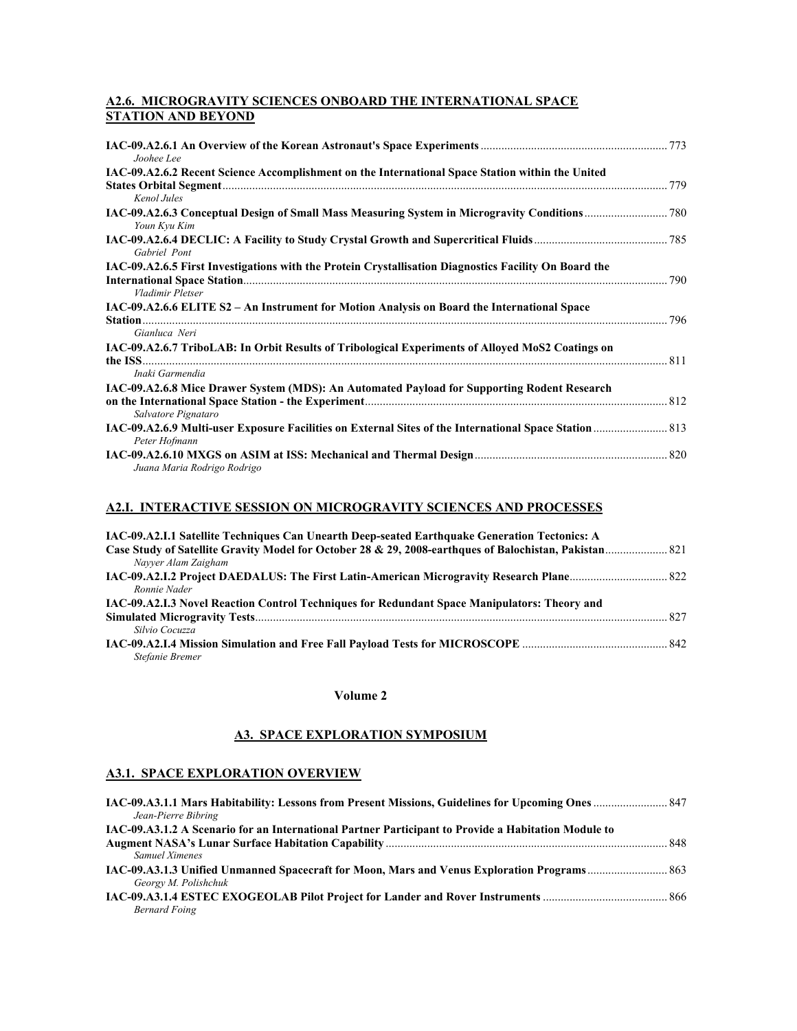## A2.6. MICROGRAVITY SCIENCES ONBOARD THE INTERNATIONAL SPACE STATION AND BEYOND

**IAC-09.A2.6.1 An Overview of the Korean Astronaut's Space Experiments** ........ 773
*Joohee Lee*

**IAC-09.A2.6.2 Recent Science Accomplishment on the International Space Station within the United States Orbital Segment** ........ 779
*Kenol Jules*

**IAC-09.A2.6.3 Conceptual Design of Small Mass Measuring System in Microgravity Conditions** ........ 780
*Youn Kyu Kim*

**IAC-09.A2.6.4 DECLIC: A Facility to Study Crystal Growth and Supercritical Fluids** ........ 785
*Gabriel Pont*

**IAC-09.A2.6.5 First Investigations with the Protein Crystallisation Diagnostics Facility On Board the International Space Station** ........ 790
*Vladimir Pletser*

**IAC-09.A2.6.6 ELITE S2 – An Instrument for Motion Analysis on Board the International Space Station** ........ 796
*Gianluca Neri*

**IAC-09.A2.6.7 TriboLAB: In Orbit Results of Tribological Experiments of Alloyed MoS2 Coatings on the ISS** ........ 811
*Inaki Garmendia*

**IAC-09.A2.6.8 Mice Drawer System (MDS): An Automated Payload for Supporting Rodent Research on the International Space Station - the Experiment** ........ 812
*Salvatore Pignataro*

**IAC-09.A2.6.9 Multi-user Exposure Facilities on External Sites of the International Space Station** ........ 813
*Peter Hofmann*

**IAC-09.A2.6.10 MXGS on ASIM at ISS: Mechanical and Thermal Design** ........ 820
*Juana Maria Rodrigo Rodrigo*

## A2.I. INTERACTIVE SESSION ON MICROGRAVITY SCIENCES AND PROCESSES

**IAC-09.A2.I.1 Satellite Techniques Can Unearth Deep-seated Earthquake Generation Tectonics: A Case Study of Satellite Gravity Model for October 28 & 29, 2008-earthques of Balochistan, Pakistan** ........ 821
*Nayyer Alam Zaigham*

**IAC-09.A2.I.2 Project DAEDALUS: The First Latin-American Microgravity Research Plane** ........ 822
*Ronnie Nader*

**IAC-09.A2.I.3 Novel Reaction Control Techniques for Redundant Space Manipulators: Theory and Simulated Microgravity Tests** ........ 827
*Silvio Cocuzza*

**IAC-09.A2.I.4 Mission Simulation and Free Fall Payload Tests for MICROSCOPE** ........ 842
*Stefanie Bremer*

**Volume 2**

# A3. SPACE EXPLORATION SYMPOSIUM

## A3.1. SPACE EXPLORATION OVERVIEW

**IAC-09.A3.1.1 Mars Habitability: Lessons from Present Missions, Guidelines for Upcoming Ones** ........ 847
*Jean-Pierre Bibring*

**IAC-09.A3.1.2 A Scenario for an International Partner Participant to Provide a Habitation Module to Augment NASA's Lunar Surface Habitation Capability** ........ 848
*Samuel Ximenes*

**IAC-09.A3.1.3 Unified Unmanned Spacecraft for Moon, Mars and Venus Exploration Programs** ........ 863
*Georgy M. Polishchuk*

**IAC-09.A3.1.4 ESTEC EXOGEOLAB Pilot Project for Lander and Rover Instruments** ........ 866
*Bernard Foing*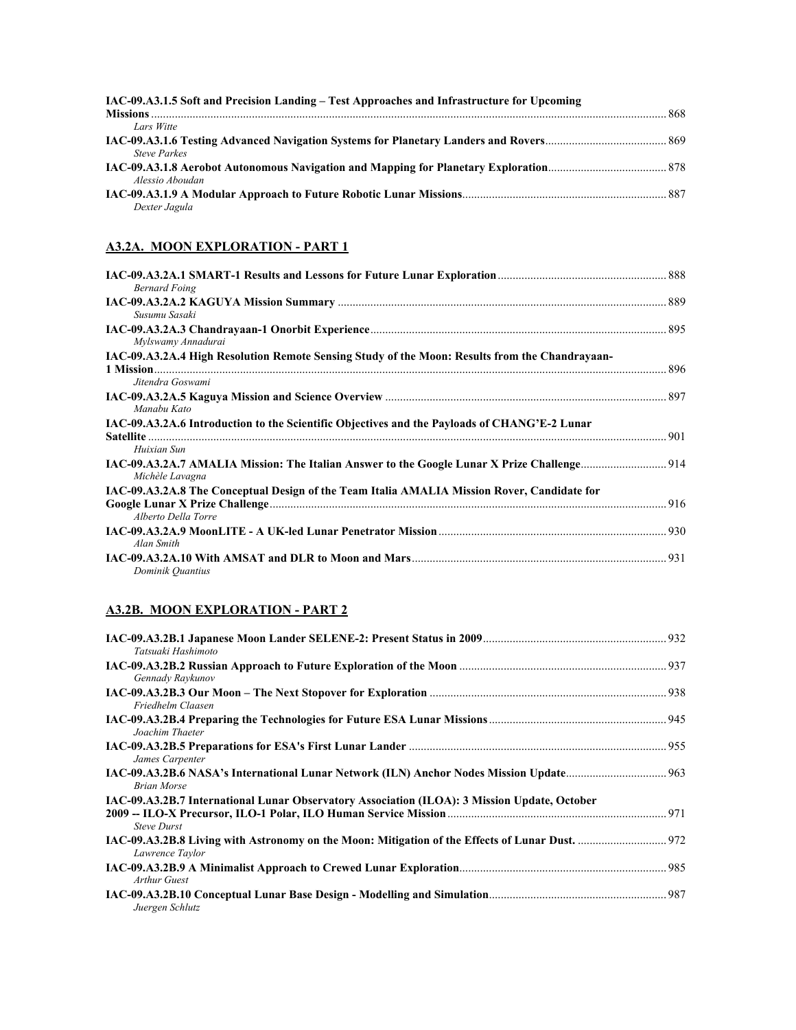**IAC-09.A3.1.5 Soft and Precision Landing – Test Approaches and Infrastructure for Upcoming Missions** ........ 868
*Lars Witte*

**IAC-09.A3.1.6 Testing Advanced Navigation Systems for Planetary Landers and Rovers** ........ 869
*Steve Parkes*

**IAC-09.A3.1.8 Aerobot Autonomous Navigation and Mapping for Planetary Exploration** ........ 878
*Alessio Aboudan*

**IAC-09.A3.1.9 A Modular Approach to Future Robotic Lunar Missions** ........ 887
*Dexter Jagula*

## A3.2A. MOON EXPLORATION - PART 1

**IAC-09.A3.2A.1 SMART-1 Results and Lessons for Future Lunar Exploration** ........ 888
*Bernard Foing*

**IAC-09.A3.2A.2 KAGUYA Mission Summary** ........ 889
*Susumu Sasaki*

**IAC-09.A3.2A.3 Chandrayaan-1 Onorbit Experience** ........ 895
*Mylswamy Annadurai*

**IAC-09.A3.2A.4 High Resolution Remote Sensing Study of the Moon: Results from the Chandrayaan-1 Mission** ........ 896
*Jitendra Goswami*

**IAC-09.A3.2A.5 Kaguya Mission and Science Overview** ........ 897
*Manabu Kato*

**IAC-09.A3.2A.6 Introduction to the Scientific Objectives and the Payloads of CHANG'E-2 Lunar Satellite** ........ 901
*Huixian Sun*

**IAC-09.A3.2A.7 AMALIA Mission: The Italian Answer to the Google Lunar X Prize Challenge** ........ 914
*Michèle Lavagna*

**IAC-09.A3.2A.8 The Conceptual Design of the Team Italia AMALIA Mission Rover, Candidate for Google Lunar X Prize Challenge** ........ 916
*Alberto Della Torre*

**IAC-09.A3.2A.9 MoonLITE - A UK-led Lunar Penetrator Mission** ........ 930
*Alan Smith*

**IAC-09.A3.2A.10 With AMSAT and DLR to Moon and Mars** ........ 931
*Dominik Quantius*

## A3.2B. MOON EXPLORATION - PART 2

**IAC-09.A3.2B.1 Japanese Moon Lander SELENE-2: Present Status in 2009** ........ 932
*Tatsuaki Hashimoto*

**IAC-09.A3.2B.2 Russian Approach to Future Exploration of the Moon** ........ 937
*Gennady Raykunov*

**IAC-09.A3.2B.3 Our Moon – The Next Stopover for Exploration** ........ 938
*Friedhelm Claasen*

**IAC-09.A3.2B.4 Preparing the Technologies for Future ESA Lunar Missions** ........ 945
*Joachim Thaeter*

**IAC-09.A3.2B.5 Preparations for ESA's First Lunar Lander** ........ 955
*James Carpenter*

**IAC-09.A3.2B.6 NASA's International Lunar Network (ILN) Anchor Nodes Mission Update** ........ 963
*Brian Morse*

**IAC-09.A3.2B.7 International Lunar Observatory Association (ILOA): 3 Mission Update, October 2009 -- ILO-X Precursor, ILO-1 Polar, ILO Human Service Mission** ........ 971
*Steve Durst*

**IAC-09.A3.2B.8 Living with Astronomy on the Moon: Mitigation of the Effects of Lunar Dust.** ........ 972
*Lawrence Taylor*

**IAC-09.A3.2B.9 A Minimalist Approach to Crewed Lunar Exploration** ........ 985
*Arthur Guest*

**IAC-09.A3.2B.10 Conceptual Lunar Base Design - Modelling and Simulation** ........ 987
*Juergen Schlutz*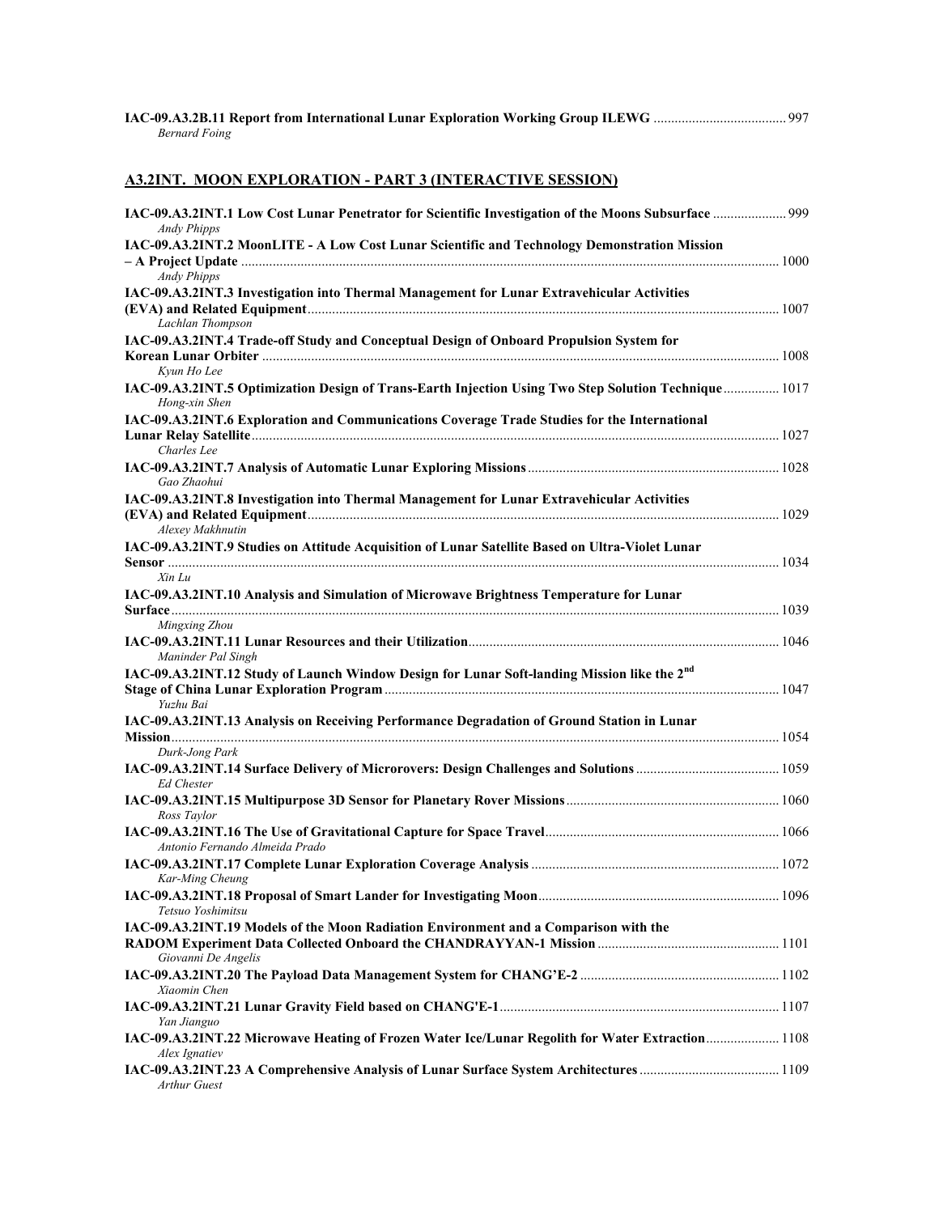**IAC-09.A3.2B.11 Report from International Lunar Exploration Working Group ILEWG** ...................................... 997
*Bernard Foing*

## A3.2INT. MOON EXPLORATION - PART 3 (INTERACTIVE SESSION)

**IAC-09.A3.2INT.1 Low Cost Lunar Penetrator for Scientific Investigation of the Moons Subsurface** ..................... 999
*Andy Phipps*

**IAC-09.A3.2INT.2 MoonLITE - A Low Cost Lunar Scientific and Technology Demonstration Mission – A Project Update** ........................................................................................................................................ 1000
*Andy Phipps*

**IAC-09.A3.2INT.3 Investigation into Thermal Management for Lunar Extravehicular Activities (EVA) and Related Equipment**...................................................................................................................... 1007
*Lachlan Thompson*

**IAC-09.A3.2INT.4 Trade-off Study and Conceptual Design of Onboard Propulsion System for Korean Lunar Orbiter** .................................................................................................................................... 1008
*Kyun Ho Lee*

**IAC-09.A3.2INT.5 Optimization Design of Trans-Earth Injection Using Two Step Solution Technique**................ 1017
*Hong-xin Shen*

**IAC-09.A3.2INT.6 Exploration and Communications Coverage Trade Studies for the International Lunar Relay Satellite**...................................................................................................................................... 1027
*Charles Lee*

**IAC-09.A3.2INT.7 Analysis of Automatic Lunar Exploring Missions**....................................................................... 1028
*Gao Zhaohui*

**IAC-09.A3.2INT.8 Investigation into Thermal Management for Lunar Extravehicular Activities (EVA) and Related Equipment**...................................................................................................................... 1029
*Alexey Makhnutin*

**IAC-09.A3.2INT.9 Studies on Attitude Acquisition of Lunar Satellite Based on Ultra-Violet Lunar Sensor** ............................................................................................................................................................ 1034
*Xin Lu*

**IAC-09.A3.2INT.10 Analysis and Simulation of Microwave Brightness Temperature for Lunar Surface**............................................................................................................................................................. 1039
*Mingxing Zhou*

**IAC-09.A3.2INT.11 Lunar Resources and their Utilization**........................................................................................ 1046
*Maninder Pal Singh*

**IAC-09.A3.2INT.12 Study of Launch Window Design for Lunar Soft-landing Mission like the 2nd Stage of China Lunar Exploration Program**................................................................................................... 1047
*Yuzhu Bai*

**IAC-09.A3.2INT.13 Analysis on Receiving Performance Degradation of Ground Station in Lunar Mission**............................................................................................................................................................ 1054
*Durk-Jong Park*

**IAC-09.A3.2INT.14 Surface Delivery of Microrovers: Design Challenges and Solutions**......................................... 1059
*Ed Chester*

**IAC-09.A3.2INT.15 Multipurpose 3D Sensor for Planetary Rover Missions**............................................................. 1060
*Ross Taylor*

**IAC-09.A3.2INT.16 The Use of Gravitational Capture for Space Travel**.................................................................. 1066
*Antonio Fernando Almeida Prado*

**IAC-09.A3.2INT.17 Complete Lunar Exploration Coverage Analysis** ...................................................................... 1072
*Kar-Ming Cheung*

**IAC-09.A3.2INT.18 Proposal of Smart Lander for Investigating Moon**.................................................................... 1096
*Tetsuo Yoshimitsu*

**IAC-09.A3.2INT.19 Models of the Moon Radiation Environment and a Comparison with the RADOM Experiment Data Collected Onboard the CHANDRAYYAN-1 Mission** .................................................... 1101
*Giovanni De Angelis*

**IAC-09.A3.2INT.20 The Payload Data Management System for CHANG'E-2** ......................................................... 1102
*Xiaomin Chen*

**IAC-09.A3.2INT.21 Lunar Gravity Field based on CHANG'E-1**............................................................................... 1107
*Yan Jianguo*

**IAC-09.A3.2INT.22 Microwave Heating of Frozen Water Ice/Lunar Regolith for Water Extraction**..................... 1108
*Alex Ignatiev*

**IAC-09.A3.2INT.23 A Comprehensive Analysis of Lunar Surface System Architectures** ........................................ 1109
*Arthur Guest*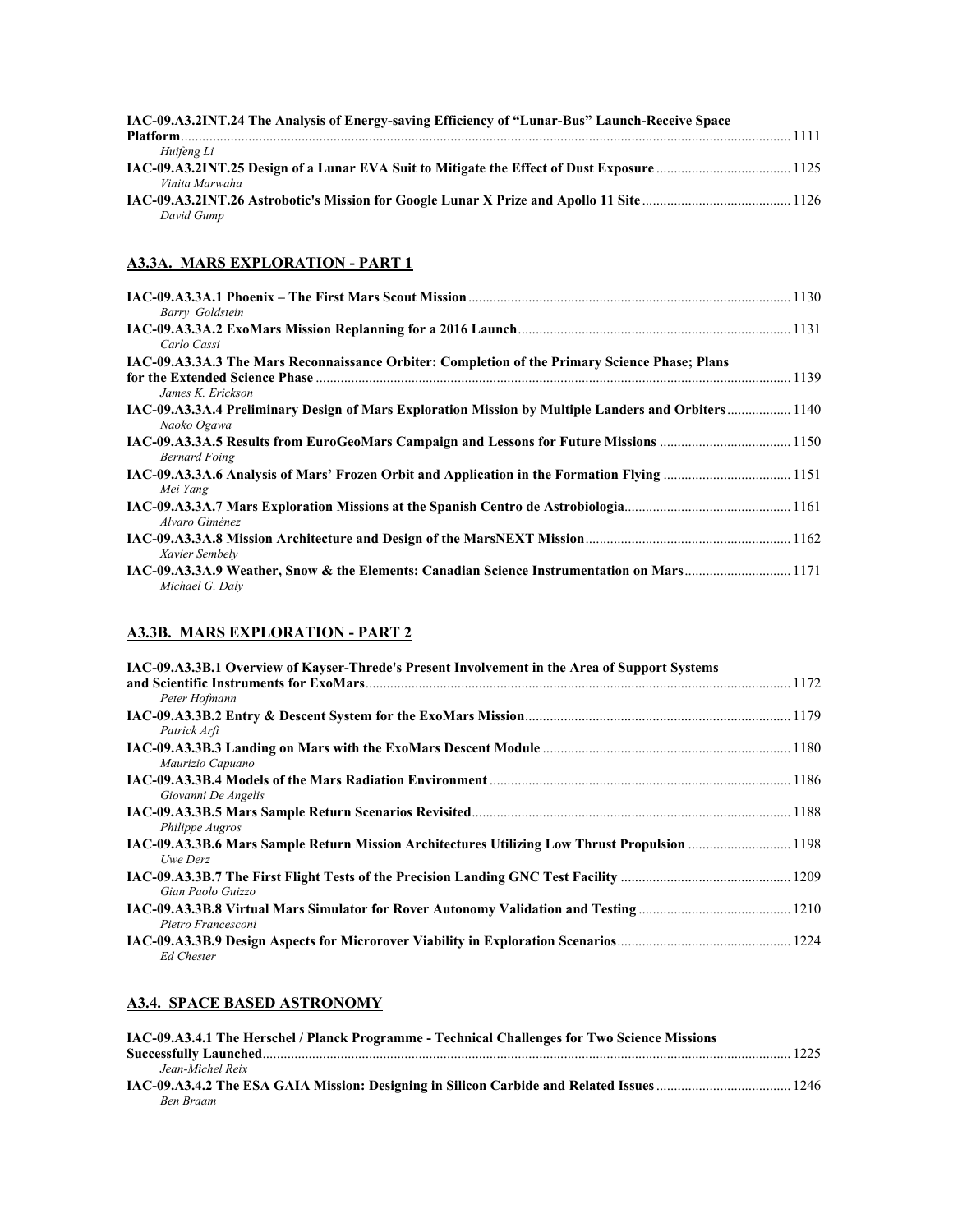**IAC-09.A3.2INT.24 The Analysis of Energy-saving Efficiency of "Lunar-Bus" Launch-Receive Space Platform**.......... 1111
*Huifeng Li*

**IAC-09.A3.2INT.25 Design of a Lunar EVA Suit to Mitigate the Effect of Dust Exposure**.......... 1125
*Vinita Marwaha*

**IAC-09.A3.2INT.26 Astrobotic's Mission for Google Lunar X Prize and Apollo 11 Site**.......... 1126
*David Gump*

## A3.3A. MARS EXPLORATION - PART 1

**IAC-09.A3.3A.1 Phoenix – The First Mars Scout Mission**.......... 1130
*Barry Goldstein*

**IAC-09.A3.3A.2 ExoMars Mission Replanning for a 2016 Launch**.......... 1131
*Carlo Cassi*

**IAC-09.A3.3A.3 The Mars Reconnaissance Orbiter: Completion of the Primary Science Phase; Plans for the Extended Science Phase**.......... 1139
*James K. Erickson*

**IAC-09.A3.3A.4 Preliminary Design of Mars Exploration Mission by Multiple Landers and Orbiters**.......... 1140
*Naoko Ogawa*

**IAC-09.A3.3A.5 Results from EuroGeoMars Campaign and Lessons for Future Missions**.......... 1150
*Bernard Foing*

**IAC-09.A3.3A.6 Analysis of Mars' Frozen Orbit and Application in the Formation Flying**.......... 1151
*Mei Yang*

**IAC-09.A3.3A.7 Mars Exploration Missions at the Spanish Centro de Astrobiologia**.......... 1161
*Alvaro Giménez*

**IAC-09.A3.3A.8 Mission Architecture and Design of the MarsNEXT Mission**.......... 1162
*Xavier Sembely*

**IAC-09.A3.3A.9 Weather, Snow & the Elements: Canadian Science Instrumentation on Mars**.......... 1171
*Michael G. Daly*

## A3.3B. MARS EXPLORATION - PART 2

**IAC-09.A3.3B.1 Overview of Kayser-Threde's Present Involvement in the Area of Support Systems and Scientific Instruments for ExoMars**.......... 1172
*Peter Hofmann*

**IAC-09.A3.3B.2 Entry & Descent System for the ExoMars Mission**.......... 1179
*Patrick Arfi*

**IAC-09.A3.3B.3 Landing on Mars with the ExoMars Descent Module**.......... 1180
*Maurizio Capuano*

**IAC-09.A3.3B.4 Models of the Mars Radiation Environment**.......... 1186
*Giovanni De Angelis*

**IAC-09.A3.3B.5 Mars Sample Return Scenarios Revisited**.......... 1188
*Philippe Augros*

**IAC-09.A3.3B.6 Mars Sample Return Mission Architectures Utilizing Low Thrust Propulsion**.......... 1198
*Uwe Derz*

**IAC-09.A3.3B.7 The First Flight Tests of the Precision Landing GNC Test Facility**.......... 1209
*Gian Paolo Guizzo*

**IAC-09.A3.3B.8 Virtual Mars Simulator for Rover Autonomy Validation and Testing**.......... 1210
*Pietro Francesconi*

**IAC-09.A3.3B.9 Design Aspects for Microrover Viability in Exploration Scenarios**.......... 1224
*Ed Chester*

## A3.4. SPACE BASED ASTRONOMY

**IAC-09.A3.4.1 The Herschel / Planck Programme - Technical Challenges for Two Science Missions Successfully Launched**.......... 1225
*Jean-Michel Reix*

**IAC-09.A3.4.2 The ESA GAIA Mission: Designing in Silicon Carbide and Related Issues**.......... 1246
*Ben Braam*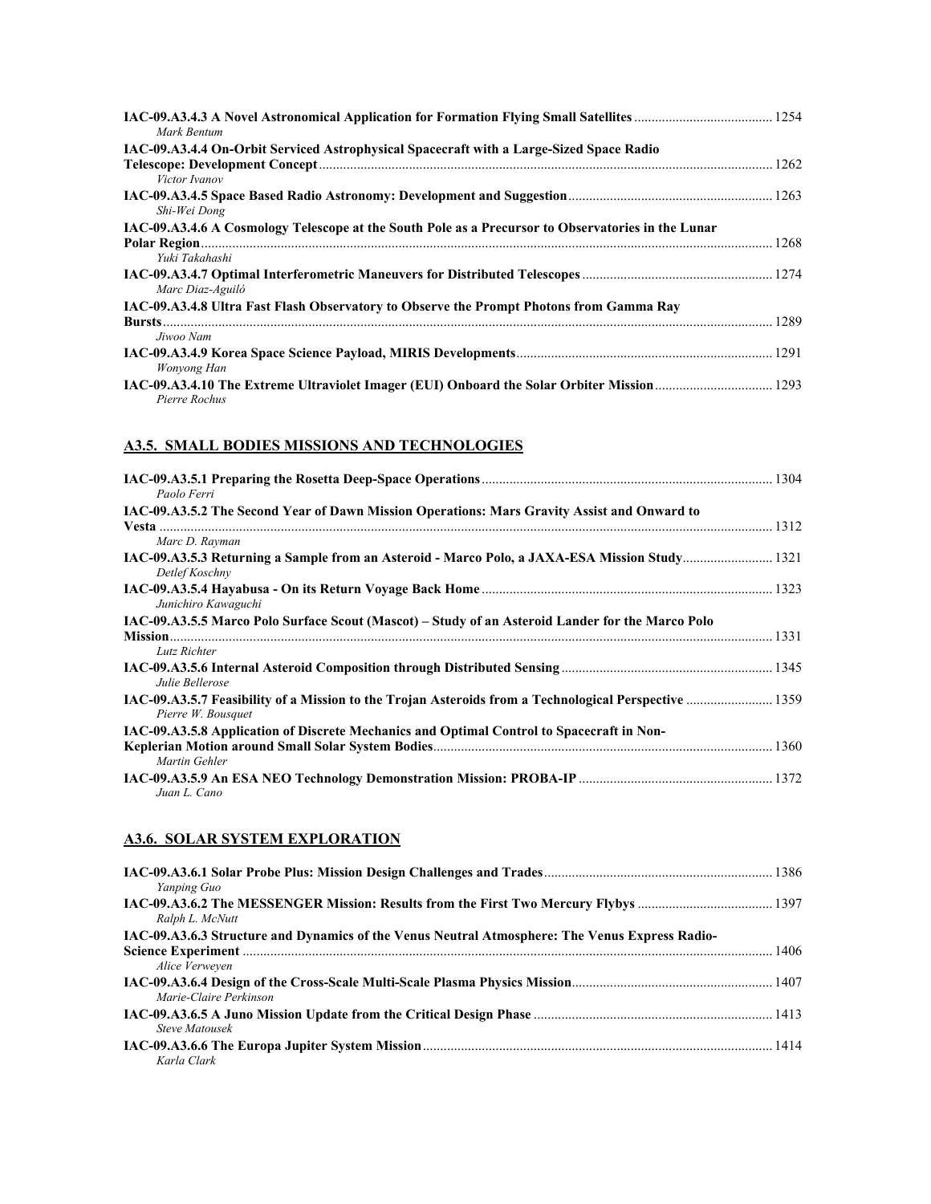**IAC-09.A3.4.3 A Novel Astronomical Application for Formation Flying Small Satellites** ........................................ 1254
*Mark Bentum*

**IAC-09.A3.4.4 On-Orbit Serviced Astrophysical Spacecraft with a Large-Sized Space Radio Telescope: Development Concept** ........................................ 1262
*Victor Ivanov*

**IAC-09.A3.4.5 Space Based Radio Astronomy: Development and Suggestion** ........................................ 1263
*Shi-Wei Dong*

**IAC-09.A3.4.6 A Cosmology Telescope at the South Pole as a Precursor to Observatories in the Lunar Polar Region** ........................................ 1268
*Yuki Takahashi*

**IAC-09.A3.4.7 Optimal Interferometric Maneuvers for Distributed Telescopes** ........................................ 1274
*Marc Diaz-Aguiló*

**IAC-09.A3.4.8 Ultra Fast Flash Observatory to Observe the Prompt Photons from Gamma Ray Bursts** ........................................ 1289
*Jiwoo Nam*

**IAC-09.A3.4.9 Korea Space Science Payload, MIRIS Developments** ........................................ 1291
*Wonyong Han*

**IAC-09.A3.4.10 The Extreme Ultraviolet Imager (EUI) Onboard the Solar Orbiter Mission** ........................................ 1293
*Pierre Rochus*

## A3.5. SMALL BODIES MISSIONS AND TECHNOLOGIES

**IAC-09.A3.5.1 Preparing the Rosetta Deep-Space Operations** ........................................ 1304
*Paolo Ferri*

**IAC-09.A3.5.2 The Second Year of Dawn Mission Operations: Mars Gravity Assist and Onward to Vesta** ........................................ 1312
*Marc D. Rayman*

**IAC-09.A3.5.3 Returning a Sample from an Asteroid - Marco Polo, a JAXA-ESA Mission Study** ........................................ 1321
*Detlef Koschny*

**IAC-09.A3.5.4 Hayabusa - On its Return Voyage Back Home** ........................................ 1323
*Junichiro Kawaguchi*

**IAC-09.A3.5.5 Marco Polo Surface Scout (Mascot) – Study of an Asteroid Lander for the Marco Polo Mission** ........................................ 1331
*Lutz Richter*

**IAC-09.A3.5.6 Internal Asteroid Composition through Distributed Sensing** ........................................ 1345
*Julie Bellerose*

**IAC-09.A3.5.7 Feasibility of a Mission to the Trojan Asteroids from a Technological Perspective** ........................................ 1359
*Pierre W. Bousquet*

**IAC-09.A3.5.8 Application of Discrete Mechanics and Optimal Control to Spacecraft in Non-Keplerian Motion around Small Solar System Bodies** ........................................ 1360
*Martin Gehler*

**IAC-09.A3.5.9 An ESA NEO Technology Demonstration Mission: PROBA-IP** ........................................ 1372
*Juan L. Cano*

## A3.6. SOLAR SYSTEM EXPLORATION

**IAC-09.A3.6.1 Solar Probe Plus: Mission Design Challenges and Trades** ........................................ 1386
*Yanping Guo*

**IAC-09.A3.6.2 The MESSENGER Mission: Results from the First Two Mercury Flybys** ........................................ 1397
*Ralph L. McNutt*

**IAC-09.A3.6.3 Structure and Dynamics of the Venus Neutral Atmosphere: The Venus Express Radio-Science Experiment** ........................................ 1406
*Alice Verweyen*

**IAC-09.A3.6.4 Design of the Cross-Scale Multi-Scale Plasma Physics Mission** ........................................ 1407
*Marie-Claire Perkinson*

**IAC-09.A3.6.5 A Juno Mission Update from the Critical Design Phase** ........................................ 1413
*Steve Matousek*

**IAC-09.A3.6.6 The Europa Jupiter System Mission** ........................................ 1414
*Karla Clark*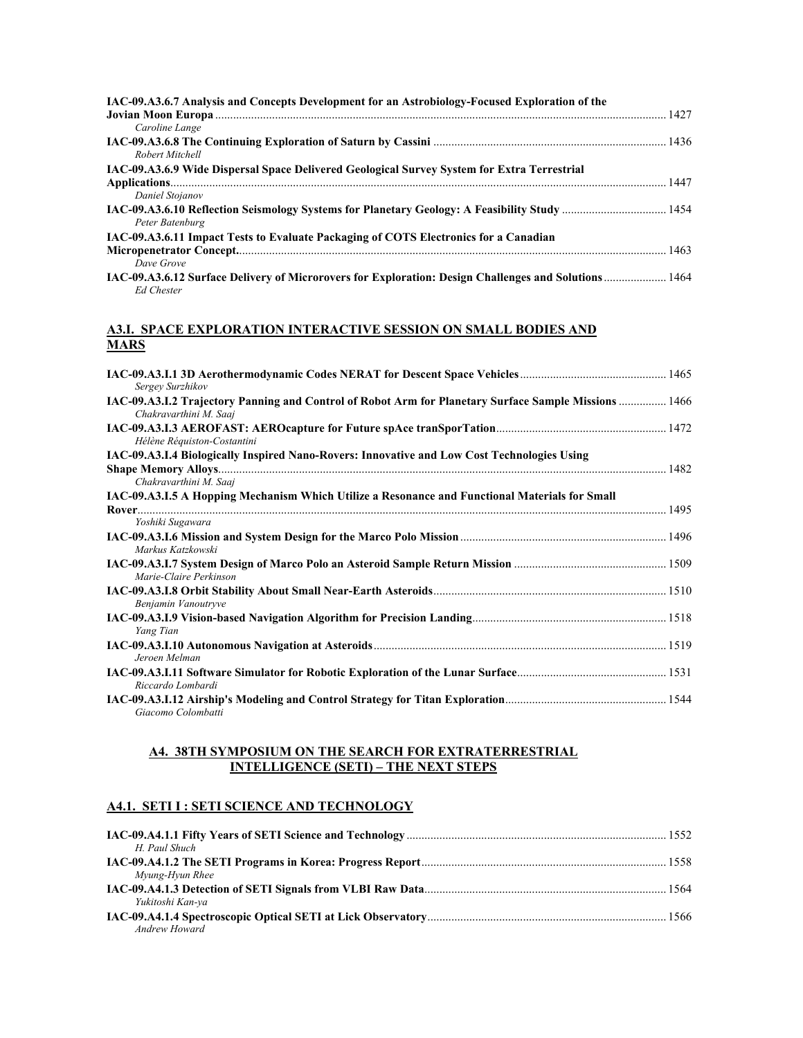**IAC-09.A3.6.7 Analysis and Concepts Development for an Astrobiology-Focused Exploration of the Jovian Moon Europa** ..... 1427
*Caroline Lange*

**IAC-09.A3.6.8 The Continuing Exploration of Saturn by Cassini** ..... 1436
*Robert Mitchell*

**IAC-09.A3.6.9 Wide Dispersal Space Delivered Geological Survey System for Extra Terrestrial Applications** ..... 1447
*Daniel Stojanov*

**IAC-09.A3.6.10 Reflection Seismology Systems for Planetary Geology: A Feasibility Study** ..... 1454
*Peter Batenburg*

**IAC-09.A3.6.11 Impact Tests to Evaluate Packaging of COTS Electronics for a Canadian Micropenetrator Concept.** ..... 1463
*Dave Grove*

**IAC-09.A3.6.12 Surface Delivery of Microrovers for Exploration: Design Challenges and Solutions** ..... 1464
*Ed Chester*

## A3.I. SPACE EXPLORATION INTERACTIVE SESSION ON SMALL BODIES AND MARS

**IAC-09.A3.I.1 3D Aerothermodynamic Codes NERAT for Descent Space Vehicles** ..... 1465
*Sergey Surzhikov*

**IAC-09.A3.I.2 Trajectory Panning and Control of Robot Arm for Planetary Surface Sample Missions** ..... 1466
*Chakravarthini M. Saaj*

**IAC-09.A3.I.3 AEROFAST: AEROcapture for Future spAce tranSporTation** ..... 1472
*Hélène Réquiston-Costantini*

**IAC-09.A3.I.4 Biologically Inspired Nano-Rovers: Innovative and Low Cost Technologies Using Shape Memory Alloys** ..... 1482
*Chakravarthini M. Saaj*

**IAC-09.A3.I.5 A Hopping Mechanism Which Utilize a Resonance and Functional Materials for Small Rover** ..... 1495
*Yoshiki Sugawara*

**IAC-09.A3.I.6 Mission and System Design for the Marco Polo Mission** ..... 1496
*Markus Katzkowski*

**IAC-09.A3.I.7 System Design of Marco Polo an Asteroid Sample Return Mission** ..... 1509
*Marie-Claire Perkinson*

**IAC-09.A3.I.8 Orbit Stability About Small Near-Earth Asteroids** ..... 1510
*Benjamin Vanoutryve*

**IAC-09.A3.I.9 Vision-based Navigation Algorithm for Precision Landing** ..... 1518
*Yang Tian*

**IAC-09.A3.I.10 Autonomous Navigation at Asteroids** ..... 1519
*Jeroen Melman*

**IAC-09.A3.I.11 Software Simulator for Robotic Exploration of the Lunar Surface** ..... 1531
*Riccardo Lombardi*

**IAC-09.A3.I.12 Airship's Modeling and Control Strategy for Titan Exploration** ..... 1544
*Giacomo Colombatti*

# A4. 38TH SYMPOSIUM ON THE SEARCH FOR EXTRATERRESTRIAL INTELLIGENCE (SETI) – THE NEXT STEPS

## A4.1. SETI I : SETI SCIENCE AND TECHNOLOGY

**IAC-09.A4.1.1 Fifty Years of SETI Science and Technology** ..... 1552
*H. Paul Shuch*

**IAC-09.A4.1.2 The SETI Programs in Korea: Progress Report** ..... 1558
*Myung-Hyun Rhee*

**IAC-09.A4.1.3 Detection of SETI Signals from VLBI Raw Data** ..... 1564
*Yukitoshi Kan-ya*

**IAC-09.A4.1.4 Spectroscopic Optical SETI at Lick Observatory** ..... 1566
*Andrew Howard*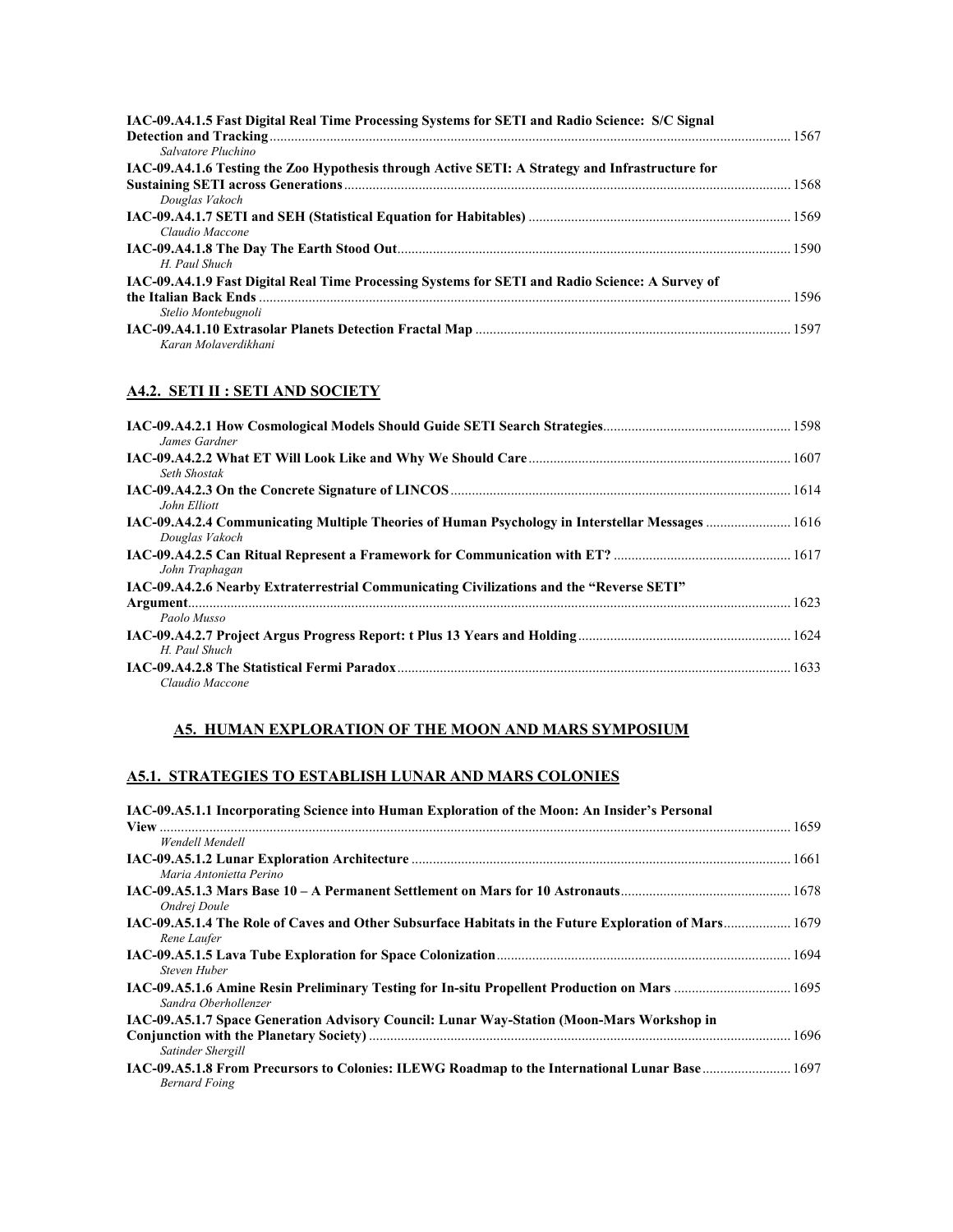**IAC-09.A4.1.5 Fast Digital Real Time Processing Systems for SETI and Radio Science: S/C Signal Detection and Tracking** ........ 1567
*Salvatore Pluchino*

**IAC-09.A4.1.6 Testing the Zoo Hypothesis through Active SETI: A Strategy and Infrastructure for Sustaining SETI across Generations** ........ 1568
*Douglas Vakoch*

**IAC-09.A4.1.7 SETI and SEH (Statistical Equation for Habitables)** ........ 1569
*Claudio Maccone*

**IAC-09.A4.1.8 The Day The Earth Stood Out** ........ 1590
*H. Paul Shuch*

**IAC-09.A4.1.9 Fast Digital Real Time Processing Systems for SETI and Radio Science: A Survey of the Italian Back Ends** ........ 1596
*Stelio Montebugnoli*

**IAC-09.A4.1.10 Extrasolar Planets Detection Fractal Map** ........ 1597
*Karan Molaverdikhani*

## A4.2. SETI II : SETI AND SOCIETY

**IAC-09.A4.2.1 How Cosmological Models Should Guide SETI Search Strategies** ........ 1598
*James Gardner*

**IAC-09.A4.2.2 What ET Will Look Like and Why We Should Care** ........ 1607
*Seth Shostak*

**IAC-09.A4.2.3 On the Concrete Signature of LINCOS** ........ 1614
*John Elliott*

**IAC-09.A4.2.4 Communicating Multiple Theories of Human Psychology in Interstellar Messages** ........ 1616
*Douglas Vakoch*

**IAC-09.A4.2.5 Can Ritual Represent a Framework for Communication with ET?** ........ 1617
*John Traphagan*

**IAC-09.A4.2.6 Nearby Extraterrestrial Communicating Civilizations and the "Reverse SETI" Argument** ........ 1623
*Paolo Musso*

**IAC-09.A4.2.7 Project Argus Progress Report: t Plus 13 Years and Holding** ........ 1624
*H. Paul Shuch*

**IAC-09.A4.2.8 The Statistical Fermi Paradox** ........ 1633
*Claudio Maccone*

# A5. HUMAN EXPLORATION OF THE MOON AND MARS SYMPOSIUM

## A5.1. STRATEGIES TO ESTABLISH LUNAR AND MARS COLONIES

**IAC-09.A5.1.1 Incorporating Science into Human Exploration of the Moon: An Insider's Personal View** ........ 1659
*Wendell Mendell*

**IAC-09.A5.1.2 Lunar Exploration Architecture** ........ 1661
*Maria Antonietta Perino*

**IAC-09.A5.1.3 Mars Base 10 – A Permanent Settlement on Mars for 10 Astronauts** ........ 1678
*Ondrej Doule*

**IAC-09.A5.1.4 The Role of Caves and Other Subsurface Habitats in the Future Exploration of Mars** ........ 1679
*Rene Laufer*

**IAC-09.A5.1.5 Lava Tube Exploration for Space Colonization** ........ 1694
*Steven Huber*

**IAC-09.A5.1.6 Amine Resin Preliminary Testing for In-situ Propellent Production on Mars** ........ 1695
*Sandra Oberhollenzer*

**IAC-09.A5.1.7 Space Generation Advisory Council: Lunar Way-Station (Moon-Mars Workshop in Conjunction with the Planetary Society)** ........ 1696
*Satinder Shergill*

**IAC-09.A5.1.8 From Precursors to Colonies: ILEWG Roadmap to the International Lunar Base** ........ 1697
*Bernard Foing*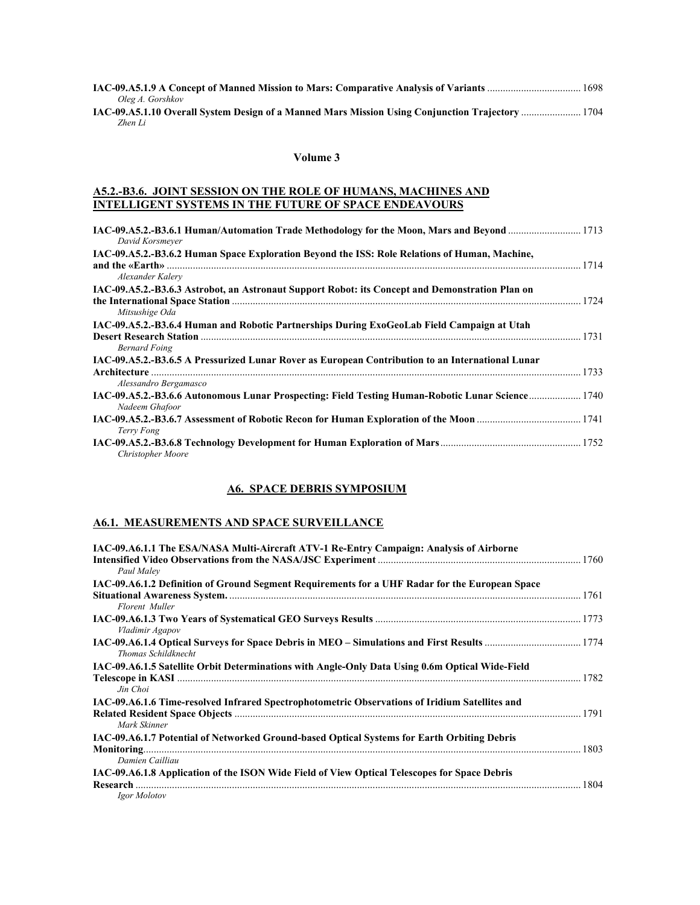**IAC-09.A5.1.9 A Concept of Manned Mission to Mars: Comparative Analysis of Variants** .................................... 1698
*Oleg A. Gorshkov*

**IAC-09.A5.1.10 Overall System Design of a Manned Mars Mission Using Conjunction Trajectory** ....................... 1704
*Zhen Li*

## Volume 3

### A5.2.-B3.6. JOINT SESSION ON THE ROLE OF HUMANS, MACHINES AND INTELLIGENT SYSTEMS IN THE FUTURE OF SPACE ENDEAVOURS

**IAC-09.A5.2.-B3.6.1 Human/Automation Trade Methodology for the Moon, Mars and Beyond** ............................ 1713
*David Korsmeyer*

**IAC-09.A5.2.-B3.6.2 Human Space Exploration Beyond the ISS: Role Relations of Human, Machine, and the «Earth»** ............................................................................................................................................. 1714
*Alexander Kalery*

**IAC-09.A5.2.-B3.6.3 Astrobot, an Astronaut Support Robot: its Concept and Demonstration Plan on the International Space Station** ..................................................................................................................... 1724
*Mitsushige Oda*

**IAC-09.A5.2.-B3.6.4 Human and Robotic Partnerships During ExoGeoLab Field Campaign at Utah Desert Research Station** ................................................................................................................................. 1731
*Bernard Foing*

**IAC-09.A5.2.-B3.6.5 A Pressurized Lunar Rover as European Contribution to an International Lunar Architecture** .................................................................................................................................................... 1733
*Alessandro Bergamasco*

**IAC-09.A5.2.-B3.6.6 Autonomous Lunar Prospecting: Field Testing Human-Robotic Lunar Science** .................... 1740
*Nadeem Ghafoor*

**IAC-09.A5.2.-B3.6.7 Assessment of Robotic Recon for Human Exploration of the Moon** ........................................ 1741
*Terry Fong*

**IAC-09.A5.2.-B3.6.8 Technology Development for Human Exploration of Mars** ...................................................... 1752
*Christopher Moore*

## A6. SPACE DEBRIS SYMPOSIUM

### A6.1. MEASUREMENTS AND SPACE SURVEILLANCE

**IAC-09.A6.1.1 The ESA/NASA Multi-Aircraft ATV-1 Re-Entry Campaign: Analysis of Airborne Intensified Video Observations from the NASA/JSC Experiment** ............................................................................. 1760
*Paul Maley*

**IAC-09.A6.1.2 Definition of Ground Segment Requirements for a UHF Radar for the European Space Situational Awareness System.** ...................................................................................................................... 1761
*Florent Muller*

**IAC-09.A6.1.3 Two Years of Systematical GEO Surveys Results** .............................................................................. 1773
*Vladimir Agapov*

**IAC-09.A6.1.4 Optical Surveys for Space Debris in MEO – Simulations and First Results** ..................................... 1774
*Thomas Schildknecht*

**IAC-09.A6.1.5 Satellite Orbit Determinations with Angle-Only Data Using 0.6m Optical Wide-Field Telescope in KASI** ......................................................................................................................................... 1782
*Jin Choi*

**IAC-09.A6.1.6 Time-resolved Infrared Spectrophotometric Observations of Iridium Satellites and Related Resident Space Objects** ................................................................................................................... 1791
*Mark Skinner*

**IAC-09.A6.1.7 Potential of Networked Ground-based Optical Systems for Earth Orbiting Debris Monitoring** ...................................................................................................................................................... 1803
*Damien Cailliau*

**IAC-09.A6.1.8 Application of the ISON Wide Field of View Optical Telescopes for Space Debris Research** ........................................................................................................................................................ 1804
*Igor Molotov*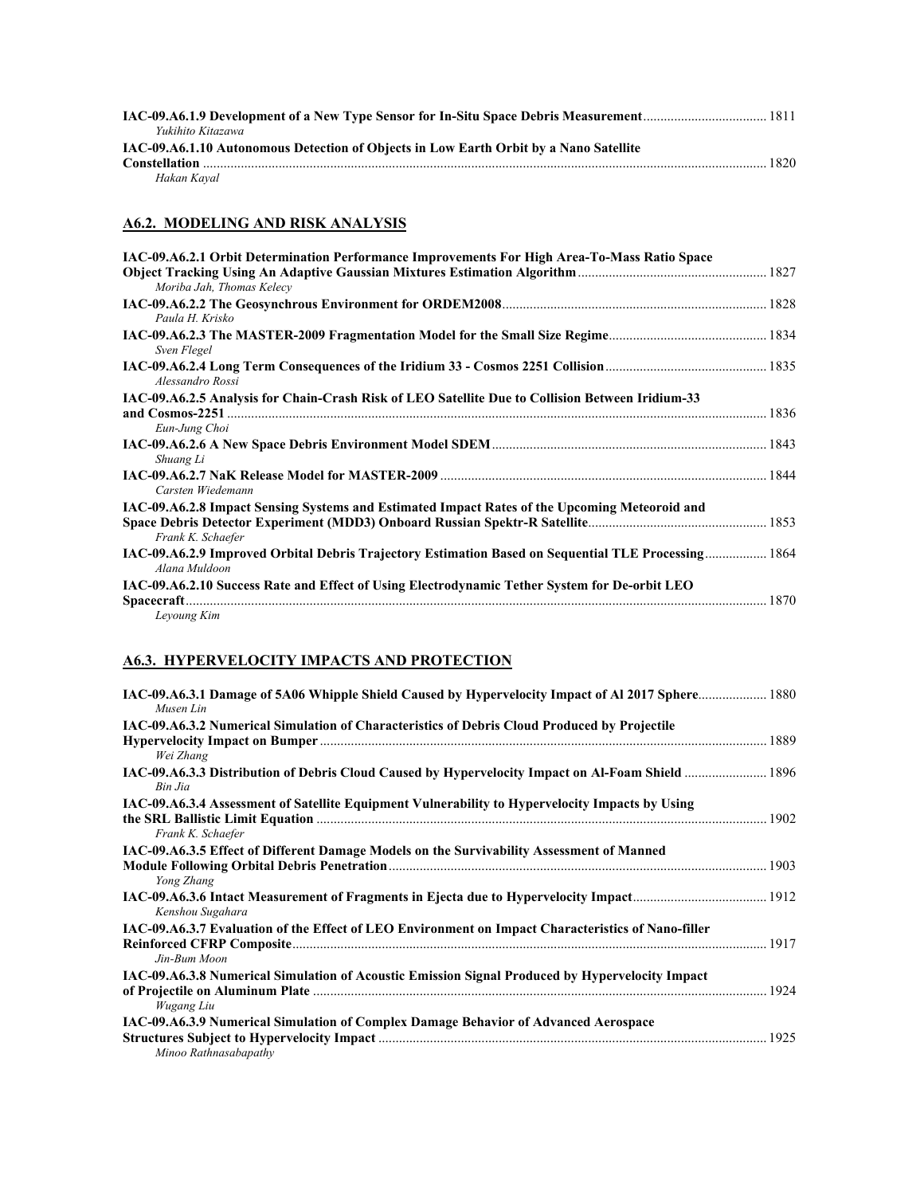**IAC-09.A6.1.9 Development of a New Type Sensor for In-Situ Space Debris Measurement** .................................... 1811
*Yukihito Kitazawa*

**IAC-09.A6.1.10 Autonomous Detection of Objects in Low Earth Orbit by a Nano Satellite Constellation** ..................................................................................................................................................... 1820
*Hakan Kayal*

## A6.2. MODELING AND RISK ANALYSIS

**IAC-09.A6.2.1 Orbit Determination Performance Improvements For High Area-To-Mass Ratio Space Object Tracking Using An Adaptive Gaussian Mixtures Estimation Algorithm** ....................................................... 1827
*Moriba Jah, Thomas Kelecy*

**IAC-09.A6.2.2 The Geosynchrous Environment for ORDEM2008** ............................................................................. 1828
*Paula H. Krisko*

**IAC-09.A6.2.3 The MASTER-2009 Fragmentation Model for the Small Size Regime** .............................................. 1834
*Sven Flegel*

**IAC-09.A6.2.4 Long Term Consequences of the Iridium 33 - Cosmos 2251 Collision** ............................................... 1835
*Alessandro Rossi*

**IAC-09.A6.2.5 Analysis for Chain-Crash Risk of LEO Satellite Due to Collision Between Iridium-33 and Cosmos-2251** ............................................................................................................................................... 1836
*Eun-Jung Choi*

**IAC-09.A6.2.6 A New Space Debris Environment Model SDEM** ................................................................................ 1843
*Shuang Li*

**IAC-09.A6.2.7 NaK Release Model for MASTER-2009** ............................................................................................... 1844
*Carsten Wiedemann*

**IAC-09.A6.2.8 Impact Sensing Systems and Estimated Impact Rates of the Upcoming Meteoroid and Space Debris Detector Experiment (MDD3) Onboard Russian Spektr-R Satellite** .................................................... 1853
*Frank K. Schaefer*

**IAC-09.A6.2.9 Improved Orbital Debris Trajectory Estimation Based on Sequential TLE Processing** .................. 1864
*Alana Muldoon*

**IAC-09.A6.2.10 Success Rate and Effect of Using Electrodynamic Tether System for De-orbit LEO Spacecraft** ........................................................................................................................................................ 1870
*Leyoung Kim*

## A6.3. HYPERVELOCITY IMPACTS AND PROTECTION

**IAC-09.A6.3.1 Damage of 5A06 Whipple Shield Caused by Hypervelocity Impact of Al 2017 Sphere** .................... 1880
*Musen Lin*

**IAC-09.A6.3.2 Numerical Simulation of Characteristics of Debris Cloud Produced by Projectile Hypervelocity Impact on Bumper** ................................................................................................................................. 1889
*Wei Zhang*

**IAC-09.A6.3.3 Distribution of Debris Cloud Caused by Hypervelocity Impact on Al-Foam Shield** ........................ 1896
*Bin Jia*

**IAC-09.A6.3.4 Assessment of Satellite Equipment Vulnerability to Hypervelocity Impacts by Using the SRL Ballistic Limit Equation** .................................................................................................................................. 1902
*Frank K. Schaefer*

**IAC-09.A6.3.5 Effect of Different Damage Models on the Survivability Assessment of Manned Module Following Orbital Debris Penetration** ............................................................................................................. 1903
*Yong Zhang*

**IAC-09.A6.3.6 Intact Measurement of Fragments in Ejecta due to Hypervelocity Impact** ....................................... 1912
*Kenshou Sugahara*

**IAC-09.A6.3.7 Evaluation of the Effect of LEO Environment on Impact Characteristics of Nano-filler Reinforced CFRP Composite** ........................................................................................................................................ 1917
*Jin-Bum Moon*

**IAC-09.A6.3.8 Numerical Simulation of Acoustic Emission Signal Produced by Hypervelocity Impact of Projectile on Aluminum Plate** ................................................................................................................................... 1924
*Wugang Liu*

**IAC-09.A6.3.9 Numerical Simulation of Complex Damage Behavior of Advanced Aerospace Structures Subject to Hypervelocity Impact** ................................................................................................................ 1925
*Minoo Rathnasabapathy*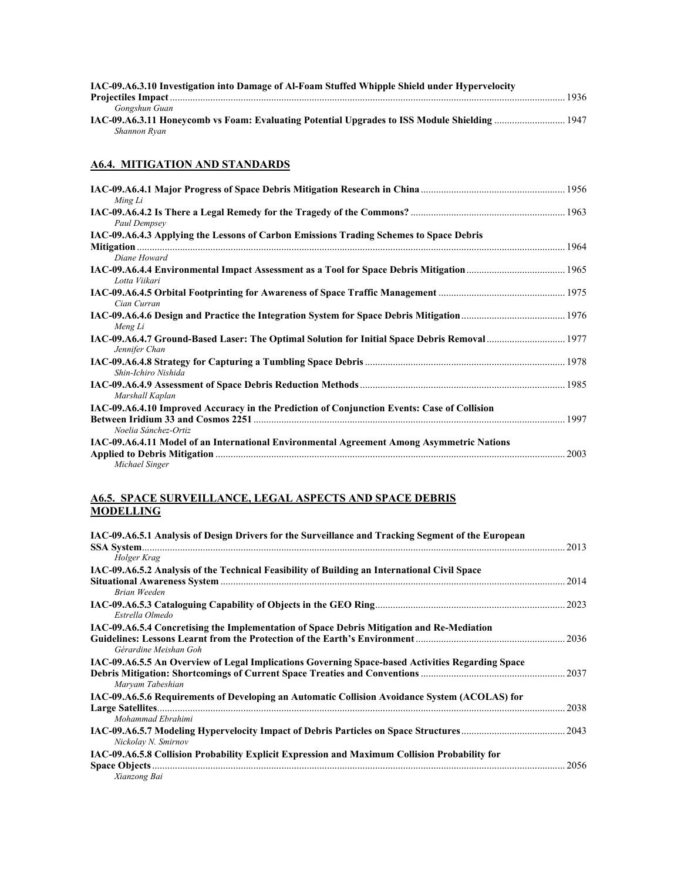**IAC-09.A6.3.10 Investigation into Damage of Al-Foam Stuffed Whipple Shield under Hypervelocity Projectiles Impact** ........ 1936
*Gongshun Guan*

**IAC-09.A6.3.11 Honeycomb vs Foam: Evaluating Potential Upgrades to ISS Module Shielding** ........ 1947
*Shannon Ryan*

## A6.4. MITIGATION AND STANDARDS

**IAC-09.A6.4.1 Major Progress of Space Debris Mitigation Research in China** ........ 1956
*Ming Li*

**IAC-09.A6.4.2 Is There a Legal Remedy for the Tragedy of the Commons?** ........ 1963
*Paul Dempsey*

**IAC-09.A6.4.3 Applying the Lessons of Carbon Emissions Trading Schemes to Space Debris Mitigation** ........ 1964
*Diane Howard*

**IAC-09.A6.4.4 Environmental Impact Assessment as a Tool for Space Debris Mitigation** ........ 1965
*Lotta Viikari*

**IAC-09.A6.4.5 Orbital Footprinting for Awareness of Space Traffic Management** ........ 1975
*Cian Curran*

**IAC-09.A6.4.6 Design and Practice the Integration System for Space Debris Mitigation** ........ 1976
*Meng Li*

**IAC-09.A6.4.7 Ground-Based Laser: The Optimal Solution for Initial Space Debris Removal** ........ 1977
*Jennifer Chan*

**IAC-09.A6.4.8 Strategy for Capturing a Tumbling Space Debris** ........ 1978
*Shin-Ichiro Nishida*

**IAC-09.A6.4.9 Assessment of Space Debris Reduction Methods** ........ 1985
*Marshall Kaplan*

**IAC-09.A6.4.10 Improved Accuracy in the Prediction of Conjunction Events: Case of Collision Between Iridium 33 and Cosmos 2251** ........ 1997
*Noelia Sánchez-Ortiz*

**IAC-09.A6.4.11 Model of an International Environmental Agreement Among Asymmetric Nations Applied to Debris Mitigation** ........ 2003
*Michael Singer*

## A6.5. SPACE SURVEILLANCE, LEGAL ASPECTS AND SPACE DEBRIS MODELLING

**IAC-09.A6.5.1 Analysis of Design Drivers for the Surveillance and Tracking Segment of the European SSA System** ........ 2013
*Holger Krag*

**IAC-09.A6.5.2 Analysis of the Technical Feasibility of Building an International Civil Space Situational Awareness System** ........ 2014
*Brian Weeden*

**IAC-09.A6.5.3 Cataloguing Capability of Objects in the GEO Ring** ........ 2023
*Estrella Olmedo*

**IAC-09.A6.5.4 Concretising the Implementation of Space Debris Mitigation and Re-Mediation Guidelines: Lessons Learnt from the Protection of the Earth's Environment** ........ 2036
*Gérardine Meishan Goh*

**IAC-09.A6.5.5 An Overview of Legal Implications Governing Space-based Activities Regarding Space Debris Mitigation: Shortcomings of Current Space Treaties and Conventions** ........ 2037
*Maryam Tabeshian*

**IAC-09.A6.5.6 Requirements of Developing an Automatic Collision Avoidance System (ACOLAS) for Large Satellites** ........ 2038
*Mohammad Ebrahimi*

**IAC-09.A6.5.7 Modeling Hypervelocity Impact of Debris Particles on Space Structures** ........ 2043
*Nickolay N. Smirnov*

**IAC-09.A6.5.8 Collision Probability Explicit Expression and Maximum Collision Probability for Space Objects** ........ 2056
*Xianzong Bai*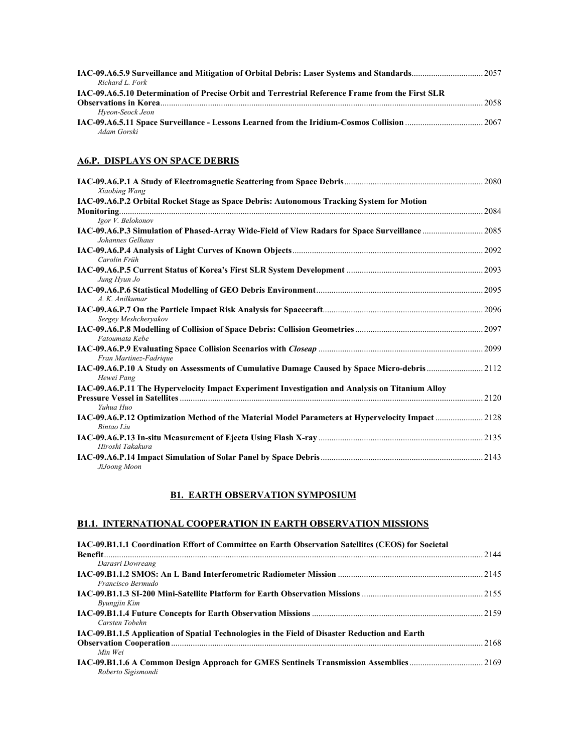**IAC-09.A6.5.9 Surveillance and Mitigation of Orbital Debris: Laser Systems and Standards** ................................ 2057
*Richard L. Fork*

**IAC-09.A6.5.10 Determination of Precise Orbit and Terrestrial Reference Frame from the First SLR Observations in Korea** ................................ 2058
*Hyeon-Seock Jeon*

**IAC-09.A6.5.11 Space Surveillance - Lessons Learned from the Iridium-Cosmos Collision** ................................ 2067
*Adam Gorski*

## A6.P. DISPLAYS ON SPACE DEBRIS

**IAC-09.A6.P.1 A Study of Electromagnetic Scattering from Space Debris** ................................ 2080
*Xiaobing Wang*

**IAC-09.A6.P.2 Orbital Rocket Stage as Space Debris: Autonomous Tracking System for Motion Monitoring** ................................ 2084
*Igor V. Belokonov*

**IAC-09.A6.P.3 Simulation of Phased-Array Wide-Field of View Radars for Space Surveillance** ................................ 2085
*Johannes Gelhaus*

**IAC-09.A6.P.4 Analysis of Light Curves of Known Objects** ................................ 2092
*Carolin Früh*

**IAC-09.A6.P.5 Current Status of Korea's First SLR System Development** ................................ 2093
*Jung Hyun Jo*

**IAC-09.A6.P.6 Statistical Modelling of GEO Debris Environment** ................................ 2095
*A. K. Anilkumar*

**IAC-09.A6.P.7 On the Particle Impact Risk Analysis for Spacecraft** ................................ 2096
*Sergey Meshcheryakov*

**IAC-09.A6.P.8 Modelling of Collision of Space Debris: Collision Geometries** ................................ 2097
*Fatoumata Kebe*

**IAC-09.A6.P.9 Evaluating Space Collision Scenarios with *Closeap*** ................................ 2099
*Fran Martinez-Fadrique*

**IAC-09.A6.P.10 A Study on Assessments of Cumulative Damage Caused by Space Micro-debris** ................................ 2112
*Hewei Pang*

**IAC-09.A6.P.11 The Hypervelocity Impact Experiment Investigation and Analysis on Titanium Alloy Pressure Vessel in Satellites** ................................ 2120
*Yuhua Huo*

**IAC-09.A6.P.12 Optimization Method of the Material Model Parameters at Hypervelocity Impact** ................................ 2128
*Bintao Liu*

**IAC-09.A6.P.13 In-situ Measurement of Ejecta Using Flash X-ray** ................................ 2135
*Hiroshi Takakura*

**IAC-09.A6.P.14 Impact Simulation of Solar Panel by Space Debris** ................................ 2143
*JiJoong Moon*

# B1. EARTH OBSERVATION SYMPOSIUM

## B1.1. INTERNATIONAL COOPERATION IN EARTH OBSERVATION MISSIONS

**IAC-09.B1.1.1 Coordination Effort of Committee on Earth Observation Satellites (CEOS) for Societal Benefit** ................................ 2144
*Darasri Dowreang*

**IAC-09.B1.1.2 SMOS: An L Band Interferometric Radiometer Mission** ................................ 2145
*Francisco Bermudo*

**IAC-09.B1.1.3 SI-200 Mini-Satellite Platform for Earth Observation Missions** ................................ 2155
*Byungjin Kim*

**IAC-09.B1.1.4 Future Concepts for Earth Observation Missions** ................................ 2159
*Carsten Tobehn*

**IAC-09.B1.1.5 Application of Spatial Technologies in the Field of Disaster Reduction and Earth Observation Cooperation** ................................ 2168
*Min Wei*

**IAC-09.B1.1.6 A Common Design Approach for GMES Sentinels Transmission Assemblies** ................................ 2169
*Roberto Sigismondi*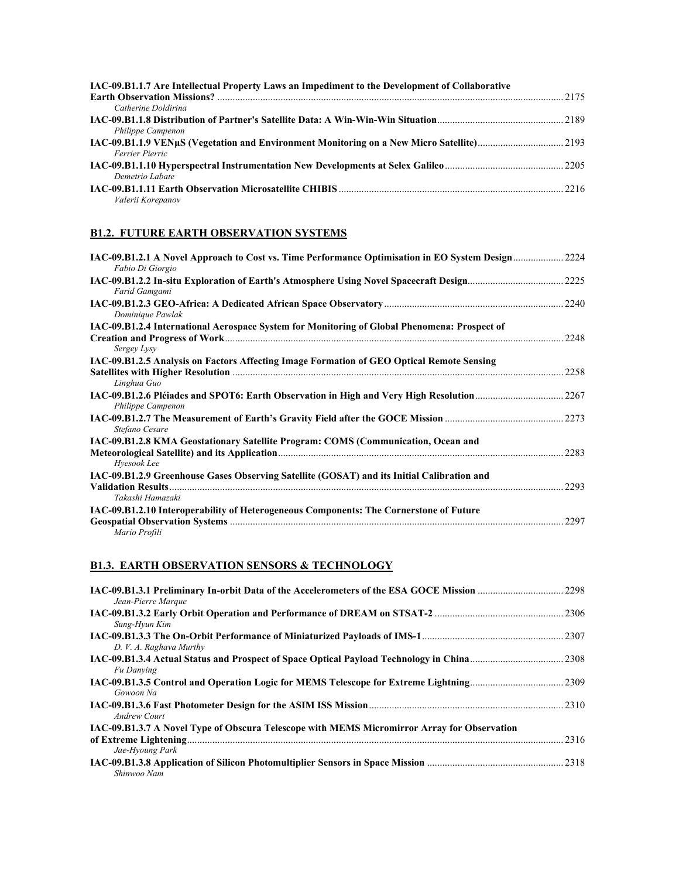**IAC-09.B1.1.7 Are Intellectual Property Laws an Impediment to the Development of Collaborative Earth Observation Missions?** ........ 2175
*Catherine Doldirina*

**IAC-09.B1.1.8 Distribution of Partner's Satellite Data: A Win-Win-Win Situation** ........ 2189
*Philippe Campenon*

**IAC-09.B1.1.9 VENµS (Vegetation and Environment Monitoring on a New Micro Satellite)** ........ 2193
*Ferrier Pierric*

**IAC-09.B1.1.10 Hyperspectral Instrumentation New Developments at Selex Galileo** ........ 2205
*Demetrio Labate*

**IAC-09.B1.1.11 Earth Observation Microsatellite CHIBIS** ........ 2216
*Valerii Korepanov*

## B1.2. FUTURE EARTH OBSERVATION SYSTEMS

**IAC-09.B1.2.1 A Novel Approach to Cost vs. Time Performance Optimisation in EO System Design** ........ 2224
*Fabio Di Giorgio*

**IAC-09.B1.2.2 In-situ Exploration of Earth's Atmosphere Using Novel Spacecraft Design** ........ 2225
*Farid Gamgami*

**IAC-09.B1.2.3 GEO-Africa: A Dedicated African Space Observatory** ........ 2240
*Dominique Pawlak*

**IAC-09.B1.2.4 International Aerospace System for Monitoring of Global Phenomena: Prospect of Creation and Progress of Work** ........ 2248
*Sergey Lysy*

**IAC-09.B1.2.5 Analysis on Factors Affecting Image Formation of GEO Optical Remote Sensing Satellites with Higher Resolution** ........ 2258
*Linghua Guo*

**IAC-09.B1.2.6 Pléiades and SPOT6: Earth Observation in High and Very High Resolution** ........ 2267
*Philippe Campenon*

**IAC-09.B1.2.7 The Measurement of Earth's Gravity Field after the GOCE Mission** ........ 2273
*Stefano Cesare*

**IAC-09.B1.2.8 KMA Geostationary Satellite Program: COMS (Communication, Ocean and Meteorological Satellite) and its Application** ........ 2283
*Hyesook Lee*

**IAC-09.B1.2.9 Greenhouse Gases Observing Satellite (GOSAT) and its Initial Calibration and Validation Results** ........ 2293
*Takashi Hamazaki*

**IAC-09.B1.2.10 Interoperability of Heterogeneous Components: The Cornerstone of Future Geospatial Observation Systems** ........ 2297
*Mario Profili*

## B1.3. EARTH OBSERVATION SENSORS & TECHNOLOGY

**IAC-09.B1.3.1 Preliminary In-orbit Data of the Accelerometers of the ESA GOCE Mission** ........ 2298
*Jean-Pierre Marque*

**IAC-09.B1.3.2 Early Orbit Operation and Performance of DREAM on STSAT-2** ........ 2306
*Sung-Hyun Kim*

**IAC-09.B1.3.3 The On-Orbit Performance of Miniaturized Payloads of IMS-1** ........ 2307
*D. V. A. Raghava Murthy*

**IAC-09.B1.3.4 Actual Status and Prospect of Space Optical Payload Technology in China** ........ 2308
*Fu Danying*

**IAC-09.B1.3.5 Control and Operation Logic for MEMS Telescope for Extreme Lightning** ........ 2309
*Gowoon Na*

**IAC-09.B1.3.6 Fast Photometer Design for the ASIM ISS Mission** ........ 2310
*Andrew Court*

**IAC-09.B1.3.7 A Novel Type of Obscura Telescope with MEMS Micromirror Array for Observation of Extreme Lightening** ........ 2316
*Jae-Hyoung Park*

**IAC-09.B1.3.8 Application of Silicon Photomultiplier Sensors in Space Mission** ........ 2318
*Shinwoo Nam*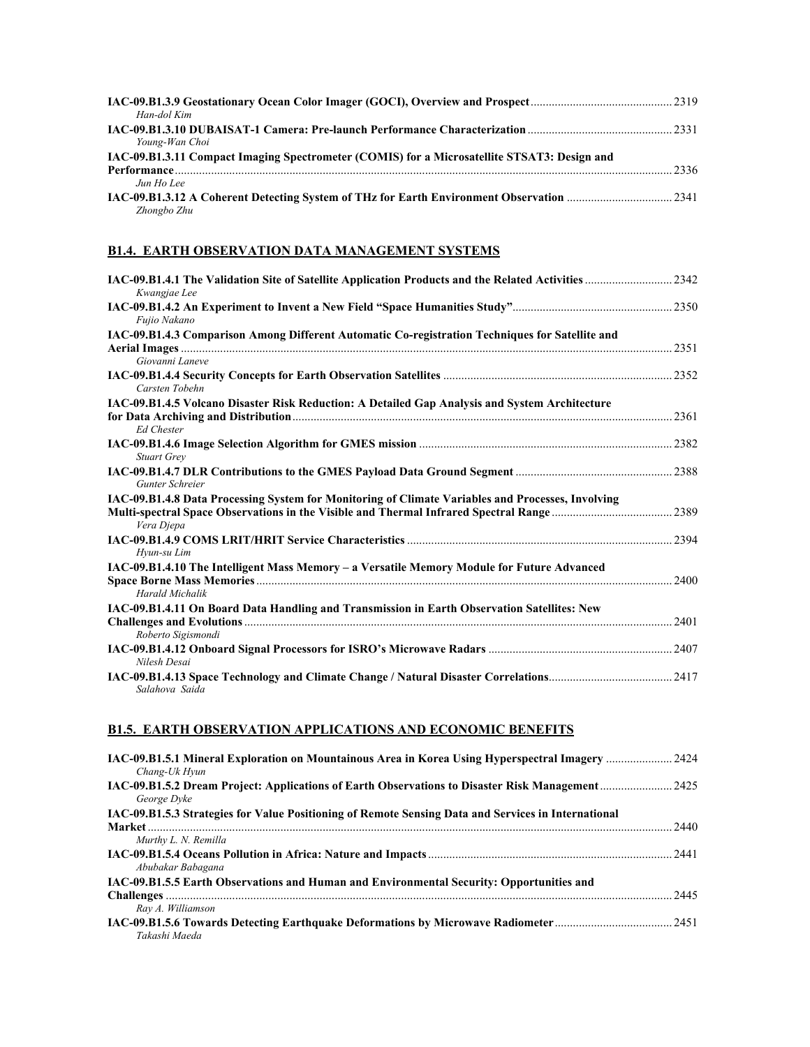**IAC-09.B1.3.9 Geostationary Ocean Color Imager (GOCI), Overview and Prospect** ............................................. 2319
*Han-dol Kim*

**IAC-09.B1.3.10 DUBAISAT-1 Camera: Pre-launch Performance Characterization** ............................................... 2331
*Young-Wan Choi*

**IAC-09.B1.3.11 Compact Imaging Spectrometer (COMIS) for a Microsatellite STSAT3: Design and Performance** ................................................................................................................................................... 2336
*Jun Ho Lee*

**IAC-09.B1.3.12 A Coherent Detecting System of THz for Earth Environment Observation** .................................. 2341
*Zhongbo Zhu*

## B1.4. EARTH OBSERVATION DATA MANAGEMENT SYSTEMS

**IAC-09.B1.4.1 The Validation Site of Satellite Application Products and the Related Activities** ............................ 2342
*Kwangjae Lee*

**IAC-09.B1.4.2 An Experiment to Invent a New Field "Space Humanities Study"** .................................................... 2350
*Fujio Nakano*

**IAC-09.B1.4.3 Comparison Among Different Automatic Co-registration Techniques for Satellite and Aerial Images** ................................................................................................................................................. 2351
*Giovanni Laneve*

**IAC-09.B1.4.4 Security Concepts for Earth Observation Satellites** .......................................................................... 2352
*Carsten Tobehn*

**IAC-09.B1.4.5 Volcano Disaster Risk Reduction: A Detailed Gap Analysis and System Architecture for Data Archiving and Distribution** ........................................................................................................................... 2361
*Ed Chester*

**IAC-09.B1.4.6 Image Selection Algorithm for GMES mission** .................................................................................. 2382
*Stuart Grey*

**IAC-09.B1.4.7 DLR Contributions to the GMES Payload Data Ground Segment** .................................................. 2388
*Gunter Schreier*

**IAC-09.B1.4.8 Data Processing System for Monitoring of Climate Variables and Processes, Involving Multi-spectral Space Observations in the Visible and Thermal Infrared Spectral Range** ....................................... 2389
*Vera Djepa*

**IAC-09.B1.4.9 COMS LRIT/HRIT Service Characteristics** ...................................................................................... 2394
*Hyun-su Lim*

**IAC-09.B1.4.10 The Intelligent Mass Memory – a Versatile Memory Module for Future Advanced Space Borne Mass Memories** ....................................................................................................................................... 2400
*Harald Michalik*

**IAC-09.B1.4.11 On Board Data Handling and Transmission in Earth Observation Satellites: New Challenges and Evolutions** ........................................................................................................................................... 2401
*Roberto Sigismondi*

**IAC-09.B1.4.12 Onboard Signal Processors for ISRO's Microwave Radars** ............................................................ 2407
*Nilesh Desai*

**IAC-09.B1.4.13 Space Technology and Climate Change / Natural Disaster Correlations** ........................................ 2417
*Salahova Saida*

## B1.5. EARTH OBSERVATION APPLICATIONS AND ECONOMIC BENEFITS

**IAC-09.B1.5.1 Mineral Exploration on Mountainous Area in Korea Using Hyperspectral Imagery** ...................... 2424
*Chang-Uk Hyun*

**IAC-09.B1.5.2 Dream Project: Applications of Earth Observations to Disaster Risk Management** ........................ 2425
*George Dyke*

**IAC-09.B1.5.3 Strategies for Value Positioning of Remote Sensing Data and Services in International Market** ......................................................................................................................................................... 2440
*Murthy L. N. Remilla*

**IAC-09.B1.5.4 Oceans Pollution in Africa: Nature and Impacts** ................................................................................ 2441
*Abubakar Babagana*

**IAC-09.B1.5.5 Earth Observations and Human and Environmental Security: Opportunities and Challenges** ..................................................................................................................................................... 2445
*Ray A. Williamson*

**IAC-09.B1.5.6 Towards Detecting Earthquake Deformations by Microwave Radiometer** ....................................... 2451
*Takashi Maeda*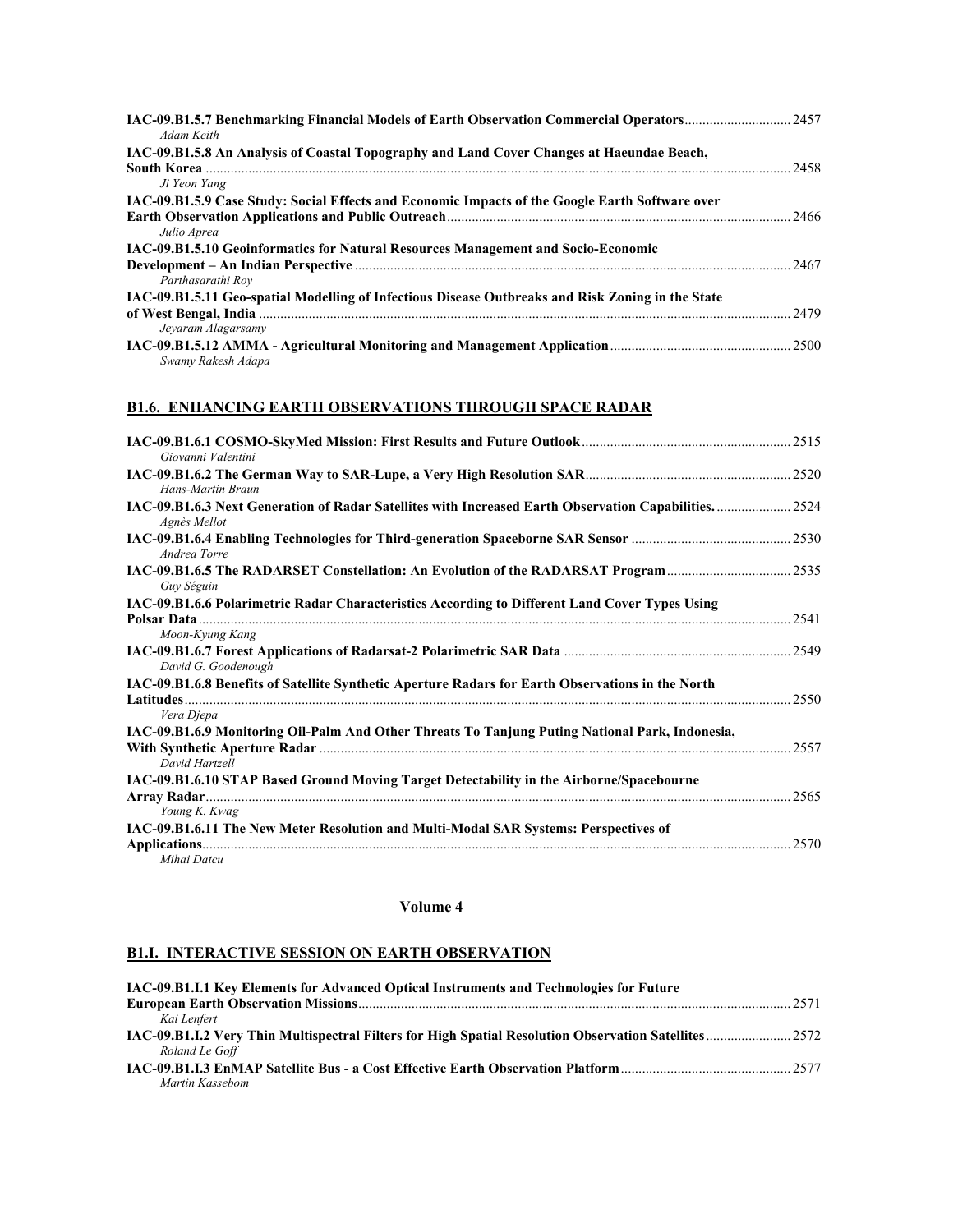**IAC-09.B1.5.7 Benchmarking Financial Models of Earth Observation Commercial Operators** .............................. 2457
*Adam Keith*

**IAC-09.B1.5.8 An Analysis of Coastal Topography and Land Cover Changes at Haeundae Beach, South Korea** .............................. 2458
*Ji Yeon Yang*

**IAC-09.B1.5.9 Case Study: Social Effects and Economic Impacts of the Google Earth Software over Earth Observation Applications and Public Outreach** .............................. 2466
*Julio Aprea*

**IAC-09.B1.5.10 Geoinformatics for Natural Resources Management and Socio-Economic Development – An Indian Perspective** .............................. 2467
*Parthasarathi Roy*

**IAC-09.B1.5.11 Geo-spatial Modelling of Infectious Disease Outbreaks and Risk Zoning in the State of West Bengal, India** .............................. 2479
*Jeyaram Alagarsamy*

**IAC-09.B1.5.12 AMMA - Agricultural Monitoring and Management Application** .............................. 2500
*Swamy Rakesh Adapa*

## B1.6. ENHANCING EARTH OBSERVATIONS THROUGH SPACE RADAR

**IAC-09.B1.6.1 COSMO-SkyMed Mission: First Results and Future Outlook** .............................. 2515
*Giovanni Valentini*

**IAC-09.B1.6.2 The German Way to SAR-Lupe, a Very High Resolution SAR** .............................. 2520
*Hans-Martin Braun*

**IAC-09.B1.6.3 Next Generation of Radar Satellites with Increased Earth Observation Capabilities.** .............................. 2524
*Agnès Mellot*

**IAC-09.B1.6.4 Enabling Technologies for Third-generation Spaceborne SAR Sensor** .............................. 2530
*Andrea Torre*

**IAC-09.B1.6.5 The RADARSET Constellation: An Evolution of the RADARSAT Program** .............................. 2535
*Guy Séguin*

**IAC-09.B1.6.6 Polarimetric Radar Characteristics According to Different Land Cover Types Using Polsar Data** .............................. 2541
*Moon-Kyung Kang*

**IAC-09.B1.6.7 Forest Applications of Radarsat-2 Polarimetric SAR Data** .............................. 2549
*David G. Goodenough*

**IAC-09.B1.6.8 Benefits of Satellite Synthetic Aperture Radars for Earth Observations in the North Latitudes** .............................. 2550
*Vera Djepa*

**IAC-09.B1.6.9 Monitoring Oil-Palm And Other Threats To Tanjung Puting National Park, Indonesia, With Synthetic Aperture Radar** .............................. 2557
*David Hartzell*

**IAC-09.B1.6.10 STAP Based Ground Moving Target Detectability in the Airborne/Spacebourne Array Radar** .............................. 2565
*Young K. Kwag*

**IAC-09.B1.6.11 The New Meter Resolution and Multi-Modal SAR Systems: Perspectives of Applications** .............................. 2570
*Mihai Datcu*

### Volume 4

## B1.I. INTERACTIVE SESSION ON EARTH OBSERVATION

**IAC-09.B1.I.1 Key Elements for Advanced Optical Instruments and Technologies for Future European Earth Observation Missions** .............................. 2571
*Kai Lenfert*

**IAC-09.B1.I.2 Very Thin Multispectral Filters for High Spatial Resolution Observation Satellites** .............................. 2572
*Roland Le Goff*

**IAC-09.B1.I.3 EnMAP Satellite Bus - a Cost Effective Earth Observation Platform** .............................. 2577
*Martin Kassebom*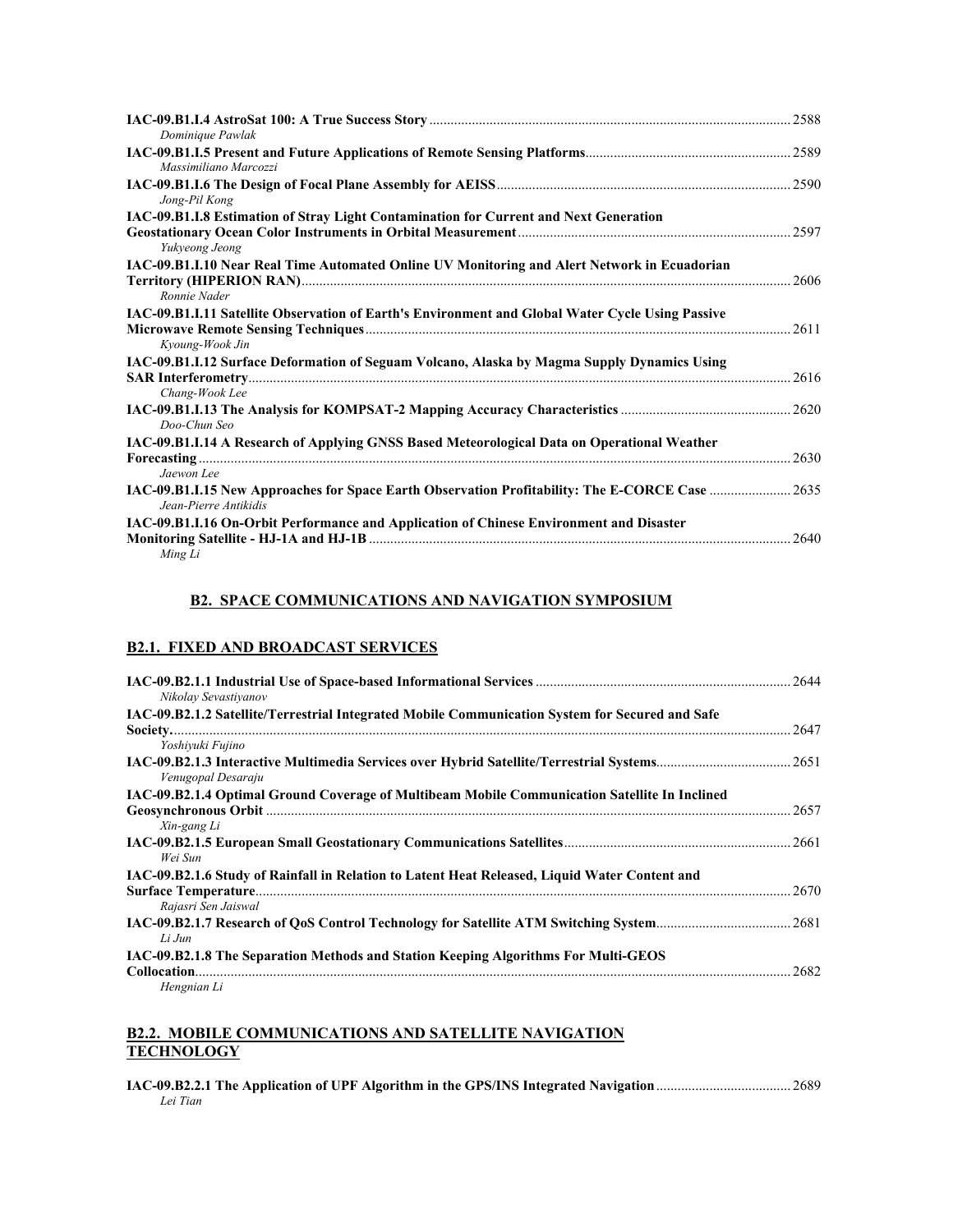**IAC-09.B1.I.4 AstroSat 100: A True Success Story** ........................................ 2588
*Dominique Pawlak*

**IAC-09.B1.I.5 Present and Future Applications of Remote Sensing Platforms** ........................................ 2589
*Massimiliano Marcozzi*

**IAC-09.B1.I.6 The Design of Focal Plane Assembly for AEISS** ........................................ 2590
*Jong-Pil Kong*

**IAC-09.B1.I.8 Estimation of Stray Light Contamination for Current and Next Generation Geostationary Ocean Color Instruments in Orbital Measurement** ........................................ 2597
*Yukyeong Jeong*

**IAC-09.B1.I.10 Near Real Time Automated Online UV Monitoring and Alert Network in Ecuadorian Territory (HIPERION RAN)** ........................................ 2606
*Ronnie Nader*

**IAC-09.B1.I.11 Satellite Observation of Earth's Environment and Global Water Cycle Using Passive Microwave Remote Sensing Techniques** ........................................ 2611
*Kyoung-Wook Jin*

**IAC-09.B1.I.12 Surface Deformation of Seguam Volcano, Alaska by Magma Supply Dynamics Using SAR Interferometry** ........................................ 2616
*Chang-Wook Lee*

**IAC-09.B1.I.13 The Analysis for KOMPSAT-2 Mapping Accuracy Characteristics** ........................................ 2620
*Doo-Chun Seo*

**IAC-09.B1.I.14 A Research of Applying GNSS Based Meteorological Data on Operational Weather Forecasting** ........................................ 2630
*Jaewon Lee*

**IAC-09.B1.I.15 New Approaches for Space Earth Observation Profitability: The E-CORCE Case** ........................................ 2635
*Jean-Pierre Antikidis*

**IAC-09.B1.I.16 On-Orbit Performance and Application of Chinese Environment and Disaster Monitoring Satellite - HJ-1A and HJ-1B** ........................................ 2640
*Ming Li*

## B2. SPACE COMMUNICATIONS AND NAVIGATION SYMPOSIUM

### B2.1. FIXED AND BROADCAST SERVICES

**IAC-09.B2.1.1 Industrial Use of Space-based Informational Services** ........................................ 2644
*Nikolay Sevastiyanov*

**IAC-09.B2.1.2 Satellite/Terrestrial Integrated Mobile Communication System for Secured and Safe Society.** ........................................ 2647
*Yoshiyuki Fujino*

**IAC-09.B2.1.3 Interactive Multimedia Services over Hybrid Satellite/Terrestrial Systems** ........................................ 2651
*Venugopal Desaraju*

**IAC-09.B2.1.4 Optimal Ground Coverage of Multibeam Mobile Communication Satellite In Inclined Geosynchronous Orbit** ........................................ 2657
*Xin-gang Li*

**IAC-09.B2.1.5 European Small Geostationary Communications Satellites** ........................................ 2661
*Wei Sun*

**IAC-09.B2.1.6 Study of Rainfall in Relation to Latent Heat Released, Liquid Water Content and Surface Temperature** ........................................ 2670
*Rajasri Sen Jaiswal*

**IAC-09.B2.1.7 Research of QoS Control Technology for Satellite ATM Switching System** ........................................ 2681
*Li Jun*

**IAC-09.B2.1.8 The Separation Methods and Station Keeping Algorithms For Multi-GEOS Collocation** ........................................ 2682
*Hengnian Li*

### B2.2. MOBILE COMMUNICATIONS AND SATELLITE NAVIGATION TECHNOLOGY

**IAC-09.B2.2.1 The Application of UPF Algorithm in the GPS/INS Integrated Navigation** ........................................ 2689
*Lei Tian*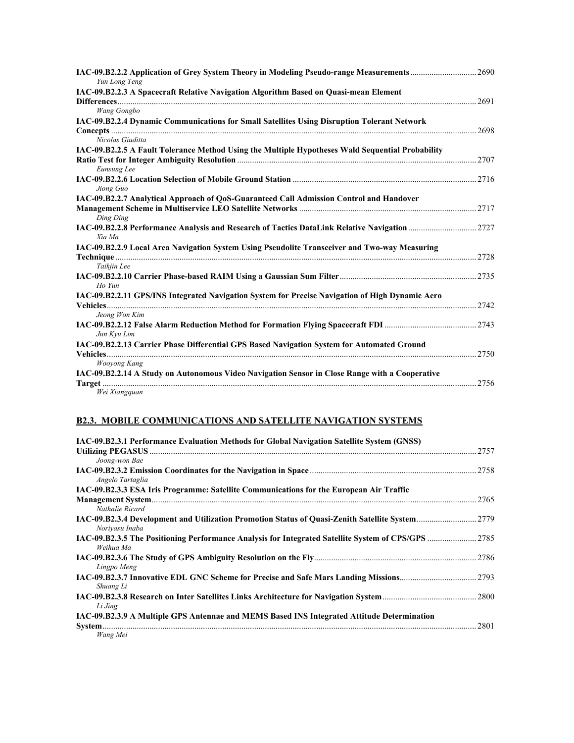**IAC-09.B2.2.2 Application of Grey System Theory in Modeling Pseudo-range Measurements** .............................. 2690
*Yun Long Teng*

**IAC-09.B2.2.3 A Spacecraft Relative Navigation Algorithm Based on Quasi-mean Element Differences** .............................. 2691
*Wang Gongbo*

**IAC-09.B2.2.4 Dynamic Communications for Small Satellites Using Disruption Tolerant Network Concepts** .............................. 2698
*Nicolas Giuditta*

**IAC-09.B2.2.5 A Fault Tolerance Method Using the Multiple Hypotheses Wald Sequential Probability Ratio Test for Integer Ambiguity Resolution** .............................. 2707
*Eunsung Lee*

**IAC-09.B2.2.6 Location Selection of Mobile Ground Station** .............................. 2716
*Jiong Guo*

**IAC-09.B2.2.7 Analytical Approach of QoS-Guaranteed Call Admission Control and Handover Management Scheme in Multiservice LEO Satellite Networks** .............................. 2717
*Ding Ding*

**IAC-09.B2.2.8 Performance Analysis and Research of Tactics DataLink Relative Navigation** .............................. 2727
*Xia Ma*

**IAC-09.B2.2.9 Local Area Navigation System Using Pseudolite Transceiver and Two-way Measuring Technique** .............................. 2728
*Taikjin Lee*

**IAC-09.B2.2.10 Carrier Phase-based RAIM Using a Gaussian Sum Filter** .............................. 2735
*Ho Yun*

**IAC-09.B2.2.11 GPS/INS Integrated Navigation System for Precise Navigation of High Dynamic Aero Vehicles** .............................. 2742
*Jeong Won Kim*

**IAC-09.B2.2.12 False Alarm Reduction Method for Formation Flying Spacecraft FDI** .............................. 2743
*Jun Kyu Lim*

**IAC-09.B2.2.13 Carrier Phase Differential GPS Based Navigation System for Automated Ground Vehicles** .............................. 2750
*Wooyong Kang*

**IAC-09.B2.2.14 A Study on Autonomous Video Navigation Sensor in Close Range with a Cooperative Target** .............................. 2756
*Wei Xiangquan*

## B2.3. MOBILE COMMUNICATIONS AND SATELLITE NAVIGATION SYSTEMS

**IAC-09.B2.3.1 Performance Evaluation Methods for Global Navigation Satellite System (GNSS) Utilizing PEGASUS** .............................. 2757
*Joong-won Bae*

**IAC-09.B2.3.2 Emission Coordinates for the Navigation in Space** .............................. 2758
*Angelo Tartaglia*

**IAC-09.B2.3.3 ESA Iris Programme: Satellite Communications for the European Air Traffic Management System** .............................. 2765
*Nathalie Ricard*

**IAC-09.B2.3.4 Development and Utilization Promotion Status of Quasi-Zenith Satellite System** .............................. 2779
*Noriyasu Inaba*

**IAC-09.B2.3.5 The Positioning Performance Analysis for Integrated Satellite System of CPS/GPS** .............................. 2785
*Weihua Ma*

**IAC-09.B2.3.6 The Study of GPS Ambiguity Resolution on the Fly** .............................. 2786
*Lingpo Meng*

**IAC-09.B2.3.7 Innovative EDL GNC Scheme for Precise and Safe Mars Landing Missions** .............................. 2793
*Shuang Li*

**IAC-09.B2.3.8 Research on Inter Satellites Links Architecture for Navigation System** .............................. 2800
*Li Jing*

**IAC-09.B2.3.9 A Multiple GPS Antennae and MEMS Based INS Integrated Attitude Determination System** .............................. 2801
*Wang Mei*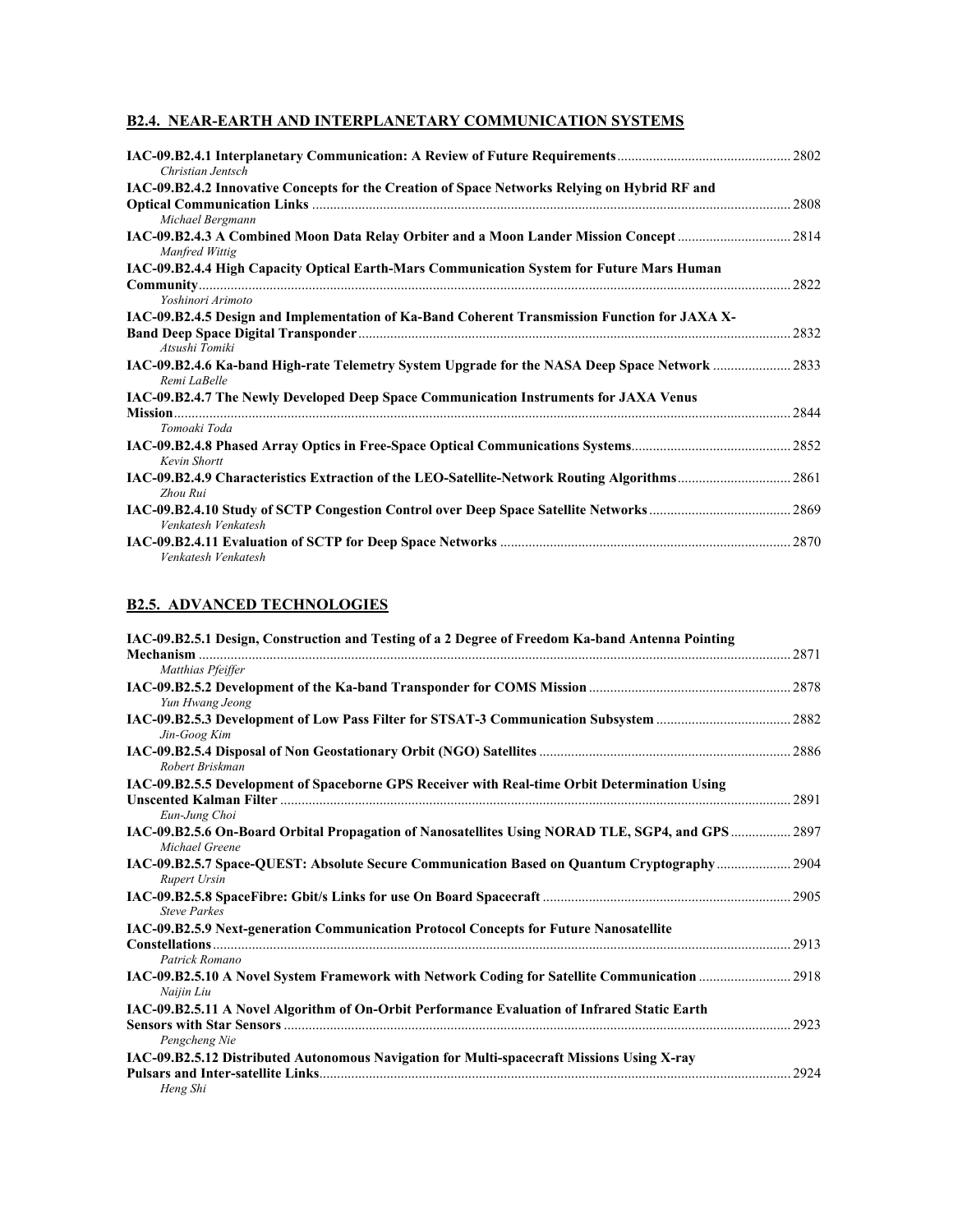## B2.4. NEAR-EARTH AND INTERPLANETARY COMMUNICATION SYSTEMS

**IAC-09.B2.4.1 Interplanetary Communication: A Review of Future Requirements** ........ 2802
*Christian Jentsch*

**IAC-09.B2.4.2 Innovative Concepts for the Creation of Space Networks Relying on Hybrid RF and Optical Communication Links** ........ 2808
*Michael Bergmann*

**IAC-09.B2.4.3 A Combined Moon Data Relay Orbiter and a Moon Lander Mission Concept** ........ 2814
*Manfred Wittig*

**IAC-09.B2.4.4 High Capacity Optical Earth-Mars Communication System for Future Mars Human Community** ........ 2822
*Yoshinori Arimoto*

**IAC-09.B2.4.5 Design and Implementation of Ka-Band Coherent Transmission Function for JAXA X-Band Deep Space Digital Transponder** ........ 2832
*Atsushi Tomiki*

**IAC-09.B2.4.6 Ka-band High-rate Telemetry System Upgrade for the NASA Deep Space Network** ........ 2833
*Remi LaBelle*

**IAC-09.B2.4.7 The Newly Developed Deep Space Communication Instruments for JAXA Venus Mission** ........ 2844
*Tomoaki Toda*

**IAC-09.B2.4.8 Phased Array Optics in Free-Space Optical Communications Systems** ........ 2852
*Kevin Shortt*

**IAC-09.B2.4.9 Characteristics Extraction of the LEO-Satellite-Network Routing Algorithms** ........ 2861
*Zhou Rui*

**IAC-09.B2.4.10 Study of SCTP Congestion Control over Deep Space Satellite Networks** ........ 2869
*Venkatesh Venkatesh*

**IAC-09.B2.4.11 Evaluation of SCTP for Deep Space Networks** ........ 2870
*Venkatesh Venkatesh*

## B2.5. ADVANCED TECHNOLOGIES

**IAC-09.B2.5.1 Design, Construction and Testing of a 2 Degree of Freedom Ka-band Antenna Pointing Mechanism** ........ 2871
*Matthias Pfeiffer*

**IAC-09.B2.5.2 Development of the Ka-band Transponder for COMS Mission** ........ 2878
*Yun Hwang Jeong*

**IAC-09.B2.5.3 Development of Low Pass Filter for STSAT-3 Communication Subsystem** ........ 2882
*Jin-Goog Kim*

**IAC-09.B2.5.4 Disposal of Non Geostationary Orbit (NGO) Satellites** ........ 2886
*Robert Briskman*

**IAC-09.B2.5.5 Development of Spaceborne GPS Receiver with Real-time Orbit Determination Using Unscented Kalman Filter** ........ 2891
*Eun-Jung Choi*

**IAC-09.B2.5.6 On-Board Orbital Propagation of Nanosatellites Using NORAD TLE, SGP4, and GPS** ........ 2897
*Michael Greene*

**IAC-09.B2.5.7 Space-QUEST: Absolute Secure Communication Based on Quantum Cryptography** ........ 2904
*Rupert Ursin*

**IAC-09.B2.5.8 SpaceFibre: Gbit/s Links for use On Board Spacecraft** ........ 2905
*Steve Parkes*

**IAC-09.B2.5.9 Next-generation Communication Protocol Concepts for Future Nanosatellite Constellations** ........ 2913
*Patrick Romano*

**IAC-09.B2.5.10 A Novel System Framework with Network Coding for Satellite Communication** ........ 2918
*Naijin Liu*

**IAC-09.B2.5.11 A Novel Algorithm of On-Orbit Performance Evaluation of Infrared Static Earth Sensors with Star Sensors** ........ 2923
*Pengcheng Nie*

**IAC-09.B2.5.12 Distributed Autonomous Navigation for Multi-spacecraft Missions Using X-ray Pulsars and Inter-satellite Links** ........ 2924
*Heng Shi*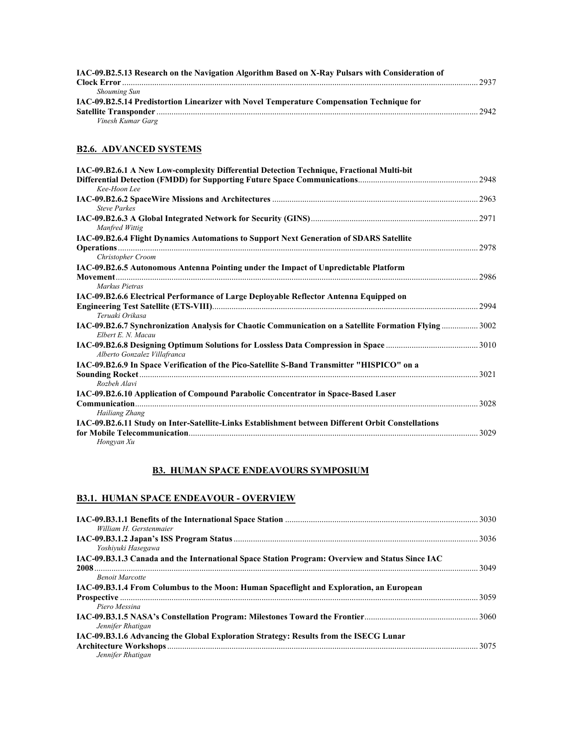**IAC-09.B2.5.13 Research on the Navigation Algorithm Based on X-Ray Pulsars with Consideration of Clock Error** ........ 2937
*Shouming Sun*

**IAC-09.B2.5.14 Predistortion Linearizer with Novel Temperature Compensation Technique for Satellite Transponder** ........ 2942
*Vinesh Kumar Garg*

## B2.6. ADVANCED SYSTEMS

**IAC-09.B2.6.1 A New Low-complexity Differential Detection Technique, Fractional Multi-bit Differential Detection (FMDD) for Supporting Future Space Communications** ........ 2948
*Kee-Hoon Lee*

**IAC-09.B2.6.2 SpaceWire Missions and Architectures** ........ 2963
*Steve Parkes*

**IAC-09.B2.6.3 A Global Integrated Network for Security (GINS)** ........ 2971
*Manfred Wittig*

**IAC-09.B2.6.4 Flight Dynamics Automations to Support Next Generation of SDARS Satellite Operations** ........ 2978
*Christopher Croom*

**IAC-09.B2.6.5 Autonomous Antenna Pointing under the Impact of Unpredictable Platform Movement** ........ 2986
*Markus Pietras*

**IAC-09.B2.6.6 Electrical Performance of Large Deployable Reflector Antenna Equipped on Engineering Test Satellite (ETS-VIII)** ........ 2994
*Teruaki Orikasa*

**IAC-09.B2.6.7 Synchronization Analysis for Chaotic Communication on a Satellite Formation Flying** ........ 3002
*Elbert E. N. Macau*

**IAC-09.B2.6.8 Designing Optimum Solutions for Lossless Data Compression in Space** ........ 3010
*Alberto Gonzalez Villafranca*

**IAC-09.B2.6.9 In Space Verification of the Pico-Satellite S-Band Transmitter "HISPICO" on a Sounding Rocket** ........ 3021
*Rozbeh Alavi*

**IAC-09.B2.6.10 Application of Compound Parabolic Concentrator in Space-Based Laser Communication** ........ 3028
*Hailiang Zhang*

**IAC-09.B2.6.11 Study on Inter-Satellite-Links Establishment between Different Orbit Constellations for Mobile Telecommunication** ........ 3029
*Hongyan Xu*

# B3. HUMAN SPACE ENDEAVOURS SYMPOSIUM

## B3.1. HUMAN SPACE ENDEAVOUR - OVERVIEW

**IAC-09.B3.1.1 Benefits of the International Space Station** ........ 3030
*William H. Gerstenmaier*

**IAC-09.B3.1.2 Japan's ISS Program Status** ........ 3036
*Yoshiyuki Hasegawa*

**IAC-09.B3.1.3 Canada and the International Space Station Program: Overview and Status Since IAC 2008** ........ 3049
*Benoit Marcotte*

**IAC-09.B3.1.4 From Columbus to the Moon: Human Spaceflight and Exploration, an European Prospective** ........ 3059
*Piero Messina*

**IAC-09.B3.1.5 NASA's Constellation Program: Milestones Toward the Frontier** ........ 3060
*Jennifer Rhatigan*

**IAC-09.B3.1.6 Advancing the Global Exploration Strategy: Results from the ISECG Lunar Architecture Workshops** ........ 3075
*Jennifer Rhatigan*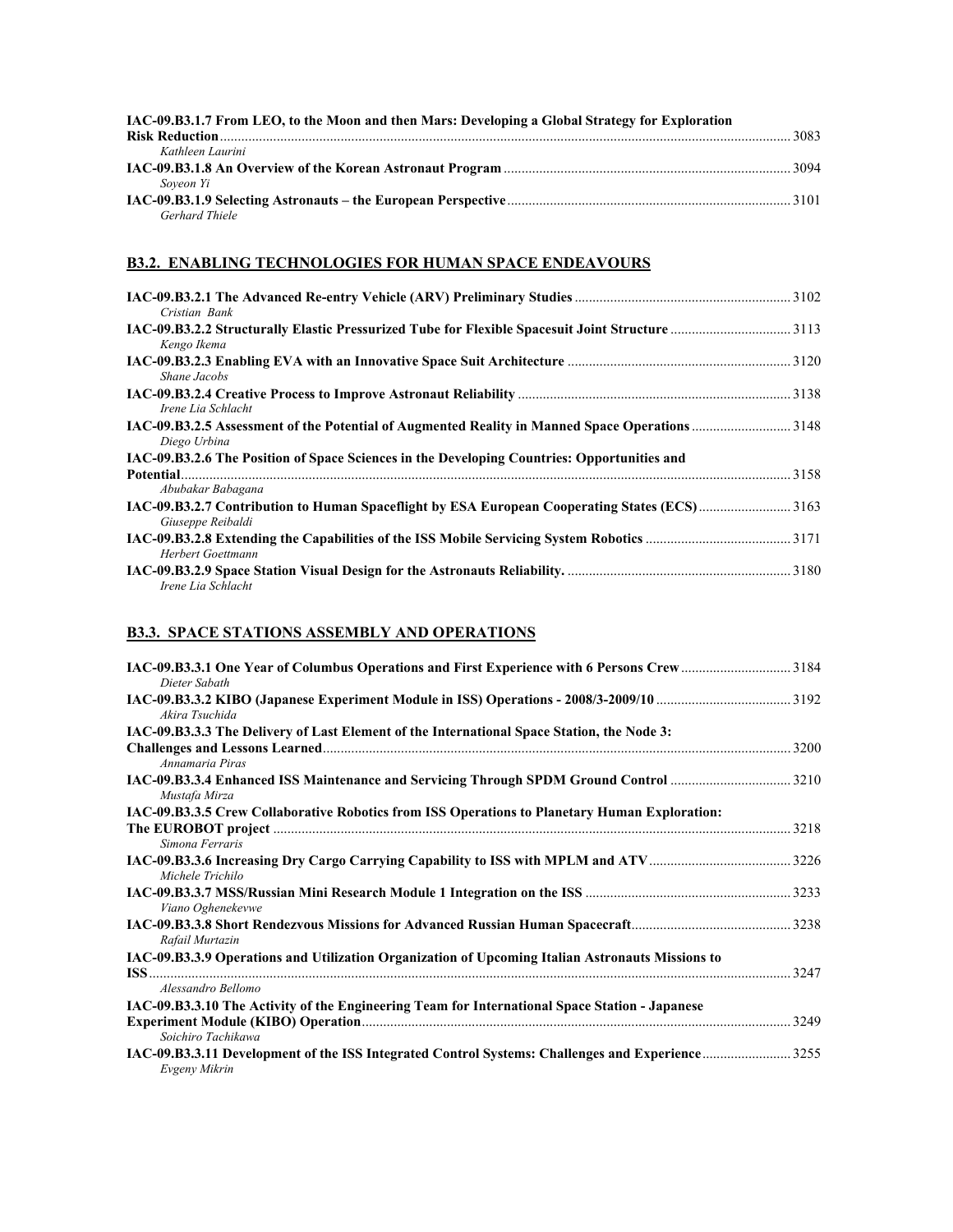**IAC-09.B3.1.7 From LEO, to the Moon and then Mars: Developing a Global Strategy for Exploration Risk Reduction** ........ 3083
*Kathleen Laurini*

**IAC-09.B3.1.8 An Overview of the Korean Astronaut Program** ........ 3094
*Soyeon Yi*

**IAC-09.B3.1.9 Selecting Astronauts – the European Perspective** ........ 3101
*Gerhard Thiele*

## B3.2. ENABLING TECHNOLOGIES FOR HUMAN SPACE ENDEAVOURS

**IAC-09.B3.2.1 The Advanced Re-entry Vehicle (ARV) Preliminary Studies** ........ 3102
*Cristian Bank*

**IAC-09.B3.2.2 Structurally Elastic Pressurized Tube for Flexible Spacesuit Joint Structure** ........ 3113
*Kengo Ikema*

**IAC-09.B3.2.3 Enabling EVA with an Innovative Space Suit Architecture** ........ 3120
*Shane Jacobs*

**IAC-09.B3.2.4 Creative Process to Improve Astronaut Reliability** ........ 3138
*Irene Lia Schlacht*

**IAC-09.B3.2.5 Assessment of the Potential of Augmented Reality in Manned Space Operations** ........ 3148
*Diego Urbina*

**IAC-09.B3.2.6 The Position of Space Sciences in the Developing Countries: Opportunities and Potential** ........ 3158
*Abubakar Babagana*

**IAC-09.B3.2.7 Contribution to Human Spaceflight by ESA European Cooperating States (ECS)** ........ 3163
*Giuseppe Reibaldi*

**IAC-09.B3.2.8 Extending the Capabilities of the ISS Mobile Servicing System Robotics** ........ 3171
*Herbert Goettmann*

**IAC-09.B3.2.9 Space Station Visual Design for the Astronauts Reliability.** ........ 3180
*Irene Lia Schlacht*

## B3.3. SPACE STATIONS ASSEMBLY AND OPERATIONS

**IAC-09.B3.3.1 One Year of Columbus Operations and First Experience with 6 Persons Crew** ........ 3184
*Dieter Sabath*

**IAC-09.B3.3.2 KIBO (Japanese Experiment Module in ISS) Operations - 2008/3-2009/10** ........ 3192
*Akira Tsuchida*

**IAC-09.B3.3.3 The Delivery of Last Element of the International Space Station, the Node 3: Challenges and Lessons Learned** ........ 3200
*Annamaria Piras*

**IAC-09.B3.3.4 Enhanced ISS Maintenance and Servicing Through SPDM Ground Control** ........ 3210
*Mustafa Mirza*

**IAC-09.B3.3.5 Crew Collaborative Robotics from ISS Operations to Planetary Human Exploration: The EUROBOT project** ........ 3218
*Simona Ferraris*

**IAC-09.B3.3.6 Increasing Dry Cargo Carrying Capability to ISS with MPLM and ATV** ........ 3226
*Michele Trichilo*

**IAC-09.B3.3.7 MSS/Russian Mini Research Module 1 Integration on the ISS** ........ 3233
*Viano Oghenekevwe*

**IAC-09.B3.3.8 Short Rendezvous Missions for Advanced Russian Human Spacecraft** ........ 3238
*Rafail Murtazin*

**IAC-09.B3.3.9 Operations and Utilization Organization of Upcoming Italian Astronauts Missions to ISS** ........ 3247
*Alessandro Bellomo*

**IAC-09.B3.3.10 The Activity of the Engineering Team for International Space Station - Japanese Experiment Module (KIBO) Operation** ........ 3249
*Soichiro Tachikawa*

**IAC-09.B3.3.11 Development of the ISS Integrated Control Systems: Challenges and Experience** ........ 3255
*Evgeny Mikrin*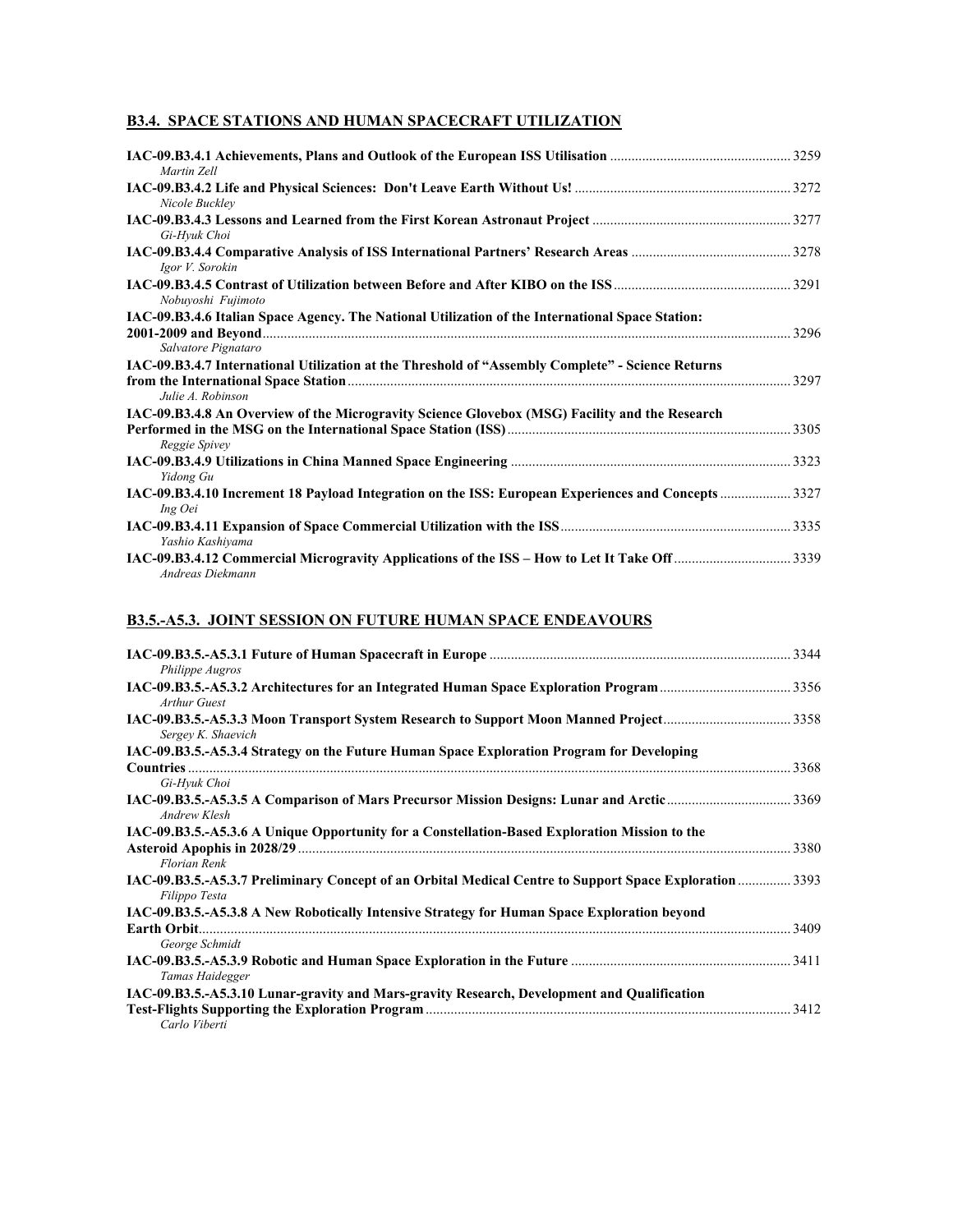## B3.4. SPACE STATIONS AND HUMAN SPACECRAFT UTILIZATION

**IAC-09.B3.4.1 Achievements, Plans and Outlook of the European ISS Utilisation** .................................................. 3259
*Martin Zell*

**IAC-09.B3.4.2 Life and Physical Sciences: Don't Leave Earth Without Us!** ............................................................ 3272
*Nicole Buckley*

**IAC-09.B3.4.3 Lessons and Learned from the First Korean Astronaut Project** ....................................................... 3277
*Gi-Hyuk Choi*

**IAC-09.B3.4.4 Comparative Analysis of ISS International Partners' Research Areas** ............................................ 3278
*Igor V. Sorokin*

**IAC-09.B3.4.5 Contrast of Utilization between Before and After KIBO on the ISS** ................................................. 3291
*Nobuyoshi Fujimoto*

**IAC-09.B3.4.6 Italian Space Agency. The National Utilization of the International Space Station: 2001-2009 and Beyond** .................................................................................................................................................. 3296
*Salvatore Pignataro*

**IAC-09.B3.4.7 International Utilization at the Threshold of "Assembly Complete" - Science Returns from the International Space Station** .......................................................................................................................... 3297
*Julie A. Robinson*

**IAC-09.B3.4.8 An Overview of the Microgravity Science Glovebox (MSG) Facility and the Research Performed in the MSG on the International Space Station (ISS)** .............................................................................. 3305
*Reggie Spivey*

**IAC-09.B3.4.9 Utilizations in China Manned Space Engineering** .............................................................................. 3323
*Yidong Gu*

**IAC-09.B3.4.10 Increment 18 Payload Integration on the ISS: European Experiences and Concepts** .................... 3327
*Ing Oei*

**IAC-09.B3.4.11 Expansion of Space Commercial Utilization with the ISS** ................................................................ 3335
*Yashio Kashiyama*

**IAC-09.B3.4.12 Commercial Microgravity Applications of the ISS – How to Let It Take Off** ................................ 3339
*Andreas Diekmann*

## B3.5.-A5.3. JOINT SESSION ON FUTURE HUMAN SPACE ENDEAVOURS

**IAC-09.B3.5.-A5.3.1 Future of Human Spacecraft in Europe** .................................................................................... 3344
*Philippe Augros*

**IAC-09.B3.5.-A5.3.2 Architectures for an Integrated Human Space Exploration Program** ..................................... 3356
*Arthur Guest*

**IAC-09.B3.5.-A5.3.3 Moon Transport System Research to Support Moon Manned Project** .................................... 3358
*Sergey K. Shaevich*

**IAC-09.B3.5.-A5.3.4 Strategy on the Future Human Space Exploration Program for Developing Countries** ......................................................................................................................................................... 3368
*Gi-Hyuk Choi*

**IAC-09.B3.5.-A5.3.5 A Comparison of Mars Precursor Mission Designs: Lunar and Arctic** .................................. 3369
*Andrew Klesh*

**IAC-09.B3.5.-A5.3.6 A Unique Opportunity for a Constellation-Based Exploration Mission to the Asteroid Apophis in 2028/29** ......................................................................................................................................... 3380
*Florian Renk*

**IAC-09.B3.5.-A5.3.7 Preliminary Concept of an Orbital Medical Centre to Support Space Exploration** ............... 3393
*Filippo Testa*

**IAC-09.B3.5.-A5.3.8 A New Robotically Intensive Strategy for Human Space Exploration beyond Earth Orbit** ....................................................................................................................................................... 3409
*George Schmidt*

**IAC-09.B3.5.-A5.3.9 Robotic and Human Space Exploration in the Future** ............................................................. 3411
*Tamas Haidegger*

**IAC-09.B3.5.-A5.3.10 Lunar-gravity and Mars-gravity Research, Development and Qualification Test-Flights Supporting the Exploration Program** ...................................................................................................... 3412
*Carlo Viberti*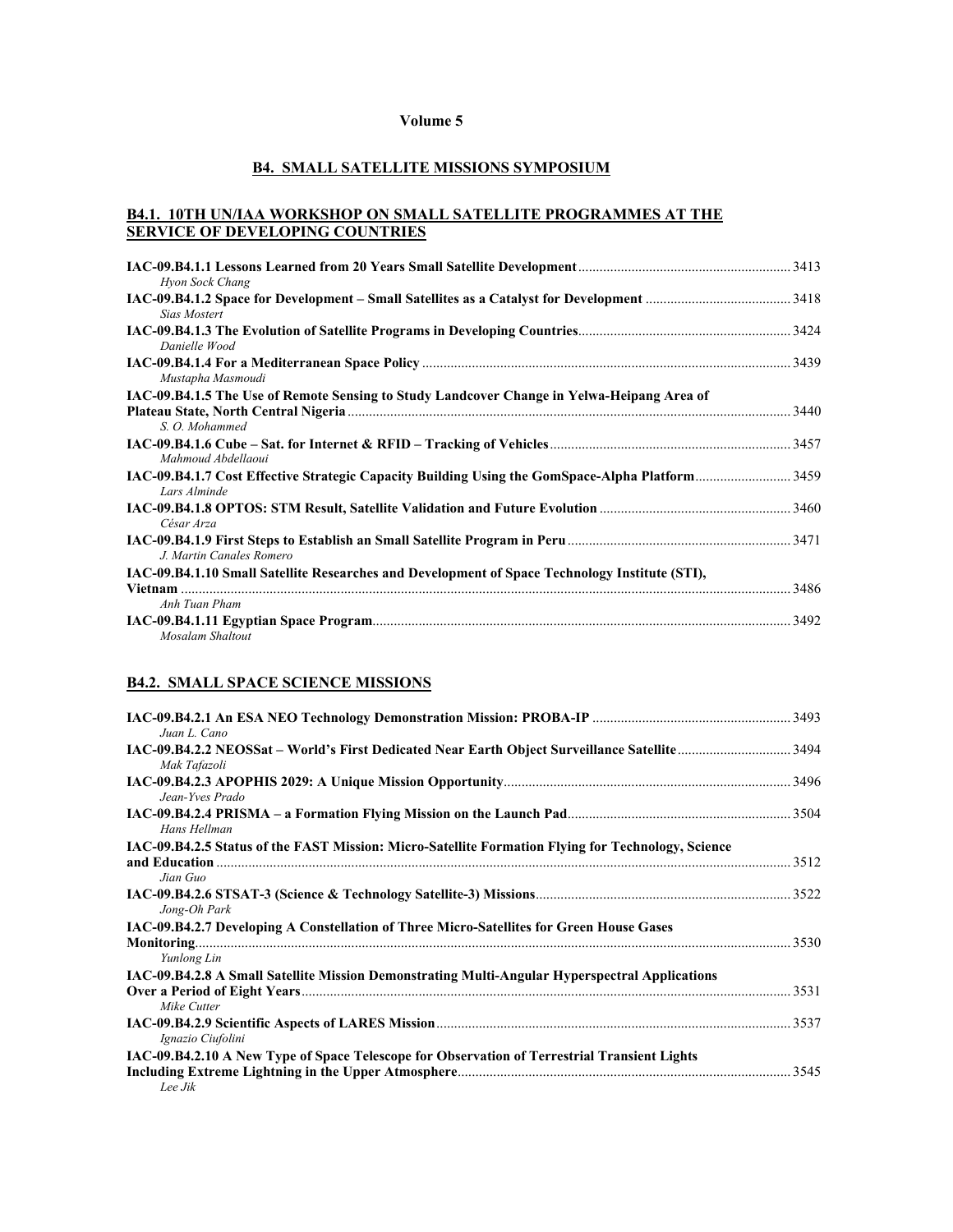Volume 5

## B4. SMALL SATELLITE MISSIONS SYMPOSIUM

### B4.1. 10TH UN/IAA WORKSHOP ON SMALL SATELLITE PROGRAMMES AT THE SERVICE OF DEVELOPING COUNTRIES

**IAC-09.B4.1.1 Lessons Learned from 20 Years Small Satellite Development** ........ 3413
*Hyon Sock Chang*

**IAC-09.B4.1.2 Space for Development – Small Satellites as a Catalyst for Development** ........ 3418
*Sias Mostert*

**IAC-09.B4.1.3 The Evolution of Satellite Programs in Developing Countries** ........ 3424
*Danielle Wood*

**IAC-09.B4.1.4 For a Mediterranean Space Policy** ........ 3439
*Mustapha Masmoudi*

**IAC-09.B4.1.5 The Use of Remote Sensing to Study Landcover Change in Yelwa-Heipang Area of Plateau State, North Central Nigeria** ........ 3440
*S. O. Mohammed*

**IAC-09.B4.1.6 Cube – Sat. for Internet & RFID – Tracking of Vehicles** ........ 3457
*Mahmoud Abdellaoui*

**IAC-09.B4.1.7 Cost Effective Strategic Capacity Building Using the GomSpace-Alpha Platform** ........ 3459
*Lars Alminde*

**IAC-09.B4.1.8 OPTOS: STM Result, Satellite Validation and Future Evolution** ........ 3460
*César Arza*

**IAC-09.B4.1.9 First Steps to Establish an Small Satellite Program in Peru** ........ 3471
*J. Martin Canales Romero*

**IAC-09.B4.1.10 Small Satellite Researches and Development of Space Technology Institute (STI), Vietnam** ........ 3486
*Anh Tuan Pham*

**IAC-09.B4.1.11 Egyptian Space Program** ........ 3492
*Mosalam Shaltout*

### B4.2. SMALL SPACE SCIENCE MISSIONS

**IAC-09.B4.2.1 An ESA NEO Technology Demonstration Mission: PROBA-IP** ........ 3493
*Juan L. Cano*

**IAC-09.B4.2.2 NEOSSat – World's First Dedicated Near Earth Object Surveillance Satellite** ........ 3494
*Mak Tafazoli*

**IAC-09.B4.2.3 APOPHIS 2029: A Unique Mission Opportunity** ........ 3496
*Jean-Yves Prado*

**IAC-09.B4.2.4 PRISMA – a Formation Flying Mission on the Launch Pad** ........ 3504
*Hans Hellman*

**IAC-09.B4.2.5 Status of the FAST Mission: Micro-Satellite Formation Flying for Technology, Science and Education** ........ 3512
*Jian Guo*

**IAC-09.B4.2.6 STSAT-3 (Science & Technology Satellite-3) Missions** ........ 3522
*Jong-Oh Park*

**IAC-09.B4.2.7 Developing A Constellation of Three Micro-Satellites for Green House Gases Monitoring** ........ 3530
*Yunlong Lin*

**IAC-09.B4.2.8 A Small Satellite Mission Demonstrating Multi-Angular Hyperspectral Applications Over a Period of Eight Years** ........ 3531
*Mike Cutter*

**IAC-09.B4.2.9 Scientific Aspects of LARES Mission** ........ 3537
*Ignazio Ciufolini*

**IAC-09.B4.2.10 A New Type of Space Telescope for Observation of Terrestrial Transient Lights Including Extreme Lightning in the Upper Atmosphere** ........ 3545
*Lee Jik*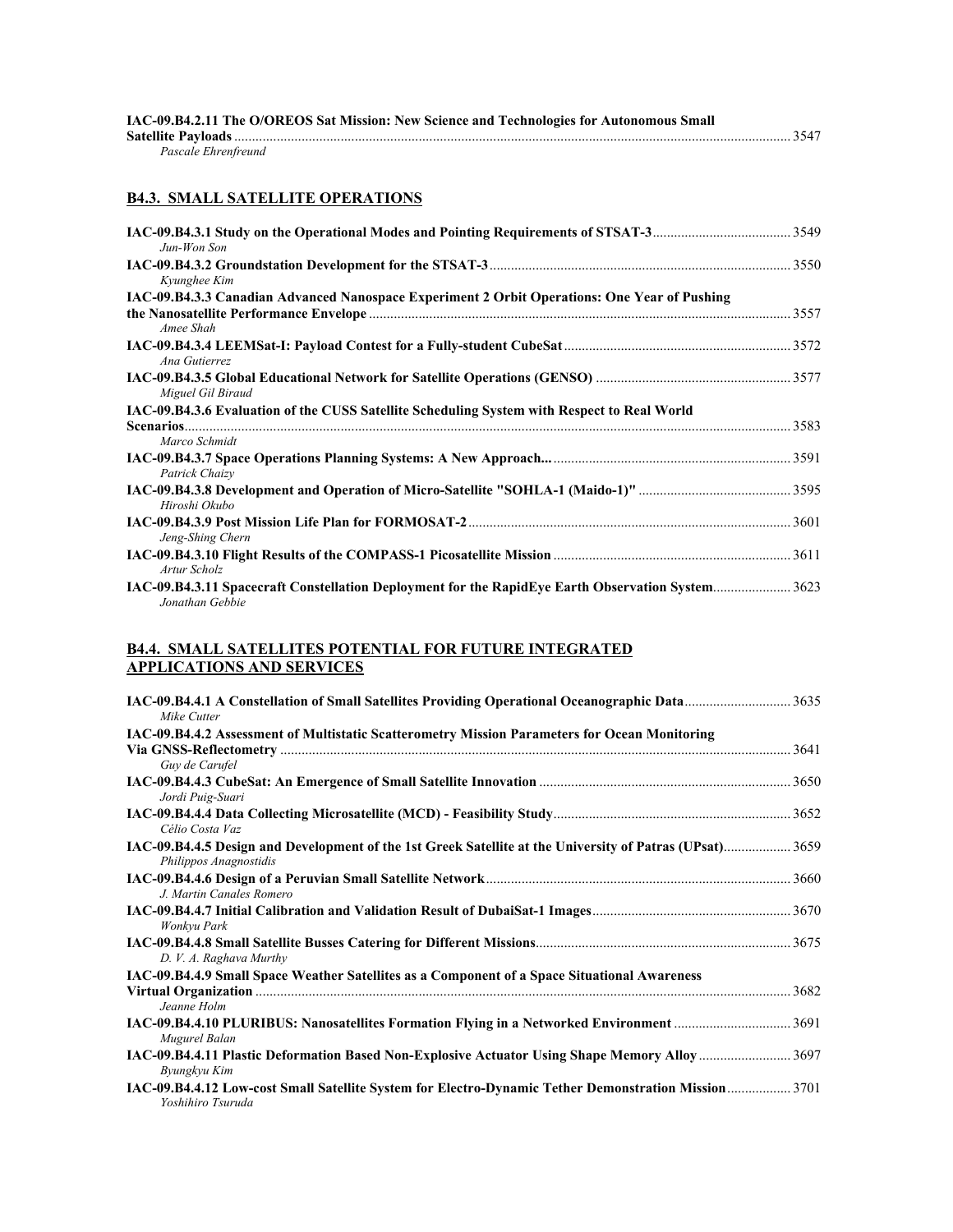**IAC-09.B4.2.11 The O/OREOS Sat Mission: New Science and Technologies for Autonomous Small Satellite Payloads** ........................................................................................................................................................ 3547
*Pascale Ehrenfreund*

## B4.3. SMALL SATELLITE OPERATIONS

**IAC-09.B4.3.1 Study on the Operational Modes and Pointing Requirements of STSAT-3**...................................... 3549
*Jun-Won Son*

**IAC-09.B4.3.2 Groundstation Development for the STSAT-3**.................................................................................. 3550
*Kyunghee Kim*

**IAC-09.B4.3.3 Canadian Advanced Nanospace Experiment 2 Orbit Operations: One Year of Pushing the Nanosatellite Performance Envelope** ..................................................................................................................... 3557
*Amee Shah*

**IAC-09.B4.3.4 LEEMSat-I: Payload Contest for a Fully-student CubeSat**............................................................... 3572
*Ana Gutierrez*

**IAC-09.B4.3.5 Global Educational Network for Satellite Operations (GENSO)** ...................................................... 3577
*Miguel Gil Biraud*

**IAC-09.B4.3.6 Evaluation of the CUSS Satellite Scheduling System with Respect to Real World Scenarios**............................................................................................................................................................ 3583
*Marco Schmidt*

**IAC-09.B4.3.7 Space Operations Planning Systems: A New Approach...**.................................................................. 3591
*Patrick Chaizy*

**IAC-09.B4.3.8 Development and Operation of Micro-Satellite "SOHLA-1 (Maido-1)"** .......................................... 3595
*Hiroshi Okubo*

**IAC-09.B4.3.9 Post Mission Life Plan for FORMOSAT-2**.......................................................................................... 3601
*Jeng-Shing Chern*

**IAC-09.B4.3.10 Flight Results of the COMPASS-1 Picosatellite Mission** .................................................................. 3611
*Artur Scholz*

**IAC-09.B4.3.11 Spacecraft Constellation Deployment for the RapidEye Earth Observation System**..................... 3623
*Jonathan Gebbie*

## B4.4. SMALL SATELLITES POTENTIAL FOR FUTURE INTEGRATED APPLICATIONS AND SERVICES

**IAC-09.B4.4.1 A Constellation of Small Satellites Providing Operational Oceanographic Data**............................. 3635
*Mike Cutter*

**IAC-09.B4.4.2 Assessment of Multistatic Scatterometry Mission Parameters for Ocean Monitoring Via GNSS-Reflectometry** ............................................................................................................................................. 3641
*Guy de Carufel*

**IAC-09.B4.4.3 CubeSat: An Emergence of Small Satellite Innovation** ..................................................................... 3650
*Jordi Puig-Suari*

**IAC-09.B4.4.4 Data Collecting Microsatellite (MCD) - Feasibility Study**.................................................................. 3652
*Célio Costa Vaz*

**IAC-09.B4.4.5 Design and Development of the 1st Greek Satellite at the University of Patras (UPsat)**.................. 3659
*Philippos Anagnostidis*

**IAC-09.B4.4.6 Design of a Peruvian Small Satellite Network**..................................................................................... 3660
*J. Martin Canales Romero*

**IAC-09.B4.4.7 Initial Calibration and Validation Result of DubaiSat-1 Images**....................................................... 3670
*Wonkyu Park*

**IAC-09.B4.4.8 Small Satellite Busses Catering for Different Missions**...................................................................... 3675
*D. V. A. Raghava Murthy*

**IAC-09.B4.4.9 Small Space Weather Satellites as a Component of a Space Situational Awareness Virtual Organization** .................................................................................................................................................... 3682
*Jeanne Holm*

**IAC-09.B4.4.10 PLURIBUS: Nanosatellites Formation Flying in a Networked Environment** ................................. 3691
*Mugurel Balan*

**IAC-09.B4.4.11 Plastic Deformation Based Non-Explosive Actuator Using Shape Memory Alloy** .......................... 3697
*Byungkyu Kim*

**IAC-09.B4.4.12 Low-cost Small Satellite System for Electro-Dynamic Tether Demonstration Mission**................. 3701
*Yoshihiro Tsuruda*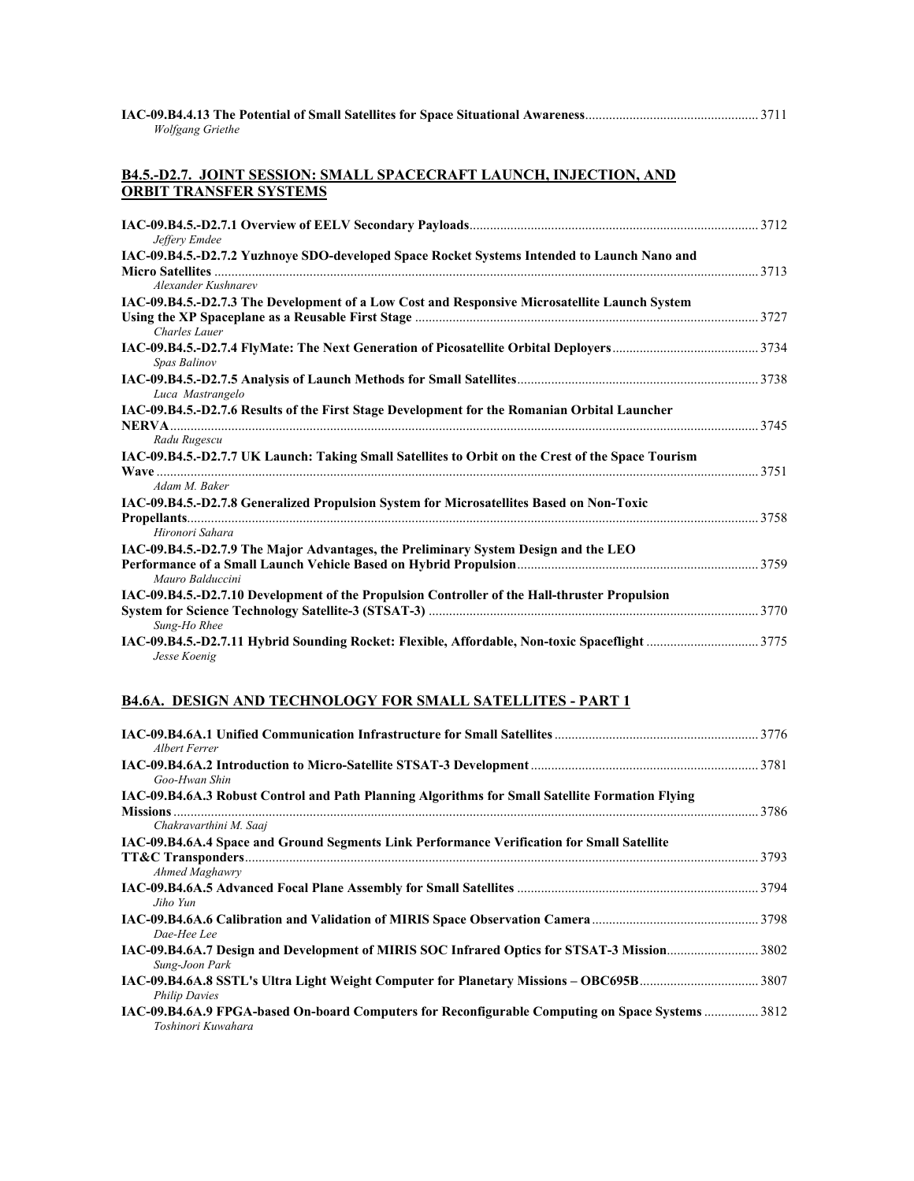**IAC-09.B4.4.13 The Potential of Small Satellites for Space Situational Awareness** .................................................. 3711
*Wolfgang Griethe*

## B4.5.-D2.7. JOINT SESSION: SMALL SPACECRAFT LAUNCH, INJECTION, AND ORBIT TRANSFER SYSTEMS

**IAC-09.B4.5.-D2.7.1 Overview of EELV Secondary Payloads** ..................................................................................... 3712
*Jeffery Emdee*

**IAC-09.B4.5.-D2.7.2 Yuzhnoye SDO-developed Space Rocket Systems Intended to Launch Nano and Micro Satellites** ................................................................................................................................................ 3713
*Alexander Kushnarev*

**IAC-09.B4.5.-D2.7.3 The Development of a Low Cost and Responsive Microsatellite Launch System Using the XP Spaceplane as a Reusable First Stage** ..................................................................................................... 3727
*Charles Lauer*

**IAC-09.B4.5.-D2.7.4 FlyMate: The Next Generation of Picosatellite Orbital Deployers** .......................................... 3734
*Spas Balinov*

**IAC-09.B4.5.-D2.7.5 Analysis of Launch Methods for Small Satellites** ...................................................................... 3738
*Luca Mastrangelo*

**IAC-09.B4.5.-D2.7.6 Results of the First Stage Development for the Romanian Orbital Launcher NERVA** ............................................................................................................................................................. 3745
*Radu Rugescu*

**IAC-09.B4.5.-D2.7.7 UK Launch: Taking Small Satellites to Orbit on the Crest of the Space Tourism Wave** ............................................................................................................................................................... 3751
*Adam M. Baker*

**IAC-09.B4.5.-D2.7.8 Generalized Propulsion System for Microsatellites Based on Non-Toxic Propellants** ....................................................................................................................................................... 3758
*Hironori Sahara*

**IAC-09.B4.5.-D2.7.9 The Major Advantages, the Preliminary System Design and the LEO Performance of a Small Launch Vehicle Based on Hybrid Propulsion** ...................................................................... 3759
*Mauro Balduccini*

**IAC-09.B4.5.-D2.7.10 Development of the Propulsion Controller of the Hall-thruster Propulsion System for Science Technology Satellite-3 (STSAT-3)** ................................................................................................ 3770
*Sung-Ho Rhee*

**IAC-09.B4.5.-D2.7.11 Hybrid Sounding Rocket: Flexible, Affordable, Non-toxic Spaceflight** ................................ 3775
*Jesse Koenig*

## B4.6A. DESIGN AND TECHNOLOGY FOR SMALL SATELLITES - PART 1

**IAC-09.B4.6A.1 Unified Communication Infrastructure for Small Satellites** ............................................................ 3776
*Albert Ferrer*

**IAC-09.B4.6A.2 Introduction to Micro-Satellite STSAT-3 Development** .................................................................. 3781
*Goo-Hwan Shin*

**IAC-09.B4.6A.3 Robust Control and Path Planning Algorithms for Small Satellite Formation Flying Missions** ......................................................................................................................................................... 3786
*Chakravarthini M. Saaj*

**IAC-09.B4.6A.4 Space and Ground Segments Link Performance Verification for Small Satellite TT&C Transponders** ..................................................................................................................................... 3793
*Ahmed Maghawry*

**IAC-09.B4.6A.5 Advanced Focal Plane Assembly for Small Satellites** ...................................................................... 3794
*Jiho Yun*

**IAC-09.B4.6A.6 Calibration and Validation of MIRIS Space Observation Camera** ................................................. 3798
*Dae-Hee Lee*

**IAC-09.B4.6A.7 Design and Development of MIRIS SOC Infrared Optics for STSAT-3 Mission** ........................... 3802
*Sung-Joon Park*

**IAC-09.B4.6A.8 SSTL's Ultra Light Weight Computer for Planetary Missions – OBC695B** .................................. 3807
*Philip Davies*

**IAC-09.B4.6A.9 FPGA-based On-board Computers for Reconfigurable Computing on Space Systems** ................ 3812
*Toshinori Kuwahara*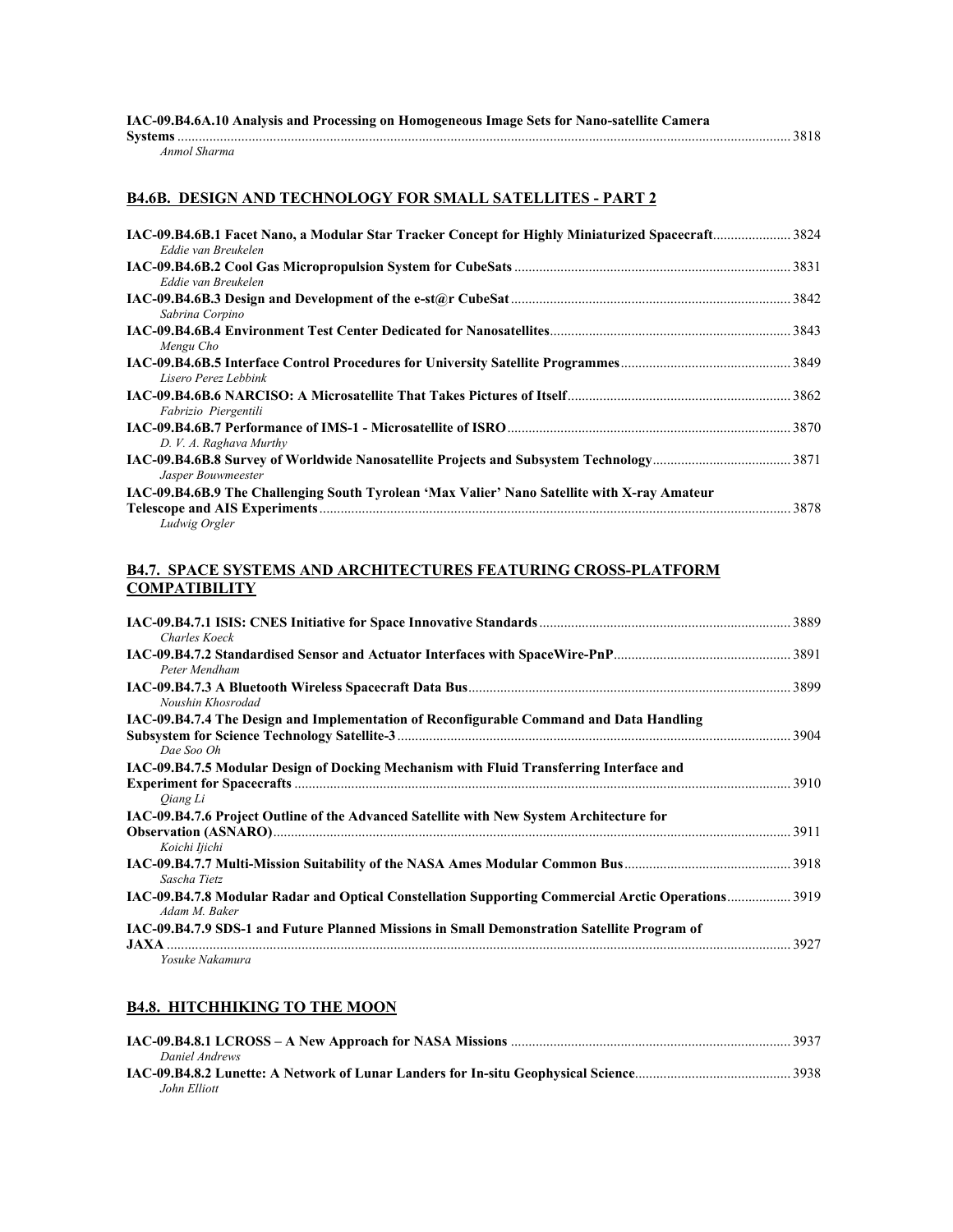**IAC-09.B4.6A.10 Analysis and Processing on Homogeneous Image Sets for Nano-satellite Camera Systems** ........ 3818
*Anmol Sharma*

## B4.6B. DESIGN AND TECHNOLOGY FOR SMALL SATELLITES - PART 2

**IAC-09.B4.6B.1 Facet Nano, a Modular Star Tracker Concept for Highly Miniaturized Spacecraft** ........ 3824
*Eddie van Breukelen*

**IAC-09.B4.6B.2 Cool Gas Micropropulsion System for CubeSats** ........ 3831
*Eddie van Breukelen*

**IAC-09.B4.6B.3 Design and Development of the e-st@r CubeSat** ........ 3842
*Sabrina Corpino*

**IAC-09.B4.6B.4 Environment Test Center Dedicated for Nanosatellites** ........ 3843
*Mengu Cho*

**IAC-09.B4.6B.5 Interface Control Procedures for University Satellite Programmes** ........ 3849
*Lisero Perez Lebbink*

**IAC-09.B4.6B.6 NARCISO: A Microsatellite That Takes Pictures of Itself** ........ 3862
*Fabrizio Piergentili*

**IAC-09.B4.6B.7 Performance of IMS-1 - Microsatellite of ISRO** ........ 3870
*D. V. A. Raghava Murthy*

**IAC-09.B4.6B.8 Survey of Worldwide Nanosatellite Projects and Subsystem Technology** ........ 3871
*Jasper Bouwmeester*

**IAC-09.B4.6B.9 The Challenging South Tyrolean 'Max Valier' Nano Satellite with X-ray Amateur Telescope and AIS Experiments** ........ 3878
*Ludwig Orgler*

## B4.7. SPACE SYSTEMS AND ARCHITECTURES FEATURING CROSS-PLATFORM COMPATIBILITY

**IAC-09.B4.7.1 ISIS: CNES Initiative for Space Innovative Standards** ........ 3889
*Charles Koeck*

**IAC-09.B4.7.2 Standardised Sensor and Actuator Interfaces with SpaceWire-PnP** ........ 3891
*Peter Mendham*

**IAC-09.B4.7.3 A Bluetooth Wireless Spacecraft Data Bus** ........ 3899
*Noushin Khosrodad*

**IAC-09.B4.7.4 The Design and Implementation of Reconfigurable Command and Data Handling Subsystem for Science Technology Satellite-3** ........ 3904
*Dae Soo Oh*

**IAC-09.B4.7.5 Modular Design of Docking Mechanism with Fluid Transferring Interface and Experiment for Spacecrafts** ........ 3910
*Qiang Li*

**IAC-09.B4.7.6 Project Outline of the Advanced Satellite with New System Architecture for Observation (ASNARO)** ........ 3911
*Koichi Ijichi*

**IAC-09.B4.7.7 Multi-Mission Suitability of the NASA Ames Modular Common Bus** ........ 3918
*Sascha Tietz*

**IAC-09.B4.7.8 Modular Radar and Optical Constellation Supporting Commercial Arctic Operations** ........ 3919
*Adam M. Baker*

**IAC-09.B4.7.9 SDS-1 and Future Planned Missions in Small Demonstration Satellite Program of JAXA** ........ 3927
*Yosuke Nakamura*

## B4.8. HITCHHIKING TO THE MOON

**IAC-09.B4.8.1 LCROSS – A New Approach for NASA Missions** ........ 3937
*Daniel Andrews*

**IAC-09.B4.8.2 Lunette: A Network of Lunar Landers for In-situ Geophysical Science** ........ 3938
*John Elliott*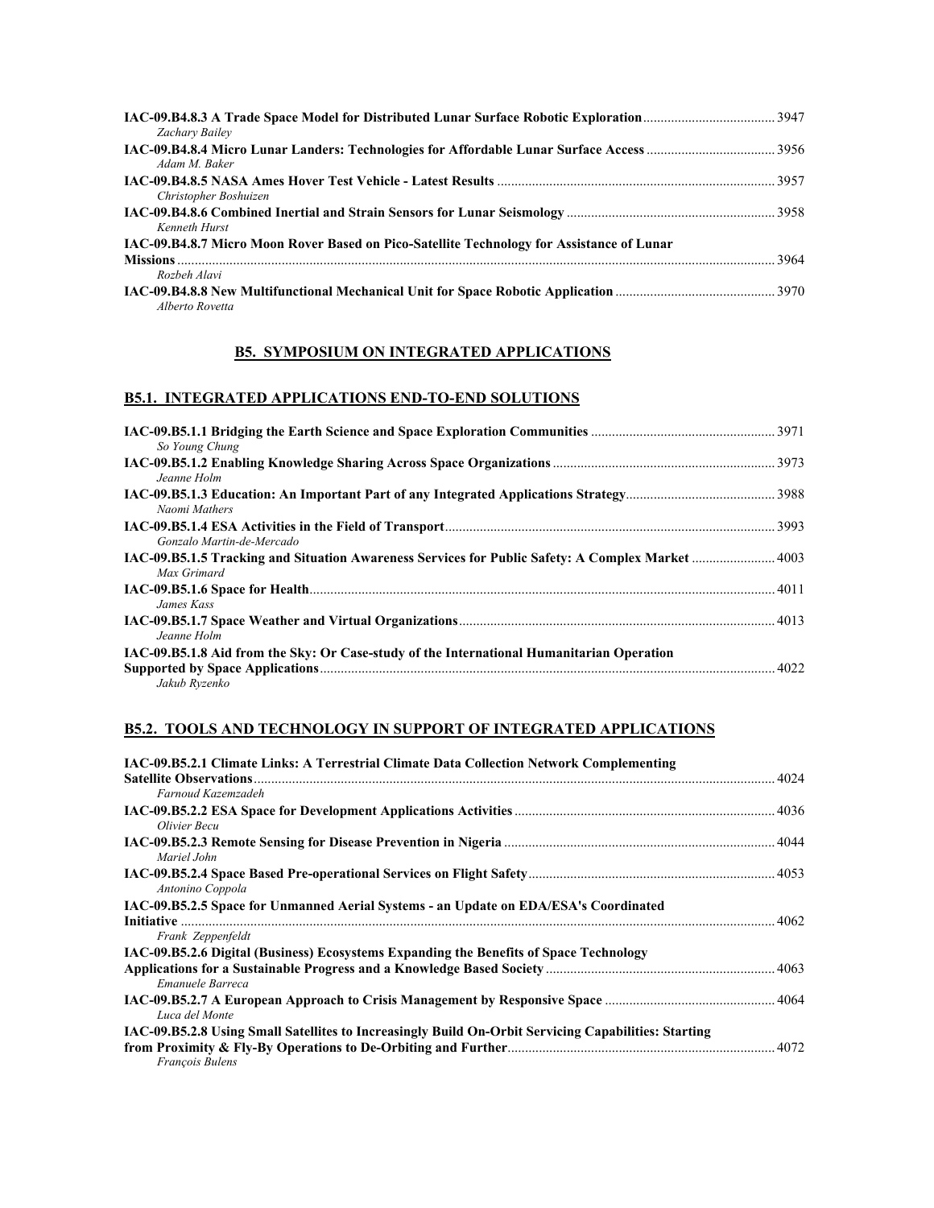**IAC-09.B4.8.3 A Trade Space Model for Distributed Lunar Surface Robotic Exploration** ...................................... 3947
*Zachary Bailey*

**IAC-09.B4.8.4 Micro Lunar Landers: Technologies for Affordable Lunar Surface Access** ..................................... 3956
*Adam M. Baker*

**IAC-09.B4.8.5 NASA Ames Hover Test Vehicle - Latest Results** ............................................................................... 3957
*Christopher Boshuizen*

**IAC-09.B4.8.6 Combined Inertial and Strain Sensors for Lunar Seismology** ........................................................... 3958
*Kenneth Hurst*

**IAC-09.B4.8.7 Micro Moon Rover Based on Pico-Satellite Technology for Assistance of Lunar Missions** ........................................................................................................................................................... 3964
*Rozbeh Alavi*

**IAC-09.B4.8.8 New Multifunctional Mechanical Unit for Space Robotic Application** ............................................. 3970
*Alberto Rovetta*

## B5. SYMPOSIUM ON INTEGRATED APPLICATIONS

### B5.1. INTEGRATED APPLICATIONS END-TO-END SOLUTIONS

**IAC-09.B5.1.1 Bridging the Earth Science and Space Exploration Communities** .................................................... 3971
*So Young Chung*

**IAC-09.B5.1.2 Enabling Knowledge Sharing Across Space Organizations** ............................................................... 3973
*Jeanne Holm*

**IAC-09.B5.1.3 Education: An Important Part of any Integrated Applications Strategy** ........................................... 3988
*Naomi Mathers*

**IAC-09.B5.1.4 ESA Activities in the Field of Transport** .............................................................................................. 3993
*Gonzalo Martin-de-Mercado*

**IAC-09.B5.1.5 Tracking and Situation Awareness Services for Public Safety: A Complex Market** ........................ 4003
*Max Grimard*

**IAC-09.B5.1.6 Space for Health** ...................................................................................................................................... 4011
*James Kass*

**IAC-09.B5.1.7 Space Weather and Virtual Organizations** .......................................................................................... 4013
*Jeanne Holm*

**IAC-09.B5.1.8 Aid from the Sky: Or Case-study of the International Humanitarian Operation Supported by Space Applications** .................................................................................................................................. 4022
*Jakub Ryzenko*

### B5.2. TOOLS AND TECHNOLOGY IN SUPPORT OF INTEGRATED APPLICATIONS

**IAC-09.B5.2.1 Climate Links: A Terrestrial Climate Data Collection Network Complementing Satellite Observations** ..................................................................................................................................... 4024
*Farnoud Kazemzadeh*

**IAC-09.B5.2.2 ESA Space for Development Applications Activities** .......................................................................... 4036
*Olivier Becu*

**IAC-09.B5.2.3 Remote Sensing for Disease Prevention in Nigeria** ............................................................................. 4044
*Mariel John*

**IAC-09.B5.2.4 Space Based Pre-operational Services on Flight Safety** ...................................................................... 4053
*Antonino Coppola*

**IAC-09.B5.2.5 Space for Unmanned Aerial Systems - an Update on EDA/ESA's Coordinated Initiative** .......................................................................................................................................................... 4062
*Frank Zeppenfeldt*

**IAC-09.B5.2.6 Digital (Business) Ecosystems Expanding the Benefits of Space Technology Applications for a Sustainable Progress and a Knowledge Based Society** ................................................................. 4063
*Emanuele Barreca*

**IAC-09.B5.2.7 A European Approach to Crisis Management by Responsive Space** ................................................ 4064
*Luca del Monte*

**IAC-09.B5.2.8 Using Small Satellites to Increasingly Build On-Orbit Servicing Capabilities: Starting from Proximity & Fly-By Operations to De-Orbiting and Further** ........................................................................... 4072
*François Bulens*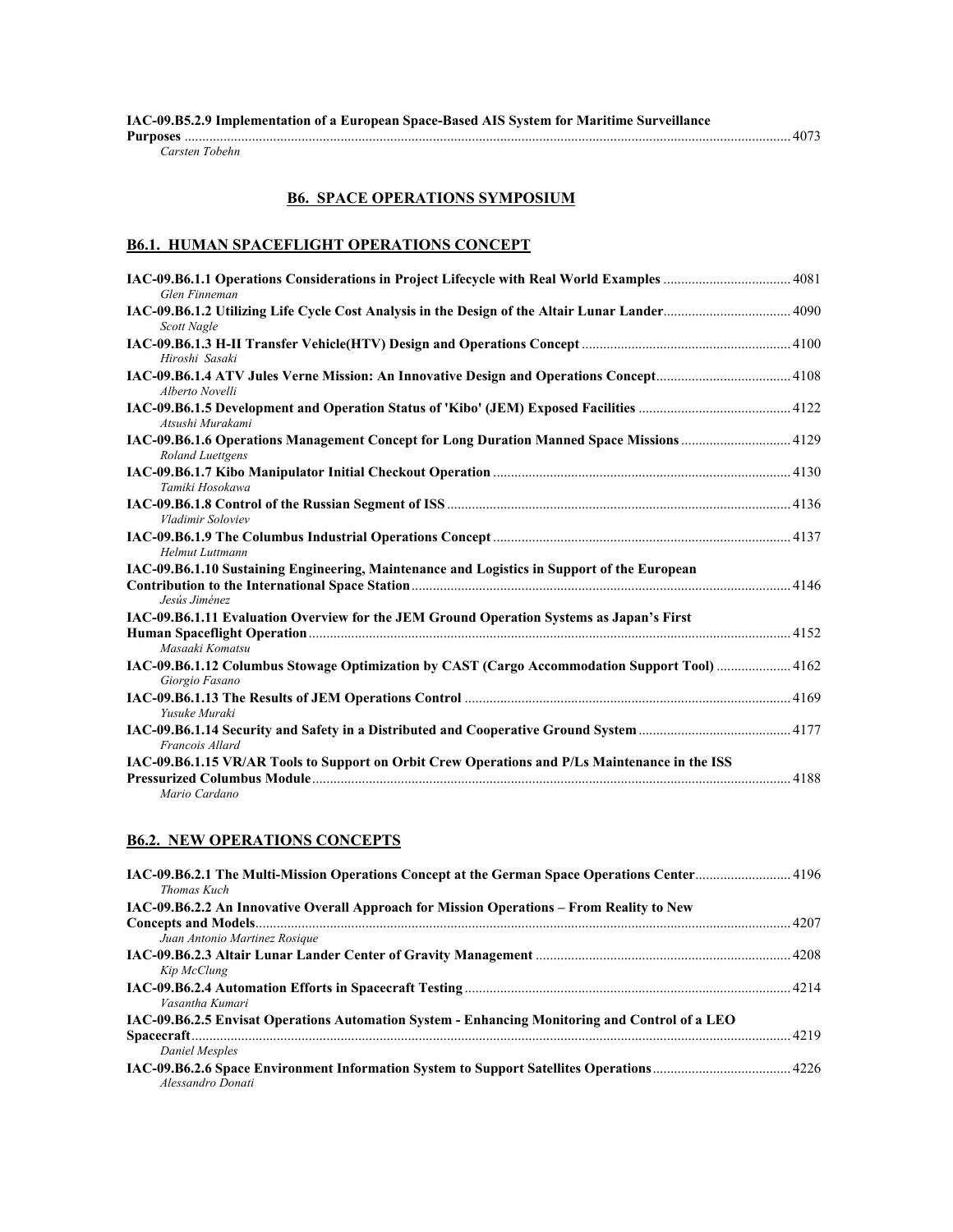**IAC-09.B5.2.9 Implementation of a European Space-Based AIS System for Maritime Surveillance Purposes** ........................................................................................................................................ 4073
*Carsten Tobehn*

## B6. SPACE OPERATIONS SYMPOSIUM

### B6.1. HUMAN SPACEFLIGHT OPERATIONS CONCEPT

**IAC-09.B6.1.1 Operations Considerations in Project Lifecycle with Real World Examples** .................................... 4081
*Glen Finneman*

**IAC-09.B6.1.2 Utilizing Life Cycle Cost Analysis in the Design of the Altair Lunar Lander**.................................... 4090
*Scott Nagle*

**IAC-09.B6.1.3 H-II Transfer Vehicle(HTV) Design and Operations Concept** ........................................................... 4100
*Hiroshi Sasaki*

**IAC-09.B6.1.4 ATV Jules Verne Mission: An Innovative Design and Operations Concept**...................................... 4108
*Alberto Novelli*

**IAC-09.B6.1.5 Development and Operation Status of 'Kibo' (JEM) Exposed Facilities** ........................................... 4122
*Atsushi Murakami*

**IAC-09.B6.1.6 Operations Management Concept for Long Duration Manned Space Missions** ............................... 4129
*Roland Luettgens*

**IAC-09.B6.1.7 Kibo Manipulator Initial Checkout Operation** .................................................................................... 4130
*Tamiki Hosokawa*

**IAC-09.B6.1.8 Control of the Russian Segment of ISS** ................................................................................................. 4136
*Vladimir Soloviev*

**IAC-09.B6.1.9 The Columbus Industrial Operations Concept** .................................................................................... 4137
*Helmut Luttmann*

**IAC-09.B6.1.10 Sustaining Engineering, Maintenance and Logistics in Support of the European Contribution to the International Space Station**........................................................................................................... 4146
*Jesús Jiménez*

**IAC-09.B6.1.11 Evaluation Overview for the JEM Ground Operation Systems as Japan's First Human Spaceflight Operation**....................................................................................................................................... 4152
*Masaaki Komatsu*

**IAC-09.B6.1.12 Columbus Stowage Optimization by CAST (Cargo Accommodation Support Tool)** ..................... 4162
*Giorgio Fasano*

**IAC-09.B6.1.13 The Results of JEM Operations Control** ............................................................................................ 4169
*Yusuke Muraki*

**IAC-09.B6.1.14 Security and Safety in a Distributed and Cooperative Ground System** ........................................... 4177
*Francois Allard*

**IAC-09.B6.1.15 VR/AR Tools to Support on Orbit Crew Operations and P/Ls Maintenance in the ISS Pressurized Columbus Module**....................................................................................................................................... 4188
*Mario Cardano*

### B6.2. NEW OPERATIONS CONCEPTS

**IAC-09.B6.2.1 The Multi-Mission Operations Concept at the German Space Operations Center**........................... 4196
*Thomas Kuch*

**IAC-09.B6.2.2 An Innovative Overall Approach for Mission Operations – From Reality to New Concepts and Models**....................................................................................................................................................... 4207
*Juan Antonio Martinez Rosique*

**IAC-09.B6.2.3 Altair Lunar Lander Center of Gravity Management** ........................................................................ 4208
*Kip McClung*

**IAC-09.B6.2.4 Automation Efforts in Spacecraft Testing**........................................................................................... 4214
*Vasantha Kumari*

**IAC-09.B6.2.5 Envisat Operations Automation System - Enhancing Monitoring and Control of a LEO Spacecraft**........................................................................................................................................................ 4219
*Daniel Mesples*

**IAC-09.B6.2.6 Space Environment Information System to Support Satellites Operations**....................................... 4226
*Alessandro Donati*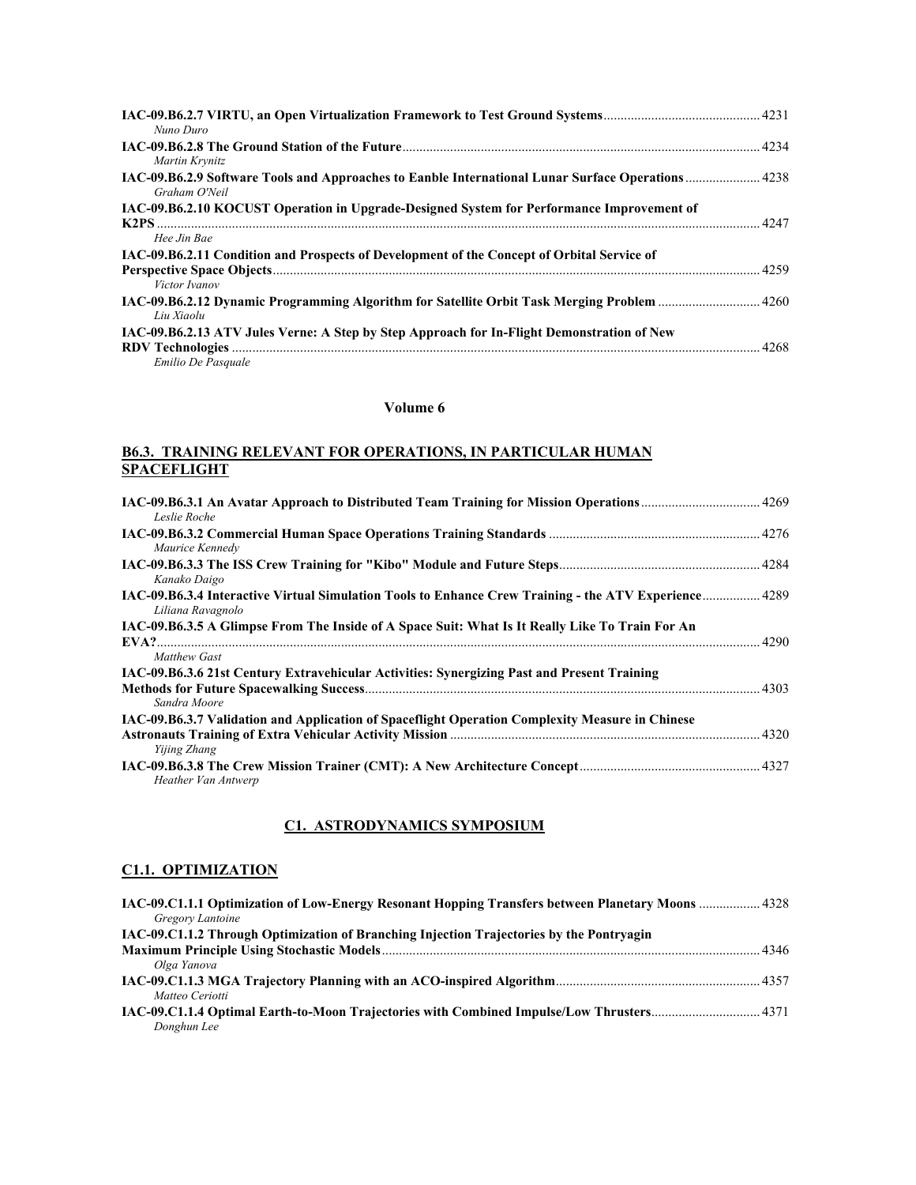**IAC-09.B6.2.7 VIRTU, an Open Virtualization Framework to Test Ground Systems** .......... 4231
*Nuno Duro*

**IAC-09.B6.2.8 The Ground Station of the Future** .......... 4234
*Martin Krynitz*

**IAC-09.B6.2.9 Software Tools and Approaches to Eanble International Lunar Surface Operations** .......... 4238
*Graham O'Neil*

**IAC-09.B6.2.10 KOCUST Operation in Upgrade-Designed System for Performance Improvement of K2PS** .......... 4247
*Hee Jin Bae*

**IAC-09.B6.2.11 Condition and Prospects of Development of the Concept of Orbital Service of Perspective Space Objects** .......... 4259
*Victor Ivanov*

**IAC-09.B6.2.12 Dynamic Programming Algorithm for Satellite Orbit Task Merging Problem** .......... 4260
*Liu Xiaolu*

**IAC-09.B6.2.13 ATV Jules Verne: A Step by Step Approach for In-Flight Demonstration of New RDV Technologies** .......... 4268
*Emilio De Pasquale*

## Volume 6

### B6.3. TRAINING RELEVANT FOR OPERATIONS, IN PARTICULAR HUMAN SPACEFLIGHT

**IAC-09.B6.3.1 An Avatar Approach to Distributed Team Training for Mission Operations** .......... 4269
*Leslie Roche*

**IAC-09.B6.3.2 Commercial Human Space Operations Training Standards** .......... 4276
*Maurice Kennedy*

**IAC-09.B6.3.3 The ISS Crew Training for "Kibo" Module and Future Steps** .......... 4284
*Kanako Daigo*

**IAC-09.B6.3.4 Interactive Virtual Simulation Tools to Enhance Crew Training - the ATV Experience** .......... 4289
*Liliana Ravagnolo*

**IAC-09.B6.3.5 A Glimpse From The Inside of A Space Suit: What Is It Really Like To Train For An EVA?** .......... 4290
*Matthew Gast*

**IAC-09.B6.3.6 21st Century Extravehicular Activities: Synergizing Past and Present Training Methods for Future Spacewalking Success** .......... 4303
*Sandra Moore*

**IAC-09.B6.3.7 Validation and Application of Spaceflight Operation Complexity Measure in Chinese Astronauts Training of Extra Vehicular Activity Mission** .......... 4320
*Yijing Zhang*

**IAC-09.B6.3.8 The Crew Mission Trainer (CMT): A New Architecture Concept** .......... 4327
*Heather Van Antwerp*

## C1. ASTRODYNAMICS SYMPOSIUM

### C1.1. OPTIMIZATION

**IAC-09.C1.1.1 Optimization of Low-Energy Resonant Hopping Transfers between Planetary Moons** .......... 4328
*Gregory Lantoine*

**IAC-09.C1.1.2 Through Optimization of Branching Injection Trajectories by the Pontryagin Maximum Principle Using Stochastic Models** .......... 4346
*Olga Yanova*

**IAC-09.C1.1.3 MGA Trajectory Planning with an ACO-inspired Algorithm** .......... 4357
*Matteo Ceriotti*

**IAC-09.C1.1.4 Optimal Earth-to-Moon Trajectories with Combined Impulse/Low Thrusters** .......... 4371
*Donghun Lee*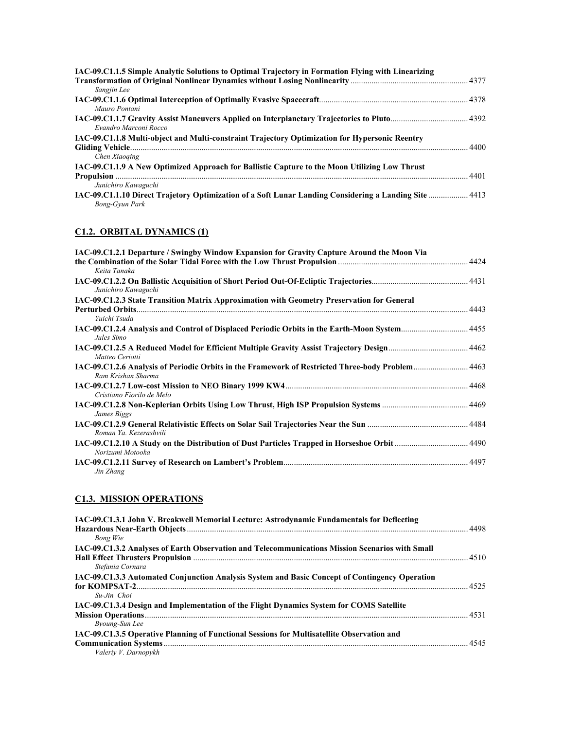**IAC-09.C1.1.5 Simple Analytic Solutions to Optimal Trajectory in Formation Flying with Linearizing Transformation of Original Nonlinear Dynamics without Losing Nonlinearity** ........ 4377
*Sangjin Lee*

**IAC-09.C1.1.6 Optimal Interception of Optimally Evasive Spacecraft** ........ 4378
*Mauro Pontani*

**IAC-09.C1.1.7 Gravity Assist Maneuvers Applied on Interplanetary Trajectories to Pluto** ........ 4392
*Evandro Marconi Rocco*

**IAC-09.C1.1.8 Multi-object and Multi-constraint Trajectory Optimization for Hypersonic Reentry Gliding Vehicle** ........ 4400
*Chen Xiaoqing*

**IAC-09.C1.1.9 A New Optimized Approach for Ballistic Capture to the Moon Utilizing Low Thrust Propulsion** ........ 4401
*Junichiro Kawaguchi*

**IAC-09.C1.1.10 Direct Trajetory Optimization of a Soft Lunar Landing Considering a Landing Site** ........ 4413
*Bong-Gyun Park*

## C1.2. ORBITAL DYNAMICS (1)

**IAC-09.C1.2.1 Departure / Swingby Window Expansion for Gravity Capture Around the Moon Via the Combination of the Solar Tidal Force with the Low Thrust Propulsion** ........ 4424
*Keita Tanaka*

**IAC-09.C1.2.2 On Ballistic Acquisition of Short Period Out-Of-Ecliptic Trajectories** ........ 4431
*Junichiro Kawaguchi*

**IAC-09.C1.2.3 State Transition Matrix Approximation with Geometry Preservation for General Perturbed Orbits** ........ 4443
*Yuichi Tsuda*

**IAC-09.C1.2.4 Analysis and Control of Displaced Periodic Orbits in the Earth-Moon System** ........ 4455
*Jules Simo*

**IAC-09.C1.2.5 A Reduced Model for Efficient Multiple Gravity Assist Trajectory Design** ........ 4462
*Matteo Ceriotti*

**IAC-09.C1.2.6 Analysis of Periodic Orbits in the Framework of Restricted Three-body Problem** ........ 4463
*Ram Krishan Sharma*

**IAC-09.C1.2.7 Low-cost Mission to NEO Binary 1999 KW4** ........ 4468
*Cristiano Fiorilo de Melo*

**IAC-09.C1.2.8 Non-Keplerian Orbits Using Low Thrust, High ISP Propulsion Systems** ........ 4469
*James Biggs*

**IAC-09.C1.2.9 General Relativistic Effects on Solar Sail Trajectories Near the Sun** ........ 4484
*Roman Ya. Kezerashvili*

**IAC-09.C1.2.10 A Study on the Distribution of Dust Particles Trapped in Horseshoe Orbit** ........ 4490
*Norizumi Motooka*

**IAC-09.C1.2.11 Survey of Research on Lambert's Problem** ........ 4497
*Jin Zhang*

## C1.3. MISSION OPERATIONS

**IAC-09.C1.3.1 John V. Breakwell Memorial Lecture: Astrodynamic Fundamentals for Deflecting Hazardous Near-Earth Objects** ........ 4498
*Bong Wie*

**IAC-09.C1.3.2 Analyses of Earth Observation and Telecommunications Mission Scenarios with Small Hall Effect Thrusters Propulsion** ........ 4510
*Stefania Cornara*

**IAC-09.C1.3.3 Automated Conjunction Analysis System and Basic Concept of Contingency Operation for KOMPSAT-2** ........ 4525
*Su-Jin Choi*

**IAC-09.C1.3.4 Design and Implementation of the Flight Dynamics System for COMS Satellite Mission Operations** ........ 4531
*Byoung-Sun Lee*

**IAC-09.C1.3.5 Operative Planning of Functional Sessions for Multisatellite Observation and Communication Systems** ........ 4545
*Valeriy V. Darnopykh*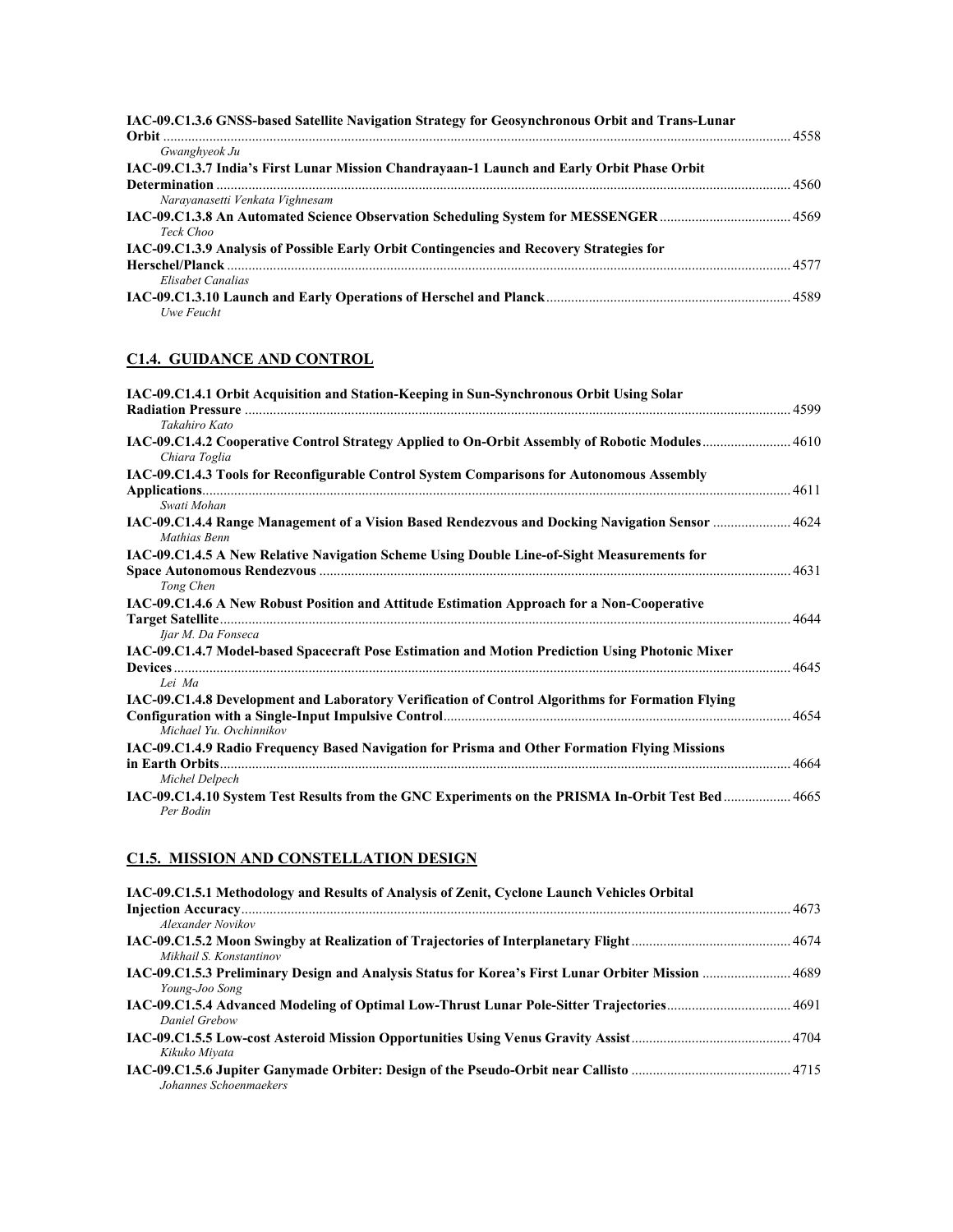**IAC-09.C1.3.6 GNSS-based Satellite Navigation Strategy for Geosynchronous Orbit and Trans-Lunar Orbit** ........ 4558
*Gwanghyeok Ju*

**IAC-09.C1.3.7 India's First Lunar Mission Chandrayaan-1 Launch and Early Orbit Phase Orbit Determination** ........ 4560
*Narayanasetti Venkata Vighnesam*

**IAC-09.C1.3.8 An Automated Science Observation Scheduling System for MESSENGER** ........ 4569
*Teck Choo*

**IAC-09.C1.3.9 Analysis of Possible Early Orbit Contingencies and Recovery Strategies for Herschel/Planck** ........ 4577
*Elisabet Canalias*

**IAC-09.C1.3.10 Launch and Early Operations of Herschel and Planck** ........ 4589
*Uwe Feucht*

## C1.4. GUIDANCE AND CONTROL

**IAC-09.C1.4.1 Orbit Acquisition and Station-Keeping in Sun-Synchronous Orbit Using Solar Radiation Pressure** ........ 4599
*Takahiro Kato*

**IAC-09.C1.4.2 Cooperative Control Strategy Applied to On-Orbit Assembly of Robotic Modules** ........ 4610
*Chiara Toglia*

**IAC-09.C1.4.3 Tools for Reconfigurable Control System Comparisons for Autonomous Assembly Applications** ........ 4611
*Swati Mohan*

**IAC-09.C1.4.4 Range Management of a Vision Based Rendezvous and Docking Navigation Sensor** ........ 4624
*Mathias Benn*

**IAC-09.C1.4.5 A New Relative Navigation Scheme Using Double Line-of-Sight Measurements for Space Autonomous Rendezvous** ........ 4631
*Tong Chen*

**IAC-09.C1.4.6 A New Robust Position and Attitude Estimation Approach for a Non-Cooperative Target Satellite** ........ 4644
*Ijar M. Da Fonseca*

**IAC-09.C1.4.7 Model-based Spacecraft Pose Estimation and Motion Prediction Using Photonic Mixer Devices** ........ 4645
*Lei Ma*

**IAC-09.C1.4.8 Development and Laboratory Verification of Control Algorithms for Formation Flying Configuration with a Single-Input Impulsive Control** ........ 4654
*Michael Yu. Ovchinnikov*

**IAC-09.C1.4.9 Radio Frequency Based Navigation for Prisma and Other Formation Flying Missions in Earth Orbits** ........ 4664
*Michel Delpech*

**IAC-09.C1.4.10 System Test Results from the GNC Experiments on the PRISMA In-Orbit Test Bed** ........ 4665
*Per Bodin*

## C1.5. MISSION AND CONSTELLATION DESIGN

**IAC-09.C1.5.1 Methodology and Results of Analysis of Zenit, Cyclone Launch Vehicles Orbital Injection Accuracy** ........ 4673
*Alexander Novikov*

**IAC-09.C1.5.2 Moon Swingby at Realization of Trajectories of Interplanetary Flight** ........ 4674
*Mikhail S. Konstantinov*

**IAC-09.C1.5.3 Preliminary Design and Analysis Status for Korea's First Lunar Orbiter Mission** ........ 4689
*Young-Joo Song*

**IAC-09.C1.5.4 Advanced Modeling of Optimal Low-Thrust Lunar Pole-Sitter Trajectories** ........ 4691
*Daniel Grebow*

**IAC-09.C1.5.5 Low-cost Asteroid Mission Opportunities Using Venus Gravity Assist** ........ 4704
*Kikuko Miyata*

**IAC-09.C1.5.6 Jupiter Ganymade Orbiter: Design of the Pseudo-Orbit near Callisto** ........ 4715
*Johannes Schoenmaekers*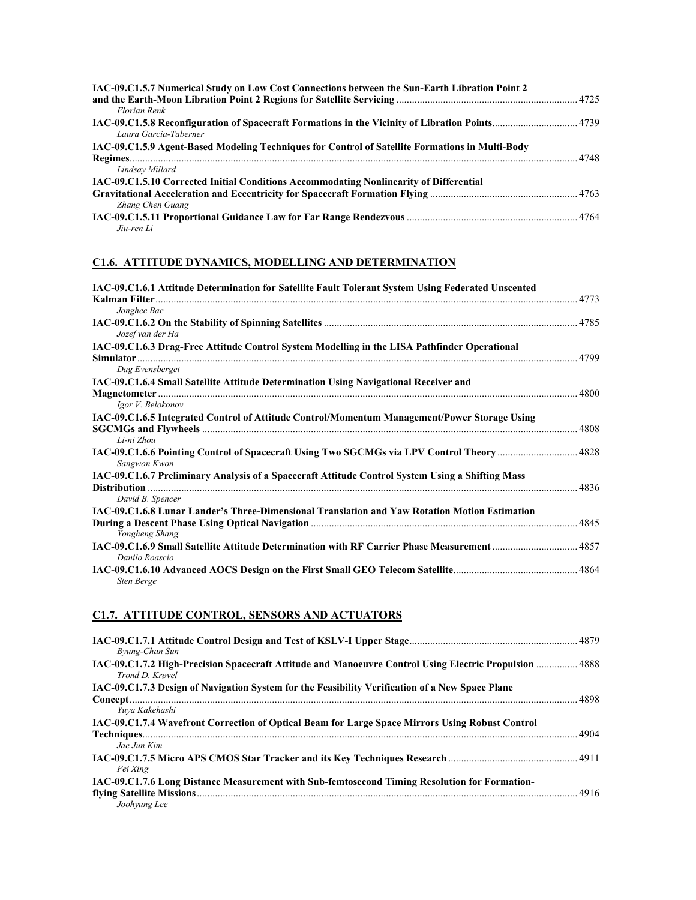**IAC-09.C1.5.7 Numerical Study on Low Cost Connections between the Sun-Earth Libration Point 2 and the Earth-Moon Libration Point 2 Regions for Satellite Servicing** ..... 4725
*Florian Renk*

**IAC-09.C1.5.8 Reconfiguration of Spacecraft Formations in the Vicinity of Libration Points** ..... 4739
*Laura Garcia-Taberner*

**IAC-09.C1.5.9 Agent-Based Modeling Techniques for Control of Satellite Formations in Multi-Body Regimes** ..... 4748
*Lindsay Millard*

**IAC-09.C1.5.10 Corrected Initial Conditions Accommodating Nonlinearity of Differential Gravitational Acceleration and Eccentricity for Spacecraft Formation Flying** ..... 4763
*Zhang Chen Guang*

**IAC-09.C1.5.11 Proportional Guidance Law for Far Range Rendezvous** ..... 4764
*Jiu-ren Li*

## C1.6. ATTITUDE DYNAMICS, MODELLING AND DETERMINATION

**IAC-09.C1.6.1 Attitude Determination for Satellite Fault Tolerant System Using Federated Unscented Kalman Filter** ..... 4773
*Jonghee Bae*

**IAC-09.C1.6.2 On the Stability of Spinning Satellites** ..... 4785
*Jozef van der Ha*

**IAC-09.C1.6.3 Drag-Free Attitude Control System Modelling in the LISA Pathfinder Operational Simulator** ..... 4799
*Dag Evensberget*

**IAC-09.C1.6.4 Small Satellite Attitude Determination Using Navigational Receiver and Magnetometer** ..... 4800
*Igor V. Belokonov*

**IAC-09.C1.6.5 Integrated Control of Attitude Control/Momentum Management/Power Storage Using SGCMGs and Flywheels** ..... 4808
*Li-ni Zhou*

**IAC-09.C1.6.6 Pointing Control of Spacecraft Using Two SGCMGs via LPV Control Theory** ..... 4828
*Sangwon Kwon*

**IAC-09.C1.6.7 Preliminary Analysis of a Spacecraft Attitude Control System Using a Shifting Mass Distribution** ..... 4836
*David B. Spencer*

**IAC-09.C1.6.8 Lunar Lander's Three-Dimensional Translation and Yaw Rotation Motion Estimation During a Descent Phase Using Optical Navigation** ..... 4845
*Yongheng Shang*

**IAC-09.C1.6.9 Small Satellite Attitude Determination with RF Carrier Phase Measurement** ..... 4857
*Danilo Roascio*

**IAC-09.C1.6.10 Advanced AOCS Design on the First Small GEO Telecom Satellite** ..... 4864
*Sten Berge*

## C1.7. ATTITUDE CONTROL, SENSORS AND ACTUATORS

**IAC-09.C1.7.1 Attitude Control Design and Test of KSLV-I Upper Stage** ..... 4879
*Byung-Chan Sun*

**IAC-09.C1.7.2 High-Precision Spacecraft Attitude and Manoeuvre Control Using Electric Propulsion** ..... 4888
*Trond D. Krøvel*

**IAC-09.C1.7.3 Design of Navigation System for the Feasibility Verification of a New Space Plane Concept** ..... 4898
*Yuya Kakehashi*

**IAC-09.C1.7.4 Wavefront Correction of Optical Beam for Large Space Mirrors Using Robust Control Techniques** ..... 4904
*Jae Jun Kim*

**IAC-09.C1.7.5 Micro APS CMOS Star Tracker and its Key Techniques Research** ..... 4911
*Fei Xing*

**IAC-09.C1.7.6 Long Distance Measurement with Sub-femtosecond Timing Resolution for Formation-flying Satellite Missions** ..... 4916
*Joohyung Lee*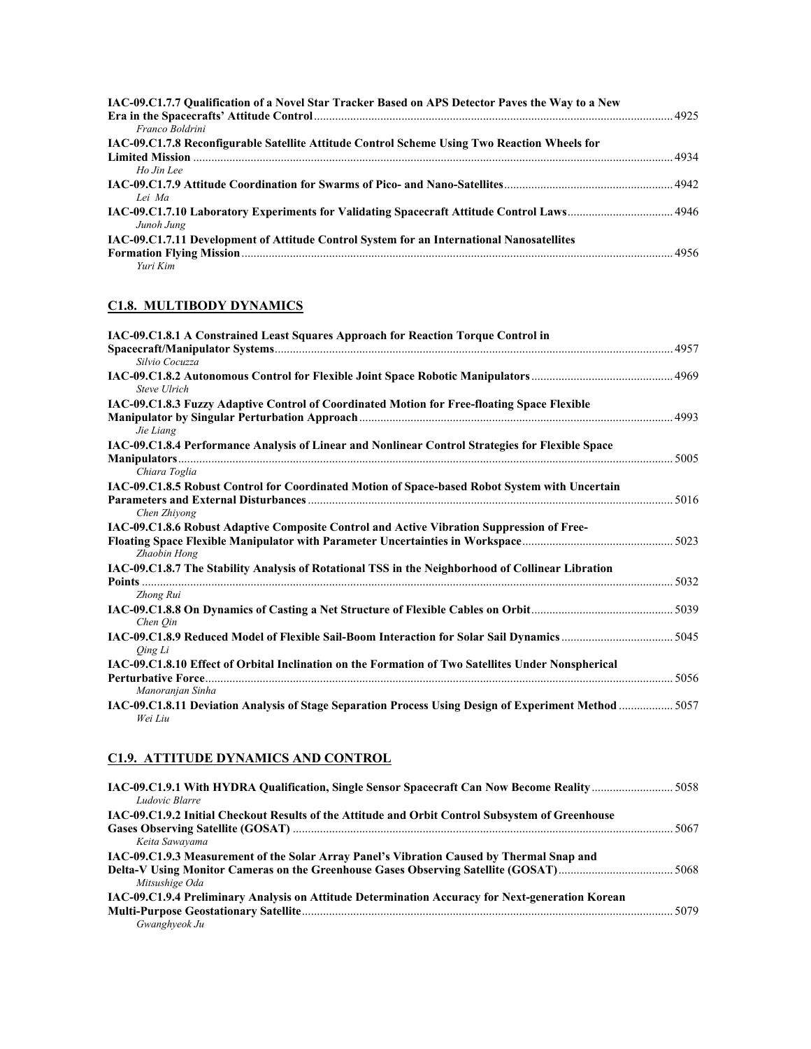**IAC-09.C1.7.7 Qualification of a Novel Star Tracker Based on APS Detector Paves the Way to a New Era in the Spacecrafts' Attitude Control** ............ 4925
*Franco Boldrini*

**IAC-09.C1.7.8 Reconfigurable Satellite Attitude Control Scheme Using Two Reaction Wheels for Limited Mission** ............ 4934
*Ho Jin Lee*

**IAC-09.C1.7.9 Attitude Coordination for Swarms of Pico- and Nano-Satellites** ............ 4942
*Lei Ma*

**IAC-09.C1.7.10 Laboratory Experiments for Validating Spacecraft Attitude Control Laws** ............ 4946
*Junoh Jung*

**IAC-09.C1.7.11 Development of Attitude Control System for an International Nanosatellites Formation Flying Mission** ............ 4956
*Yuri Kim*

## C1.8. MULTIBODY DYNAMICS

**IAC-09.C1.8.1 A Constrained Least Squares Approach for Reaction Torque Control in Spacecraft/Manipulator Systems** ............ 4957
*Silvio Cocuzza*

**IAC-09.C1.8.2 Autonomous Control for Flexible Joint Space Robotic Manipulators** ............ 4969
*Steve Ulrich*

**IAC-09.C1.8.3 Fuzzy Adaptive Control of Coordinated Motion for Free-floating Space Flexible Manipulator by Singular Perturbation Approach** ............ 4993
*Jie Liang*

**IAC-09.C1.8.4 Performance Analysis of Linear and Nonlinear Control Strategies for Flexible Space Manipulators** ............ 5005
*Chiara Toglia*

**IAC-09.C1.8.5 Robust Control for Coordinated Motion of Space-based Robot System with Uncertain Parameters and External Disturbances** ............ 5016
*Chen Zhiyong*

**IAC-09.C1.8.6 Robust Adaptive Composite Control and Active Vibration Suppression of Free-Floating Space Flexible Manipulator with Parameter Uncertainties in Workspace** ............ 5023
*Zhaobin Hong*

**IAC-09.C1.8.7 The Stability Analysis of Rotational TSS in the Neighborhood of Collinear Libration Points** ............ 5032
*Zhong Rui*

**IAC-09.C1.8.8 On Dynamics of Casting a Net Structure of Flexible Cables on Orbit** ............ 5039
*Chen Qin*

**IAC-09.C1.8.9 Reduced Model of Flexible Sail-Boom Interaction for Solar Sail Dynamics** ............ 5045
*Qing Li*

**IAC-09.C1.8.10 Effect of Orbital Inclination on the Formation of Two Satellites Under Nonspherical Perturbative Force** ............ 5056
*Manoranjan Sinha*

**IAC-09.C1.8.11 Deviation Analysis of Stage Separation Process Using Design of Experiment Method** ............ 5057
*Wei Liu*

## C1.9. ATTITUDE DYNAMICS AND CONTROL

**IAC-09.C1.9.1 With HYDRA Qualification, Single Sensor Spacecraft Can Now Become Reality** ............ 5058
*Ludovic Blarre*

**IAC-09.C1.9.2 Initial Checkout Results of the Attitude and Orbit Control Subsystem of Greenhouse Gases Observing Satellite (GOSAT)** ............ 5067
*Keita Sawayama*

**IAC-09.C1.9.3 Measurement of the Solar Array Panel's Vibration Caused by Thermal Snap and Delta-V Using Monitor Cameras on the Greenhouse Gases Observing Satellite (GOSAT)** ............ 5068
*Mitsushige Oda*

**IAC-09.C1.9.4 Preliminary Analysis on Attitude Determination Accuracy for Next-generation Korean Multi-Purpose Geostationary Satellite** ............ 5079
*Gwanghyeok Ju*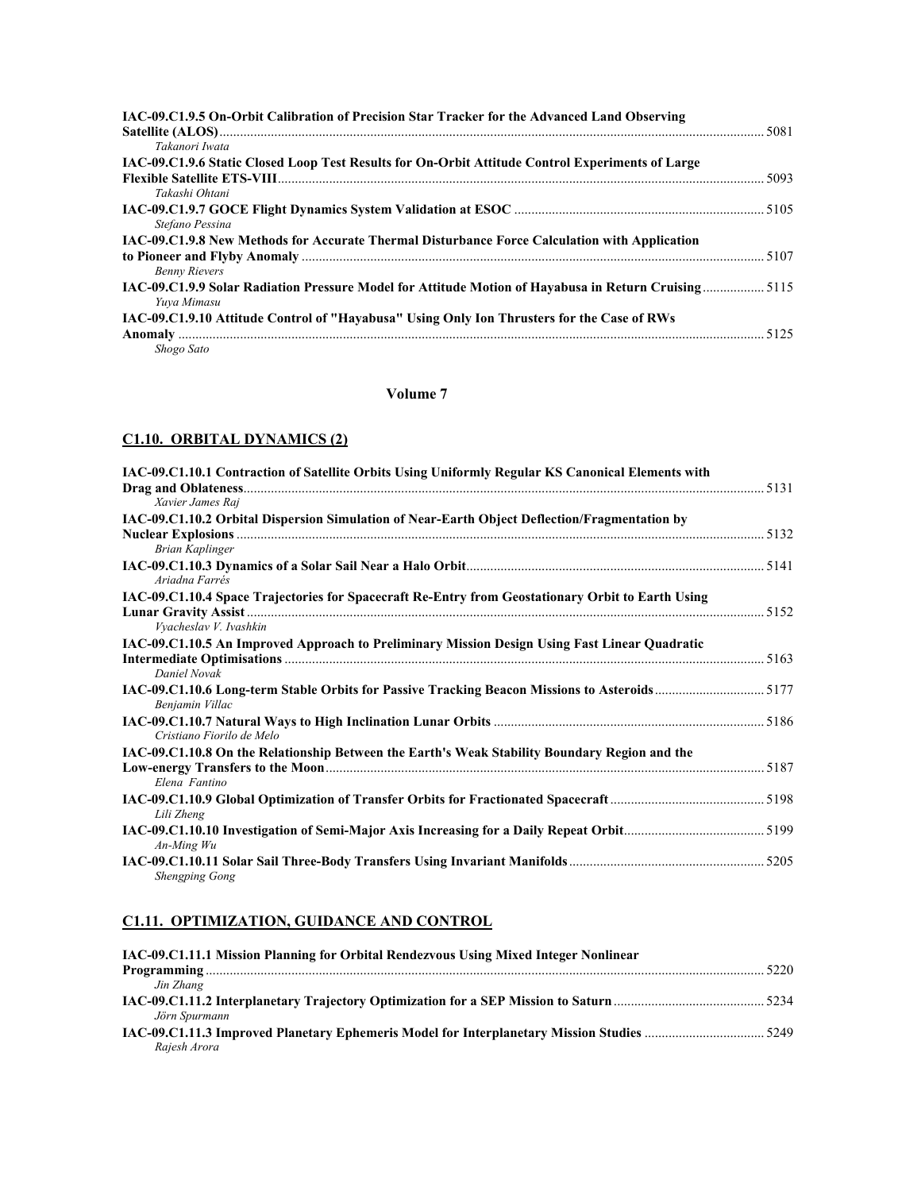**IAC-09.C1.9.5 On-Orbit Calibration of Precision Star Tracker for the Advanced Land Observing Satellite (ALOS)** ........ 5081
*Takanori Iwata*

**IAC-09.C1.9.6 Static Closed Loop Test Results for On-Orbit Attitude Control Experiments of Large Flexible Satellite ETS-VIII** ........ 5093
*Takashi Ohtani*

**IAC-09.C1.9.7 GOCE Flight Dynamics System Validation at ESOC** ........ 5105
*Stefano Pessina*

**IAC-09.C1.9.8 New Methods for Accurate Thermal Disturbance Force Calculation with Application to Pioneer and Flyby Anomaly** ........ 5107
*Benny Rievers*

**IAC-09.C1.9.9 Solar Radiation Pressure Model for Attitude Motion of Hayabusa in Return Cruising** ........ 5115
*Yuya Mimasu*

**IAC-09.C1.9.10 Attitude Control of "Hayabusa" Using Only Ion Thrusters for the Case of RWs Anomaly** ........ 5125
*Shogo Sato*

## Volume 7

### C1.10. ORBITAL DYNAMICS (2)

**IAC-09.C1.10.1 Contraction of Satellite Orbits Using Uniformly Regular KS Canonical Elements with Drag and Oblateness** ........ 5131
*Xavier James Raj*

**IAC-09.C1.10.2 Orbital Dispersion Simulation of Near-Earth Object Deflection/Fragmentation by Nuclear Explosions** ........ 5132
*Brian Kaplinger*

**IAC-09.C1.10.3 Dynamics of a Solar Sail Near a Halo Orbit** ........ 5141
*Ariadna Farrés*

**IAC-09.C1.10.4 Space Trajectories for Spacecraft Re-Entry from Geostationary Orbit to Earth Using Lunar Gravity Assist** ........ 5152
*Vyacheslav V. Ivashkin*

**IAC-09.C1.10.5 An Improved Approach to Preliminary Mission Design Using Fast Linear Quadratic Intermediate Optimisations** ........ 5163
*Daniel Novak*

**IAC-09.C1.10.6 Long-term Stable Orbits for Passive Tracking Beacon Missions to Asteroids** ........ 5177
*Benjamin Villac*

**IAC-09.C1.10.7 Natural Ways to High Inclination Lunar Orbits** ........ 5186
*Cristiano Fiorilo de Melo*

**IAC-09.C1.10.8 On the Relationship Between the Earth's Weak Stability Boundary Region and the Low-energy Transfers to the Moon** ........ 5187
*Elena Fantino*

**IAC-09.C1.10.9 Global Optimization of Transfer Orbits for Fractionated Spacecraft** ........ 5198
*Lili Zheng*

**IAC-09.C1.10.10 Investigation of Semi-Major Axis Increasing for a Daily Repeat Orbit** ........ 5199
*An-Ming Wu*

**IAC-09.C1.10.11 Solar Sail Three-Body Transfers Using Invariant Manifolds** ........ 5205
*Shengping Gong*

### C1.11. OPTIMIZATION, GUIDANCE AND CONTROL

**IAC-09.C1.11.1 Mission Planning for Orbital Rendezvous Using Mixed Integer Nonlinear Programming** ........ 5220
*Jin Zhang*

**IAC-09.C1.11.2 Interplanetary Trajectory Optimization for a SEP Mission to Saturn** ........ 5234
*Jörn Spurmann*

**IAC-09.C1.11.3 Improved Planetary Ephemeris Model for Interplanetary Mission Studies** ........ 5249
*Rajesh Arora*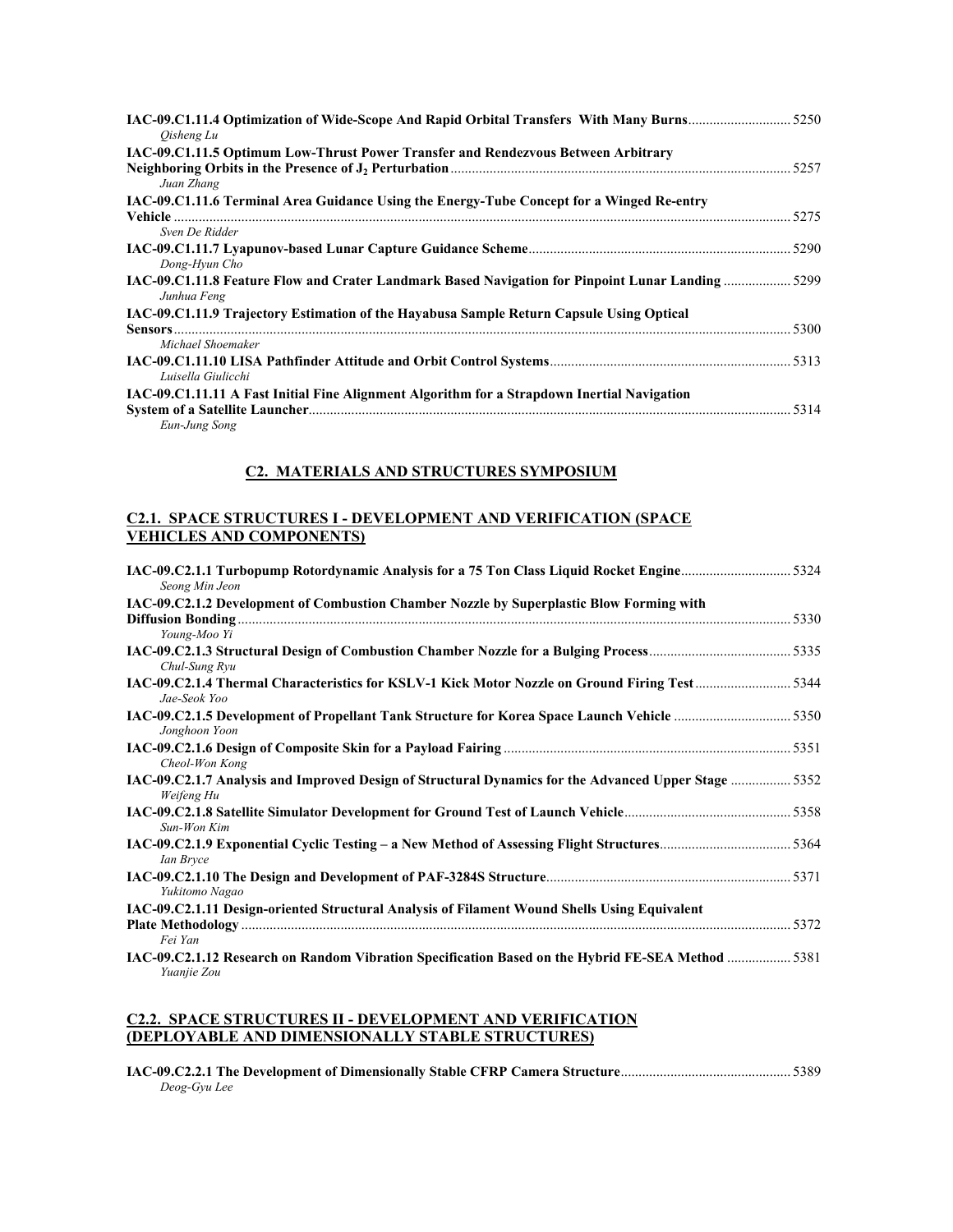**IAC-09.C1.11.4 Optimization of Wide-Scope And Rapid Orbital Transfers With Many Burns** ............................ 5250
*Qisheng Lu*

**IAC-09.C1.11.5 Optimum Low-Thrust Power Transfer and Rendezvous Between Arbitrary Neighboring Orbits in the Presence of $J_2$ Perturbation** ............................ 5257
*Juan Zhang*

**IAC-09.C1.11.6 Terminal Area Guidance Using the Energy-Tube Concept for a Winged Re-entry Vehicle** ............................ 5275
*Sven De Ridder*

**IAC-09.C1.11.7 Lyapunov-based Lunar Capture Guidance Scheme** ............................ 5290
*Dong-Hyun Cho*

**IAC-09.C1.11.8 Feature Flow and Crater Landmark Based Navigation for Pinpoint Lunar Landing** ............................ 5299
*Junhua Feng*

**IAC-09.C1.11.9 Trajectory Estimation of the Hayabusa Sample Return Capsule Using Optical Sensors** ............................ 5300
*Michael Shoemaker*

**IAC-09.C1.11.10 LISA Pathfinder Attitude and Orbit Control Systems** ............................ 5313
*Luisella Giulicchi*

**IAC-09.C1.11.11 A Fast Initial Fine Alignment Algorithm for a Strapdown Inertial Navigation System of a Satellite Launcher** ............................ 5314
*Eun-Jung Song*

## C2. MATERIALS AND STRUCTURES SYMPOSIUM

### C2.1. SPACE STRUCTURES I - DEVELOPMENT AND VERIFICATION (SPACE VEHICLES AND COMPONENTS)

**IAC-09.C2.1.1 Turbopump Rotordynamic Analysis for a 75 Ton Class Liquid Rocket Engine** ............................ 5324
*Seong Min Jeon*

**IAC-09.C2.1.2 Development of Combustion Chamber Nozzle by Superplastic Blow Forming with Diffusion Bonding** ............................ 5330
*Young-Moo Yi*

**IAC-09.C2.1.3 Structural Design of Combustion Chamber Nozzle for a Bulging Process** ............................ 5335
*Chul-Sung Ryu*

**IAC-09.C2.1.4 Thermal Characteristics for KSLV-1 Kick Motor Nozzle on Ground Firing Test** ............................ 5344
*Jae-Seok Yoo*

**IAC-09.C2.1.5 Development of Propellant Tank Structure for Korea Space Launch Vehicle** ............................ 5350
*Jonghoon Yoon*

**IAC-09.C2.1.6 Design of Composite Skin for a Payload Fairing** ............................ 5351
*Cheol-Won Kong*

**IAC-09.C2.1.7 Analysis and Improved Design of Structural Dynamics for the Advanced Upper Stage** ............................ 5352
*Weifeng Hu*

**IAC-09.C2.1.8 Satellite Simulator Development for Ground Test of Launch Vehicle** ............................ 5358
*Sun-Won Kim*

**IAC-09.C2.1.9 Exponential Cyclic Testing – a New Method of Assessing Flight Structures** ............................ 5364
*Ian Bryce*

**IAC-09.C2.1.10 The Design and Development of PAF-3284S Structure** ............................ 5371
*Yukitomo Nagao*

**IAC-09.C2.1.11 Design-oriented Structural Analysis of Filament Wound Shells Using Equivalent Plate Methodology** ............................ 5372
*Fei Yan*

**IAC-09.C2.1.12 Research on Random Vibration Specification Based on the Hybrid FE-SEA Method** ............................ 5381
*Yuanjie Zou*

### C2.2. SPACE STRUCTURES II - DEVELOPMENT AND VERIFICATION (DEPLOYABLE AND DIMENSIONALLY STABLE STRUCTURES)

**IAC-09.C2.2.1 The Development of Dimensionally Stable CFRP Camera Structure** ............................ 5389
*Deog-Gyu Lee*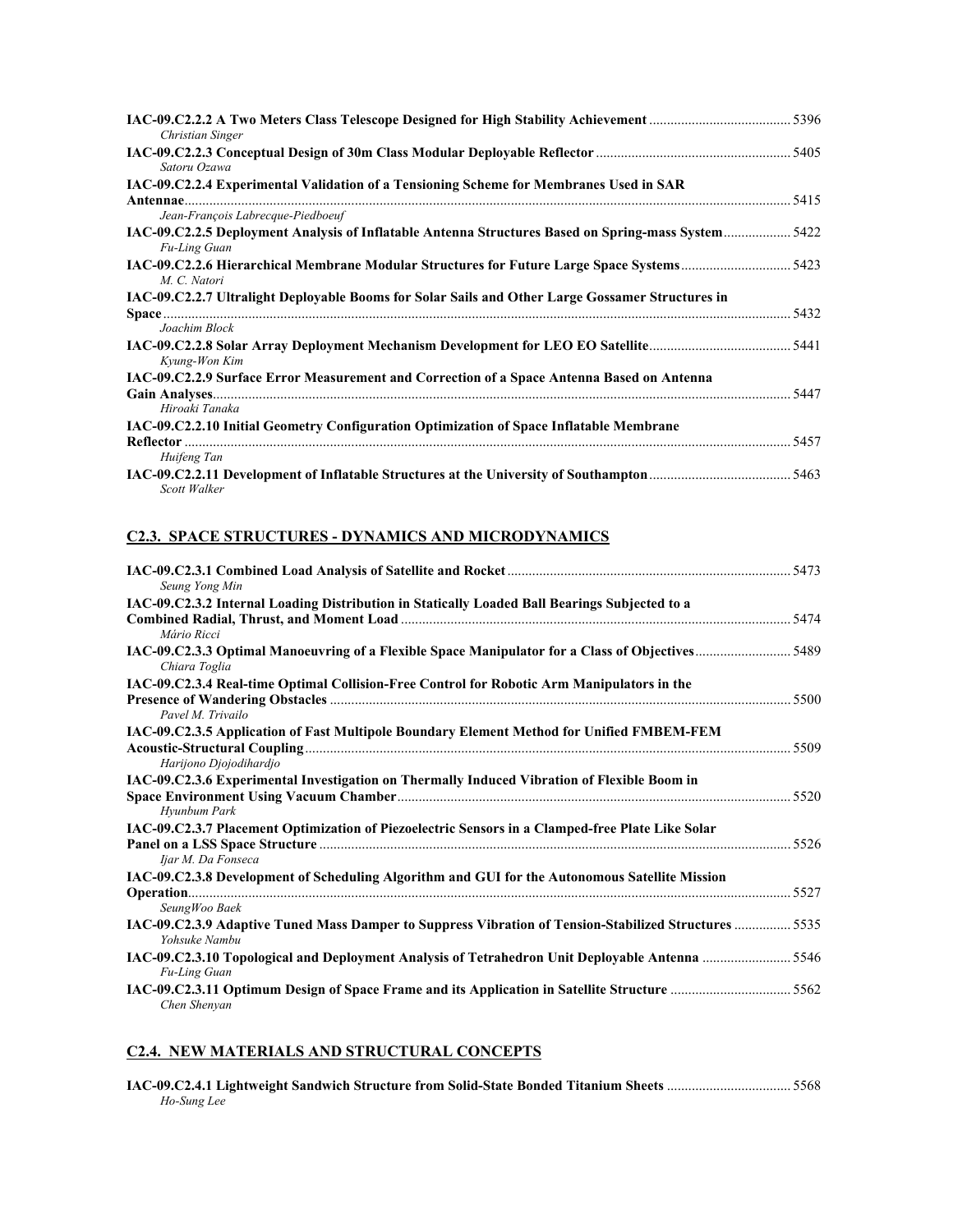**IAC-09.C2.2.2 A Two Meters Class Telescope Designed for High Stability Achievement** ........................................ 5396
*Christian Singer*

**IAC-09.C2.2.3 Conceptual Design of 30m Class Modular Deployable Reflector** ....................................................... 5405
*Satoru Ozawa*

**IAC-09.C2.2.4 Experimental Validation of a Tensioning Scheme for Membranes Used in SAR Antennae**.......................................................................................................................................................... 5415
*Jean-François Labrecque-Piedboeuf*

**IAC-09.C2.2.5 Deployment Analysis of Inflatable Antenna Structures Based on Spring-mass System**.................. 5422
*Fu-Ling Guan*

**IAC-09.C2.2.6 Hierarchical Membrane Modular Structures for Future Large Space Systems**.............................. 5423
*M. C. Natori*

**IAC-09.C2.2.7 Ultralight Deployable Booms for Solar Sails and Other Large Gossamer Structures in Space**................................................................................................................................................................ 5432
*Joachim Block*

**IAC-09.C2.2.8 Solar Array Deployment Mechanism Development for LEO EO Satellite**........................................ 5441
*Kyung-Won Kim*

**IAC-09.C2.2.9 Surface Error Measurement and Correction of a Space Antenna Based on Antenna Gain Analyses**.................................................................................................................................................. 5447
*Hiroaki Tanaka*

**IAC-09.C2.2.10 Initial Geometry Configuration Optimization of Space Inflatable Membrane Reflector** .......................................................................................................................................................... 5457
*Huifeng Tan*

**IAC-09.C2.2.11 Development of Inflatable Structures at the University of Southampton**........................................ 5463
*Scott Walker*

## C2.3. SPACE STRUCTURES - DYNAMICS AND MICRODYNAMICS

**IAC-09.C2.3.1 Combined Load Analysis of Satellite and Rocket**............................................................................... 5473
*Seung Yong Min*

**IAC-09.C2.3.2 Internal Loading Distribution in Statically Loaded Ball Bearings Subjected to a Combined Radial, Thrust, and Moment Load** ............................................................................................................. 5474
*Mário Ricci*

**IAC-09.C2.3.3 Optimal Manoeuvring of a Flexible Space Manipulator for a Class of Objectives**........................... 5489
*Chiara Toglia*

**IAC-09.C2.3.4 Real-time Optimal Collision-Free Control for Robotic Arm Manipulators in the Presence of Wandering Obstacles** ................................................................................................................................. 5500
*Pavel M. Trivailo*

**IAC-09.C2.3.5 Application of Fast Multipole Boundary Element Method for Unified FMBEM-FEM Acoustic-Structural Coupling**........................................................................................................................ 5509
*Harijono Djojodihardjo*

**IAC-09.C2.3.6 Experimental Investigation on Thermally Induced Vibration of Flexible Boom in Space Environment Using Vacuum Chamber**.............................................................................................................. 5520
*Hyunbum Park*

**IAC-09.C2.3.7 Placement Optimization of Piezoelectric Sensors in a Clamped-free Plate Like Solar Panel on a LSS Space Structure** .................................................................................................................................... 5526
*Ijar M. Da Fonseca*

**IAC-09.C2.3.8 Development of Scheduling Algorithm and GUI for the Autonomous Satellite Mission Operation**........................................................................................................................................................... 5527
*SeungWoo Baek*

**IAC-09.C2.3.9 Adaptive Tuned Mass Damper to Suppress Vibration of Tension-Stabilized Structures** ................ 5535
*Yohsuke Nambu*

**IAC-09.C2.3.10 Topological and Deployment Analysis of Tetrahedron Unit Deployable Antenna** ......................... 5546
*Fu-Ling Guan*

**IAC-09.C2.3.11 Optimum Design of Space Frame and its Application in Satellite Structure** ................................. 5562
*Chen Shenyan*

## C2.4. NEW MATERIALS AND STRUCTURAL CONCEPTS

**IAC-09.C2.4.1 Lightweight Sandwich Structure from Solid-State Bonded Titanium Sheets** ................................... 5568
*Ho-Sung Lee*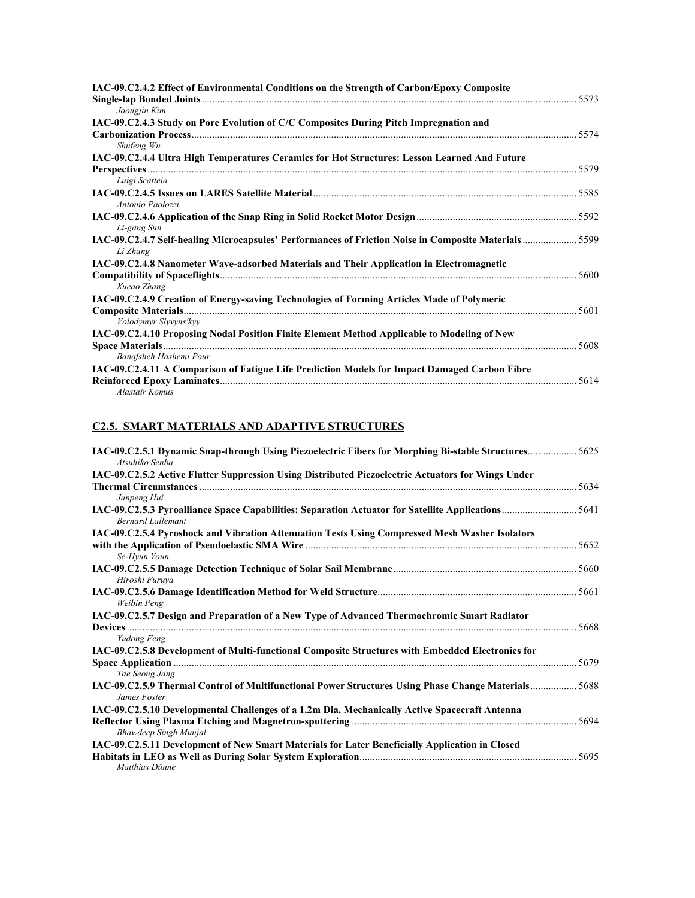**IAC-09.C2.4.2 Effect of Environmental Conditions on the Strength of Carbon/Epoxy Composite Single-lap Bonded Joints** ........................................................................................................................................ 5573
*Joongjin Kim*

**IAC-09.C2.4.3 Study on Pore Evolution of C/C Composites During Pitch Impregnation and Carbonization Process** ........................................................................................................................................ 5574
*Shufeng Wu*

**IAC-09.C2.4.4 Ultra High Temperatures Ceramics for Hot Structures: Lesson Learned And Future Perspectives** ........................................................................................................................................ 5579
*Luigi Scatteia*

**IAC-09.C2.4.5 Issues on LARES Satellite Material** ........................................................................................ 5585
*Antonio Paolozzi*

**IAC-09.C2.4.6 Application of the Snap Ring in Solid Rocket Motor Design** ................................................... 5592
*Li-gang Sun*

**IAC-09.C2.4.7 Self-healing Microcapsules' Performances of Friction Noise in Composite Materials** ............... 5599
*Li Zhang*

**IAC-09.C2.4.8 Nanometer Wave-adsorbed Materials and Their Application in Electromagnetic Compatibility of Spaceflights** ........................................................................................................................................ 5600
*Xueao Zhang*

**IAC-09.C2.4.9 Creation of Energy-saving Technologies of Forming Articles Made of Polymeric Composite Materials** ........................................................................................................................................ 5601
*Volodymyr Slyvyns'kyy*

**IAC-09.C2.4.10 Proposing Nodal Position Finite Element Method Applicable to Modeling of New Space Materials** ........................................................................................................................................ 5608
*Banafsheh Hashemi Pour*

**IAC-09.C2.4.11 A Comparison of Fatigue Life Prediction Models for Impact Damaged Carbon Fibre Reinforced Epoxy Laminates** ........................................................................................................................................ 5614
*Alastair Komus*

## C2.5. SMART MATERIALS AND ADAPTIVE STRUCTURES

**IAC-09.C2.5.1 Dynamic Snap-through Using Piezoelectric Fibers for Morphing Bi-stable Structures** ................. 5625
*Atsuhiko Senba*

**IAC-09.C2.5.2 Active Flutter Suppression Using Distributed Piezoelectric Actuators for Wings Under Thermal Circumstances** ........................................................................................................................................ 5634
*Junpeng Hui*

**IAC-09.C2.5.3 Pyroalliance Space Capabilities: Separation Actuator for Satellite Applications** ......................... 5641
*Bernard Lallemant*

**IAC-09.C2.5.4 Pyroshock and Vibration Attenuation Tests Using Compressed Mesh Washer Isolators with the Application of Pseudoelastic SMA Wire** ........................................................................................ 5652
*Se-Hyun Youn*

**IAC-09.C2.5.5 Damage Detection Technique of Solar Sail Membrane** ............................................................. 5660
*Hiroshi Furuya*

**IAC-09.C2.5.6 Damage Identification Method for Weld Structure** .................................................................. 5661
*Weibin Peng*

**IAC-09.C2.5.7 Design and Preparation of a New Type of Advanced Thermochromic Smart Radiator Devices** ........................................................................................................................................ 5668
*Yudong Feng*

**IAC-09.C2.5.8 Development of Multi-functional Composite Structures with Embedded Electronics for Space Application** ........................................................................................................................................ 5679
*Tae Seong Jang*

**IAC-09.C2.5.9 Thermal Control of Multifunctional Power Structures Using Phase Change Materials** ................ 5688
*James Foster*

**IAC-09.C2.5.10 Developmental Challenges of a 1.2m Dia. Mechanically Active Spacecraft Antenna Reflector Using Plasma Etching and Magnetron-sputtering** ..................................................................... 5694
*Bhawdeep Singh Munjal*

**IAC-09.C2.5.11 Development of New Smart Materials for Later Beneficially Application in Closed Habitats in LEO as Well as During Solar System Exploration** ................................................................. 5695
*Matthias Dünne*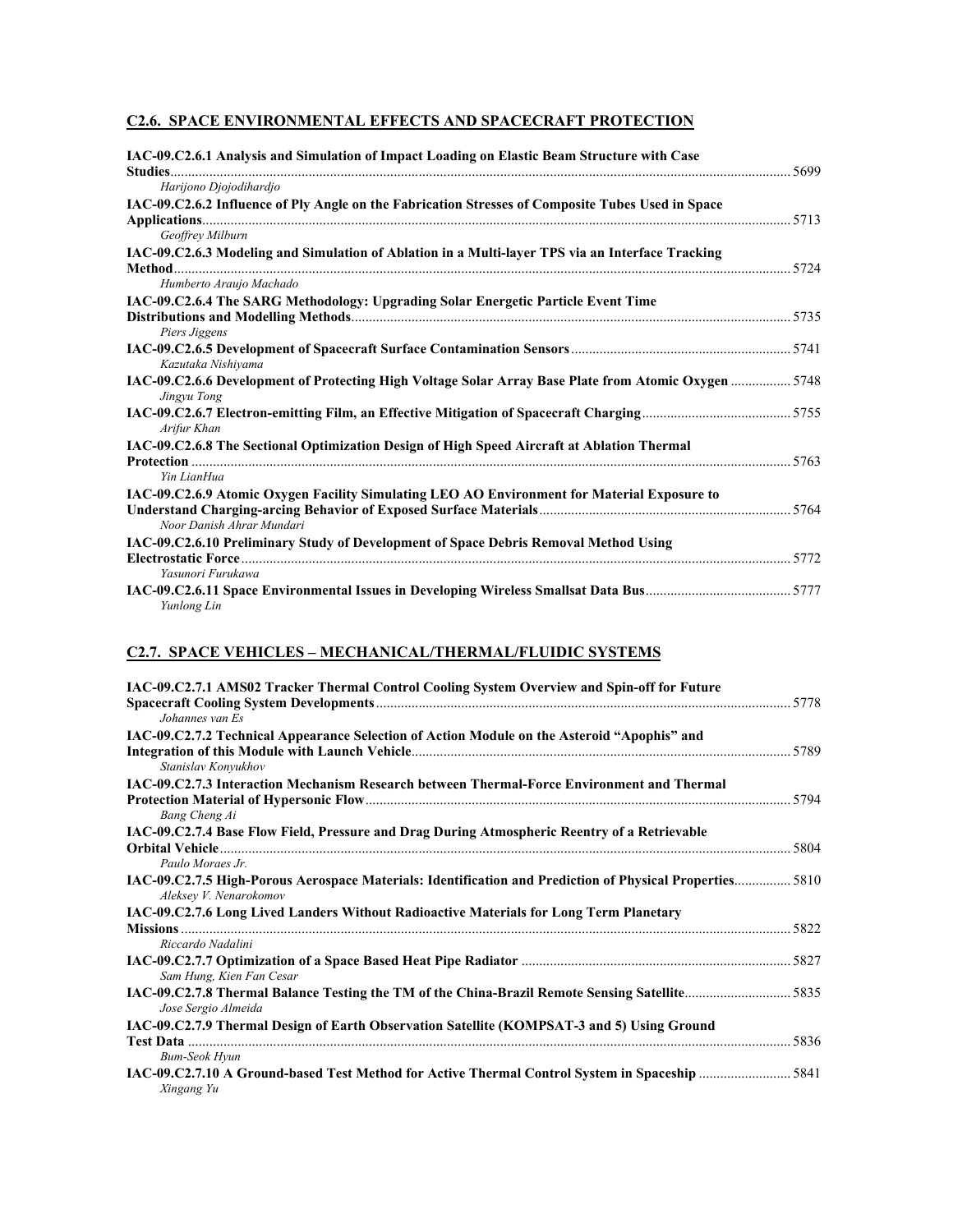## C2.6. SPACE ENVIRONMENTAL EFFECTS AND SPACECRAFT PROTECTION

**IAC-09.C2.6.1 Analysis and Simulation of Impact Loading on Elastic Beam Structure with Case Studies** ........ 5699
*Harijono Djojodihardjo*

**IAC-09.C2.6.2 Influence of Ply Angle on the Fabrication Stresses of Composite Tubes Used in Space Applications** ........ 5713
*Geoffrey Milburn*

**IAC-09.C2.6.3 Modeling and Simulation of Ablation in a Multi-layer TPS via an Interface Tracking Method** ........ 5724
*Humberto Araujo Machado*

**IAC-09.C2.6.4 The SARG Methodology: Upgrading Solar Energetic Particle Event Time Distributions and Modelling Methods** ........ 5735
*Piers Jiggens*

**IAC-09.C2.6.5 Development of Spacecraft Surface Contamination Sensors** ........ 5741
*Kazutaka Nishiyama*

**IAC-09.C2.6.6 Development of Protecting High Voltage Solar Array Base Plate from Atomic Oxygen** ........ 5748
*Jingyu Tong*

**IAC-09.C2.6.7 Electron-emitting Film, an Effective Mitigation of Spacecraft Charging** ........ 5755
*Arifur Khan*

**IAC-09.C2.6.8 The Sectional Optimization Design of High Speed Aircraft at Ablation Thermal Protection** ........ 5763
*Yin LianHua*

**IAC-09.C2.6.9 Atomic Oxygen Facility Simulating LEO AO Environment for Material Exposure to Understand Charging-arcing Behavior of Exposed Surface Materials** ........ 5764
*Noor Danish Ahrar Mundari*

**IAC-09.C2.6.10 Preliminary Study of Development of Space Debris Removal Method Using Electrostatic Force** ........ 5772
*Yasunori Furukawa*

**IAC-09.C2.6.11 Space Environmental Issues in Developing Wireless Smallsat Data Bus** ........ 5777
*Yunlong Lin*

## C2.7. SPACE VEHICLES – MECHANICAL/THERMAL/FLUIDIC SYSTEMS

**IAC-09.C2.7.1 AMS02 Tracker Thermal Control Cooling System Overview and Spin-off for Future Spacecraft Cooling System Developments** ........ 5778
*Johannes van Es*

**IAC-09.C2.7.2 Technical Appearance Selection of Action Module on the Asteroid "Apophis" and Integration of this Module with Launch Vehicle** ........ 5789
*Stanislav Konyukhov*

**IAC-09.C2.7.3 Interaction Mechanism Research between Thermal-Force Environment and Thermal Protection Material of Hypersonic Flow** ........ 5794
*Bang Cheng Ai*

**IAC-09.C2.7.4 Base Flow Field, Pressure and Drag During Atmospheric Reentry of a Retrievable Orbital Vehicle** ........ 5804
*Paulo Moraes Jr.*

**IAC-09.C2.7.5 High-Porous Aerospace Materials: Identification and Prediction of Physical Properties** ........ 5810
*Aleksey V. Nenarokomov*

**IAC-09.C2.7.6 Long Lived Landers Without Radioactive Materials for Long Term Planetary Missions** ........ 5822
*Riccardo Nadalini*

**IAC-09.C2.7.7 Optimization of a Space Based Heat Pipe Radiator** ........ 5827
*Sam Hung, Kien Fan Cesar*

**IAC-09.C2.7.8 Thermal Balance Testing the TM of the China-Brazil Remote Sensing Satellite** ........ 5835
*Jose Sergio Almeida*

**IAC-09.C2.7.9 Thermal Design of Earth Observation Satellite (KOMPSAT-3 and 5) Using Ground Test Data** ........ 5836
*Bum-Seok Hyun*

**IAC-09.C2.7.10 A Ground-based Test Method for Active Thermal Control System in Spaceship** ........ 5841
*Xingang Yu*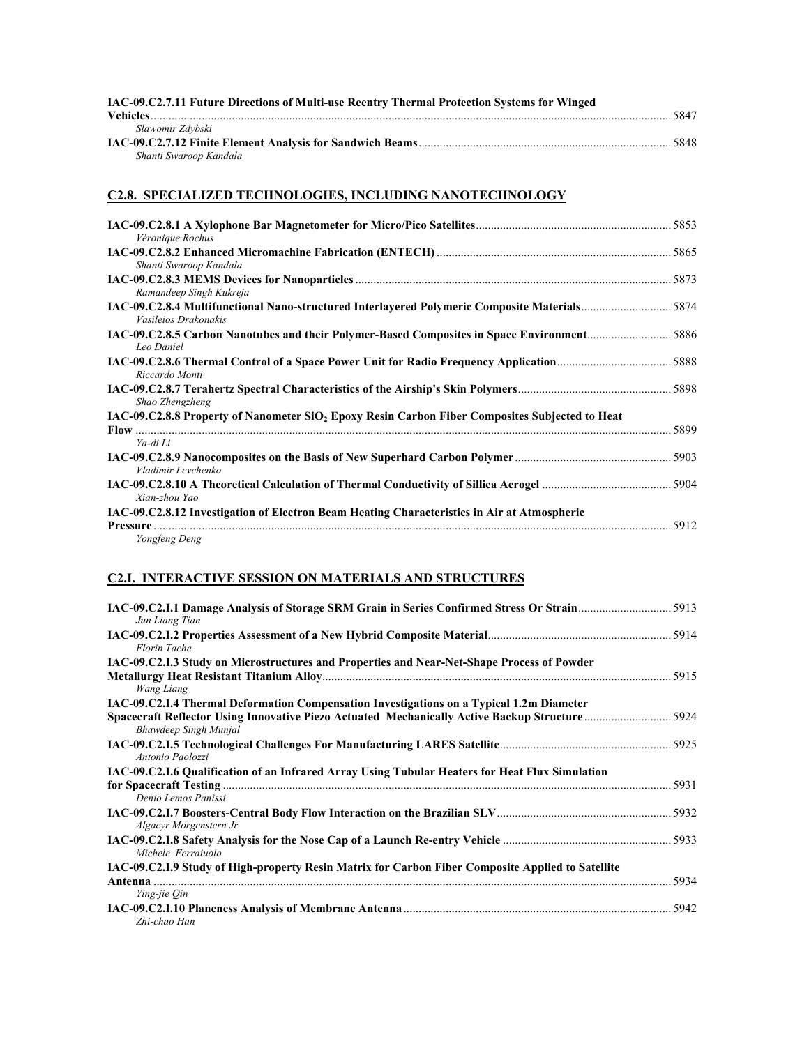**IAC-09.C2.7.11 Future Directions of Multi-use Reentry Thermal Protection Systems for Winged Vehicles** ........ 5847
*Slawomir Zdybski*

**IAC-09.C2.7.12 Finite Element Analysis for Sandwich Beams** ........ 5848
*Shanti Swaroop Kandala*

## C2.8. SPECIALIZED TECHNOLOGIES, INCLUDING NANOTECHNOLOGY

**IAC-09.C2.8.1 A Xylophone Bar Magnetometer for Micro/Pico Satellites** ........ 5853
*Véronique Rochus*

**IAC-09.C2.8.2 Enhanced Micromachine Fabrication (ENTECH)** ........ 5865
*Shanti Swaroop Kandala*

**IAC-09.C2.8.3 MEMS Devices for Nanoparticles** ........ 5873
*Ramandeep Singh Kukreja*

**IAC-09.C2.8.4 Multifunctional Nano-structured Interlayered Polymeric Composite Materials** ........ 5874
*Vasileios Drakonakis*

**IAC-09.C2.8.5 Carbon Nanotubes and their Polymer-Based Composites in Space Environment** ........ 5886
*Leo Daniel*

**IAC-09.C2.8.6 Thermal Control of a Space Power Unit for Radio Frequency Application** ........ 5888
*Riccardo Monti*

**IAC-09.C2.8.7 Terahertz Spectral Characteristics of the Airship's Skin Polymers** ........ 5898
*Shao Zhengzheng*

**IAC-09.C2.8.8 Property of Nanometer $SiO_2$ Epoxy Resin Carbon Fiber Composites Subjected to Heat Flow** ........ 5899
*Ya-di Li*

**IAC-09.C2.8.9 Nanocomposites on the Basis of New Superhard Carbon Polymer** ........ 5903
*Vladimir Levchenko*

**IAC-09.C2.8.10 A Theoretical Calculation of Thermal Conductivity of Sillica Aerogel** ........ 5904
*Xian-zhou Yao*

**IAC-09.C2.8.12 Investigation of Electron Beam Heating Characteristics in Air at Atmospheric Pressure** ........ 5912
*Yongfeng Deng*

## C2.I. INTERACTIVE SESSION ON MATERIALS AND STRUCTURES

**IAC-09.C2.I.1 Damage Analysis of Storage SRM Grain in Series Confirmed Stress Or Strain** ........ 5913
*Jun Liang Tian*

**IAC-09.C2.I.2 Properties Assessment of a New Hybrid Composite Material** ........ 5914
*Florin Tache*

**IAC-09.C2.I.3 Study on Microstructures and Properties and Near-Net-Shape Process of Powder Metallurgy Heat Resistant Titanium Alloy** ........ 5915
*Wang Liang*

**IAC-09.C2.I.4 Thermal Deformation Compensation Investigations on a Typical 1.2m Diameter Spacecraft Reflector Using Innovative Piezo Actuated Mechanically Active Backup Structure** ........ 5924
*Bhawdeep Singh Munjal*

**IAC-09.C2.I.5 Technological Challenges For Manufacturing LARES Satellite** ........ 5925
*Antonio Paolozzi*

**IAC-09.C2.I.6 Qualification of an Infrared Array Using Tubular Heaters for Heat Flux Simulation for Spacecraft Testing** ........ 5931
*Denio Lemos Panissi*

**IAC-09.C2.I.7 Boosters-Central Body Flow Interaction on the Brazilian SLV** ........ 5932
*Algacyr Morgenstern Jr.*

**IAC-09.C2.I.8 Safety Analysis for the Nose Cap of a Launch Re-entry Vehicle** ........ 5933
*Michele Ferraiuolo*

**IAC-09.C2.I.9 Study of High-property Resin Matrix for Carbon Fiber Composite Applied to Satellite Antenna** ........ 5934
*Ying-jie Qin*

**IAC-09.C2.I.10 Planeness Analysis of Membrane Antenna** ........ 5942
*Zhi-chao Han*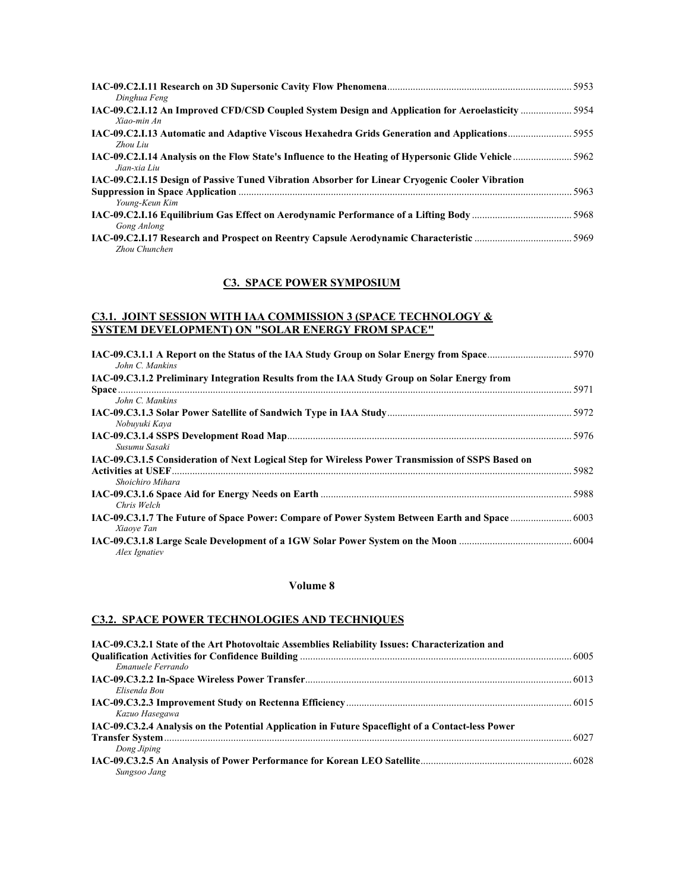**IAC-09.C2.I.11 Research on 3D Supersonic Cavity Flow Phenomena** ........ 5953
*Dinghua Feng*

**IAC-09.C2.I.12 An Improved CFD/CSD Coupled System Design and Application for Aeroelasticity** ........ 5954
*Xiao-min An*

**IAC-09.C2.I.13 Automatic and Adaptive Viscous Hexahedra Grids Generation and Applications** ........ 5955
*Zhou Liu*

**IAC-09.C2.I.14 Analysis on the Flow State's Influence to the Heating of Hypersonic Glide Vehicle** ........ 5962
*Jian-xia Liu*

**IAC-09.C2.I.15 Design of Passive Tuned Vibration Absorber for Linear Cryogenic Cooler Vibration Suppression in Space Application** ........ 5963
*Young-Keun Kim*

**IAC-09.C2.I.16 Equilibrium Gas Effect on Aerodynamic Performance of a Lifting Body** ........ 5968
*Gong Anlong*

**IAC-09.C2.I.17 Research and Prospect on Reentry Capsule Aerodynamic Characteristic** ........ 5969
*Zhou Chunchen*

## C3. SPACE POWER SYMPOSIUM

### C3.1. JOINT SESSION WITH IAA COMMISSION 3 (SPACE TECHNOLOGY & SYSTEM DEVELOPMENT) ON "SOLAR ENERGY FROM SPACE"

**IAC-09.C3.1.1 A Report on the Status of the IAA Study Group on Solar Energy from Space** ........ 5970
*John C. Mankins*

**IAC-09.C3.1.2 Preliminary Integration Results from the IAA Study Group on Solar Energy from Space** ........ 5971
*John C. Mankins*

**IAC-09.C3.1.3 Solar Power Satellite of Sandwich Type in IAA Study** ........ 5972
*Nobuyuki Kaya*

**IAC-09.C3.1.4 SSPS Development Road Map** ........ 5976
*Susumu Sasaki*

**IAC-09.C3.1.5 Consideration of Next Logical Step for Wireless Power Transmission of SSPS Based on Activities at USEF** ........ 5982
*Shoichiro Mihara*

**IAC-09.C3.1.6 Space Aid for Energy Needs on Earth** ........ 5988
*Chris Welch*

**IAC-09.C3.1.7 The Future of Space Power: Compare of Power System Between Earth and Space** ........ 6003
*Xiaoye Tan*

**IAC-09.C3.1.8 Large Scale Development of a 1GW Solar Power System on the Moon** ........ 6004
*Alex Ignatiev*

## Volume 8

### C3.2. SPACE POWER TECHNOLOGIES AND TECHNIQUES

**IAC-09.C3.2.1 State of the Art Photovoltaic Assemblies Reliability Issues: Characterization and Qualification Activities for Confidence Building** ........ 6005
*Emanuele Ferrando*

**IAC-09.C3.2.2 In-Space Wireless Power Transfer** ........ 6013
*Elisenda Bou*

**IAC-09.C3.2.3 Improvement Study on Rectenna Efficiency** ........ 6015
*Kazuo Hasegawa*

**IAC-09.C3.2.4 Analysis on the Potential Application in Future Spaceflight of a Contact-less Power Transfer System** ........ 6027
*Dong Jiping*

**IAC-09.C3.2.5 An Analysis of Power Performance for Korean LEO Satellite** ........ 6028
*Sungsoo Jang*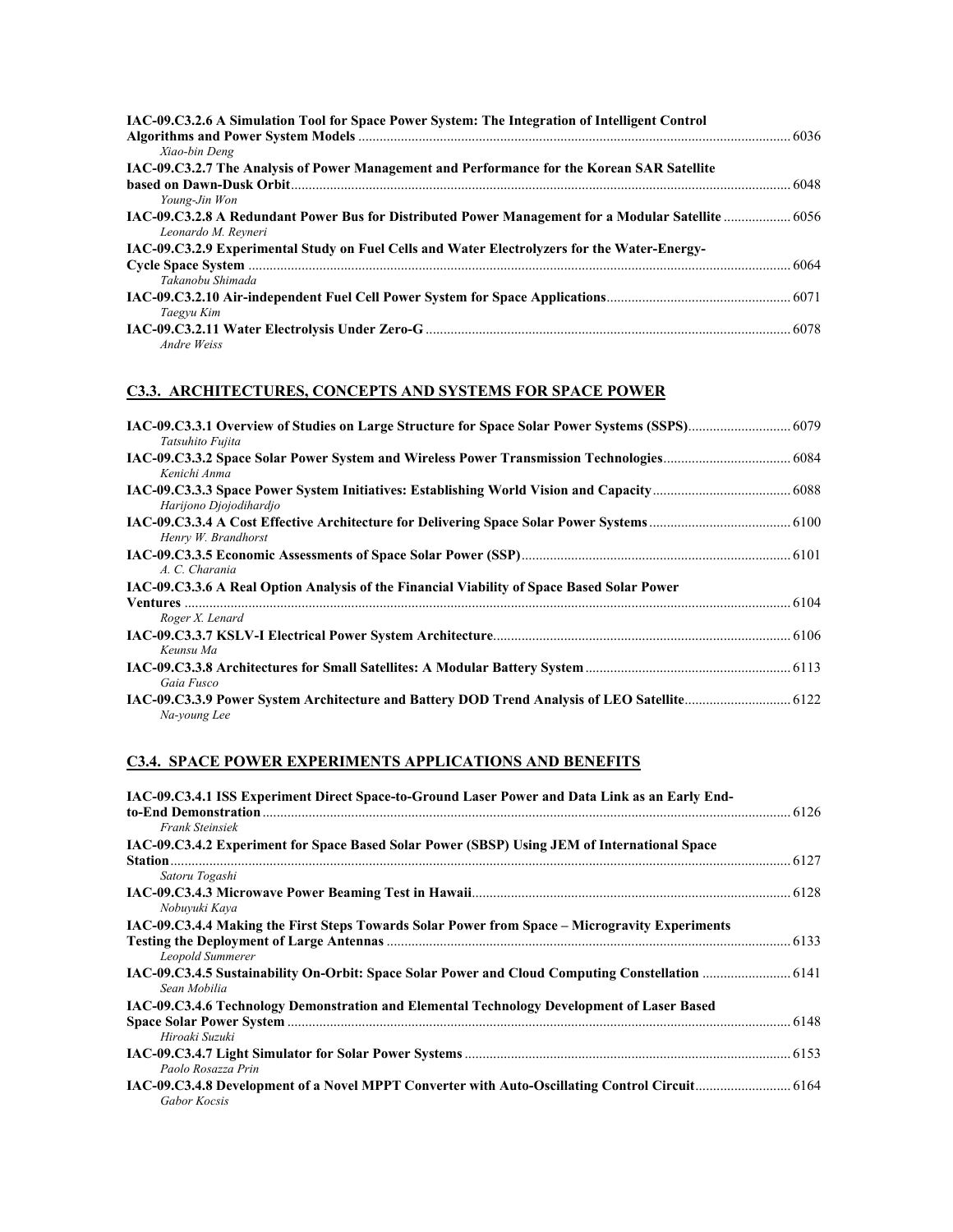**IAC-09.C3.2.6 A Simulation Tool for Space Power System: The Integration of Intelligent Control Algorithms and Power System Models** ........................................................................................................ 6036
*Xiao-bin Deng*

**IAC-09.C3.2.7 The Analysis of Power Management and Performance for the Korean SAR Satellite based on Dawn-Dusk Orbit** ........................................................................................................ 6048
*Young-Jin Won*

**IAC-09.C3.2.8 A Redundant Power Bus for Distributed Power Management for a Modular Satellite** .................. 6056
*Leonardo M. Reyneri*

**IAC-09.C3.2.9 Experimental Study on Fuel Cells and Water Electrolyzers for the Water-Energy-Cycle Space System** ........................................................................................................ 6064
*Takanobu Shimada*

**IAC-09.C3.2.10 Air-independent Fuel Cell Power System for Space Applications** .................................................. 6071
*Taegyu Kim*

**IAC-09.C3.2.11 Water Electrolysis Under Zero-G** ........................................................................................................ 6078
*Andre Weiss*

## C3.3. ARCHITECTURES, CONCEPTS AND SYSTEMS FOR SPACE POWER

**IAC-09.C3.3.1 Overview of Studies on Large Structure for Space Solar Power Systems (SSPS)**............................ 6079
*Tatsuhito Fujita*

**IAC-09.C3.3.2 Space Solar Power System and Wireless Power Transmission Technologies**.................................... 6084
*Kenichi Anma*

**IAC-09.C3.3.3 Space Power System Initiatives: Establishing World Vision and Capacity**....................................... 6088
*Harijono Djojodihardjo*

**IAC-09.C3.3.4 A Cost Effective Architecture for Delivering Space Solar Power Systems**........................................ 6100
*Henry W. Brandhorst*

**IAC-09.C3.3.5 Economic Assessments of Space Solar Power (SSP)**........................................................................ 6101
*A. C. Charania*

**IAC-09.C3.3.6 A Real Option Analysis of the Financial Viability of Space Based Solar Power Ventures** ........................................................................................................ 6104
*Roger X. Lenard*

**IAC-09.C3.3.7 KSLV-I Electrical Power System Architecture**.................................................................................. 6106
*Keunsu Ma*

**IAC-09.C3.3.8 Architectures for Small Satellites: A Modular Battery System**......................................................... 6113
*Gaia Fusco*

**IAC-09.C3.3.9 Power System Architecture and Battery DOD Trend Analysis of LEO Satellite**............................. 6122
*Na-young Lee*

## C3.4. SPACE POWER EXPERIMENTS APPLICATIONS AND BENEFITS

**IAC-09.C3.4.1 ISS Experiment Direct Space-to-Ground Laser Power and Data Link as an Early End-to-End Demonstration** ........................................................................................................ 6126
*Frank Steinsiek*

**IAC-09.C3.4.2 Experiment for Space Based Solar Power (SBSP) Using JEM of International Space Station** ........................................................................................................ 6127
*Satoru Togashi*

**IAC-09.C3.4.3 Microwave Power Beaming Test in Hawaii**........................................................................................ 6128
*Nobuyuki Kaya*

**IAC-09.C3.4.4 Making the First Steps Towards Solar Power from Space – Microgravity Experiments Testing the Deployment of Large Antennas** ........................................................................................................ 6133
*Leopold Summerer*

**IAC-09.C3.4.5 Sustainability On-Orbit: Space Solar Power and Cloud Computing Constellation** ......................... 6141
*Sean Mobilia*

**IAC-09.C3.4.6 Technology Demonstration and Elemental Technology Development of Laser Based Space Solar Power System** ........................................................................................................ 6148
*Hiroaki Suzuki*

**IAC-09.C3.4.7 Light Simulator for Solar Power Systems** .......................................................................................... 6153
*Paolo Rosazza Prin*

**IAC-09.C3.4.8 Development of a Novel MPPT Converter with Auto-Oscillating Control Circuit**........................... 6164
*Gabor Kocsis*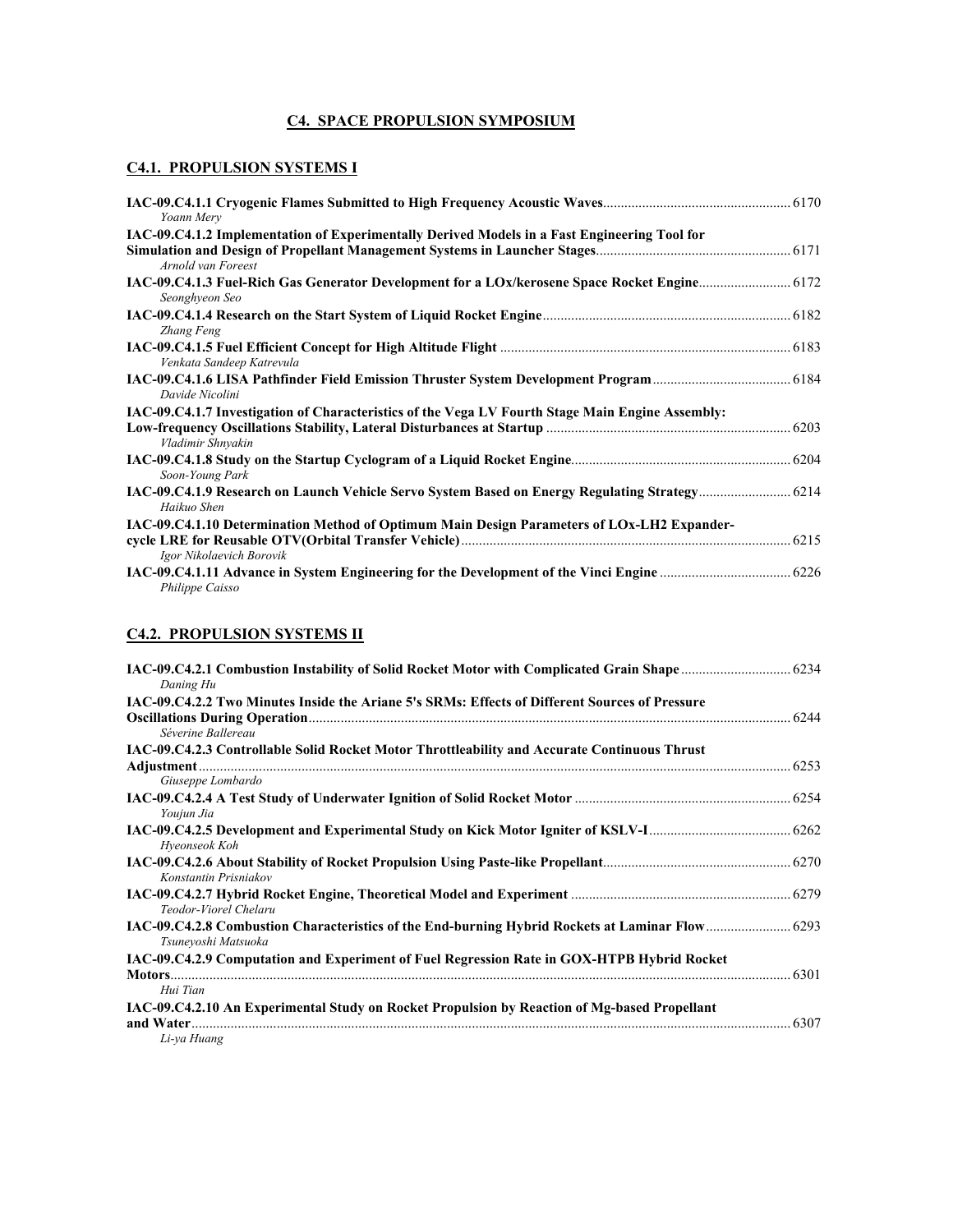## C4. SPACE PROPULSION SYMPOSIUM

### C4.1. PROPULSION SYSTEMS I

**IAC-09.C4.1.1 Cryogenic Flames Submitted to High Frequency Acoustic Waves** ..... 6170
*Yoann Mery*

**IAC-09.C4.1.2 Implementation of Experimentally Derived Models in a Fast Engineering Tool for Simulation and Design of Propellant Management Systems in Launcher Stages** ..... 6171
*Arnold van Foreest*

**IAC-09.C4.1.3 Fuel-Rich Gas Generator Development for a LOx/kerosene Space Rocket Engine** ..... 6172
*Seonghyeon Seo*

**IAC-09.C4.1.4 Research on the Start System of Liquid Rocket Engine** ..... 6182
*Zhang Feng*

**IAC-09.C4.1.5 Fuel Efficient Concept for High Altitude Flight** ..... 6183
*Venkata Sandeep Katrevula*

**IAC-09.C4.1.6 LISA Pathfinder Field Emission Thruster System Development Program** ..... 6184
*Davide Nicolini*

**IAC-09.C4.1.7 Investigation of Characteristics of the Vega LV Fourth Stage Main Engine Assembly: Low-frequency Oscillations Stability, Lateral Disturbances at Startup** ..... 6203
*Vladimir Shnyakin*

**IAC-09.C4.1.8 Study on the Startup Cyclogram of a Liquid Rocket Engine** ..... 6204
*Soon-Young Park*

**IAC-09.C4.1.9 Research on Launch Vehicle Servo System Based on Energy Regulating Strategy** ..... 6214
*Haikuo Shen*

**IAC-09.C4.1.10 Determination Method of Optimum Main Design Parameters of LOx-LH2 Expander-cycle LRE for Reusable OTV(Orbital Transfer Vehicle)** ..... 6215
*Igor Nikolaevich Borovik*

**IAC-09.C4.1.11 Advance in System Engineering for the Development of the Vinci Engine** ..... 6226
*Philippe Caisso*

### C4.2. PROPULSION SYSTEMS II

**IAC-09.C4.2.1 Combustion Instability of Solid Rocket Motor with Complicated Grain Shape** ..... 6234
*Daning Hu*

**IAC-09.C4.2.2 Two Minutes Inside the Ariane 5's SRMs: Effects of Different Sources of Pressure Oscillations During Operation** ..... 6244
*Séverine Ballereau*

**IAC-09.C4.2.3 Controllable Solid Rocket Motor Throttleability and Accurate Continuous Thrust Adjustment** ..... 6253
*Giuseppe Lombardo*

**IAC-09.C4.2.4 A Test Study of Underwater Ignition of Solid Rocket Motor** ..... 6254
*Youjun Jia*

**IAC-09.C4.2.5 Development and Experimental Study on Kick Motor Igniter of KSLV-I** ..... 6262
*Hyeonseok Koh*

**IAC-09.C4.2.6 About Stability of Rocket Propulsion Using Paste-like Propellant** ..... 6270
*Konstantin Prisniakov*

**IAC-09.C4.2.7 Hybrid Rocket Engine, Theoretical Model and Experiment** ..... 6279
*Teodor-Viorel Chelaru*

**IAC-09.C4.2.8 Combustion Characteristics of the End-burning Hybrid Rockets at Laminar Flow** ..... 6293
*Tsuneyoshi Matsuoka*

**IAC-09.C4.2.9 Computation and Experiment of Fuel Regression Rate in GOX-HTPB Hybrid Rocket Motors** ..... 6301
*Hui Tian*

**IAC-09.C4.2.10 An Experimental Study on Rocket Propulsion by Reaction of Mg-based Propellant and Water** ..... 6307
*Li-ya Huang*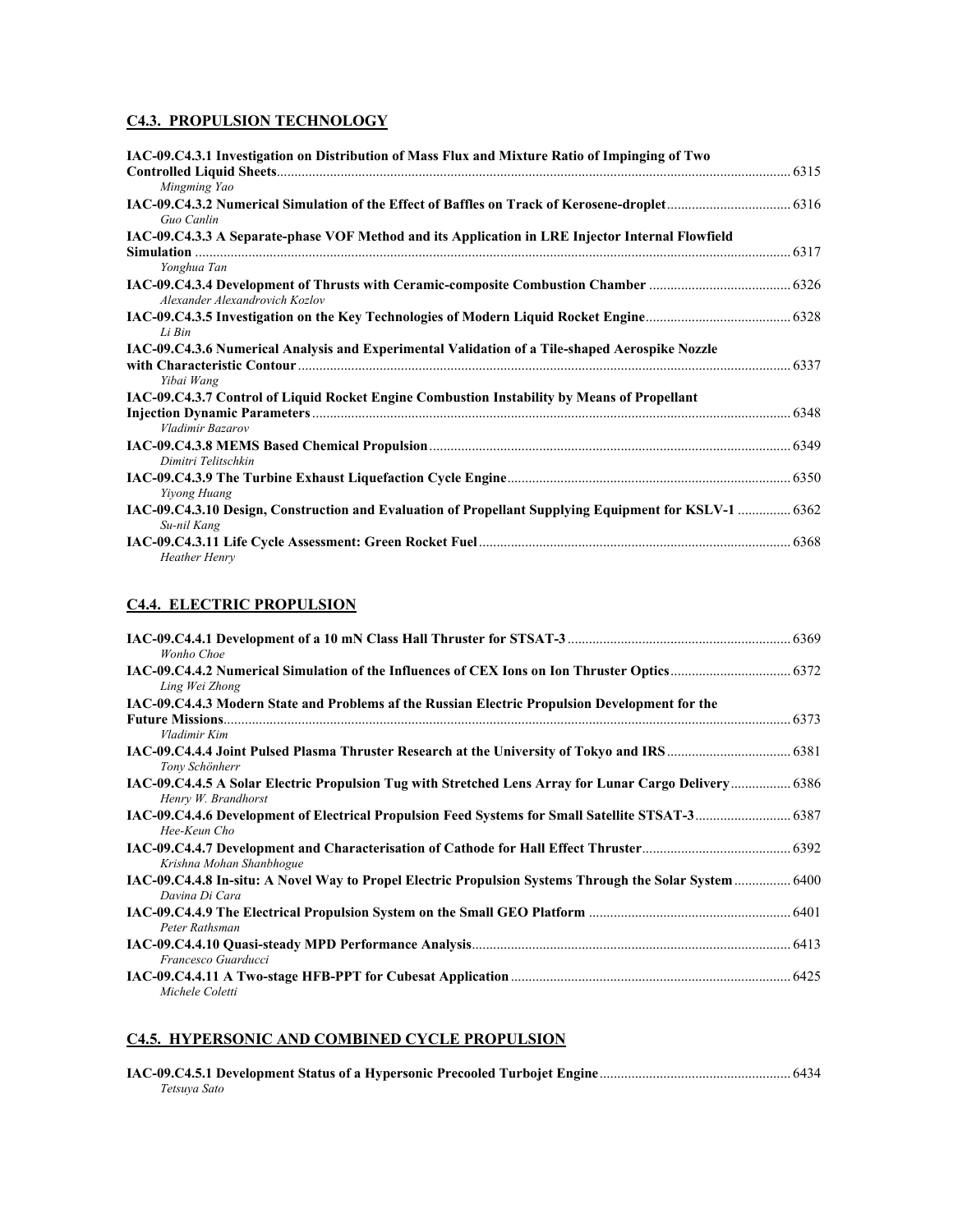## C4.3. PROPULSION TECHNOLOGY

**IAC-09.C4.3.1 Investigation on Distribution of Mass Flux and Mixture Ratio of Impinging of Two Controlled Liquid Sheets** ........ 6315
*Mingming Yao*

**IAC-09.C4.3.2 Numerical Simulation of the Effect of Baffles on Track of Kerosene-droplet** ........ 6316
*Guo Canlin*

**IAC-09.C4.3.3 A Separate-phase VOF Method and its Application in LRE Injector Internal Flowfield Simulation** ........ 6317
*Yonghua Tan*

**IAC-09.C4.3.4 Development of Thrusts with Ceramic-composite Combustion Chamber** ........ 6326
*Alexander Alexandrovich Kozlov*

**IAC-09.C4.3.5 Investigation on the Key Technologies of Modern Liquid Rocket Engine** ........ 6328
*Li Bin*

**IAC-09.C4.3.6 Numerical Analysis and Experimental Validation of a Tile-shaped Aerospike Nozzle with Characteristic Contour** ........ 6337
*Yibai Wang*

**IAC-09.C4.3.7 Control of Liquid Rocket Engine Combustion Instability by Means of Propellant Injection Dynamic Parameters** ........ 6348
*Vladimir Bazarov*

**IAC-09.C4.3.8 MEMS Based Chemical Propulsion** ........ 6349
*Dimitri Telitschkin*

**IAC-09.C4.3.9 The Turbine Exhaust Liquefaction Cycle Engine** ........ 6350
*Yiyong Huang*

**IAC-09.C4.3.10 Design, Construction and Evaluation of Propellant Supplying Equipment for KSLV-1** ........ 6362
*Su-nil Kang*

**IAC-09.C4.3.11 Life Cycle Assessment: Green Rocket Fuel** ........ 6368
*Heather Henry*

## C4.4. ELECTRIC PROPULSION

**IAC-09.C4.4.1 Development of a 10 mN Class Hall Thruster for STSAT-3** ........ 6369
*Wonho Choe*

**IAC-09.C4.4.2 Numerical Simulation of the Influences of CEX Ions on Ion Thruster Optics** ........ 6372
*Ling Wei Zhong*

**IAC-09.C4.4.3 Modern State and Problems af the Russian Electric Propulsion Development for the Future Missions** ........ 6373
*Vladimir Kim*

**IAC-09.C4.4.4 Joint Pulsed Plasma Thruster Research at the University of Tokyo and IRS** ........ 6381
*Tony Schönherr*

**IAC-09.C4.4.5 A Solar Electric Propulsion Tug with Stretched Lens Array for Lunar Cargo Delivery** ........ 6386
*Henry W. Brandhorst*

**IAC-09.C4.4.6 Development of Electrical Propulsion Feed Systems for Small Satellite STSAT-3** ........ 6387
*Hee-Keun Cho*

**IAC-09.C4.4.7 Development and Characterisation of Cathode for Hall Effect Thruster** ........ 6392
*Krishna Mohan Shanbhogue*

**IAC-09.C4.4.8 In-situ: A Novel Way to Propel Electric Propulsion Systems Through the Solar System** ........ 6400
*Davina Di Cara*

**IAC-09.C4.4.9 The Electrical Propulsion System on the Small GEO Platform** ........ 6401
*Peter Rathsman*

**IAC-09.C4.4.10 Quasi-steady MPD Performance Analysis** ........ 6413
*Francesco Guarducci*

**IAC-09.C4.4.11 A Two-stage HFB-PPT for Cubesat Application** ........ 6425
*Michele Coletti*

## C4.5. HYPERSONIC AND COMBINED CYCLE PROPULSION

**IAC-09.C4.5.1 Development Status of a Hypersonic Precooled Turbojet Engine** ........ 6434
*Tetsuya Sato*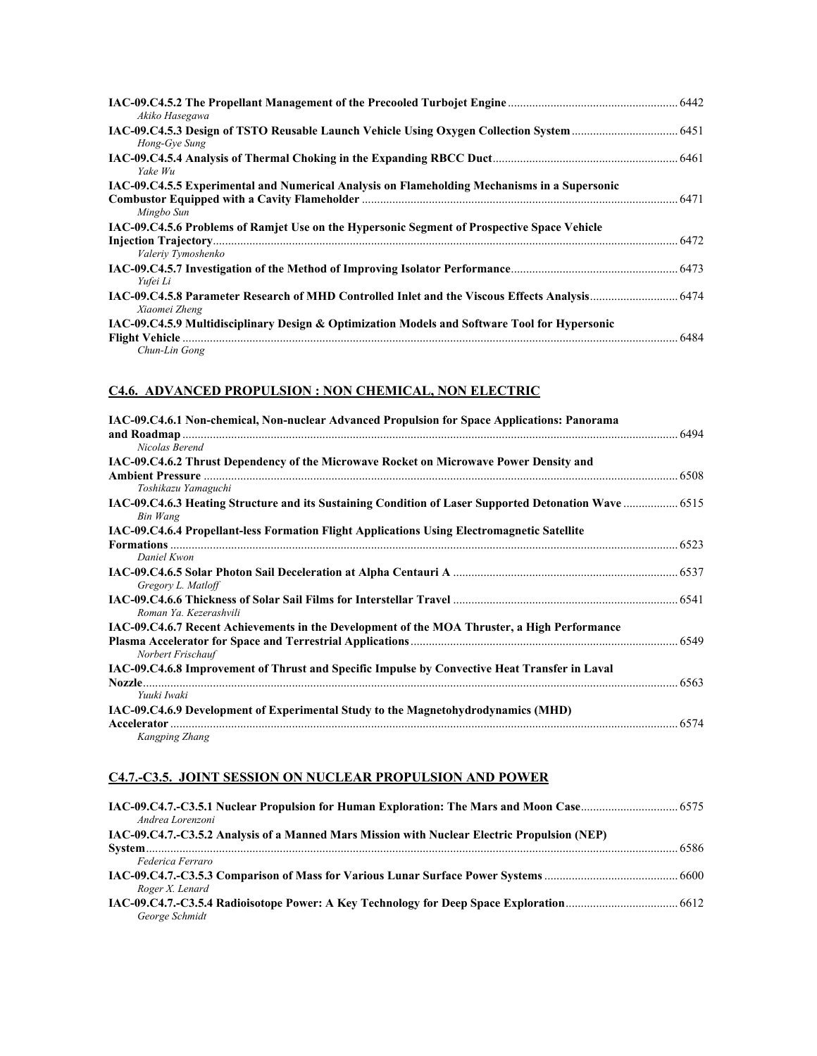**IAC-09.C4.5.2 The Propellant Management of the Precooled Turbojet Engine** ........................................................ 6442
*Akiko Hasegawa*

**IAC-09.C4.5.3 Design of TSTO Reusable Launch Vehicle Using Oxygen Collection System** .................................. 6451
*Hong-Gye Sung*

**IAC-09.C4.5.4 Analysis of Thermal Choking in the Expanding RBCC Duct**............................................................ 6461
*Yake Wu*

**IAC-09.C4.5.5 Experimental and Numerical Analysis on Flameholding Mechanisms in a Supersonic Combustor Equipped with a Cavity Flameholder** ....................................................................................................... 6471
*Mingbo Sun*

**IAC-09.C4.5.6 Problems of Ramjet Use on the Hypersonic Segment of Prospective Space Vehicle Injection Trajectory**......................................................................................................................................... 6472
*Valeriy Tymoshenko*

**IAC-09.C4.5.7 Investigation of the Method of Improving Isolator Performance**...................................................... 6473
*Yufei Li*

**IAC-09.C4.5.8 Parameter Research of MHD Controlled Inlet and the Viscous Effects Analysis**............................ 6474
*Xiaomei Zheng*

**IAC-09.C4.5.9 Multidisciplinary Design & Optimization Models and Software Tool for Hypersonic Flight Vehicle** ................................................................................................................................................... 6484
*Chun-Lin Gong*

## C4.6. ADVANCED PROPULSION : NON CHEMICAL, NON ELECTRIC

**IAC-09.C4.6.1 Non-chemical, Non-nuclear Advanced Propulsion for Space Applications: Panorama and Roadmap** ................................................................................................................................................. 6494
*Nicolas Berend*

**IAC-09.C4.6.2 Thrust Dependency of the Microwave Rocket on Microwave Power Density and Ambient Pressure** ........................................................................................................................................... 6508
*Toshikazu Yamaguchi*

**IAC-09.C4.6.3 Heating Structure and its Sustaining Condition of Laser Supported Detonation Wave** ................. 6515
*Bin Wang*

**IAC-09.C4.6.4 Propellant-less Formation Flight Applications Using Electromagnetic Satellite Formations** ...................................................................................................................................................... 6523
*Daniel Kwon*

**IAC-09.C4.6.5 Solar Photon Sail Deceleration at Alpha Centauri A** ......................................................................... 6537
*Gregory L. Matloff*

**IAC-09.C4.6.6 Thickness of Solar Sail Films for Interstellar Travel** ......................................................................... 6541
*Roman Ya. Kezerashvili*

**IAC-09.C4.6.7 Recent Achievements in the Development of the MOA Thruster, a High Performance Plasma Accelerator for Space and Terrestrial Applications**....................................................................................... 6549
*Norbert Frischauf*

**IAC-09.C4.6.8 Improvement of Thrust and Specific Impulse by Convective Heat Transfer in Laval Nozzle**............................................................................................................................................................... 6563
*Yuuki Iwaki*

**IAC-09.C4.6.9 Development of Experimental Study to the Magnetohydrodynamics (MHD) Accelerator** ...................................................................................................................................................... 6574
*Kangping Zhang*

## C4.7.-C3.5. JOINT SESSION ON NUCLEAR PROPULSION AND POWER

**IAC-09.C4.7.-C3.5.1 Nuclear Propulsion for Human Exploration: The Mars and Moon Case**............................... 6575
*Andrea Lorenzoni*

**IAC-09.C4.7.-C3.5.2 Analysis of a Manned Mars Mission with Nuclear Electric Propulsion (NEP) System**.............................................................................................................................................................. 6586
*Federica Ferraro*

**IAC-09.C4.7.-C3.5.3 Comparison of Mass for Various Lunar Surface Power Systems** ........................................... 6600
*Roger X. Lenard*

**IAC-09.C4.7.-C3.5.4 Radioisotope Power: A Key Technology for Deep Space Exploration**.................................... 6612
*George Schmidt*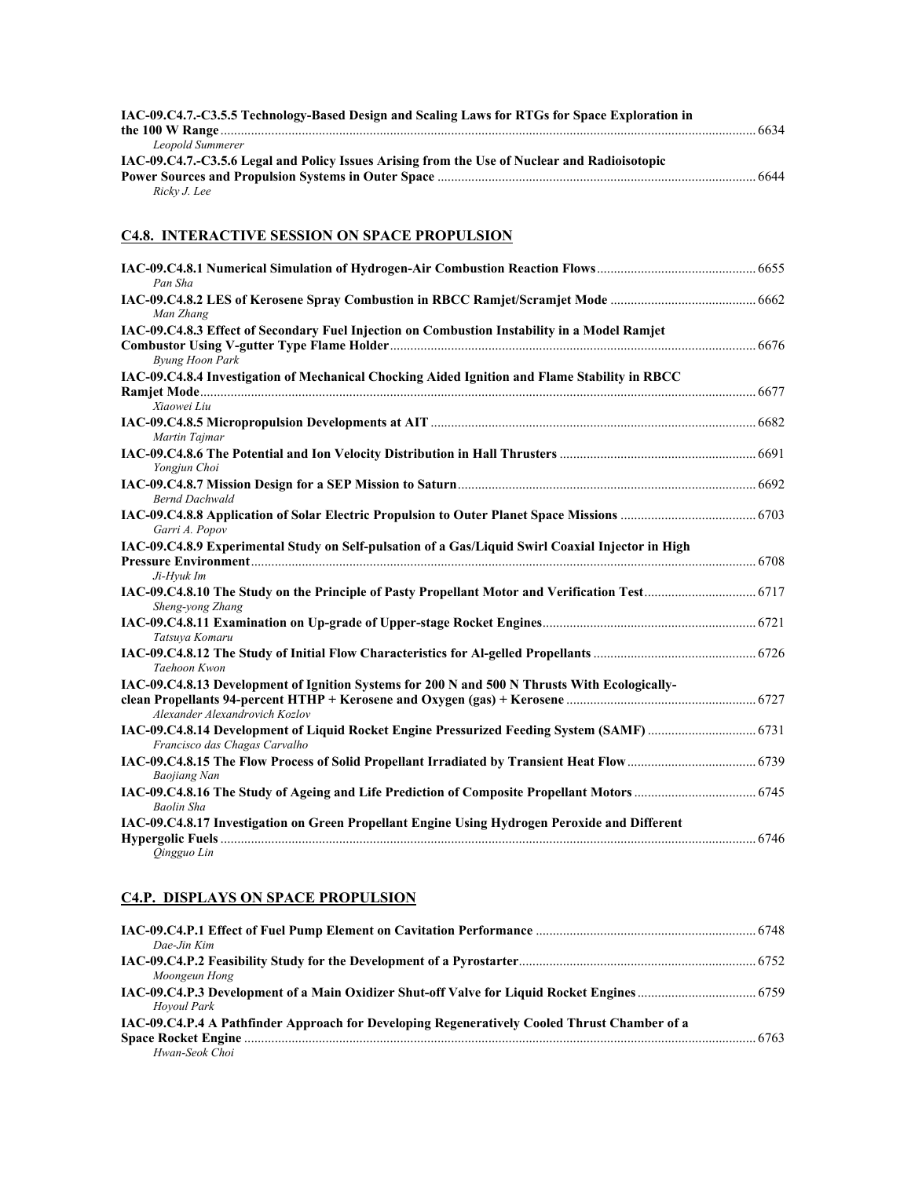**IAC-09.C4.7.-C3.5.5 Technology-Based Design and Scaling Laws for RTGs for Space Exploration in the 100 W Range** ............ 6634
*Leopold Summerer*

**IAC-09.C4.7.-C3.5.6 Legal and Policy Issues Arising from the Use of Nuclear and Radioisotopic Power Sources and Propulsion Systems in Outer Space** ............ 6644
*Ricky J. Lee*

## C4.8. INTERACTIVE SESSION ON SPACE PROPULSION

**IAC-09.C4.8.1 Numerical Simulation of Hydrogen-Air Combustion Reaction Flows** ............ 6655
*Pan Sha*

**IAC-09.C4.8.2 LES of Kerosene Spray Combustion in RBCC Ramjet/Scramjet Mode** ............ 6662
*Man Zhang*

**IAC-09.C4.8.3 Effect of Secondary Fuel Injection on Combustion Instability in a Model Ramjet Combustor Using V-gutter Type Flame Holder** ............ 6676
*Byung Hoon Park*

**IAC-09.C4.8.4 Investigation of Mechanical Chocking Aided Ignition and Flame Stability in RBCC Ramjet Mode** ............ 6677
*Xiaowei Liu*

**IAC-09.C4.8.5 Micropropulsion Developments at AIT** ............ 6682
*Martin Tajmar*

**IAC-09.C4.8.6 The Potential and Ion Velocity Distribution in Hall Thrusters** ............ 6691
*Yongjun Choi*

**IAC-09.C4.8.7 Mission Design for a SEP Mission to Saturn** ............ 6692
*Bernd Dachwald*

**IAC-09.C4.8.8 Application of Solar Electric Propulsion to Outer Planet Space Missions** ............ 6703
*Garri A. Popov*

**IAC-09.C4.8.9 Experimental Study on Self-pulsation of a Gas/Liquid Swirl Coaxial Injector in High Pressure Environment** ............ 6708
*Ji-Hyuk Im*

**IAC-09.C4.8.10 The Study on the Principle of Pasty Propellant Motor and Verification Test** ............ 6717
*Sheng-yong Zhang*

**IAC-09.C4.8.11 Examination on Up-grade of Upper-stage Rocket Engines** ............ 6721
*Tatsuya Komaru*

**IAC-09.C4.8.12 The Study of Initial Flow Characteristics for Al-gelled Propellants** ............ 6726
*Taehoon Kwon*

**IAC-09.C4.8.13 Development of Ignition Systems for 200 N and 500 N Thrusts With Ecologically-clean Propellants 94-percent HTHP + Kerosene and Oxygen (gas) + Kerosene** ............ 6727
*Alexander Alexandrovich Kozlov*

**IAC-09.C4.8.14 Development of Liquid Rocket Engine Pressurized Feeding System (SAMF)** ............ 6731
*Francisco das Chagas Carvalho*

**IAC-09.C4.8.15 The Flow Process of Solid Propellant Irradiated by Transient Heat Flow** ............ 6739
*Baojiang Nan*

**IAC-09.C4.8.16 The Study of Ageing and Life Prediction of Composite Propellant Motors** ............ 6745
*Baolin Sha*

**IAC-09.C4.8.17 Investigation on Green Propellant Engine Using Hydrogen Peroxide and Different Hypergolic Fuels** ............ 6746
*Qingguo Lin*

## C4.P. DISPLAYS ON SPACE PROPULSION

**IAC-09.C4.P.1 Effect of Fuel Pump Element on Cavitation Performance** ............ 6748
*Dae-Jin Kim*

**IAC-09.C4.P.2 Feasibility Study for the Development of a Pyrostarter** ............ 6752
*Moongeun Hong*

**IAC-09.C4.P.3 Development of a Main Oxidizer Shut-off Valve for Liquid Rocket Engines** ............ 6759
*Hoyoul Park*

**IAC-09.C4.P.4 A Pathfinder Approach for Developing Regeneratively Cooled Thrust Chamber of a Space Rocket Engine** ............ 6763
*Hwan-Seok Choi*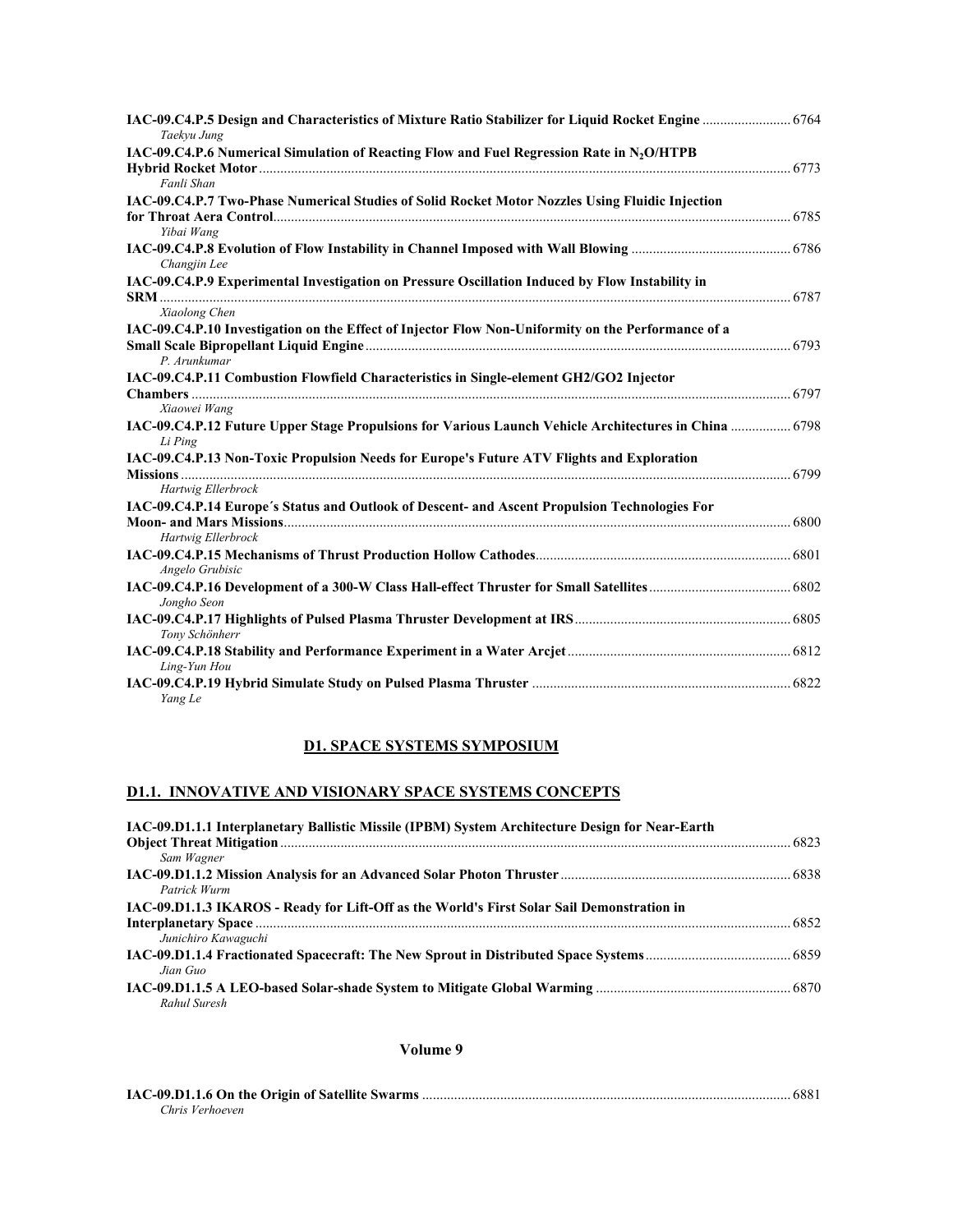**IAC-09.C4.P.5 Design and Characteristics of Mixture Ratio Stabilizer for Liquid Rocket Engine** ......................... 6764
*Taekyu Jung*

**IAC-09.C4.P.6 Numerical Simulation of Reacting Flow and Fuel Regression Rate in $N_2O$/HTPB Hybrid Rocket Motor** ..................... 6773
*Fanli Shan*

**IAC-09.C4.P.7 Two-Phase Numerical Studies of Solid Rocket Motor Nozzles Using Fluidic Injection for Throat Aera Control** ..................... 6785
*Yibai Wang*

**IAC-09.C4.P.8 Evolution of Flow Instability in Channel Imposed with Wall Blowing** ..................... 6786
*Changjin Lee*

**IAC-09.C4.P.9 Experimental Investigation on Pressure Oscillation Induced by Flow Instability in SRM** ..................... 6787
*Xiaolong Chen*

**IAC-09.C4.P.10 Investigation on the Effect of Injector Flow Non-Uniformity on the Performance of a Small Scale Bipropellant Liquid Engine** ..................... 6793
*P. Arunkumar*

**IAC-09.C4.P.11 Combustion Flowfield Characteristics in Single-element GH2/GO2 Injector Chambers** ..................... 6797
*Xiaowei Wang*

**IAC-09.C4.P.12 Future Upper Stage Propulsions for Various Launch Vehicle Architectures in China** ..................... 6798
*Li Ping*

**IAC-09.C4.P.13 Non-Toxic Propulsion Needs for Europe's Future ATV Flights and Exploration Missions** ..................... 6799
*Hartwig Ellerbrock*

**IAC-09.C4.P.14 Europe´s Status and Outlook of Descent- and Ascent Propulsion Technologies For Moon- and Mars Missions** ..................... 6800
*Hartwig Ellerbrock*

**IAC-09.C4.P.15 Mechanisms of Thrust Production Hollow Cathodes** ..................... 6801
*Angelo Grubisic*

**IAC-09.C4.P.16 Development of a 300-W Class Hall-effect Thruster for Small Satellites** ..................... 6802
*Jongho Seon*

**IAC-09.C4.P.17 Highlights of Pulsed Plasma Thruster Development at IRS** ..................... 6805
*Tony Schönherr*

**IAC-09.C4.P.18 Stability and Performance Experiment in a Water Arcjet** ..................... 6812
*Ling-Yun Hou*

**IAC-09.C4.P.19 Hybrid Simulate Study on Pulsed Plasma Thruster** ..................... 6822
*Yang Le*

## D1. SPACE SYSTEMS SYMPOSIUM

### D1.1. INNOVATIVE AND VISIONARY SPACE SYSTEMS CONCEPTS

**IAC-09.D1.1.1 Interplanetary Ballistic Missile (IPBM) System Architecture Design for Near-Earth Object Threat Mitigation** ..................... 6823
*Sam Wagner*

**IAC-09.D1.1.2 Mission Analysis for an Advanced Solar Photon Thruster** ..................... 6838
*Patrick Wurm*

**IAC-09.D1.1.3 IKAROS - Ready for Lift-Off as the World's First Solar Sail Demonstration in Interplanetary Space** ..................... 6852
*Junichiro Kawaguchi*

**IAC-09.D1.1.4 Fractionated Spacecraft: The New Sprout in Distributed Space Systems** ..................... 6859
*Jian Guo*

**IAC-09.D1.1.5 A LEO-based Solar-shade System to Mitigate Global Warming** ..................... 6870
*Rahul Suresh*

## Volume 9

**IAC-09.D1.1.6 On the Origin of Satellite Swarms** ..................... 6881
*Chris Verhoeven*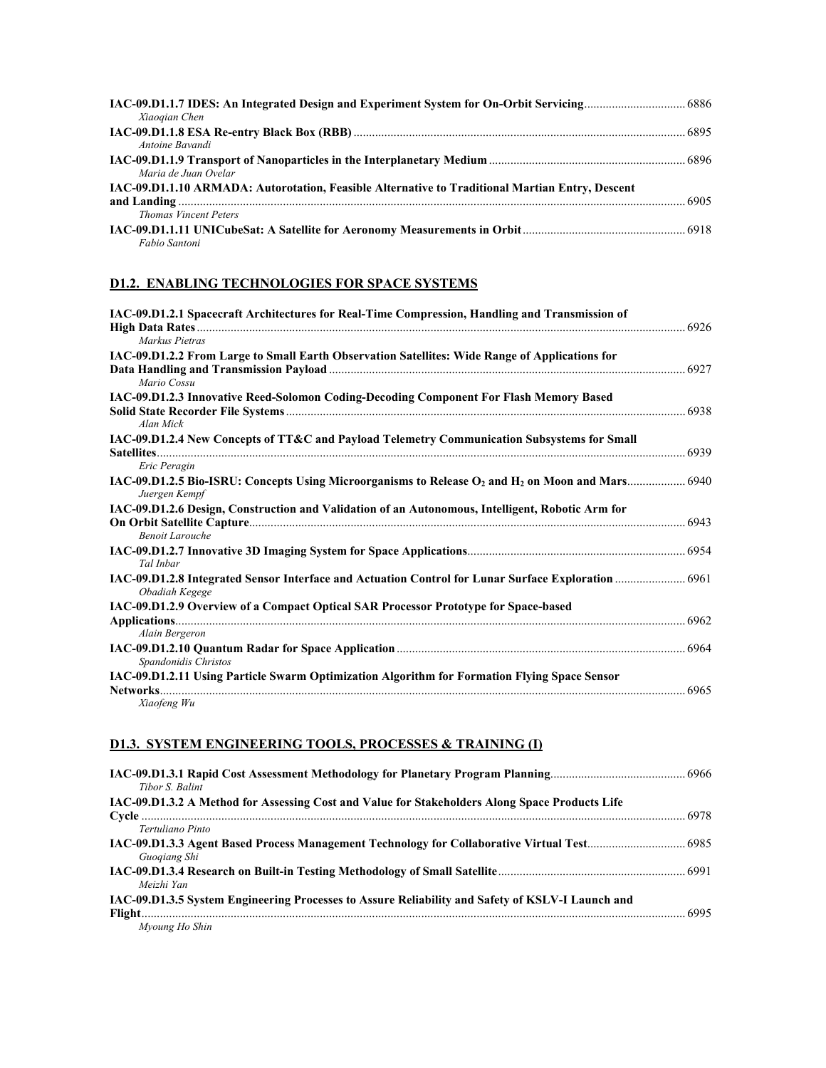**IAC-09.D1.1.7 IDES: An Integrated Design and Experiment System for On-Orbit Servicing** ................................ 6886
*Xiaoqian Chen*

**IAC-09.D1.1.8 ESA Re-entry Black Box (RBB)** ........................................................................................................... 6895
*Antoine Bavandi*

**IAC-09.D1.1.9 Transport of Nanoparticles in the Interplanetary Medium** ............................................................... 6896
*Maria de Juan Ovelar*

**IAC-09.D1.1.10 ARMADA: Autorotation, Feasible Alternative to Traditional Martian Entry, Descent and Landing** .................................................................................................................................................................... 6905
*Thomas Vincent Peters*

**IAC-09.D1.1.11 UNICubeSat: A Satellite for Aeronomy Measurements in Orbit** .................................................... 6918
*Fabio Santoni*

## D1.2. ENABLING TECHNOLOGIES FOR SPACE SYSTEMS

**IAC-09.D1.2.1 Spacecraft Architectures for Real-Time Compression, Handling and Transmission of High Data Rates** ............................................................................................................................................................. 6926
*Markus Pietras*

**IAC-09.D1.2.2 From Large to Small Earth Observation Satellites: Wide Range of Applications for Data Handling and Transmission Payload** ................................................................................................................... 6927
*Mario Cossu*

**IAC-09.D1.2.3 Innovative Reed-Solomon Coding-Decoding Component For Flash Memory Based Solid State Recorder File Systems** ................................................................................................................................. 6938
*Alan Mick*

**IAC-09.D1.2.4 New Concepts of TT&C and Payload Telemetry Communication Subsystems for Small Satellites** .......................................................................................................................................................................... 6939
*Eric Peragin*

**IAC-09.D1.2.5 Bio-ISRU: Concepts Using Microorganisms to Release $O_2$ and $H_2$ on Moon and Mars** .................. 6940
*Juergen Kempf*

**IAC-09.D1.2.6 Design, Construction and Validation of an Autonomous, Intelligent, Robotic Arm for On Orbit Satellite Capture** ............................................................................................................................................ 6943
*Benoit Larouche*

**IAC-09.D1.2.7 Innovative 3D Imaging System for Space Applications** ...................................................................... 6954
*Tal Inbar*

**IAC-09.D1.2.8 Integrated Sensor Interface and Actuation Control for Lunar Surface Exploration** ....................... 6961
*Obadiah Kegege*

**IAC-09.D1.2.9 Overview of a Compact Optical SAR Processor Prototype for Space-based Applications** ..................................................................................................................................................................... 6962
*Alain Bergeron*

**IAC-09.D1.2.10 Quantum Radar for Space Application** ............................................................................................. 6964
*Spandonidis Christos*

**IAC-09.D1.2.11 Using Particle Swarm Optimization Algorithm for Formation Flying Space Sensor Networks** ......................................................................................................................................................................... 6965
*Xiaofeng Wu*

## D1.3. SYSTEM ENGINEERING TOOLS, PROCESSES & TRAINING (I)

**IAC-09.D1.3.1 Rapid Cost Assessment Methodology for Planetary Program Planning** ............................................ 6966
*Tibor S. Balint*

**IAC-09.D1.3.2 A Method for Assessing Cost and Value for Stakeholders Along Space Products Life Cycle** ................................................................................................................................................................................ 6978
*Tertuliano Pinto*

**IAC-09.D1.3.3 Agent Based Process Management Technology for Collaborative Virtual Test** ................................ 6985
*Guoqiang Shi*

**IAC-09.D1.3.4 Research on Built-in Testing Methodology of Small Satellite** ............................................................ 6991
*Meizhi Yan*

**IAC-09.D1.3.5 System Engineering Processes to Assure Reliability and Safety of KSLV-I Launch and Flight** ............................................................................................................................................................................. 6995
*Myoung Ho Shin*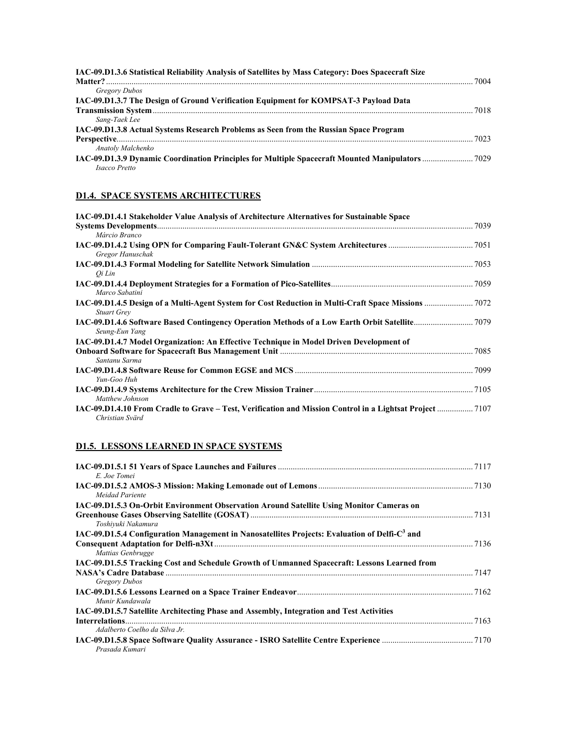**IAC-09.D1.3.6 Statistical Reliability Analysis of Satellites by Mass Category: Does Spacecraft Size Matter?** ........ 7004
*Gregory Dubos*

**IAC-09.D1.3.7 The Design of Ground Verification Equipment for KOMPSAT-3 Payload Data Transmission System** ........ 7018
*Sang-Taek Lee*

**IAC-09.D1.3.8 Actual Systems Research Problems as Seen from the Russian Space Program Perspective** ........ 7023
*Anatoly Malchenko*

**IAC-09.D1.3.9 Dynamic Coordination Principles for Multiple Spacecraft Mounted Manipulators** ........ 7029
*Isacco Pretto*

## D1.4. SPACE SYSTEMS ARCHITECTURES

**IAC-09.D1.4.1 Stakeholder Value Analysis of Architecture Alternatives for Sustainable Space Systems Developments** ........ 7039
*Márcio Branco*

**IAC-09.D1.4.2 Using OPN for Comparing Fault-Tolerant GN&C System Architectures** ........ 7051
*Gregor Hanuschak*

**IAC-09.D1.4.3 Formal Modeling for Satellite Network Simulation** ........ 7053
*Qi Lin*

**IAC-09.D1.4.4 Deployment Strategies for a Formation of Pico-Satellites** ........ 7059
*Marco Sabatini*

**IAC-09.D1.4.5 Design of a Multi-Agent System for Cost Reduction in Multi-Craft Space Missions** ........ 7072
*Stuart Grey*

**IAC-09.D1.4.6 Software Based Contingency Operation Methods of a Low Earth Orbit Satellite** ........ 7079
*Seung-Eun Yang*

**IAC-09.D1.4.7 Model Organization: An Effective Technique in Model Driven Development of Onboard Software for Spacecraft Bus Management Unit** ........ 7085
*Santanu Sarma*

**IAC-09.D1.4.8 Software Reuse for Common EGSE and MCS** ........ 7099
*Yun-Goo Huh*

**IAC-09.D1.4.9 Systems Architecture for the Crew Mission Trainer** ........ 7105
*Matthew Johnson*

**IAC-09.D1.4.10 From Cradle to Grave – Test, Verification and Mission Control in a Lightsat Project** ........ 7107
*Christian Svärd*

## D1.5. LESSONS LEARNED IN SPACE SYSTEMS

**IAC-09.D1.5.1 51 Years of Space Launches and Failures** ........ 7117
*E. Joe Tomei*

**IAC-09.D1.5.2 AMOS-3 Mission: Making Lemonade out of Lemons** ........ 7130
*Meidad Pariente*

**IAC-09.D1.5.3 On-Orbit Environment Observation Around Satellite Using Monitor Cameras on Greenhouse Gases Observing Satellite (GOSAT)** ........ 7131
*Toshiyuki Nakamura*

**IAC-09.D1.5.4 Configuration Management in Nanosatellites Projects: Evaluation of Delfi-$C^3$ and Consequent Adaptation for Delfi-n3Xt** ........ 7136
*Mattias Genbrugge*

**IAC-09.D1.5.5 Tracking Cost and Schedule Growth of Unmanned Spacecraft: Lessons Learned from NASA's Cadre Database** ........ 7147
*Gregory Dubos*

**IAC-09.D1.5.6 Lessons Learned on a Space Trainer Endeavor** ........ 7162
*Munir Kundawala*

**IAC-09.D1.5.7 Satellite Architecting Phase and Assembly, Integration and Test Activities Interrelations** ........ 7163
*Adalberto Coelho da Silva Jr.*

**IAC-09.D1.5.8 Space Software Quality Assurance - ISRO Satellite Centre Experience** ........ 7170
*Prasada Kumari*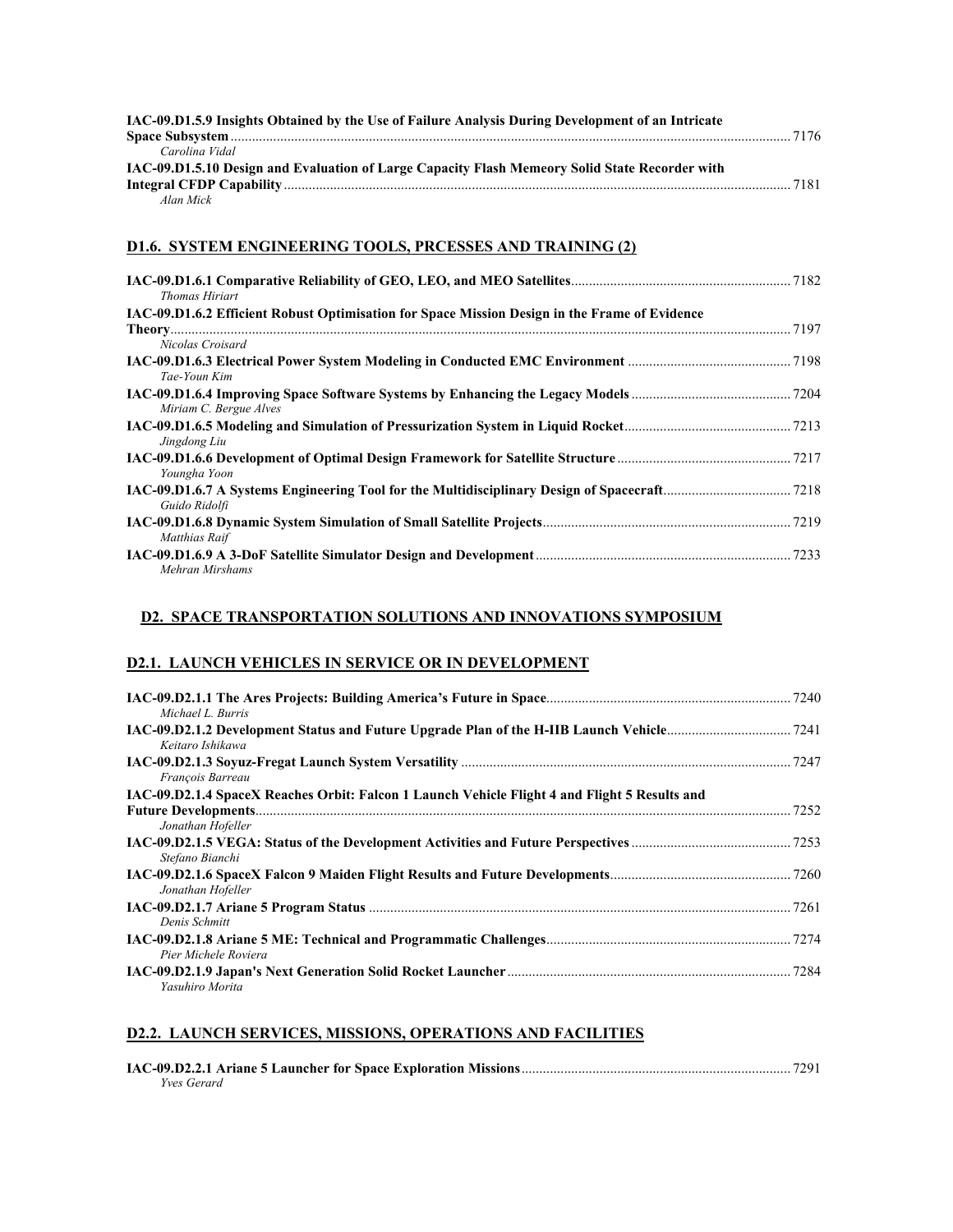**IAC-09.D1.5.9 Insights Obtained by the Use of Failure Analysis During Development of an Intricate Space Subsystem** ........................................................................................................................ 7176
*Carolina Vidal*

**IAC-09.D1.5.10 Design and Evaluation of Large Capacity Flash Memeory Solid State Recorder with Integral CFDP Capability** ........................................................................................................................ 7181
*Alan Mick*

## D1.6. SYSTEM ENGINEERING TOOLS, PRCESSES AND TRAINING (2)

**IAC-09.D1.6.1 Comparative Reliability of GEO, LEO, and MEO Satellites**............................................................. 7182
*Thomas Hiriart*

**IAC-09.D1.6.2 Efficient Robust Optimisation for Space Mission Design in the Frame of Evidence Theory**........................................................................................................................ 7197
*Nicolas Croisard*

**IAC-09.D1.6.3 Electrical Power System Modeling in Conducted EMC Environment** ............................................. 7198
*Tae-Youn Kim*

**IAC-09.D1.6.4 Improving Space Software Systems by Enhancing the Legacy Models** ............................................ 7204
*Miriam C. Bergue Alves*

**IAC-09.D1.6.5 Modeling and Simulation of Pressurization System in Liquid Rocket**.............................................. 7213
*Jingdong Liu*

**IAC-09.D1.6.6 Development of Optimal Design Framework for Satellite Structure** ................................................ 7217
*Youngha Yoon*

**IAC-09.D1.6.7 A Systems Engineering Tool for the Multidisciplinary Design of Spacecraft**................................... 7218
*Guido Ridolfi*

**IAC-09.D1.6.8 Dynamic System Simulation of Small Satellite Projects**..................................................................... 7219
*Matthias Raif*

**IAC-09.D1.6.9 A 3-DoF Satellite Simulator Design and Development**....................................................................... 7233
*Mehran Mirshams*

# D2. SPACE TRANSPORTATION SOLUTIONS AND INNOVATIONS SYMPOSIUM

## D2.1. LAUNCH VEHICLES IN SERVICE OR IN DEVELOPMENT

**IAC-09.D2.1.1 The Ares Projects: Building America's Future in Space**.................................................................... 7240
*Michael L. Burris*

**IAC-09.D2.1.2 Development Status and Future Upgrade Plan of the H-IIB Launch Vehicle**.................................. 7241
*Keitaro Ishikawa*

**IAC-09.D2.1.3 Soyuz-Fregat Launch System Versatility** ............................................................................................ 7247
*François Barreau*

**IAC-09.D2.1.4 SpaceX Reaches Orbit: Falcon 1 Launch Vehicle Flight 4 and Flight 5 Results and Future Developments**........................................................................................................................ 7252
*Jonathan Hofeller*

**IAC-09.D2.1.5 VEGA: Status of the Development Activities and Future Perspectives** ............................................ 7253
*Stefano Bianchi*

**IAC-09.D2.1.6 SpaceX Falcon 9 Maiden Flight Results and Future Developments**.................................................. 7260
*Jonathan Hofeller*

**IAC-09.D2.1.7 Ariane 5 Program Status** ..................................................................................................................... 7261
*Denis Schmitt*

**IAC-09.D2.1.8 Ariane 5 ME: Technical and Programmatic Challenges**.................................................................... 7274
*Pier Michele Roviera*

**IAC-09.D2.1.9 Japan's Next Generation Solid Rocket Launcher**............................................................................... 7284
*Yasuhiro Morita*

## D2.2. LAUNCH SERVICES, MISSIONS, OPERATIONS AND FACILITIES

**IAC-09.D2.2.1 Ariane 5 Launcher for Space Exploration Missions**........................................................................... 7291
*Yves Gerard*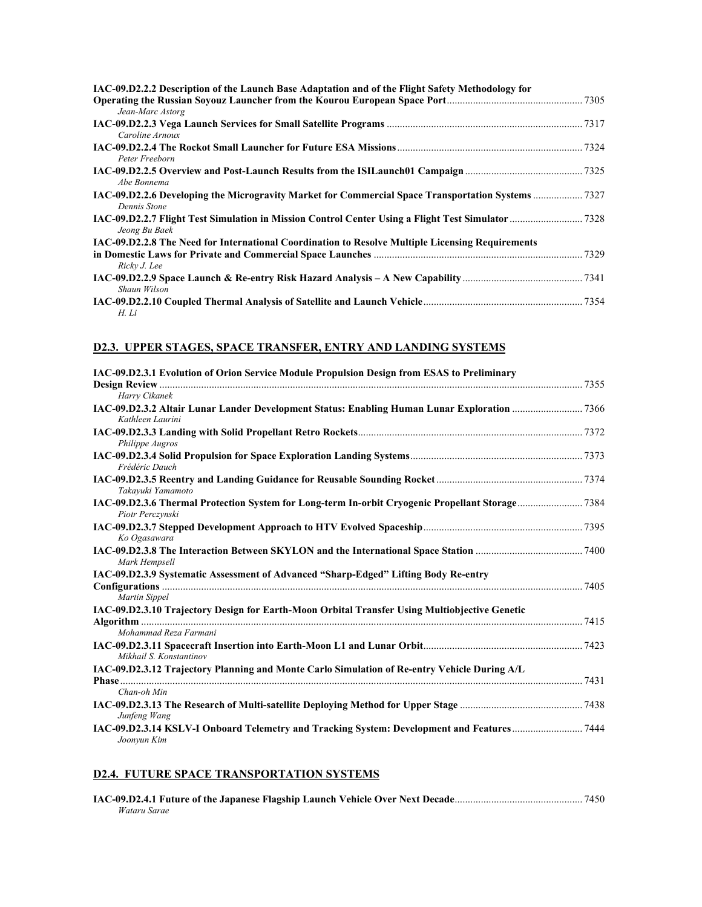**IAC-09.D2.2.2 Description of the Launch Base Adaptation and of the Flight Safety Methodology for Operating the Russian Soyouz Launcher from the Kourou European Space Port** ........ 7305
*Jean-Marc Astorg*

**IAC-09.D2.2.3 Vega Launch Services for Small Satellite Programs** ........ 7317
*Caroline Arnoux*

**IAC-09.D2.2.4 The Rockot Small Launcher for Future ESA Missions** ........ 7324
*Peter Freeborn*

**IAC-09.D2.2.5 Overview and Post-Launch Results from the ISILaunch01 Campaign** ........ 7325
*Abe Bonnema*

**IAC-09.D2.2.6 Developing the Microgravity Market for Commercial Space Transportation Systems** ........ 7327
*Dennis Stone*

**IAC-09.D2.2.7 Flight Test Simulation in Mission Control Center Using a Flight Test Simulator** ........ 7328
*Jeong Bu Baek*

**IAC-09.D2.2.8 The Need for International Coordination to Resolve Multiple Licensing Requirements in Domestic Laws for Private and Commercial Space Launches** ........ 7329
*Ricky J. Lee*

**IAC-09.D2.2.9 Space Launch & Re-entry Risk Hazard Analysis – A New Capability** ........ 7341
*Shaun Wilson*

**IAC-09.D2.2.10 Coupled Thermal Analysis of Satellite and Launch Vehicle** ........ 7354
*H. Li*

## D2.3. UPPER STAGES, SPACE TRANSFER, ENTRY AND LANDING SYSTEMS

**IAC-09.D2.3.1 Evolution of Orion Service Module Propulsion Design from ESAS to Preliminary Design Review** ........ 7355
*Harry Cikanek*

**IAC-09.D2.3.2 Altair Lunar Lander Development Status: Enabling Human Lunar Exploration** ........ 7366
*Kathleen Laurini*

**IAC-09.D2.3.3 Landing with Solid Propellant Retro Rockets** ........ 7372
*Philippe Augros*

**IAC-09.D2.3.4 Solid Propulsion for Space Exploration Landing Systems** ........ 7373
*Frédéric Dauch*

**IAC-09.D2.3.5 Reentry and Landing Guidance for Reusable Sounding Rocket** ........ 7374
*Takayuki Yamamoto*

**IAC-09.D2.3.6 Thermal Protection System for Long-term In-orbit Cryogenic Propellant Storage** ........ 7384
*Piotr Perczynski*

**IAC-09.D2.3.7 Stepped Development Approach to HTV Evolved Spaceship** ........ 7395
*Ko Ogasawara*

**IAC-09.D2.3.8 The Interaction Between SKYLON and the International Space Station** ........ 7400
*Mark Hempsell*

**IAC-09.D2.3.9 Systematic Assessment of Advanced "Sharp-Edged" Lifting Body Re-entry Configurations** ........ 7405
*Martin Sippel*

**IAC-09.D2.3.10 Trajectory Design for Earth-Moon Orbital Transfer Using Multiobjective Genetic Algorithm** ........ 7415
*Mohammad Reza Farmani*

**IAC-09.D2.3.11 Spacecraft Insertion into Earth-Moon L1 and Lunar Orbit** ........ 7423
*Mikhail S. Konstantinov*

**IAC-09.D2.3.12 Trajectory Planning and Monte Carlo Simulation of Re-entry Vehicle During A/L Phase** ........ 7431
*Chan-oh Min*

**IAC-09.D2.3.13 The Research of Multi-satellite Deploying Method for Upper Stage** ........ 7438
*Junfeng Wang*

**IAC-09.D2.3.14 KSLV-I Onboard Telemetry and Tracking System: Development and Features** ........ 7444
*Joonyun Kim*

## D2.4. FUTURE SPACE TRANSPORTATION SYSTEMS

**IAC-09.D2.4.1 Future of the Japanese Flagship Launch Vehicle Over Next Decade** ........ 7450
*Wataru Sarae*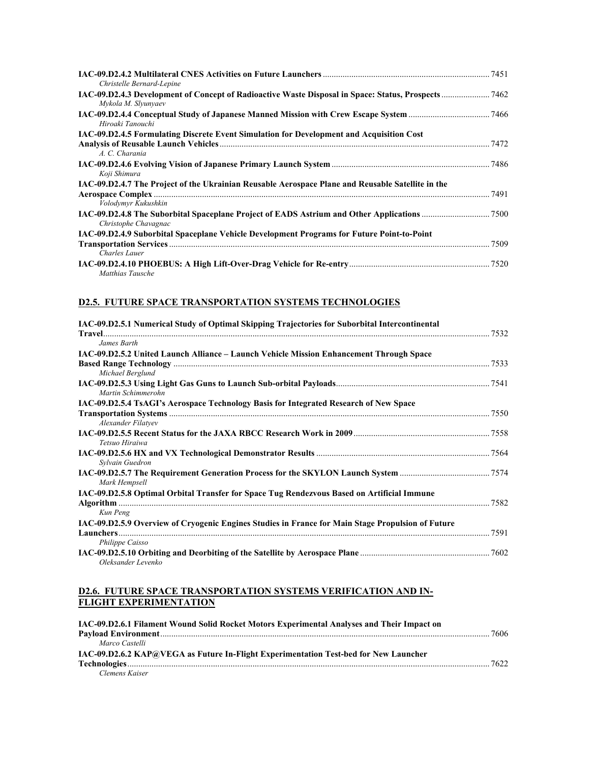**IAC-09.D2.4.2 Multilateral CNES Activities on Future Launchers** ........................................................................... 7451
*Christelle Bernard-Lepine*

**IAC-09.D2.4.3 Development of Concept of Radioactive Waste Disposal in Space: Status, Prospects** ...................... 7462
*Mykola M. Slyunyaev*

**IAC-09.D2.4.4 Conceptual Study of Japanese Manned Mission with Crew Escape System** ..................................... 7466
*Hiroaki Tanouchi*

**IAC-09.D2.4.5 Formulating Discrete Event Simulation for Development and Acquisition Cost Analysis of Reusable Launch Vehicles** .......................................................................................................................... 7472
*A. C. Charania*

**IAC-09.D2.4.6 Evolving Vision of Japanese Primary Launch System** ....................................................................... 7486
*Koji Shimura*

**IAC-09.D2.4.7 The Project of the Ukrainian Reusable Aerospace Plane and Reusable Satellite in the Aerospace Complex** ........................................................................................................................................................ 7491
*Volodymyr Kukushkin*

**IAC-09.D2.4.8 The Suborbital Spaceplane Project of EADS Astrium and Other Applications** ............................... 7500
*Christophe Chavagnac*

**IAC-09.D2.4.9 Suborbital Spaceplane Vehicle Development Programs for Future Point-to-Point Transportation Services** ................................................................................................................................................. 7509
*Charles Lauer*

**IAC-09.D2.4.10 PHOEBUS: A High Lift-Over-Drag Vehicle for Re-entry** ............................................................... 7520
*Matthias Tausche*

## D2.5. FUTURE SPACE TRANSPORTATION SYSTEMS TECHNOLOGIES

**IAC-09.D2.5.1 Numerical Study of Optimal Skipping Trajectories for Suborbital Intercontinental Travel** ............................................................................................................................................................... 7532
*James Barth*

**IAC-09.D2.5.2 United Launch Alliance – Launch Vehicle Mission Enhancement Through Space Based Range Technology** ............................................................................................................................................... 7533
*Michael Berglund*

**IAC-09.D2.5.3 Using Light Gas Guns to Launch Sub-orbital Payloads** ..................................................................... 7541
*Martin Schimmerohn*

**IAC-09.D2.5.4 TsAGI's Aerospace Technology Basis for Integrated Research of New Space Transportation Systems** ................................................................................................................................................. 7550
*Alexander Filatyev*

**IAC-09.D2.5.5 Recent Status for the JAXA RBCC Research Work in 2009** ............................................................. 7558
*Tetsuo Hiraiwa*

**IAC-09.D2.5.6 HX and VX Technological Demonstrator Results** .............................................................................. 7564
*Sylvain Guedron*

**IAC-09.D2.5.7 The Requirement Generation Process for the SKYLON Launch System** ......................................... 7574
*Mark Hempsell*

**IAC-09.D2.5.8 Optimal Orbital Transfer for Space Tug Rendezvous Based on Artificial Immune Algorithm** ........................................................................................................................................................ 7582
*Kun Peng*

**IAC-09.D2.5.9 Overview of Cryogenic Engines Studies in France for Main Stage Propulsion of Future Launchers** ........................................................................................................................................................ 7591
*Philippe Caisso*

**IAC-09.D2.5.10 Orbiting and Deorbiting of the Satellite by Aerospace Plane** ........................................................... 7602
*Oleksander Levenko*

## D2.6. FUTURE SPACE TRANSPORTATION SYSTEMS VERIFICATION AND IN-FLIGHT EXPERIMENTATION

**IAC-09.D2.6.1 Filament Wound Solid Rocket Motors Experimental Analyses and Their Impact on Payload Environment** .................................................................................................................................... 7606
*Marco Castelli*

**IAC-09.D2.6.2 KAP@VEGA as Future In-Flight Experimentation Test-bed for New Launcher Technologies** .................................................................................................................................................. 7622
*Clemens Kaiser*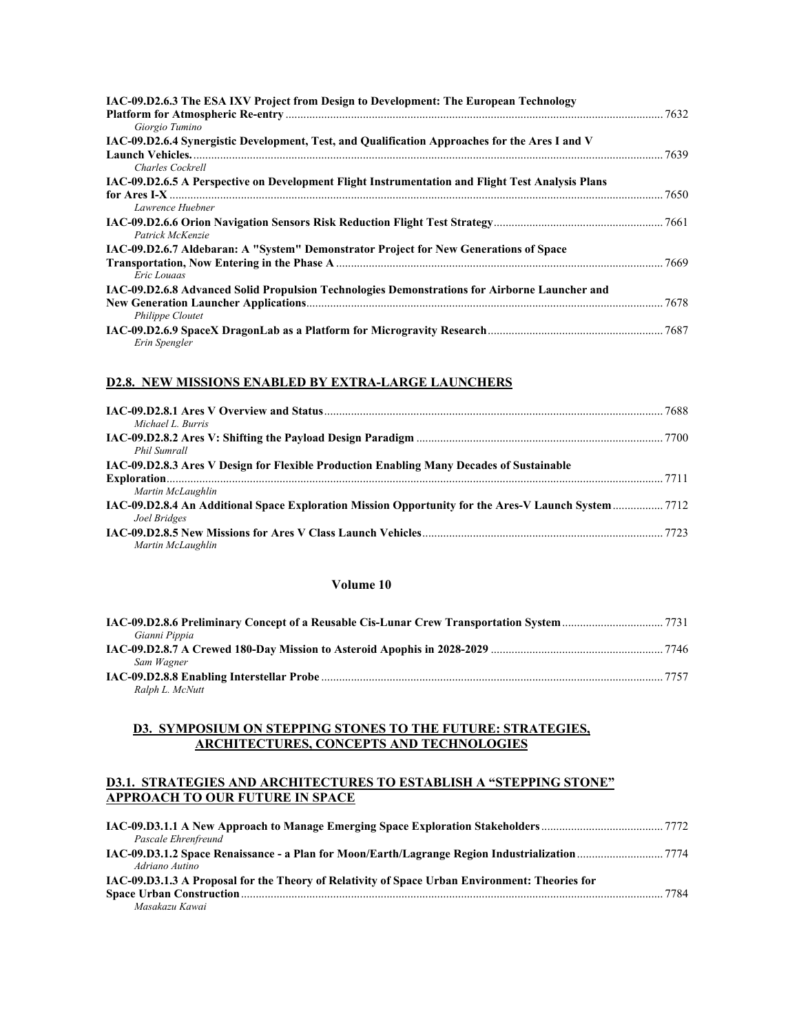**IAC-09.D2.6.3 The ESA IXV Project from Design to Development: The European Technology Platform for Atmospheric Re-entry** ............ 7632
*Giorgio Tumino*

**IAC-09.D2.6.4 Synergistic Development, Test, and Qualification Approaches for the Ares I and V Launch Vehicles.** ............ 7639
*Charles Cockrell*

**IAC-09.D2.6.5 A Perspective on Development Flight Instrumentation and Flight Test Analysis Plans for Ares I-X** ............ 7650
*Lawrence Huebner*

**IAC-09.D2.6.6 Orion Navigation Sensors Risk Reduction Flight Test Strategy** ............ 7661
*Patrick McKenzie*

**IAC-09.D2.6.7 Aldebaran: A "System" Demonstrator Project for New Generations of Space Transportation, Now Entering in the Phase A** ............ 7669
*Eric Louaas*

**IAC-09.D2.6.8 Advanced Solid Propulsion Technologies Demonstrations for Airborne Launcher and New Generation Launcher Applications** ............ 7678
*Philippe Cloutet*

**IAC-09.D2.6.9 SpaceX DragonLab as a Platform for Microgravity Research** ............ 7687
*Erin Spengler*

## D2.8. NEW MISSIONS ENABLED BY EXTRA-LARGE LAUNCHERS

**IAC-09.D2.8.1 Ares V Overview and Status** ............ 7688
*Michael L. Burris*

**IAC-09.D2.8.2 Ares V: Shifting the Payload Design Paradigm** ............ 7700
*Phil Sumrall*

**IAC-09.D2.8.3 Ares V Design for Flexible Production Enabling Many Decades of Sustainable Exploration** ............ 7711
*Martin McLaughlin*

**IAC-09.D2.8.4 An Additional Space Exploration Mission Opportunity for the Ares-V Launch System** ............ 7712
*Joel Bridges*

**IAC-09.D2.8.5 New Missions for Ares V Class Launch Vehicles** ............ 7723
*Martin McLaughlin*

# Volume 10

**IAC-09.D2.8.6 Preliminary Concept of a Reusable Cis-Lunar Crew Transportation System** ............ 7731
*Gianni Pippia*

**IAC-09.D2.8.7 A Crewed 180-Day Mission to Asteroid Apophis in 2028-2029** ............ 7746
*Sam Wagner*

**IAC-09.D2.8.8 Enabling Interstellar Probe** ............ 7757
*Ralph L. McNutt*

# D3. SYMPOSIUM ON STEPPING STONES TO THE FUTURE: STRATEGIES, ARCHITECTURES, CONCEPTS AND TECHNOLOGIES

## D3.1. STRATEGIES AND ARCHITECTURES TO ESTABLISH A "STEPPING STONE" APPROACH TO OUR FUTURE IN SPACE

**IAC-09.D3.1.1 A New Approach to Manage Emerging Space Exploration Stakeholders** ............ 7772
*Pascale Ehrenfreund*

**IAC-09.D3.1.2 Space Renaissance - a Plan for Moon/Earth/Lagrange Region Industrialization** ............ 7774
*Adriano Autino*

**IAC-09.D3.1.3 A Proposal for the Theory of Relativity of Space Urban Environment: Theories for Space Urban Construction** ............ 7784
*Masakazu Kawai*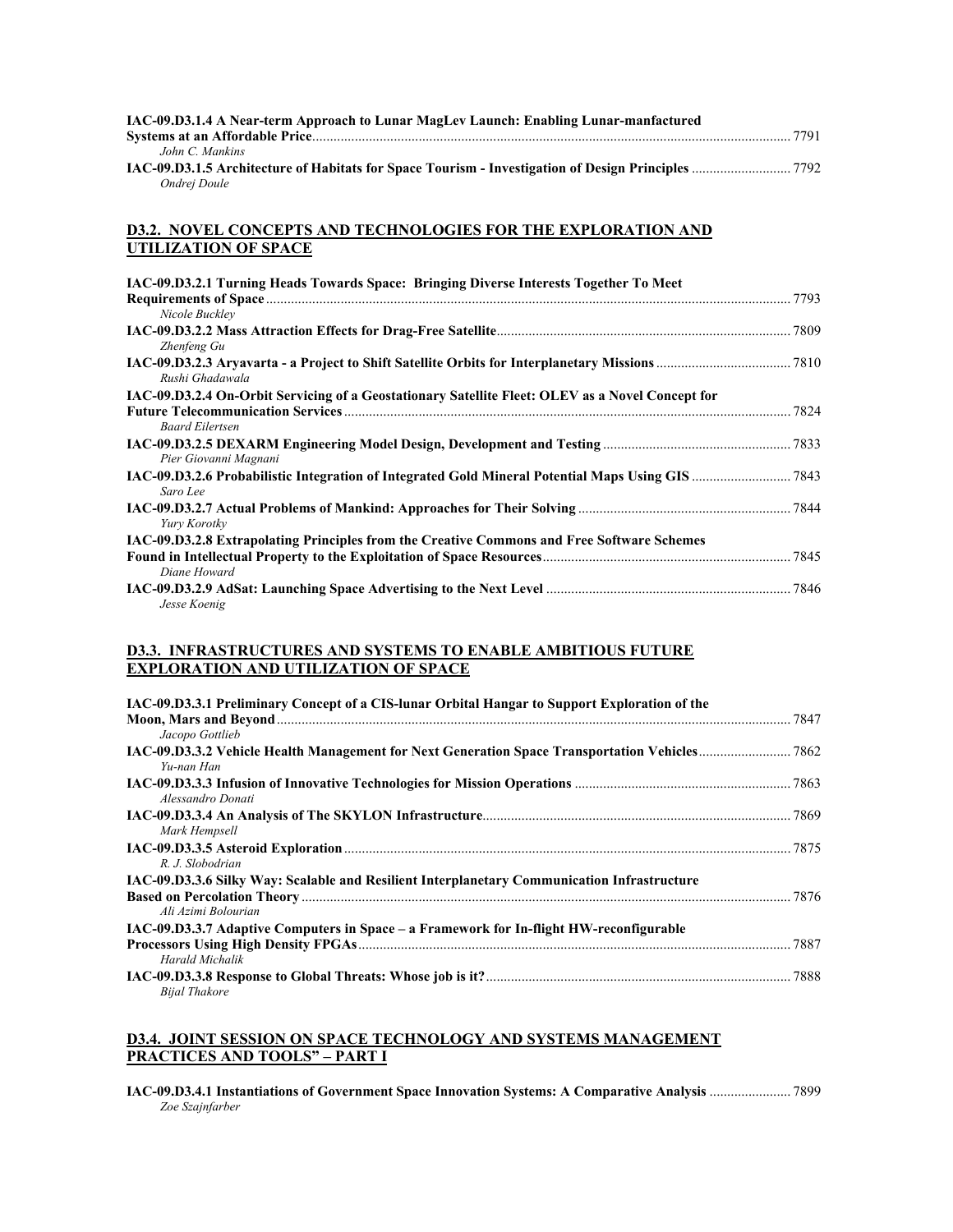**IAC-09.D3.1.4 A Near-term Approach to Lunar MagLev Launch: Enabling Lunar-manfactured Systems at an Affordable Price** ........ 7791
*John C. Mankins*

**IAC-09.D3.1.5 Architecture of Habitats for Space Tourism - Investigation of Design Principles** ........ 7792
*Ondrej Doule*

## D3.2. NOVEL CONCEPTS AND TECHNOLOGIES FOR THE EXPLORATION AND UTILIZATION OF SPACE

**IAC-09.D3.2.1 Turning Heads Towards Space: Bringing Diverse Interests Together To Meet Requirements of Space** ........ 7793
*Nicole Buckley*

**IAC-09.D3.2.2 Mass Attraction Effects for Drag-Free Satellite** ........ 7809
*Zhenfeng Gu*

**IAC-09.D3.2.3 Aryavarta - a Project to Shift Satellite Orbits for Interplanetary Missions** ........ 7810
*Rushi Ghadawala*

**IAC-09.D3.2.4 On-Orbit Servicing of a Geostationary Satellite Fleet: OLEV as a Novel Concept for Future Telecommunication Services** ........ 7824
*Baard Eilertsen*

**IAC-09.D3.2.5 DEXARM Engineering Model Design, Development and Testing** ........ 7833
*Pier Giovanni Magnani*

**IAC-09.D3.2.6 Probabilistic Integration of Integrated Gold Mineral Potential Maps Using GIS** ........ 7843
*Saro Lee*

**IAC-09.D3.2.7 Actual Problems of Mankind: Approaches for Their Solving** ........ 7844
*Yury Korotky*

**IAC-09.D3.2.8 Extrapolating Principles from the Creative Commons and Free Software Schemes Found in Intellectual Property to the Exploitation of Space Resources** ........ 7845
*Diane Howard*

**IAC-09.D3.2.9 AdSat: Launching Space Advertising to the Next Level** ........ 7846
*Jesse Koenig*

## D3.3. INFRASTRUCTURES AND SYSTEMS TO ENABLE AMBITIOUS FUTURE EXPLORATION AND UTILIZATION OF SPACE

**IAC-09.D3.3.1 Preliminary Concept of a CIS-lunar Orbital Hangar to Support Exploration of the Moon, Mars and Beyond** ........ 7847
*Jacopo Gottlieb*

**IAC-09.D3.3.2 Vehicle Health Management for Next Generation Space Transportation Vehicles** ........ 7862
*Yu-nan Han*

**IAC-09.D3.3.3 Infusion of Innovative Technologies for Mission Operations** ........ 7863
*Alessandro Donati*

**IAC-09.D3.3.4 An Analysis of The SKYLON Infrastructure** ........ 7869
*Mark Hempsell*

**IAC-09.D3.3.5 Asteroid Exploration** ........ 7875
*R. J. Slobodrian*

**IAC-09.D3.3.6 Silky Way: Scalable and Resilient Interplanetary Communication Infrastructure Based on Percolation Theory** ........ 7876
*Ali Azimi Bolourian*

**IAC-09.D3.3.7 Adaptive Computers in Space – a Framework for In-flight HW-reconfigurable Processors Using High Density FPGAs** ........ 7887
*Harald Michalik*

**IAC-09.D3.3.8 Response to Global Threats: Whose job is it?** ........ 7888
*Bijal Thakore*

## D3.4. JOINT SESSION ON SPACE TECHNOLOGY AND SYSTEMS MANAGEMENT PRACTICES AND TOOLS" – PART I

**IAC-09.D3.4.1 Instantiations of Government Space Innovation Systems: A Comparative Analysis** ........ 7899
*Zoe Szajnfarber*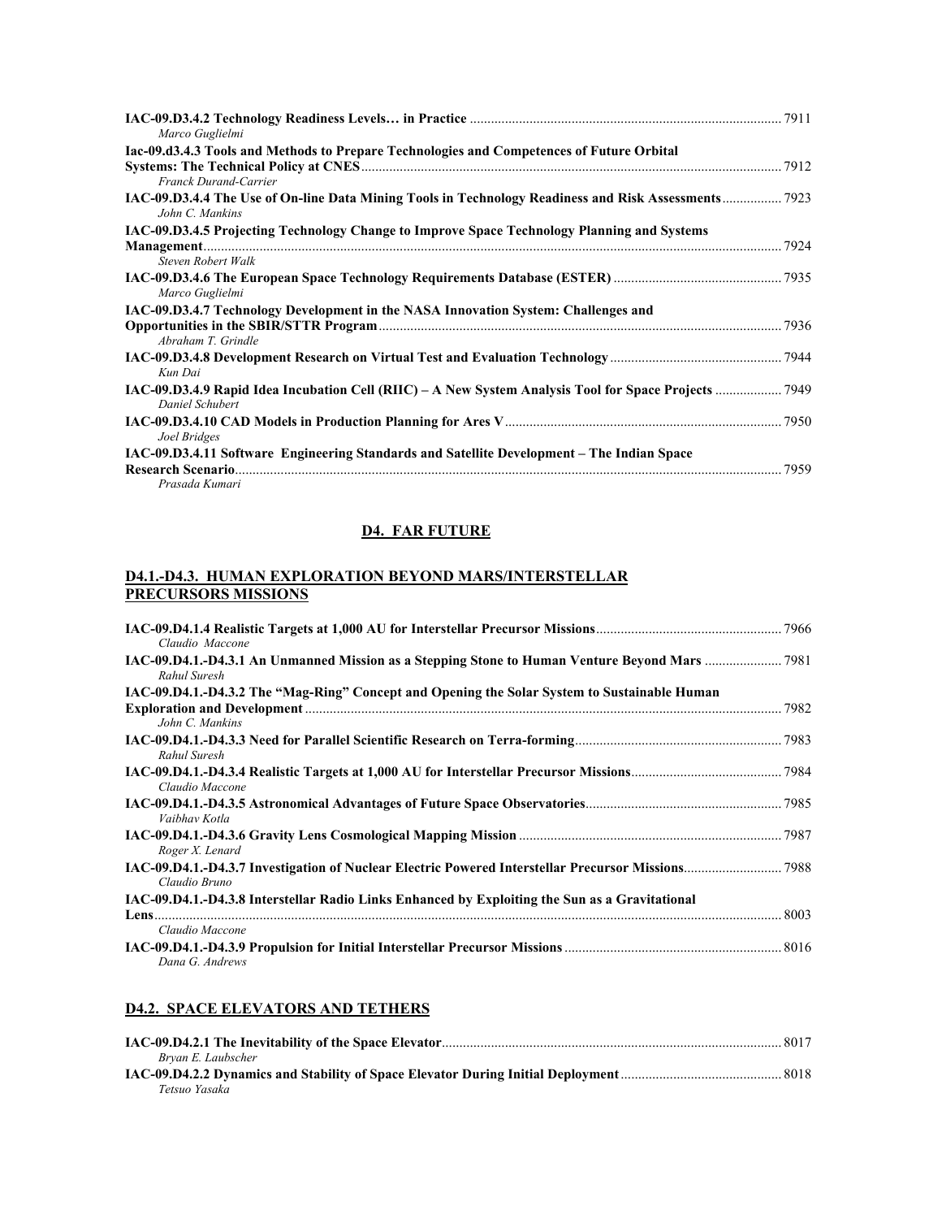**IAC-09.D3.4.2 Technology Readiness Levels… in Practice** ........................................................................................ 7911
*Marco Guglielmi*

**Iac-09.d3.4.3 Tools and Methods to Prepare Technologies and Competences of Future Orbital Systems: The Technical Policy at CNES**....................................................................................................................... 7912
*Franck Durand-Carrier*

**IAC-09.D3.4.4 The Use of On-line Data Mining Tools in Technology Readiness and Risk Assessments**................. 7923
*John C. Mankins*

**IAC-09.D3.4.5 Projecting Technology Change to Improve Space Technology Planning and Systems Management**................................................................................................................................................... 7924
*Steven Robert Walk*

**IAC-09.D3.4.6 The European Space Technology Requirements Database (ESTER)** ................................................ 7935
*Marco Guglielmi*

**IAC-09.D3.4.7 Technology Development in the NASA Innovation System: Challenges and Opportunities in the SBIR/STTR Program**................................................................................................................. 7936
*Abraham T. Grindle*

**IAC-09.D3.4.8 Development Research on Virtual Test and Evaluation Technology**................................................ 7944
*Kun Dai*

**IAC-09.D3.4.9 Rapid Idea Incubation Cell (RIIC) – A New System Analysis Tool for Space Projects** ................... 7949
*Daniel Schubert*

**IAC-09.D3.4.10 CAD Models in Production Planning for Ares V**.............................................................................. 7950
*Joel Bridges*

**IAC-09.D3.4.11 Software Engineering Standards and Satellite Development – The Indian Space Research Scenario**.......................................................................................................................................................... 7959
*Prasada Kumari*

## D4. FAR FUTURE

### D4.1.-D4.3. HUMAN EXPLORATION BEYOND MARS/INTERSTELLAR PRECURSORS MISSIONS

**IAC-09.D4.1.4 Realistic Targets at 1,000 AU for Interstellar Precursor Missions**.................................................... 7966
*Claudio Maccone*

**IAC-09.D4.1.-D4.3.1 An Unmanned Mission as a Stepping Stone to Human Venture Beyond Mars** ...................... 7981
*Rahul Suresh*

**IAC-09.D4.1.-D4.3.2 The "Mag-Ring" Concept and Opening the Solar System to Sustainable Human Exploration and Development** ...................................................................................................................... 7982
*John C. Mankins*

**IAC-09.D4.1.-D4.3.3 Need for Parallel Scientific Research on Terra-forming**.......................................................... 7983
*Rahul Suresh*

**IAC-09.D4.1.-D4.3.4 Realistic Targets at 1,000 AU for Interstellar Precursor Missions**.......................................... 7984
*Claudio Maccone*

**IAC-09.D4.1.-D4.3.5 Astronomical Advantages of Future Space Observatories**....................................................... 7985
*Vaibhav Kotla*

**IAC-09.D4.1.-D4.3.6 Gravity Lens Cosmological Mapping Mission** .......................................................................... 7987
*Roger X. Lenard*

**IAC-09.D4.1.-D4.3.7 Investigation of Nuclear Electric Powered Interstellar Precursor Missions**............................ 7988
*Claudio Bruno*

**IAC-09.D4.1.-D4.3.8 Interstellar Radio Links Enhanced by Exploiting the Sun as a Gravitational Lens**.................................................................................................................................................................. 8003
*Claudio Maccone*

**IAC-09.D4.1.-D4.3.9 Propulsion for Initial Interstellar Precursor Missions** ............................................................. 8016
*Dana G. Andrews*

### D4.2. SPACE ELEVATORS AND TETHERS

**IAC-09.D4.2.1 The Inevitability of the Space Elevator**................................................................................................ 8017
*Bryan E. Laubscher*

**IAC-09.D4.2.2 Dynamics and Stability of Space Elevator During Initial Deployment**............................................. 8018
*Tetsuo Yasaka*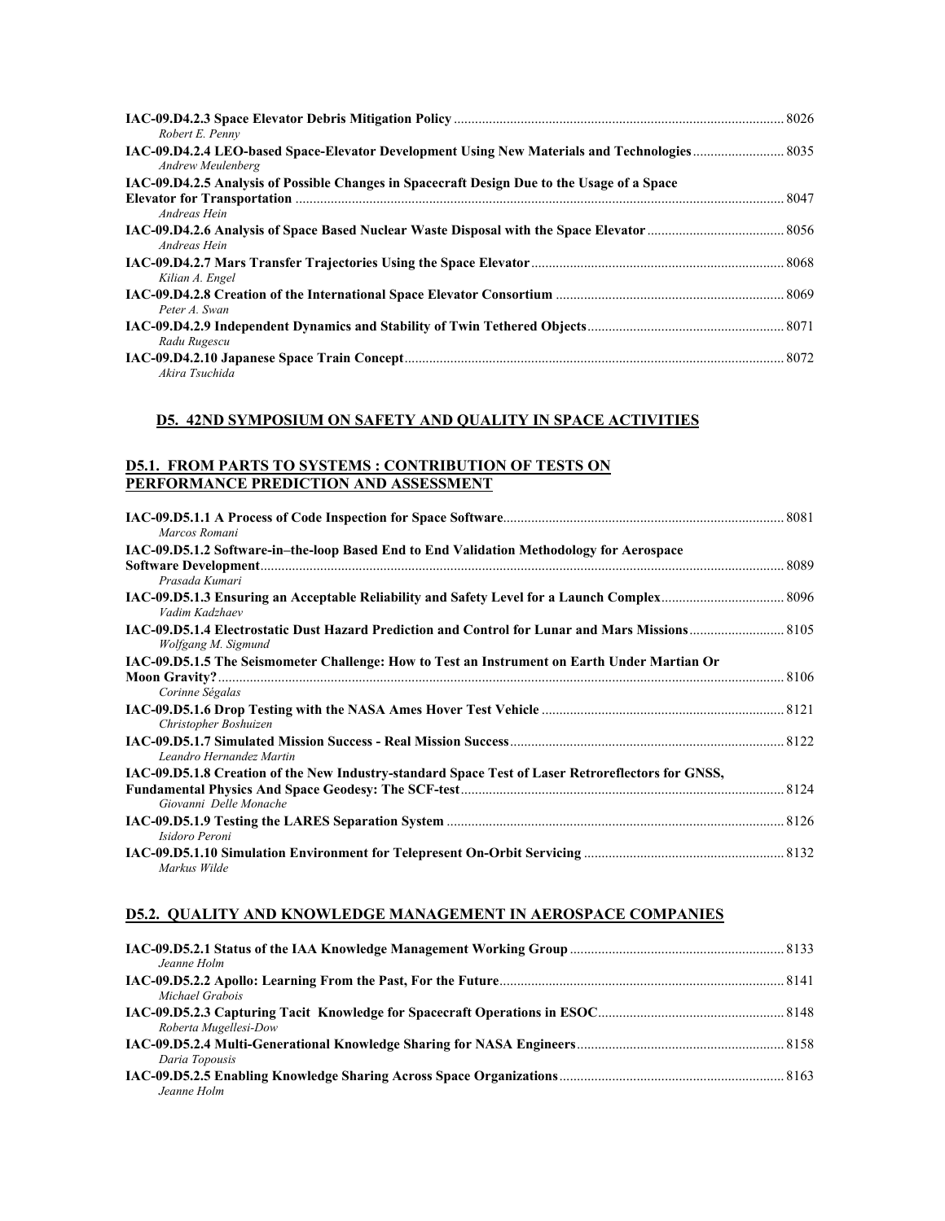**IAC-09.D4.2.3 Space Elevator Debris Mitigation Policy** ............ 8026
*Robert E. Penny*

**IAC-09.D4.2.4 LEO-based Space-Elevator Development Using New Materials and Technologies** ............ 8035
*Andrew Meulenberg*

**IAC-09.D4.2.5 Analysis of Possible Changes in Spacecraft Design Due to the Usage of a Space Elevator for Transportation** ............ 8047
*Andreas Hein*

**IAC-09.D4.2.6 Analysis of Space Based Nuclear Waste Disposal with the Space Elevator** ............ 8056
*Andreas Hein*

**IAC-09.D4.2.7 Mars Transfer Trajectories Using the Space Elevator** ............ 8068
*Kilian A. Engel*

**IAC-09.D4.2.8 Creation of the International Space Elevator Consortium** ............ 8069
*Peter A. Swan*

**IAC-09.D4.2.9 Independent Dynamics and Stability of Twin Tethered Objects** ............ 8071
*Radu Rugescu*

**IAC-09.D4.2.10 Japanese Space Train Concept** ............ 8072
*Akira Tsuchida*

## D5. 42ND SYMPOSIUM ON SAFETY AND QUALITY IN SPACE ACTIVITIES

### D5.1. FROM PARTS TO SYSTEMS : CONTRIBUTION OF TESTS ON PERFORMANCE PREDICTION AND ASSESSMENT

**IAC-09.D5.1.1 A Process of Code Inspection for Space Software** ............ 8081
*Marcos Romani*

**IAC-09.D5.1.2 Software-in–the-loop Based End to End Validation Methodology for Aerospace Software Development** ............ 8089
*Prasada Kumari*

**IAC-09.D5.1.3 Ensuring an Acceptable Reliability and Safety Level for a Launch Complex** ............ 8096
*Vadim Kadzhaev*

**IAC-09.D5.1.4 Electrostatic Dust Hazard Prediction and Control for Lunar and Mars Missions** ............ 8105
*Wolfgang M. Sigmund*

**IAC-09.D5.1.5 The Seismometer Challenge: How to Test an Instrument on Earth Under Martian Or Moon Gravity?** ............ 8106
*Corinne Ségalas*

**IAC-09.D5.1.6 Drop Testing with the NASA Ames Hover Test Vehicle** ............ 8121
*Christopher Boshuizen*

**IAC-09.D5.1.7 Simulated Mission Success - Real Mission Success** ............ 8122
*Leandro Hernandez Martin*

**IAC-09.D5.1.8 Creation of the New Industry-standard Space Test of Laser Retroreflectors for GNSS, Fundamental Physics And Space Geodesy: The SCF-test** ............ 8124
*Giovanni Delle Monache*

**IAC-09.D5.1.9 Testing the LARES Separation System** ............ 8126
*Isidoro Peroni*

**IAC-09.D5.1.10 Simulation Environment for Telepresent On-Orbit Servicing** ............ 8132
*Markus Wilde*

### D5.2. QUALITY AND KNOWLEDGE MANAGEMENT IN AEROSPACE COMPANIES

**IAC-09.D5.2.1 Status of the IAA Knowledge Management Working Group** ............ 8133
*Jeanne Holm*

**IAC-09.D5.2.2 Apollo: Learning From the Past, For the Future** ............ 8141
*Michael Grabois*

**IAC-09.D5.2.3 Capturing Tacit Knowledge for Spacecraft Operations in ESOC** ............ 8148
*Roberta Mugellesi-Dow*

**IAC-09.D5.2.4 Multi-Generational Knowledge Sharing for NASA Engineers** ............ 8158
*Daria Topousis*

**IAC-09.D5.2.5 Enabling Knowledge Sharing Across Space Organizations** ............ 8163
*Jeanne Holm*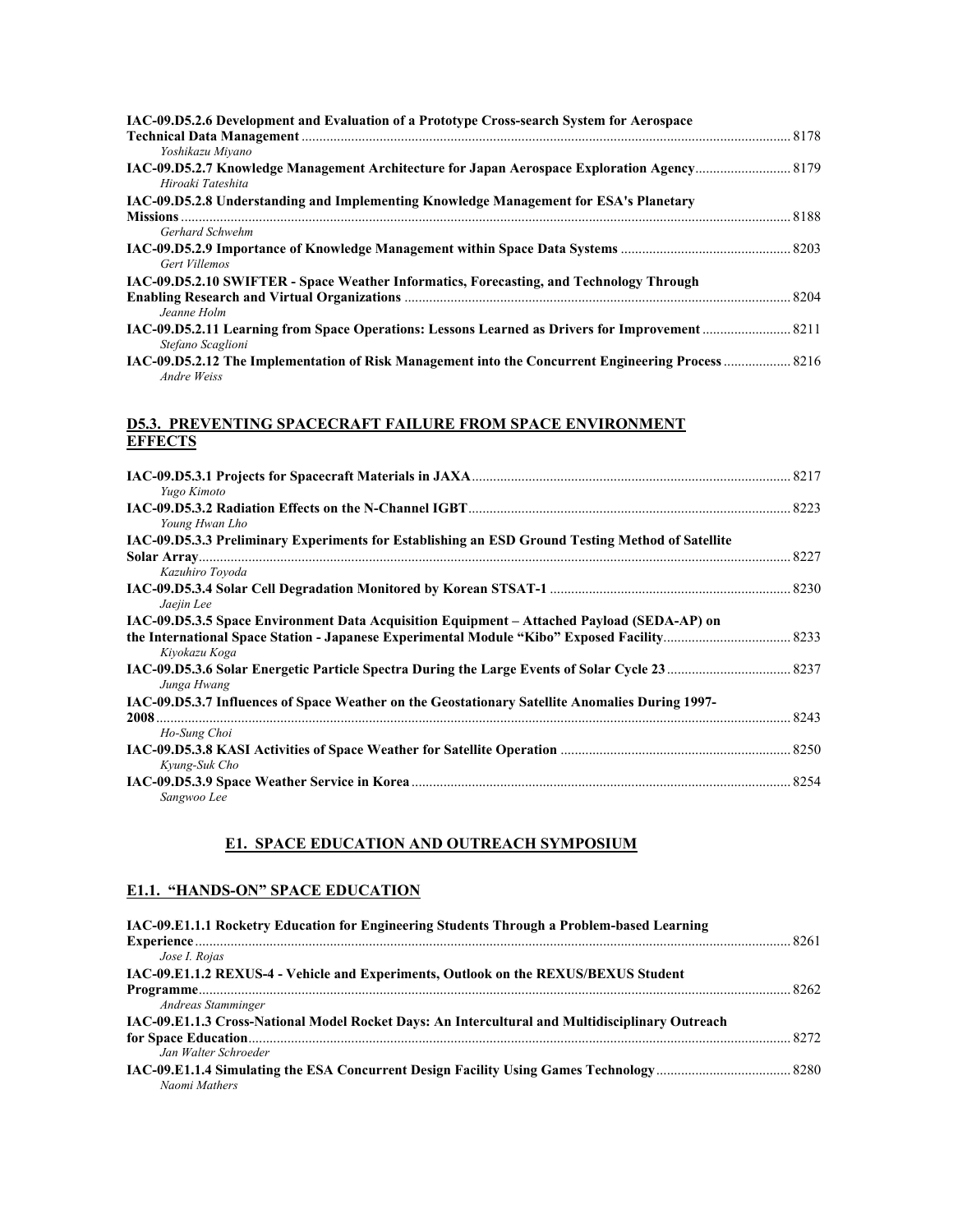**IAC-09.D5.2.6 Development and Evaluation of a Prototype Cross-search System for Aerospace Technical Data Management** ........ 8178
*Yoshikazu Miyano*

**IAC-09.D5.2.7 Knowledge Management Architecture for Japan Aerospace Exploration Agency** ........ 8179
*Hiroaki Tateshita*

**IAC-09.D5.2.8 Understanding and Implementing Knowledge Management for ESA's Planetary Missions** ........ 8188
*Gerhard Schwehm*

**IAC-09.D5.2.9 Importance of Knowledge Management within Space Data Systems** ........ 8203
*Gert Villemos*

**IAC-09.D5.2.10 SWIFTER - Space Weather Informatics, Forecasting, and Technology Through Enabling Research and Virtual Organizations** ........ 8204
*Jeanne Holm*

**IAC-09.D5.2.11 Learning from Space Operations: Lessons Learned as Drivers for Improvement** ........ 8211
*Stefano Scaglioni*

**IAC-09.D5.2.12 The Implementation of Risk Management into the Concurrent Engineering Process** ........ 8216
*Andre Weiss*

## D5.3. PREVENTING SPACECRAFT FAILURE FROM SPACE ENVIRONMENT EFFECTS

**IAC-09.D5.3.1 Projects for Spacecraft Materials in JAXA** ........ 8217
*Yugo Kimoto*

**IAC-09.D5.3.2 Radiation Effects on the N-Channel IGBT** ........ 8223
*Young Hwan Lho*

**IAC-09.D5.3.3 Preliminary Experiments for Establishing an ESD Ground Testing Method of Satellite Solar Array** ........ 8227
*Kazuhiro Toyoda*

**IAC-09.D5.3.4 Solar Cell Degradation Monitored by Korean STSAT-1** ........ 8230
*Jaejin Lee*

**IAC-09.D5.3.5 Space Environment Data Acquisition Equipment – Attached Payload (SEDA-AP) on the International Space Station - Japanese Experimental Module "Kibo" Exposed Facility** ........ 8233
*Kiyokazu Koga*

**IAC-09.D5.3.6 Solar Energetic Particle Spectra During the Large Events of Solar Cycle 23** ........ 8237
*Junga Hwang*

**IAC-09.D5.3.7 Influences of Space Weather on the Geostationary Satellite Anomalies During 1997-2008** ........ 8243
*Ho-Sung Choi*

**IAC-09.D5.3.8 KASI Activities of Space Weather for Satellite Operation** ........ 8250
*Kyung-Suk Cho*

**IAC-09.D5.3.9 Space Weather Service in Korea** ........ 8254
*Sangwoo Lee*

# E1. SPACE EDUCATION AND OUTREACH SYMPOSIUM

## E1.1. "HANDS-ON" SPACE EDUCATION

**IAC-09.E1.1.1 Rocketry Education for Engineering Students Through a Problem-based Learning Experience** ........ 8261
*Jose I. Rojas*

**IAC-09.E1.1.2 REXUS-4 - Vehicle and Experiments, Outlook on the REXUS/BEXUS Student Programme** ........ 8262
*Andreas Stamminger*

**IAC-09.E1.1.3 Cross-National Model Rocket Days: An Intercultural and Multidisciplinary Outreach for Space Education** ........ 8272
*Jan Walter Schroeder*

**IAC-09.E1.1.4 Simulating the ESA Concurrent Design Facility Using Games Technology** ........ 8280
*Naomi Mathers*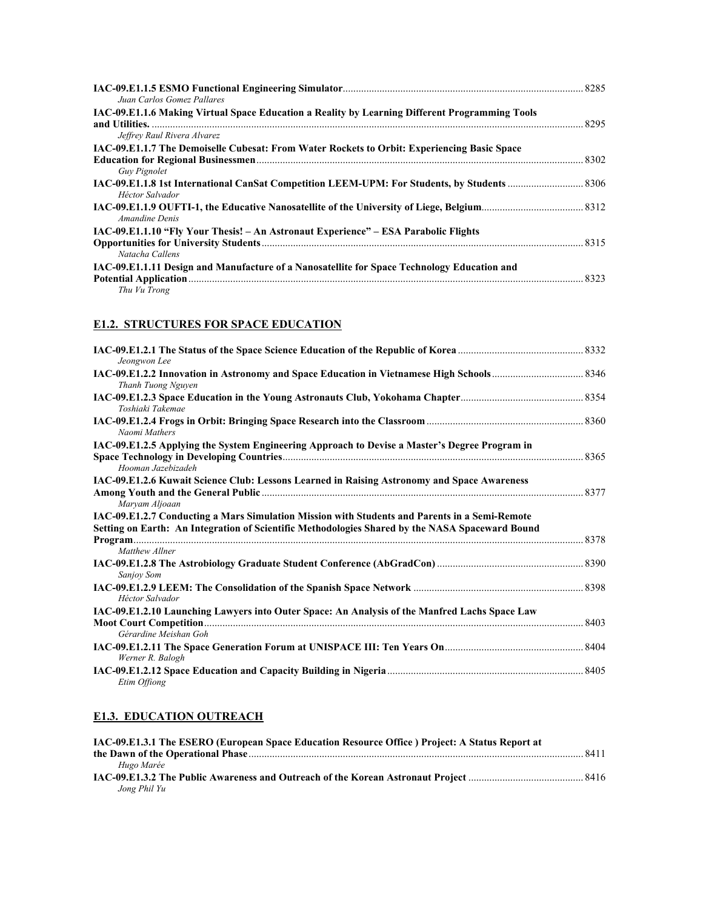**IAC-09.E1.1.5 ESMO Functional Engineering Simulator** ........................................................................................ 8285
*Juan Carlos Gomez Pallares*

**IAC-09.E1.1.6 Making Virtual Space Education a Reality by Learning Different Programming Tools and Utilities.** ........................................................................................ 8295
*Jeffrey Raul Rivera Alvarez*

**IAC-09.E1.1.7 The Demoiselle Cubesat: From Water Rockets to Orbit: Experiencing Basic Space Education for Regional Businessmen** ........................................................................................ 8302
*Guy Pignolet*

**IAC-09.E1.1.8 1st International CanSat Competition LEEM-UPM: For Students, by Students** ........................................................................................ 8306
*Héctor Salvador*

**IAC-09.E1.1.9 OUFTI-1, the Educative Nanosatellite of the University of Liege, Belgium** ........................................................................................ 8312
*Amandine Denis*

**IAC-09.E1.1.10 "Fly Your Thesis! – An Astronaut Experience" – ESA Parabolic Flights Opportunities for University Students** ........................................................................................ 8315
*Natacha Callens*

**IAC-09.E1.1.11 Design and Manufacture of a Nanosatellite for Space Technology Education and Potential Application** ........................................................................................ 8323
*Thu Vu Trong*

## E1.2. STRUCTURES FOR SPACE EDUCATION

**IAC-09.E1.2.1 The Status of the Space Science Education of the Republic of Korea** ........................................................................................ 8332
*Jeongwon Lee*

**IAC-09.E1.2.2 Innovation in Astronomy and Space Education in Vietnamese High Schools** ........................................................................................ 8346
*Thanh Tuong Nguyen*

**IAC-09.E1.2.3 Space Education in the Young Astronauts Club, Yokohama Chapter** ........................................................................................ 8354
*Toshiaki Takemae*

**IAC-09.E1.2.4 Frogs in Orbit: Bringing Space Research into the Classroom** ........................................................................................ 8360
*Naomi Mathers*

**IAC-09.E1.2.5 Applying the System Engineering Approach to Devise a Master's Degree Program in Space Technology in Developing Countries** ........................................................................................ 8365
*Hooman Jazebizadeh*

**IAC-09.E1.2.6 Kuwait Science Club: Lessons Learned in Raising Astronomy and Space Awareness Among Youth and the General Public** ........................................................................................ 8377
*Maryam Aljoaan*

**IAC-09.E1.2.7 Conducting a Mars Simulation Mission with Students and Parents in a Semi-Remote Setting on Earth: An Integration of Scientific Methodologies Shared by the NASA Spaceward Bound Program** ........................................................................................ 8378
*Matthew Allner*

**IAC-09.E1.2.8 The Astrobiology Graduate Student Conference (AbGradCon)** ........................................................................................ 8390
*Sanjoy Som*

**IAC-09.E1.2.9 LEEM: The Consolidation of the Spanish Space Network** ........................................................................................ 8398
*Héctor Salvador*

**IAC-09.E1.2.10 Launching Lawyers into Outer Space: An Analysis of the Manfred Lachs Space Law Moot Court Competition** ........................................................................................ 8403
*Gérardine Meishan Goh*

**IAC-09.E1.2.11 The Space Generation Forum at UNISPACE III: Ten Years On** ........................................................................................ 8404
*Werner R. Balogh*

**IAC-09.E1.2.12 Space Education and Capacity Building in Nigeria** ........................................................................................ 8405
*Etim Offiong*

## E1.3. EDUCATION OUTREACH

**IAC-09.E1.3.1 The ESERO (European Space Education Resource Office ) Project: A Status Report at the Dawn of the Operational Phase** ........................................................................................ 8411
*Hugo Marée*

**IAC-09.E1.3.2 The Public Awareness and Outreach of the Korean Astronaut Project** ........................................................................................ 8416
*Jong Phil Yu*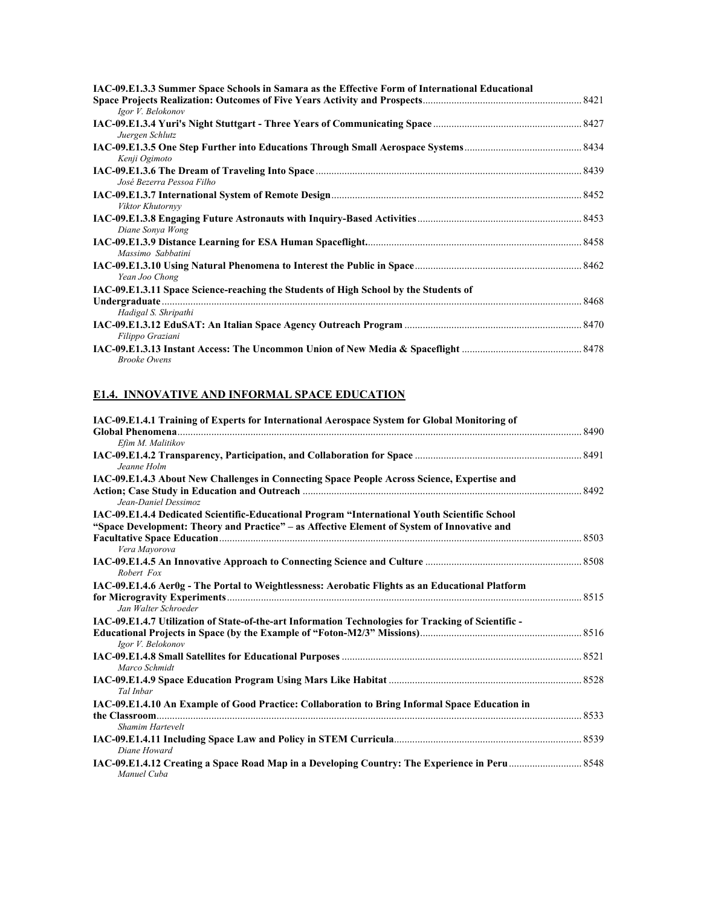**IAC-09.E1.3.3 Summer Space Schools in Samara as the Effective Form of International Educational Space Projects Realization: Outcomes of Five Years Activity and Prospects** ............ 8421
*Igor V. Belokonov*

**IAC-09.E1.3.4 Yuri's Night Stuttgart - Three Years of Communicating Space** ............ 8427
*Juergen Schlutz*

**IAC-09.E1.3.5 One Step Further into Educations Through Small Aerospace Systems** ............ 8434
*Kenji Ogimoto*

**IAC-09.E1.3.6 The Dream of Traveling Into Space** ............ 8439
*José Bezerra Pessoa Filho*

**IAC-09.E1.3.7 International System of Remote Design** ............ 8452
*Viktor Khutornyy*

**IAC-09.E1.3.8 Engaging Future Astronauts with Inquiry-Based Activities** ............ 8453
*Diane Sonya Wong*

**IAC-09.E1.3.9 Distance Learning for ESA Human Spaceflight** ............ 8458
*Massimo Sabbatini*

**IAC-09.E1.3.10 Using Natural Phenomena to Interest the Public in Space** ............ 8462
*Yean Joo Chong*

**IAC-09.E1.3.11 Space Science-reaching the Students of High School by the Students of Undergraduate** ............ 8468
*Hadigal S. Shripathi*

**IAC-09.E1.3.12 EduSAT: An Italian Space Agency Outreach Program** ............ 8470
*Filippo Graziani*

**IAC-09.E1.3.13 Instant Access: The Uncommon Union of New Media & Spaceflight** ............ 8478
*Brooke Owens*

## E1.4. INNOVATIVE AND INFORMAL SPACE EDUCATION

**IAC-09.E1.4.1 Training of Experts for International Aerospace System for Global Monitoring of Global Phenomena** ............ 8490
*Efim M. Malitikov*

**IAC-09.E1.4.2 Transparency, Participation, and Collaboration for Space** ............ 8491
*Jeanne Holm*

**IAC-09.E1.4.3 About New Challenges in Connecting Space People Across Science, Expertise and Action; Case Study in Education and Outreach** ............ 8492
*Jean-Daniel Dessimoz*

**IAC-09.E1.4.4 Dedicated Scientific-Educational Program "International Youth Scientific School "Space Development: Theory and Practice" – as Affective Element of System of Innovative and Facultative Space Education** ............ 8503
*Vera Mayorova*

**IAC-09.E1.4.5 An Innovative Approach to Connecting Science and Culture** ............ 8508
*Robert Fox*

**IAC-09.E1.4.6 Aer0g - The Portal to Weightlessness: Aerobatic Flights as an Educational Platform for Microgravity Experiments** ............ 8515
*Jan Walter Schroeder*

**IAC-09.E1.4.7 Utilization of State-of-the-art Information Technologies for Tracking of Scientific - Educational Projects in Space (by the Example of "Foton-M2/3" Missions)** ............ 8516
*Igor V. Belokonov*

**IAC-09.E1.4.8 Small Satellites for Educational Purposes** ............ 8521
*Marco Schmidt*

**IAC-09.E1.4.9 Space Education Program Using Mars Like Habitat** ............ 8528
*Tal Inbar*

**IAC-09.E1.4.10 An Example of Good Practice: Collaboration to Bring Informal Space Education in the Classroom** ............ 8533
*Shamim Hartevelt*

**IAC-09.E1.4.11 Including Space Law and Policy in STEM Curricula** ............ 8539
*Diane Howard*

**IAC-09.E1.4.12 Creating a Space Road Map in a Developing Country: The Experience in Peru** ............ 8548
*Manuel Cuba*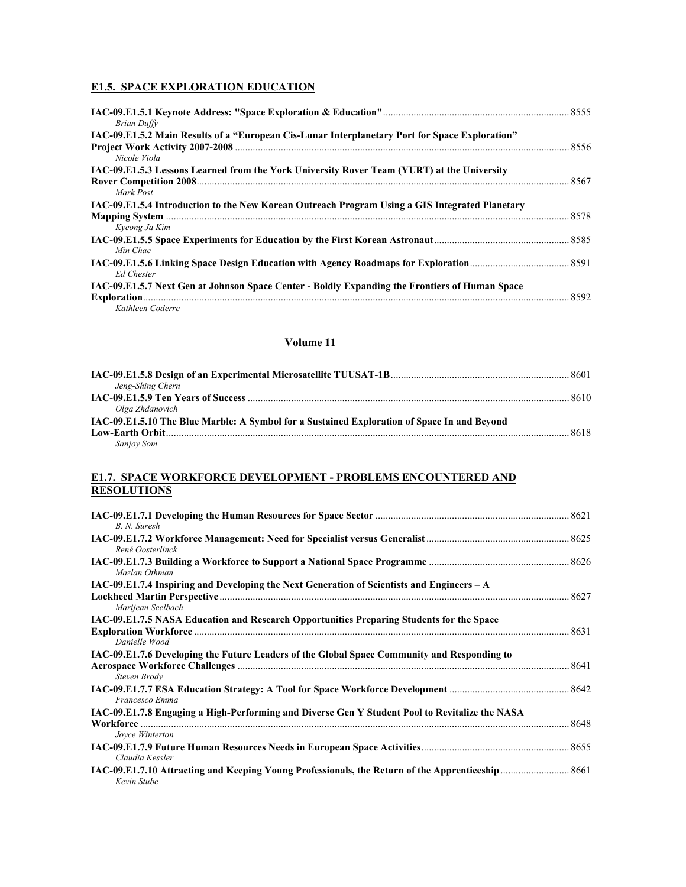## E1.5. SPACE EXPLORATION EDUCATION

**IAC-09.E1.5.1 Keynote Address: "Space Exploration & Education"** ........ 8555
*Brian Duffy*

**IAC-09.E1.5.2 Main Results of a "European Cis-Lunar Interplanetary Port for Space Exploration" Project Work Activity 2007-2008** ........ 8556
*Nicole Viola*

**IAC-09.E1.5.3 Lessons Learned from the York University Rover Team (YURT) at the University Rover Competition 2008** ........ 8567
*Mark Post*

**IAC-09.E1.5.4 Introduction to the New Korean Outreach Program Using a GIS Integrated Planetary Mapping System** ........ 8578
*Kyeong Ja Kim*

**IAC-09.E1.5.5 Space Experiments for Education by the First Korean Astronaut** ........ 8585
*Min Chae*

**IAC-09.E1.5.6 Linking Space Design Education with Agency Roadmaps for Exploration** ........ 8591
*Ed Chester*

**IAC-09.E1.5.7 Next Gen at Johnson Space Center - Boldly Expanding the Frontiers of Human Space Exploration** ........ 8592
*Kathleen Coderre*

### Volume 11

**IAC-09.E1.5.8 Design of an Experimental Microsatellite TUUSAT-1B** ........ 8601
*Jeng-Shing Chern*

**IAC-09.E1.5.9 Ten Years of Success** ........ 8610
*Olga Zhdanovich*

**IAC-09.E1.5.10 The Blue Marble: A Symbol for a Sustained Exploration of Space In and Beyond Low-Earth Orbit** ........ 8618
*Sanjoy Som*

## E1.7. SPACE WORKFORCE DEVELOPMENT - PROBLEMS ENCOUNTERED AND RESOLUTIONS

**IAC-09.E1.7.1 Developing the Human Resources for Space Sector** ........ 8621
*B. N. Suresh*

**IAC-09.E1.7.2 Workforce Management: Need for Specialist versus Generalist** ........ 8625
*René Oosterlinck*

**IAC-09.E1.7.3 Building a Workforce to Support a National Space Programme** ........ 8626
*Mazlan Othman*

**IAC-09.E1.7.4 Inspiring and Developing the Next Generation of Scientists and Engineers – A Lockheed Martin Perspective** ........ 8627
*Marijean Seelbach*

**IAC-09.E1.7.5 NASA Education and Research Opportunities Preparing Students for the Space Exploration Workforce** ........ 8631
*Danielle Wood*

**IAC-09.E1.7.6 Developing the Future Leaders of the Global Space Community and Responding to Aerospace Workforce Challenges** ........ 8641
*Steven Brody*

**IAC-09.E1.7.7 ESA Education Strategy: A Tool for Space Workforce Development** ........ 8642
*Francesco Emma*

**IAC-09.E1.7.8 Engaging a High-Performing and Diverse Gen Y Student Pool to Revitalize the NASA Workforce** ........ 8648
*Joyce Winterton*

**IAC-09.E1.7.9 Future Human Resources Needs in European Space Activities** ........ 8655
*Claudia Kessler*

**IAC-09.E1.7.10 Attracting and Keeping Young Professionals, the Return of the Apprenticeship** ........ 8661
*Kevin Stube*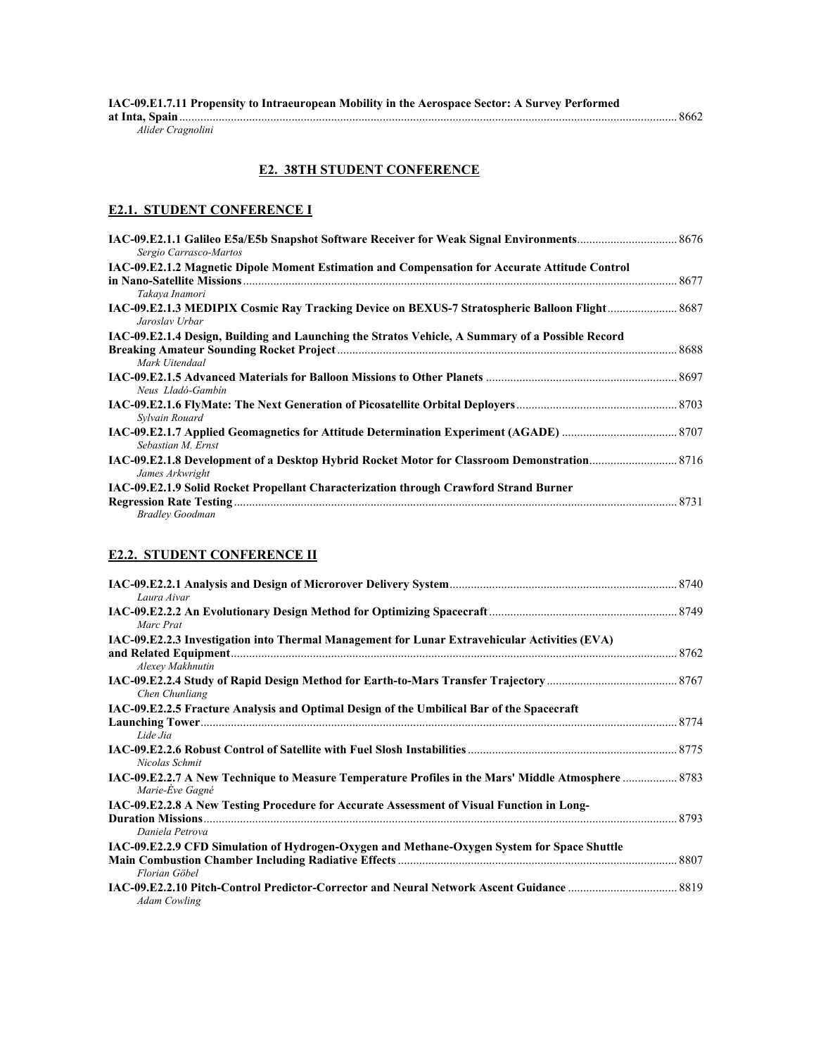**IAC-09.E1.7.11 Propensity to Intraeuropean Mobility in the Aerospace Sector: A Survey Performed at Inta, Spain** .......... 8662
*Alider Cragnolini*

## E2. 38TH STUDENT CONFERENCE

### E2.1. STUDENT CONFERENCE I

**IAC-09.E2.1.1 Galileo E5a/E5b Snapshot Software Receiver for Weak Signal Environments** .......... 8676
*Sergio Carrasco-Martos*

**IAC-09.E2.1.2 Magnetic Dipole Moment Estimation and Compensation for Accurate Attitude Control in Nano-Satellite Missions** .......... 8677
*Takaya Inamori*

**IAC-09.E2.1.3 MEDIPIX Cosmic Ray Tracking Device on BEXUS-7 Stratospheric Balloon Flight** .......... 8687
*Jaroslav Urbar*

**IAC-09.E2.1.4 Design, Building and Launching the Stratos Vehicle, A Summary of a Possible Record Breaking Amateur Sounding Rocket Project** .......... 8688
*Mark Uitendaal*

**IAC-09.E2.1.5 Advanced Materials for Balloon Missions to Other Planets** .......... 8697
*Neus Lladó-Gambín*

**IAC-09.E2.1.6 FlyMate: The Next Generation of Picosatellite Orbital Deployers** .......... 8703
*Sylvain Rouard*

**IAC-09.E2.1.7 Applied Geomagnetics for Attitude Determination Experiment (AGADE)** .......... 8707
*Sebastian M. Ernst*

**IAC-09.E2.1.8 Development of a Desktop Hybrid Rocket Motor for Classroom Demonstration** .......... 8716
*James Arkwright*

**IAC-09.E2.1.9 Solid Rocket Propellant Characterization through Crawford Strand Burner Regression Rate Testing** .......... 8731
*Bradley Goodman*

### E2.2. STUDENT CONFERENCE II

**IAC-09.E2.2.1 Analysis and Design of Microrover Delivery System** .......... 8740
*Laura Aivar*

**IAC-09.E2.2.2 An Evolutionary Design Method for Optimizing Spacecraft** .......... 8749
*Marc Prat*

**IAC-09.E2.2.3 Investigation into Thermal Management for Lunar Extravehicular Activities (EVA) and Related Equipment** .......... 8762
*Alexey Makhnutin*

**IAC-09.E2.2.4 Study of Rapid Design Method for Earth-to-Mars Transfer Trajectory** .......... 8767
*Chen Chunliang*

**IAC-09.E2.2.5 Fracture Analysis and Optimal Design of the Umbilical Bar of the Spacecraft Launching Tower** .......... 8774
*Lide Jia*

**IAC-09.E2.2.6 Robust Control of Satellite with Fuel Slosh Instabilities** .......... 8775
*Nicolas Schmit*

**IAC-09.E2.2.7 A New Technique to Measure Temperature Profiles in the Mars' Middle Atmosphere** .......... 8783
*Marie-Ève Gagné*

**IAC-09.E2.2.8 A New Testing Procedure for Accurate Assessment of Visual Function in Long-Duration Missions** .......... 8793
*Daniela Petrova*

**IAC-09.E2.2.9 CFD Simulation of Hydrogen-Oxygen and Methane-Oxygen System for Space Shuttle Main Combustion Chamber Including Radiative Effects** .......... 8807
*Florian Göbel*

**IAC-09.E2.2.10 Pitch-Control Predictor-Corrector and Neural Network Ascent Guidance** .......... 8819
*Adam Cowling*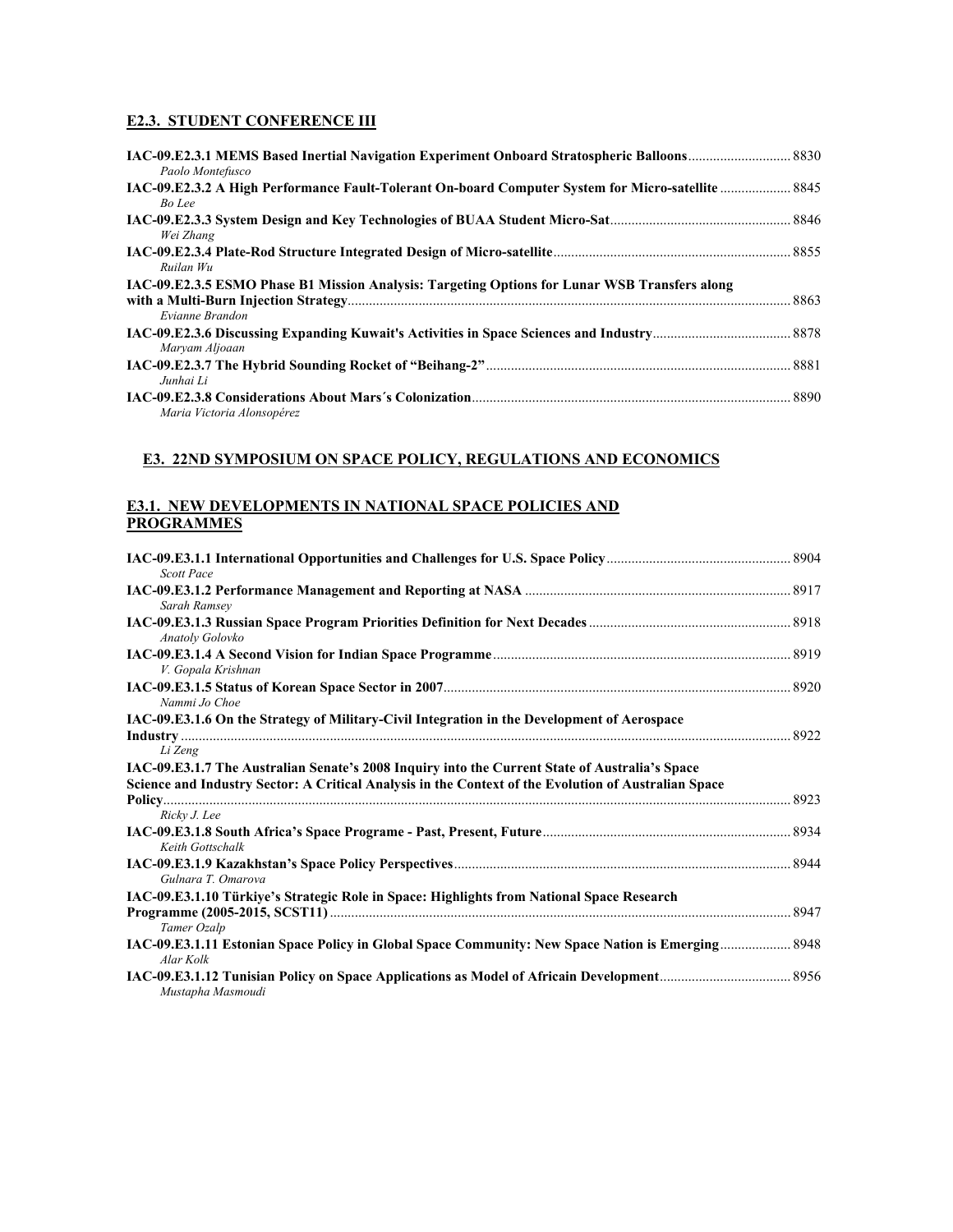## E2.3. STUDENT CONFERENCE III

**IAC-09.E2.3.1 MEMS Based Inertial Navigation Experiment Onboard Stratospheric Balloons**............................ 8830
*Paolo Montefusco*

**IAC-09.E2.3.2 A High Performance Fault-Tolerant On-board Computer System for Micro-satellite** .................... 8845
*Bo Lee*

**IAC-09.E2.3.3 System Design and Key Technologies of BUAA Student Micro-Sat**.................................................. 8846
*Wei Zhang*

**IAC-09.E2.3.4 Plate-Rod Structure Integrated Design of Micro-satellite**.................................................................. 8855
*Ruilan Wu*

**IAC-09.E2.3.5 ESMO Phase B1 Mission Analysis: Targeting Options for Lunar WSB Transfers along with a Multi-Burn Injection Strategy**........................................................................................................................... 8863
*Evianne Brandon*

**IAC-09.E2.3.6 Discussing Expanding Kuwait's Activities in Space Sciences and Industry**...................................... 8878
*Maryam Aljoaan*

**IAC-09.E2.3.7 The Hybrid Sounding Rocket of "Beihang-2"**..................................................................................... 8881
*Junhai Li*

**IAC-09.E2.3.8 Considerations About Mars´s Colonization**......................................................................................... 8890
*Maria Victoria Alonsopérez*

# E3. 22ND SYMPOSIUM ON SPACE POLICY, REGULATIONS AND ECONOMICS

## E3.1. NEW DEVELOPMENTS IN NATIONAL SPACE POLICIES AND PROGRAMMES

**IAC-09.E3.1.1 International Opportunities and Challenges for U.S. Space Policy**.................................................... 8904
*Scott Pace*

**IAC-09.E3.1.2 Performance Management and Reporting at NASA** .......................................................................... 8917
*Sarah Ramsey*

**IAC-09.E3.1.3 Russian Space Program Priorities Definition for Next Decades**........................................................ 8918
*Anatoly Golovko*

**IAC-09.E3.1.4 A Second Vision for Indian Space Programme**................................................................................... 8919
*V. Gopala Krishnan*

**IAC-09.E3.1.5 Status of Korean Space Sector in 2007**................................................................................................. 8920
*Nammi Jo Choe*

**IAC-09.E3.1.6 On the Strategy of Military-Civil Integration in the Development of Aerospace Industry**........................................................................................................................................................... 8922
*Li Zeng*

**IAC-09.E3.1.7 The Australian Senate's 2008 Inquiry into the Current State of Australia's Space Science and Industry Sector: A Critical Analysis in the Context of the Evolution of Australian Space Policy**............................................................................................................................................................... 8923
*Ricky J. Lee*

**IAC-09.E3.1.8 South Africa's Space Programe - Past, Present, Future**..................................................................... 8934
*Keith Gottschalk*

**IAC-09.E3.1.9 Kazakhstan's Space Policy Perspectives**.............................................................................................. 8944
*Gulnara T. Omarova*

**IAC-09.E3.1.10 Türkiye's Strategic Role in Space: Highlights from National Space Research Programme (2005-2015, SCST11)**................................................................................................................................. 8947
*Tamer Ozalp*

**IAC-09.E3.1.11 Estonian Space Policy in Global Space Community: New Space Nation is Emerging**.................... 8948
*Alar Kolk*

**IAC-09.E3.1.12 Tunisian Policy on Space Applications as Model of Africain Development**.................................... 8956
*Mustapha Masmoudi*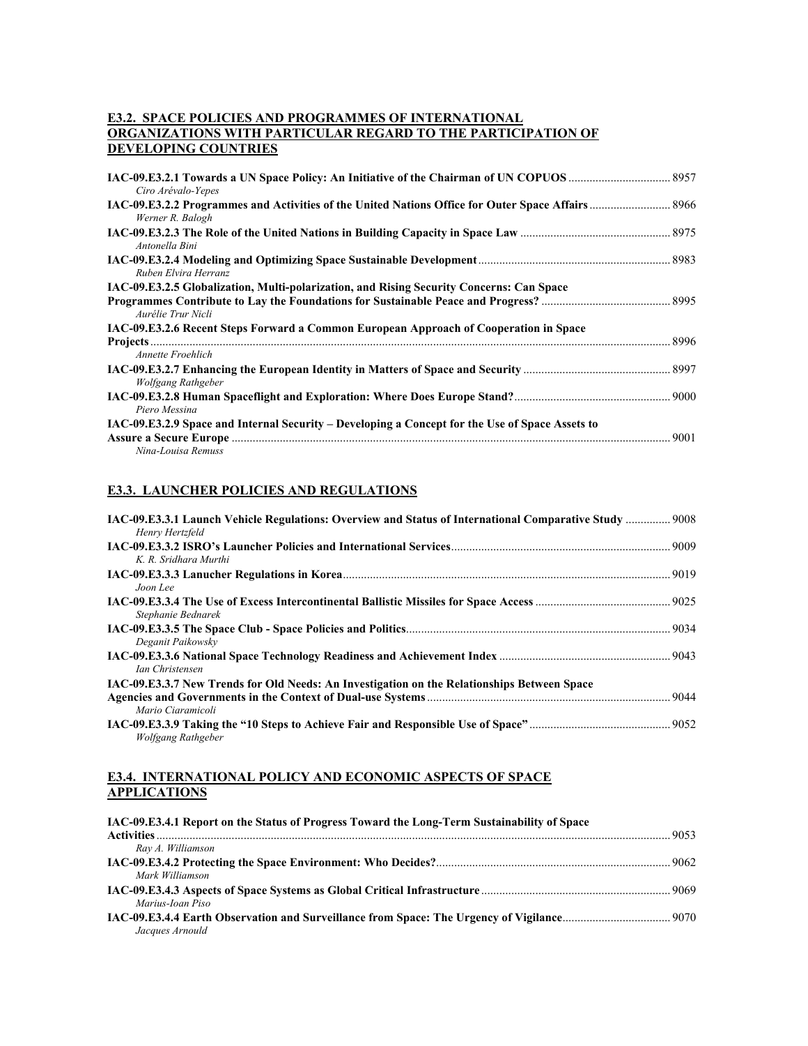## E3.2. SPACE POLICIES AND PROGRAMMES OF INTERNATIONAL ORGANIZATIONS WITH PARTICULAR REGARD TO THE PARTICIPATION OF DEVELOPING COUNTRIES

**IAC-09.E3.2.1 Towards a UN Space Policy: An Initiative of the Chairman of UN COPUOS** .................................. 8957
*Ciro Arévalo-Yepes*

**IAC-09.E3.2.2 Programmes and Activities of the United Nations Office for Outer Space Affairs** ........................... 8966
*Werner R. Balogh*

**IAC-09.E3.2.3 The Role of the United Nations in Building Capacity in Space Law** .................................................. 8975
*Antonella Bini*

**IAC-09.E3.2.4 Modeling and Optimizing Space Sustainable Development** ............................................................... 8983
*Ruben Elvira Herranz*

**IAC-09.E3.2.5 Globalization, Multi-polarization, and Rising Security Concerns: Can Space Programmes Contribute to Lay the Foundations for Sustainable Peace and Progress?** .......................................... 8995
*Aurélie Trur Nicli*

**IAC-09.E3.2.6 Recent Steps Forward a Common European Approach of Cooperation in Space Projects** .......................................................................................................................................................... 8996
*Annette Froehlich*

**IAC-09.E3.2.7 Enhancing the European Identity in Matters of Space and Security** ................................................. 8997
*Wolfgang Rathgeber*

**IAC-09.E3.2.8 Human Spaceflight and Exploration: Where Does Europe Stand?** .................................................... 9000
*Piero Messina*

**IAC-09.E3.2.9 Space and Internal Security – Developing a Concept for the Use of Space Assets to Assure a Secure Europe** ................................................................................................................................................. 9001
*Nina-Louisa Remuss*

## E3.3. LAUNCHER POLICIES AND REGULATIONS

**IAC-09.E3.3.1 Launch Vehicle Regulations: Overview and Status of International Comparative Study** ............... 9008
*Henry Hertzfeld*

**IAC-09.E3.3.2 ISRO's Launcher Policies and International Services** ........................................................................ 9009
*K. R. Sridhara Murthi*

**IAC-09.E3.3.3 Lanucher Regulations in Korea** ........................................................................................................... 9019
*Joon Lee*

**IAC-09.E3.3.4 The Use of Excess Intercontinental Ballistic Missiles for Space Access** ............................................ 9025
*Stephanie Bednarek*

**IAC-09.E3.3.5 The Space Club - Space Policies and Politics** ....................................................................................... 9034
*Deganit Paikowsky*

**IAC-09.E3.3.6 National Space Technology Readiness and Achievement Index** ........................................................ 9043
*Ian Christensen*

**IAC-09.E3.3.7 New Trends for Old Needs: An Investigation on the Relationships Between Space Agencies and Governments in the Context of Dual-use Systems** ................................................................................ 9044
*Mario Ciaramicoli*

**IAC-09.E3.3.9 Taking the "10 Steps to Achieve Fair and Responsible Use of Space"** .............................................. 9052
*Wolfgang Rathgeber*

## E3.4. INTERNATIONAL POLICY AND ECONOMIC ASPECTS OF SPACE APPLICATIONS

**IAC-09.E3.4.1 Report on the Status of Progress Toward the Long-Term Sustainability of Space Activities** ........................................................................................................................................................ 9053
*Ray A. Williamson*

**IAC-09.E3.4.2 Protecting the Space Environment: Who Decides?** ............................................................................. 9062
*Mark Williamson*

**IAC-09.E3.4.3 Aspects of Space Systems as Global Critical Infrastructure** .............................................................. 9069
*Marius-Ioan Piso*

**IAC-09.E3.4.4 Earth Observation and Surveillance from Space: The Urgency of Vigilance** ................................... 9070
*Jacques Arnould*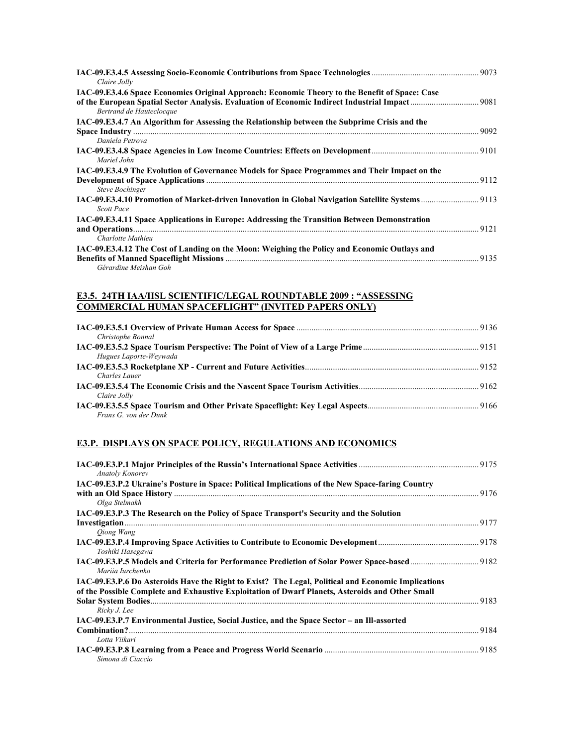**IAC-09.E3.4.5 Assessing Socio-Economic Contributions from Space Technologies** ........ 9073
*Claire Jolly*

**IAC-09.E3.4.6 Space Economics Original Approach: Economic Theory to the Benefit of Space: Case of the European Spatial Sector Analysis. Evaluation of Economic Indirect Industrial Impact** ........ 9081
*Bertrand de Hauteclocque*

**IAC-09.E3.4.7 An Algorithm for Assessing the Relationship between the Subprime Crisis and the Space Industry** ........ 9092
*Daniela Petrova*

**IAC-09.E3.4.8 Space Agencies in Low Income Countries: Effects on Development** ........ 9101
*Mariel John*

**IAC-09.E3.4.9 The Evolution of Governance Models for Space Programmes and Their Impact on the Development of Space Applications** ........ 9112
*Steve Bochinger*

**IAC-09.E3.4.10 Promotion of Market-driven Innovation in Global Navigation Satellite Systems** ........ 9113
*Scott Pace*

**IAC-09.E3.4.11 Space Applications in Europe: Addressing the Transition Between Demonstration and Operations** ........ 9121
*Charlotte Mathieu*

**IAC-09.E3.4.12 The Cost of Landing on the Moon: Weighing the Policy and Economic Outlays and Benefits of Manned Spaceflight Missions** ........ 9135
*Gérardine Meishan Goh*

## E3.5. 24TH IAA/IISL SCIENTIFIC/LEGAL ROUNDTABLE 2009 : "ASSESSING COMMERCIAL HUMAN SPACEFLIGHT" (INVITED PAPERS ONLY)

**IAC-09.E3.5.1 Overview of Private Human Access for Space** ........ 9136
*Christophe Bonnal*

**IAC-09.E3.5.2 Space Tourism Perspective: The Point of View of a Large Prime** ........ 9151
*Hugues Laporte-Weywada*

**IAC-09.E3.5.3 Rocketplane XP - Current and Future Activities** ........ 9152
*Charles Lauer*

**IAC-09.E3.5.4 The Economic Crisis and the Nascent Space Tourism Activities** ........ 9162
*Claire Jolly*

**IAC-09.E3.5.5 Space Tourism and Other Private Spaceflight: Key Legal Aspects** ........ 9166
*Frans G. von der Dunk*

## E3.P. DISPLAYS ON SPACE POLICY, REGULATIONS AND ECONOMICS

**IAC-09.E3.P.1 Major Principles of the Russia's International Space Activities** ........ 9175
*Anatoly Konorev*

**IAC-09.E3.P.2 Ukraine's Posture in Space: Political Implications of the New Space-faring Country with an Old Space History** ........ 9176
*Olga Stelmakh*

**IAC-09.E3.P.3 The Research on the Policy of Space Transport's Security and the Solution Investigation** ........ 9177
*Qiong Wang*

**IAC-09.E3.P.4 Improving Space Activities to Contribute to Economic Development** ........ 9178
*Toshiki Hasegawa*

**IAC-09.E3.P.5 Models and Criteria for Performance Prediction of Solar Power Space-based** ........ 9182
*Mariia Iurchenko*

**IAC-09.E3.P.6 Do Asteroids Have the Right to Exist? The Legal, Political and Economic Implications of the Possible Complete and Exhaustive Exploitation of Dwarf Planets, Asteroids and Other Small Solar System Bodies** ........ 9183
*Ricky J. Lee*

**IAC-09.E3.P.7 Environmental Justice, Social Justice, and the Space Sector – an Ill-assorted Combination?** ........ 9184
*Lotta Viikari*

**IAC-09.E3.P.8 Learning from a Peace and Progress World Scenario** ........ 9185
*Simona di Ciaccio*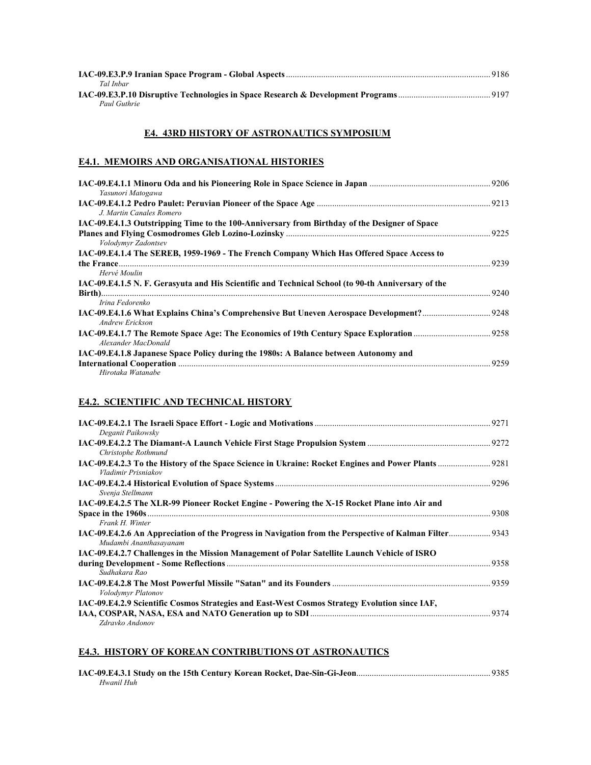**IAC-09.E3.P.9 Iranian Space Program - Global Aspects** ........ 9186
*Tal Inbar*

**IAC-09.E3.P.10 Disruptive Technologies in Space Research & Development Programs** ........ 9197
*Paul Guthrie*

## E4. 43RD HISTORY OF ASTRONAUTICS SYMPOSIUM

### E4.1. MEMOIRS AND ORGANISATIONAL HISTORIES

**IAC-09.E4.1.1 Minoru Oda and his Pioneering Role in Space Science in Japan** ........ 9206
*Yasunori Matogawa*

**IAC-09.E4.1.2 Pedro Paulet: Peruvian Pioneer of the Space Age** ........ 9213
*J. Martin Canales Romero*

**IAC-09.E4.1.3 Outstripping Time to the 100-Anniversary from Birthday of the Designer of Space Planes and Flying Cosmodromes Gleb Lozino-Lozinsky** ........ 9225
*Volodymyr Zadontsev*

**IAC-09.E4.1.4 The SEREB, 1959-1969 - The French Company Which Has Offered Space Access to the France** ........ 9239
*Hervé Moulin*

**IAC-09.E4.1.5 N. F. Gerasyuta and His Scientific and Technical School (to 90-th Anniversary of the Birth)** ........ 9240
*Irina Fedorenko*

**IAC-09.E4.1.6 What Explains China's Comprehensive But Uneven Aerospace Development?** ........ 9248
*Andrew Erickson*

**IAC-09.E4.1.7 The Remote Space Age: The Economics of 19th Century Space Exploration** ........ 9258
*Alexander MacDonald*

**IAC-09.E4.1.8 Japanese Space Policy during the 1980s: A Balance between Autonomy and International Cooperation** ........ 9259
*Hirotaka Watanabe*

### E4.2. SCIENTIFIC AND TECHNICAL HISTORY

**IAC-09.E4.2.1 The Israeli Space Effort - Logic and Motivations** ........ 9271
*Deganit Paikowsky*

**IAC-09.E4.2.2 The Diamant-A Launch Vehicle First Stage Propulsion System** ........ 9272
*Christophe Rothmund*

**IAC-09.E4.2.3 To the History of the Space Science in Ukraine: Rocket Engines and Power Plants** ........ 9281
*Vladimir Prisniakov*

**IAC-09.E4.2.4 Historical Evolution of Space Systems** ........ 9296
*Svenja Stellmann*

**IAC-09.E4.2.5 The XLR-99 Pioneer Rocket Engine - Powering the X-15 Rocket Plane into Air and Space in the 1960s** ........ 9308
*Frank H. Winter*

**IAC-09.E4.2.6 An Appreciation of the Progress in Navigation from the Perspective of Kalman Filter** ........ 9343
*Mudambi Ananthasayanam*

**IAC-09.E4.2.7 Challenges in the Mission Management of Polar Satellite Launch Vehicle of ISRO during Development - Some Reflections** ........ 9358
*Sudhakara Rao*

**IAC-09.E4.2.8 The Most Powerful Missile "Satan" and its Founders** ........ 9359
*Volodymyr Platonov*

**IAC-09.E4.2.9 Scientific Cosmos Strategies and East-West Cosmos Strategy Evolution since IAF, IAA, COSPAR, NASA, ESA and NATO Generation up to SDI** ........ 9374
*Zdravko Andonov*

### E4.3. HISTORY OF KOREAN CONTRIBUTIONS OT ASTRONAUTICS

**IAC-09.E4.3.1 Study on the 15th Century Korean Rocket, Dae-Sin-Gi-Jeon** ........ 9385
*Hwanil Huh*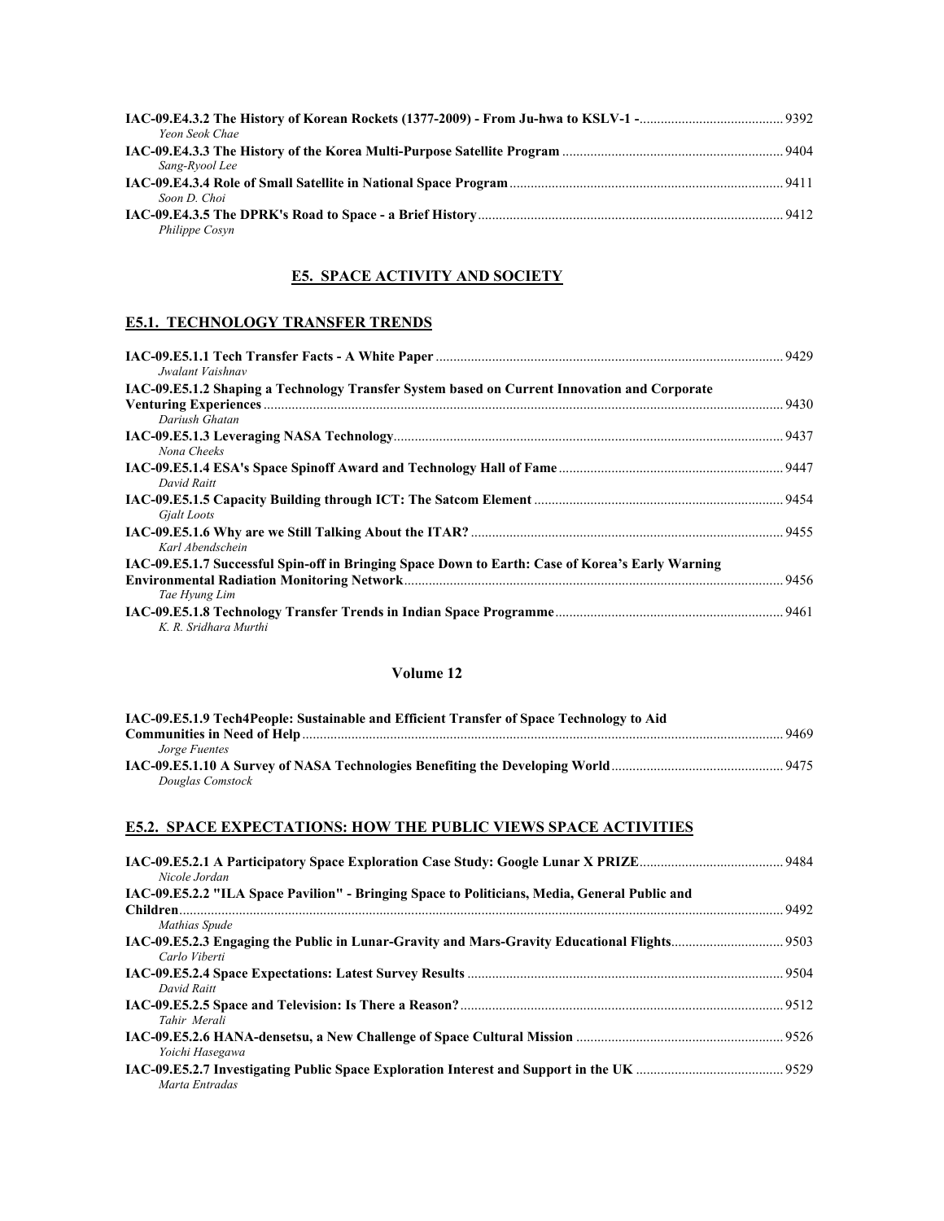**IAC-09.E4.3.2 The History of Korean Rockets (1377-2009) - From Ju-hwa to KSLV-1 -** ........................................ 9392
*Yeon Seok Chae*

**IAC-09.E4.3.3 The History of the Korea Multi-Purpose Satellite Program** ............................................................. 9404
*Sang-Ryool Lee*

**IAC-09.E4.3.4 Role of Small Satellite in National Space Program** ............................................................................ 9411
*Soon D. Choi*

**IAC-09.E4.3.5 The DPRK's Road to Space - a Brief History** ..................................................................................... 9412
*Philippe Cosyn*

## E5. SPACE ACTIVITY AND SOCIETY

### E5.1. TECHNOLOGY TRANSFER TRENDS

**IAC-09.E5.1.1 Tech Transfer Facts - A White Paper** .................................................................................................. 9429
*Jwalant Vaishnav*

**IAC-09.E5.1.2 Shaping a Technology Transfer System based on Current Innovation and Corporate Venturing Experiences** .................................................................................................................................................. 9430
*Dariush Ghatan*

**IAC-09.E5.1.3 Leveraging NASA Technology** ............................................................................................................. 9437
*Nona Cheeks*

**IAC-09.E5.1.4 ESA's Space Spinoff Award and Technology Hall of Fame** ............................................................... 9447
*David Raitt*

**IAC-09.E5.1.5 Capacity Building through ICT: The Satcom Element** ...................................................................... 9454
*Gjalt Loots*

**IAC-09.E5.1.6 Why are we Still Talking About the ITAR?** ........................................................................................ 9455
*Karl Abendschein*

**IAC-09.E5.1.7 Successful Spin-off in Bringing Space Down to Earth: Case of Korea's Early Warning Environmental Radiation Monitoring Network** .......................................................................................................... 9456
*Tae Hyung Lim*

**IAC-09.E5.1.8 Technology Transfer Trends in Indian Space Programme** ................................................................ 9461
*K. R. Sridhara Murthi*

## Volume 12

**IAC-09.E5.1.9 Tech4People: Sustainable and Efficient Transfer of Space Technology to Aid Communities in Need of Help** ....................................................................................................................................... 9469
*Jorge Fuentes*

**IAC-09.E5.1.10 A Survey of NASA Technologies Benefiting the Developing World** ................................................ 9475
*Douglas Comstock*

### E5.2. SPACE EXPECTATIONS: HOW THE PUBLIC VIEWS SPACE ACTIVITIES

**IAC-09.E5.2.1 A Participatory Space Exploration Case Study: Google Lunar X PRIZE** ......................................... 9484
*Nicole Jordan*

**IAC-09.E5.2.2 "ILA Space Pavilion" - Bringing Space to Politicians, Media, General Public and Children** .......................................................................................................................................................... 9492
*Mathias Spude*

**IAC-09.E5.2.3 Engaging the Public in Lunar-Gravity and Mars-Gravity Educational Flights** ............................... 9503
*Carlo Viberti*

**IAC-09.E5.2.4 Space Expectations: Latest Survey Results** ......................................................................................... 9504
*David Raitt*

**IAC-09.E5.2.5 Space and Television: Is There a Reason?** .......................................................................................... 9512
*Tahir Merali*

**IAC-09.E5.2.6 HANA-densetsu, a New Challenge of Space Cultural Mission** .......................................................... 9526
*Yoichi Hasegawa*

**IAC-09.E5.2.7 Investigating Public Space Exploration Interest and Support in the UK** .......................................... 9529
*Marta Entradas*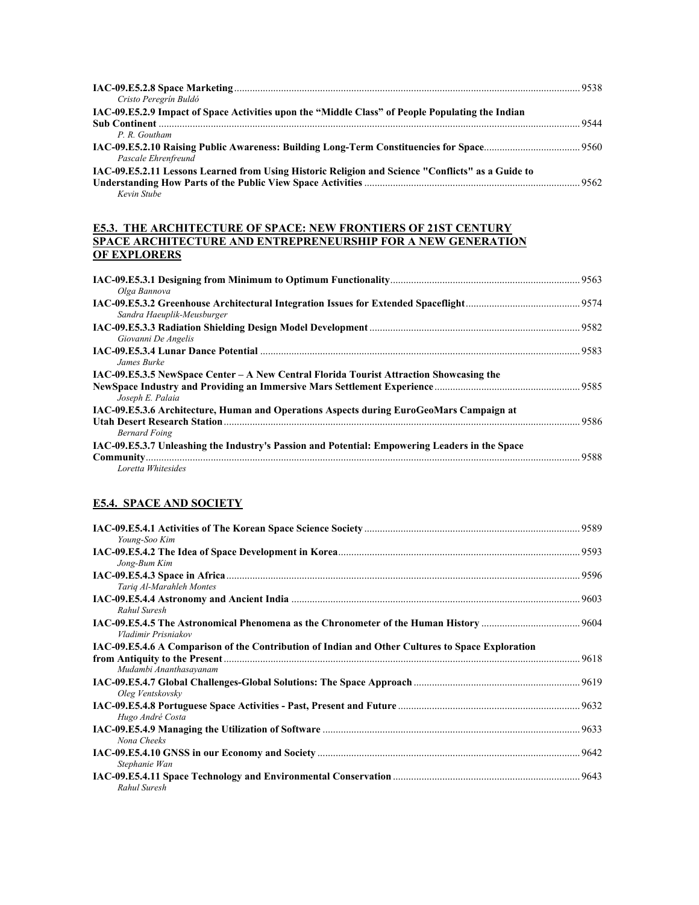**IAC-09.E5.2.8 Space Marketing** .......... 9538
*Cristo Peregrín Buldó*

**IAC-09.E5.2.9 Impact of Space Activities upon the "Middle Class" of People Populating the Indian Sub Continent** .......... 9544
*P. R. Goutham*

**IAC-09.E5.2.10 Raising Public Awareness: Building Long-Term Constituencies for Space** .......... 9560
*Pascale Ehrenfreund*

**IAC-09.E5.2.11 Lessons Learned from Using Historic Religion and Science "Conflicts" as a Guide to Understanding How Parts of the Public View Space Activities** .......... 9562
*Kevin Stube*

## E5.3. THE ARCHITECTURE OF SPACE: NEW FRONTIERS OF 21ST CENTURY SPACE ARCHITECTURE AND ENTREPRENEURSHIP FOR A NEW GENERATION OF EXPLORERS

**IAC-09.E5.3.1 Designing from Minimum to Optimum Functionality** .......... 9563
*Olga Bannova*

**IAC-09.E5.3.2 Greenhouse Architectural Integration Issues for Extended Spaceflight** .......... 9574
*Sandra Haeuplik-Meusburger*

**IAC-09.E5.3.3 Radiation Shielding Design Model Development** .......... 9582
*Giovanni De Angelis*

**IAC-09.E5.3.4 Lunar Dance Potential** .......... 9583
*James Burke*

**IAC-09.E5.3.5 NewSpace Center – A New Central Florida Tourist Attraction Showcasing the NewSpace Industry and Providing an Immersive Mars Settlement Experience** .......... 9585
*Joseph E. Palaia*

**IAC-09.E5.3.6 Architecture, Human and Operations Aspects during EuroGeoMars Campaign at Utah Desert Research Station** .......... 9586
*Bernard Foing*

**IAC-09.E5.3.7 Unleashing the Industry's Passion and Potential: Empowering Leaders in the Space Community** .......... 9588
*Loretta Whitesides*

## E5.4. SPACE AND SOCIETY

**IAC-09.E5.4.1 Activities of The Korean Space Science Society** .......... 9589
*Young-Soo Kim*

**IAC-09.E5.4.2 The Idea of Space Development in Korea** .......... 9593
*Jong-Bum Kim*

**IAC-09.E5.4.3 Space in Africa** .......... 9596
*Tariq Al-Marahleh Montes*

**IAC-09.E5.4.4 Astronomy and Ancient India** .......... 9603
*Rahul Suresh*

**IAC-09.E5.4.5 The Astronomical Phenomena as the Chronometer of the Human History** .......... 9604
*Vladimir Prisniakov*

**IAC-09.E5.4.6 A Comparison of the Contribution of Indian and Other Cultures to Space Exploration from Antiquity to the Present** .......... 9618
*Mudambi Ananthasayanam*

**IAC-09.E5.4.7 Global Challenges-Global Solutions: The Space Approach** .......... 9619
*Oleg Ventskovsky*

**IAC-09.E5.4.8 Portuguese Space Activities - Past, Present and Future** .......... 9632
*Hugo André Costa*

**IAC-09.E5.4.9 Managing the Utilization of Software** .......... 9633
*Nona Cheeks*

**IAC-09.E5.4.10 GNSS in our Economy and Society** .......... 9642
*Stephanie Wan*

**IAC-09.E5.4.11 Space Technology and Environmental Conservation** .......... 9643
*Rahul Suresh*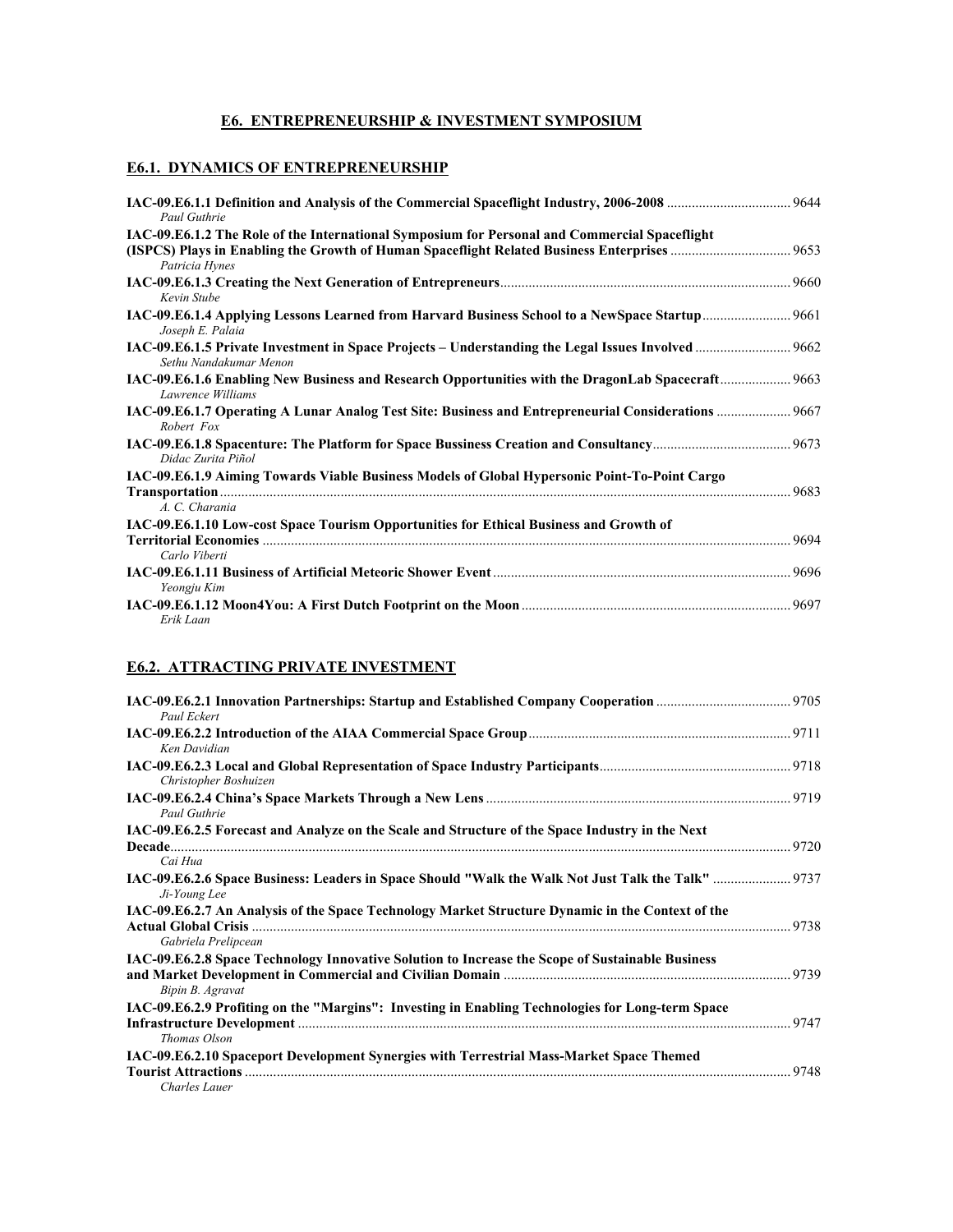## E6. ENTREPRENEURSHIP & INVESTMENT SYMPOSIUM

### E6.1. DYNAMICS OF ENTREPRENEURSHIP

**IAC-09.E6.1.1 Definition and Analysis of the Commercial Spaceflight Industry, 2006-2008** .................................. 9644
*Paul Guthrie*

**IAC-09.E6.1.2 The Role of the International Symposium for Personal and Commercial Spaceflight (ISPCS) Plays in Enabling the Growth of Human Spaceflight Related Business Enterprises** .................................. 9653
*Patricia Hynes*

**IAC-09.E6.1.3 Creating the Next Generation of Entrepreneurs**................................................................................. 9660
*Kevin Stube*

**IAC-09.E6.1.4 Applying Lessons Learned from Harvard Business School to a NewSpace Startup**......................... 9661
*Joseph E. Palaia*

**IAC-09.E6.1.5 Private Investment in Space Projects – Understanding the Legal Issues Involved** ........................... 9662
*Sethu Nandakumar Menon*

**IAC-09.E6.1.6 Enabling New Business and Research Opportunities with the DragonLab Spacecraft**.................... 9663
*Lawrence Williams*

**IAC-09.E6.1.7 Operating A Lunar Analog Test Site: Business and Entrepreneurial Considerations** ..................... 9667
*Robert Fox*

**IAC-09.E6.1.8 Spacenture: The Platform for Space Bussiness Creation and Consultancy**....................................... 9673
*Didac Zurita Piñol*

**IAC-09.E6.1.9 Aiming Towards Viable Business Models of Global Hypersonic Point-To-Point Cargo Transportation**................................................................................................................................................ 9683
*A. C. Charania*

**IAC-09.E6.1.10 Low-cost Space Tourism Opportunities for Ethical Business and Growth of Territorial Economies** ................................................................................................................................... 9694
*Carlo Viberti*

**IAC-09.E6.1.11 Business of Artificial Meteoric Shower Event**................................................................................... 9696
*Yeongju Kim*

**IAC-09.E6.1.12 Moon4You: A First Dutch Footprint on the Moon**........................................................................... 9697
*Erik Laan*

### E6.2. ATTRACTING PRIVATE INVESTMENT

**IAC-09.E6.2.1 Innovation Partnerships: Startup and Established Company Cooperation** ...................................... 9705
*Paul Eckert*

**IAC-09.E6.2.2 Introduction of the AIAA Commercial Space Group**.......................................................................... 9711
*Ken Davidian*

**IAC-09.E6.2.3 Local and Global Representation of Space Industry Participants**...................................................... 9718
*Christopher Boshuizen*

**IAC-09.E6.2.4 China's Space Markets Through a New Lens** ..................................................................................... 9719
*Paul Guthrie*

**IAC-09.E6.2.5 Forecast and Analyze on the Scale and Structure of the Space Industry in the Next Decade**............................................................................................................................................................ 9720
*Cai Hua*

**IAC-09.E6.2.6 Space Business: Leaders in Space Should "Walk the Walk Not Just Talk the Talk"** ...................... 9737
*Ji-Young Lee*

**IAC-09.E6.2.7 An Analysis of the Space Technology Market Structure Dynamic in the Context of the Actual Global Crisis** ....................................................................................................................................... 9738
*Gabriela Prelipcean*

**IAC-09.E6.2.8 Space Technology Innovative Solution to Increase the Scope of Sustainable Business and Market Development in Commercial and Civilian Domain** ................................................................................ 9739
*Bipin B. Agravat*

**IAC-09.E6.2.9 Profiting on the "Margins": Investing in Enabling Technologies for Long-term Space Infrastructure Development** ......................................................................................................................... 9747
*Thomas Olson*

**IAC-09.E6.2.10 Spaceport Development Synergies with Terrestrial Mass-Market Space Themed Tourist Attractions** ........................................................................................................................................ 9748
*Charles Lauer*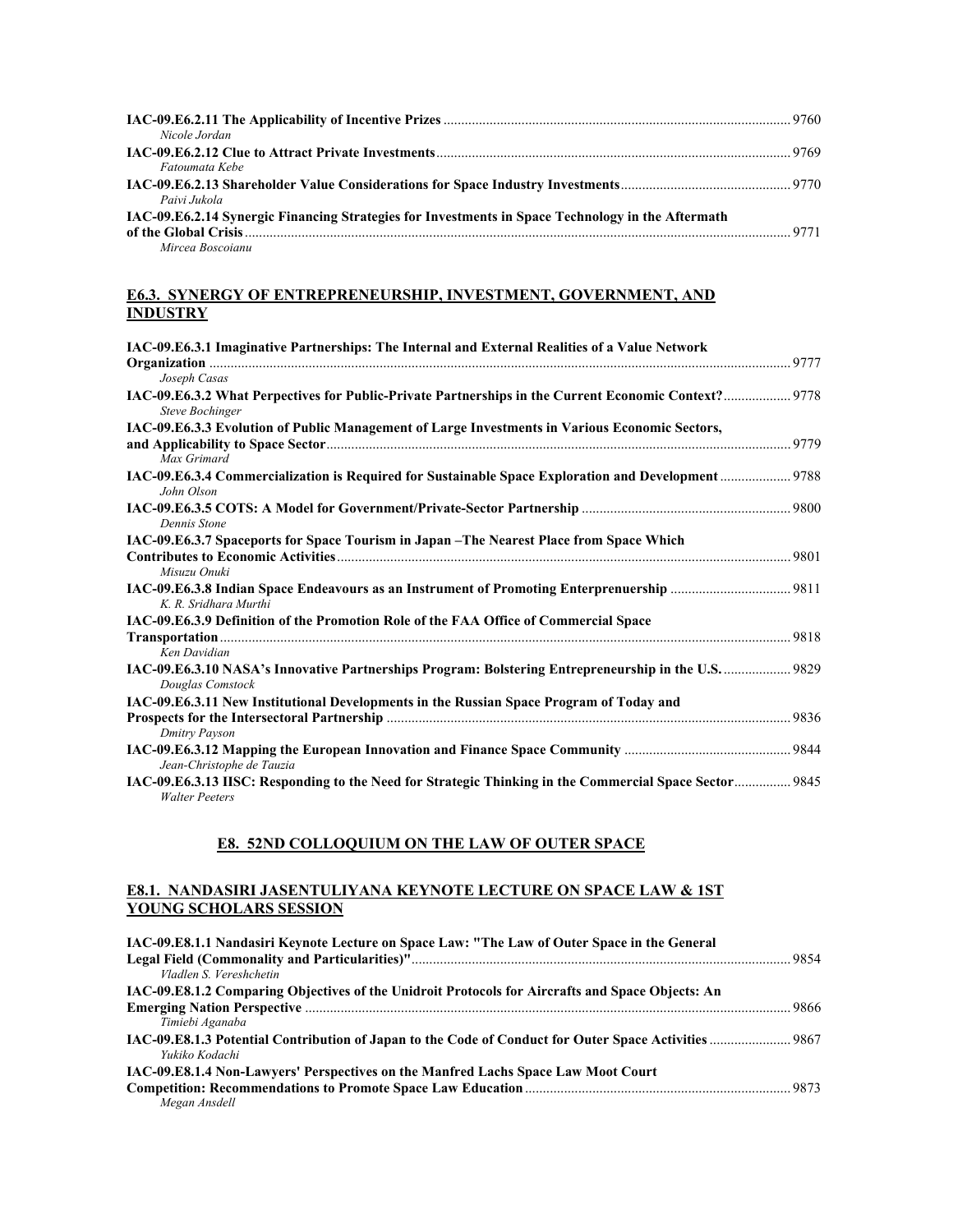**IAC-09.E6.2.11 The Applicability of Incentive Prizes** ........ 9760
*Nicole Jordan*

**IAC-09.E6.2.12 Clue to Attract Private Investments** ........ 9769
*Fatoumata Kebe*

**IAC-09.E6.2.13 Shareholder Value Considerations for Space Industry Investments** ........ 9770
*Paivi Jukola*

**IAC-09.E6.2.14 Synergic Financing Strategies for Investments in Space Technology in the Aftermath of the Global Crisis** ........ 9771
*Mircea Boscoianu*

## E6.3. SYNERGY OF ENTREPRENEURSHIP, INVESTMENT, GOVERNMENT, AND INDUSTRY

**IAC-09.E6.3.1 Imaginative Partnerships: The Internal and External Realities of a Value Network Organization** ........ 9777
*Joseph Casas*

**IAC-09.E6.3.2 What Perpectives for Public-Private Partnerships in the Current Economic Context?** ........ 9778
*Steve Bochinger*

**IAC-09.E6.3.3 Evolution of Public Management of Large Investments in Various Economic Sectors, and Applicability to Space Sector** ........ 9779
*Max Grimard*

**IAC-09.E6.3.4 Commercialization is Required for Sustainable Space Exploration and Development** ........ 9788
*John Olson*

**IAC-09.E6.3.5 COTS: A Model for Government/Private-Sector Partnership** ........ 9800
*Dennis Stone*

**IAC-09.E6.3.7 Spaceports for Space Tourism in Japan –The Nearest Place from Space Which Contributes to Economic Activities** ........ 9801
*Misuzu Onuki*

**IAC-09.E6.3.8 Indian Space Endeavours as an Instrument of Promoting Enterprenuership** ........ 9811
*K. R. Sridhara Murthi*

**IAC-09.E6.3.9 Definition of the Promotion Role of the FAA Office of Commercial Space Transportation** ........ 9818
*Ken Davidian*

**IAC-09.E6.3.10 NASA's Innovative Partnerships Program: Bolstering Entrepreneurship in the U.S.** ........ 9829
*Douglas Comstock*

**IAC-09.E6.3.11 New Institutional Developments in the Russian Space Program of Today and Prospects for the Intersectoral Partnership** ........ 9836
*Dmitry Payson*

**IAC-09.E6.3.12 Mapping the European Innovation and Finance Space Community** ........ 9844
*Jean-Christophe de Tauzia*

**IAC-09.E6.3.13 IISC: Responding to the Need for Strategic Thinking in the Commercial Space Sector** ........ 9845
*Walter Peeters*

# E8. 52ND COLLOQUIUM ON THE LAW OF OUTER SPACE

## E8.1. NANDASIRI JASENTULIYANA KEYNOTE LECTURE ON SPACE LAW & 1ST YOUNG SCHOLARS SESSION

**IAC-09.E8.1.1 Nandasiri Keynote Lecture on Space Law: "The Law of Outer Space in the General Legal Field (Commonality and Particularities)"** ........ 9854
*Vladlen S. Vereshchetin*

**IAC-09.E8.1.2 Comparing Objectives of the Unidroit Protocols for Aircrafts and Space Objects: An Emerging Nation Perspective** ........ 9866
*Timiebi Aganaba*

**IAC-09.E8.1.3 Potential Contribution of Japan to the Code of Conduct for Outer Space Activities** ........ 9867
*Yukiko Kodachi*

**IAC-09.E8.1.4 Non-Lawyers' Perspectives on the Manfred Lachs Space Law Moot Court Competition: Recommendations to Promote Space Law Education** ........ 9873
*Megan Ansdell*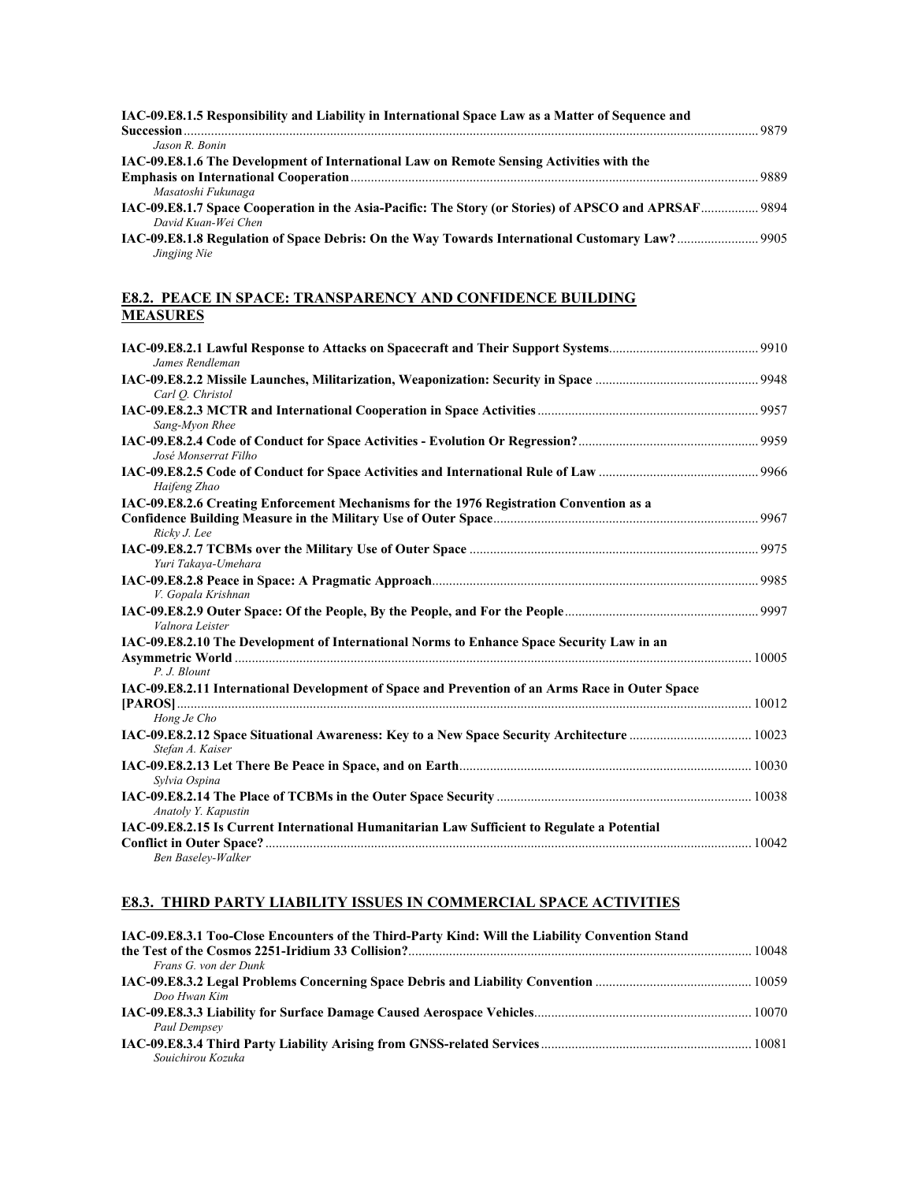**IAC-09.E8.1.5 Responsibility and Liability in International Space Law as a Matter of Sequence and Succession** ........................................................................................ 9879
*Jason R. Bonin*

**IAC-09.E8.1.6 The Development of International Law on Remote Sensing Activities with the Emphasis on International Cooperation** ........................................................................................ 9889
*Masatoshi Fukunaga*

**IAC-09.E8.1.7 Space Cooperation in the Asia-Pacific: The Story (or Stories) of APSCO and APRSAF** ................ 9894
*David Kuan-Wei Chen*

**IAC-09.E8.1.8 Regulation of Space Debris: On the Way Towards International Customary Law?** ........................ 9905
*Jingjing Nie*

## E8.2. PEACE IN SPACE: TRANSPARENCY AND CONFIDENCE BUILDING MEASURES

**IAC-09.E8.2.1 Lawful Response to Attacks on Spacecraft and Their Support Systems** ........................................... 9910
*James Rendleman*

**IAC-09.E8.2.2 Missile Launches, Militarization, Weaponization: Security in Space** ................................................ 9948
*Carl Q. Christol*

**IAC-09.E8.2.3 MCTR and International Cooperation in Space Activities** ................................................................ 9957
*Sang-Myon Rhee*

**IAC-09.E8.2.4 Code of Conduct for Space Activities - Evolution Or Regression?** .................................................... 9959
*José Monserrat Filho*

**IAC-09.E8.2.5 Code of Conduct for Space Activities and International Rule of Law** ............................................... 9966
*Haifeng Zhao*

**IAC-09.E8.2.6 Creating Enforcement Mechanisms for the 1976 Registration Convention as a Confidence Building Measure in the Military Use of Outer Space** ............................................................................. 9967
*Ricky J. Lee*

**IAC-09.E8.2.7 TCBMs over the Military Use of Outer Space** .................................................................................... 9975
*Yuri Takaya-Umehara*

**IAC-09.E8.2.8 Peace in Space: A Pragmatic Approach** ............................................................................................... 9985
*V. Gopala Krishnan*

**IAC-09.E8.2.9 Outer Space: Of the People, By the People, and For the People** ........................................................ 9997
*Valnora Leister*

**IAC-09.E8.2.10 The Development of International Norms to Enhance Space Security Law in an Asymmetric World** ........................................................................................ 10005
*P. J. Blount*

**IAC-09.E8.2.11 International Development of Space and Prevention of an Arms Race in Outer Space [PAROS]** ........................................................................................ 10012
*Hong Je Cho*

**IAC-09.E8.2.12 Space Situational Awareness: Key to a New Space Security Architecture** .................................... 10023
*Stefan A. Kaiser*

**IAC-09.E8.2.13 Let There Be Peace in Space, and on Earth** ..................................................................................... 10030
*Sylvia Ospina*

**IAC-09.E8.2.14 The Place of TCBMs in the Outer Space Security** .......................................................................... 10038
*Anatoly Y. Kapustin*

**IAC-09.E8.2.15 Is Current International Humanitarian Law Sufficient to Regulate a Potential Conflict in Outer Space?** ........................................................................................ 10042
*Ben Baseley-Walker*

## E8.3. THIRD PARTY LIABILITY ISSUES IN COMMERCIAL SPACE ACTIVITIES

**IAC-09.E8.3.1 Too-Close Encounters of the Third-Party Kind: Will the Liability Convention Stand the Test of the Cosmos 2251-Iridium 33 Collision?** ..................................................................................... 10048
*Frans G. von der Dunk*

**IAC-09.E8.3.2 Legal Problems Concerning Space Debris and Liability Convention** ............................................. 10059
*Doo Hwan Kim*

**IAC-09.E8.3.3 Liability for Surface Damage Caused Aerospace Vehicles** ................................................................ 10070
*Paul Dempsey*

**IAC-09.E8.3.4 Third Party Liability Arising from GNSS-related Services** .............................................................. 10081
*Souichirou Kozuka*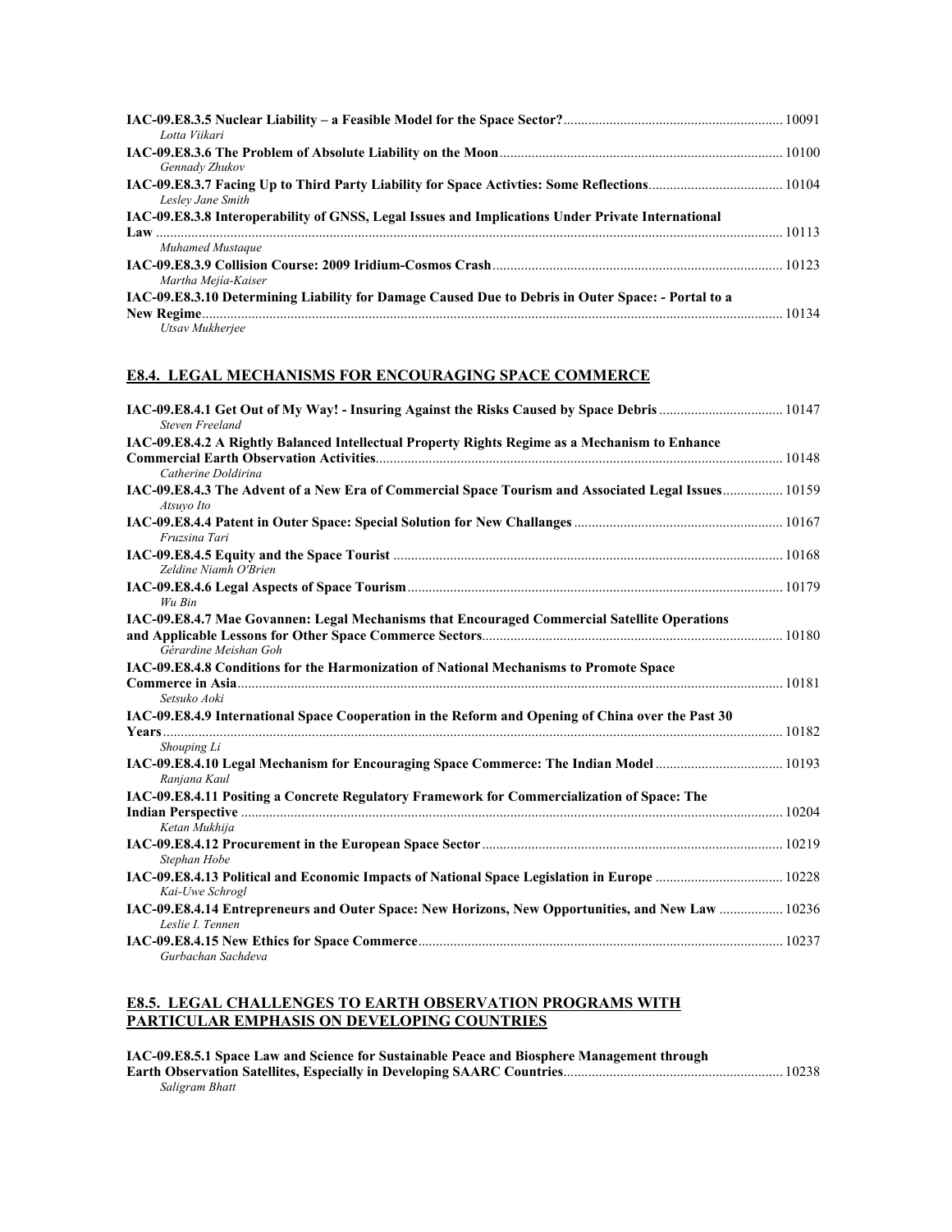**IAC-09.E8.3.5 Nuclear Liability – a Feasible Model for the Space Sector?** ............ 10091
*Lotta Viikari*

**IAC-09.E8.3.6 The Problem of Absolute Liability on the Moon** ............ 10100
*Gennady Zhukov*

**IAC-09.E8.3.7 Facing Up to Third Party Liability for Space Activties: Some Reflections** ............ 10104
*Lesley Jane Smith*

**IAC-09.E8.3.8 Interoperability of GNSS, Legal Issues and Implications Under Private International Law** ............ 10113
*Muhamed Mustaque*

**IAC-09.E8.3.9 Collision Course: 2009 Iridium-Cosmos Crash** ............ 10123
*Martha Mejía-Kaiser*

**IAC-09.E8.3.10 Determining Liability for Damage Caused Due to Debris in Outer Space: - Portal to a New Regime** ............ 10134
*Utsav Mukherjee*

## E8.4. LEGAL MECHANISMS FOR ENCOURAGING SPACE COMMERCE

**IAC-09.E8.4.1 Get Out of My Way! - Insuring Against the Risks Caused by Space Debris** ............ 10147
*Steven Freeland*

**IAC-09.E8.4.2 A Rightly Balanced Intellectual Property Rights Regime as a Mechanism to Enhance Commercial Earth Observation Activities** ............ 10148
*Catherine Doldirina*

**IAC-09.E8.4.3 The Advent of a New Era of Commercial Space Tourism and Associated Legal Issues** ............ 10159
*Atsuyo Ito*

**IAC-09.E8.4.4 Patent in Outer Space: Special Solution for New Challanges** ............ 10167
*Fruzsina Tari*

**IAC-09.E8.4.5 Equity and the Space Tourist** ............ 10168
*Zeldine Niamh O'Brien*

**IAC-09.E8.4.6 Legal Aspects of Space Tourism** ............ 10179
*Wu Bin*

**IAC-09.E8.4.7 Mae Govannen: Legal Mechanisms that Encouraged Commercial Satellite Operations and Applicable Lessons for Other Space Commerce Sectors** ............ 10180
*Gérardine Meishan Goh*

**IAC-09.E8.4.8 Conditions for the Harmonization of National Mechanisms to Promote Space Commerce in Asia** ............ 10181
*Setsuko Aoki*

**IAC-09.E8.4.9 International Space Cooperation in the Reform and Opening of China over the Past 30 Years** ............ 10182
*Shouping Li*

**IAC-09.E8.4.10 Legal Mechanism for Encouraging Space Commerce: The Indian Model** ............ 10193
*Ranjana Kaul*

**IAC-09.E8.4.11 Positing a Concrete Regulatory Framework for Commercialization of Space: The Indian Perspective** ............ 10204
*Ketan Mukhija*

**IAC-09.E8.4.12 Procurement in the European Space Sector** ............ 10219
*Stephan Hobe*

**IAC-09.E8.4.13 Political and Economic Impacts of National Space Legislation in Europe** ............ 10228
*Kai-Uwe Schrogl*

**IAC-09.E8.4.14 Entrepreneurs and Outer Space: New Horizons, New Opportunities, and New Law** ............ 10236
*Leslie I. Tennen*

**IAC-09.E8.4.15 New Ethics for Space Commerce** ............ 10237
*Gurbachan Sachdeva*

## E8.5. LEGAL CHALLENGES TO EARTH OBSERVATION PROGRAMS WITH PARTICULAR EMPHASIS ON DEVELOPING COUNTRIES

**IAC-09.E8.5.1 Space Law and Science for Sustainable Peace and Biosphere Management through Earth Observation Satellites, Especially in Developing SAARC Countries** ............ 10238
*Saligram Bhatt*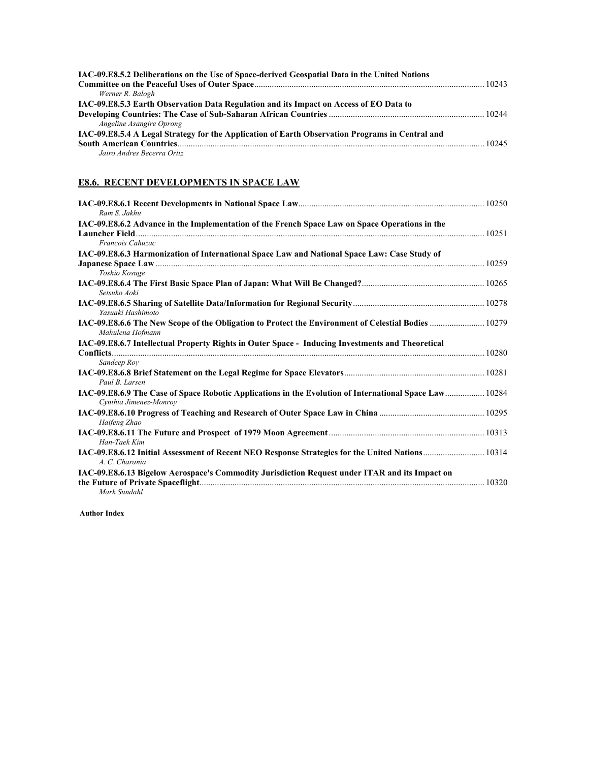**IAC-09.E8.5.2 Deliberations on the Use of Space-derived Geospatial Data in the United Nations Committee on the Peaceful Uses of Outer Space** ........ 10243
*Werner R. Balogh*

**IAC-09.E8.5.3 Earth Observation Data Regulation and its Impact on Access of EO Data to Developing Countries: The Case of Sub-Saharan African Countries** ........ 10244
*Angeline Asangire Oprong*

**IAC-09.E8.5.4 A Legal Strategy for the Application of Earth Observation Programs in Central and South American Countries** ........ 10245
*Jairo Andres Becerra Ortiz*

## E8.6. RECENT DEVELOPMENTS IN SPACE LAW

**IAC-09.E8.6.1 Recent Developments in National Space Law** ........ 10250
*Ram S. Jakhu*

**IAC-09.E8.6.2 Advance in the Implementation of the French Space Law on Space Operations in the Launcher Field** ........ 10251
*Francois Cahuzac*

**IAC-09.E8.6.3 Harmonization of International Space Law and National Space Law: Case Study of Japanese Space Law** ........ 10259
*Toshio Kosuge*

**IAC-09.E8.6.4 The First Basic Space Plan of Japan: What Will Be Changed?** ........ 10265
*Setsuko Aoki*

**IAC-09.E8.6.5 Sharing of Satellite Data/Information for Regional Security** ........ 10278
*Yasuaki Hashimoto*

**IAC-09.E8.6.6 The New Scope of the Obligation to Protect the Environment of Celestial Bodies** ........ 10279
*Mahulena Hofmann*

**IAC-09.E8.6.7 Intellectual Property Rights in Outer Space - Inducing Investments and Theoretical Conflicts** ........ 10280
*Sandeep Roy*

**IAC-09.E8.6.8 Brief Statement on the Legal Regime for Space Elevators** ........ 10281
*Paul B. Larsen*

**IAC-09.E8.6.9 The Case of Space Robotic Applications in the Evolution of International Space Law** ........ 10284
*Cynthia Jimenez-Monroy*

**IAC-09.E8.6.10 Progress of Teaching and Research of Outer Space Law in China** ........ 10295
*Haifeng Zhao*

**IAC-09.E8.6.11 The Future and Prospect of 1979 Moon Agreement** ........ 10313
*Han-Taek Kim*

**IAC-09.E8.6.12 Initial Assessment of Recent NEO Response Strategies for the United Nations** ........ 10314
*A. C. Charania*

**IAC-09.E8.6.13 Bigelow Aerospace's Commodity Jurisdiction Request under ITAR and its Impact on the Future of Private Spaceflight** ........ 10320
*Mark Sundahl*

**Author Index**